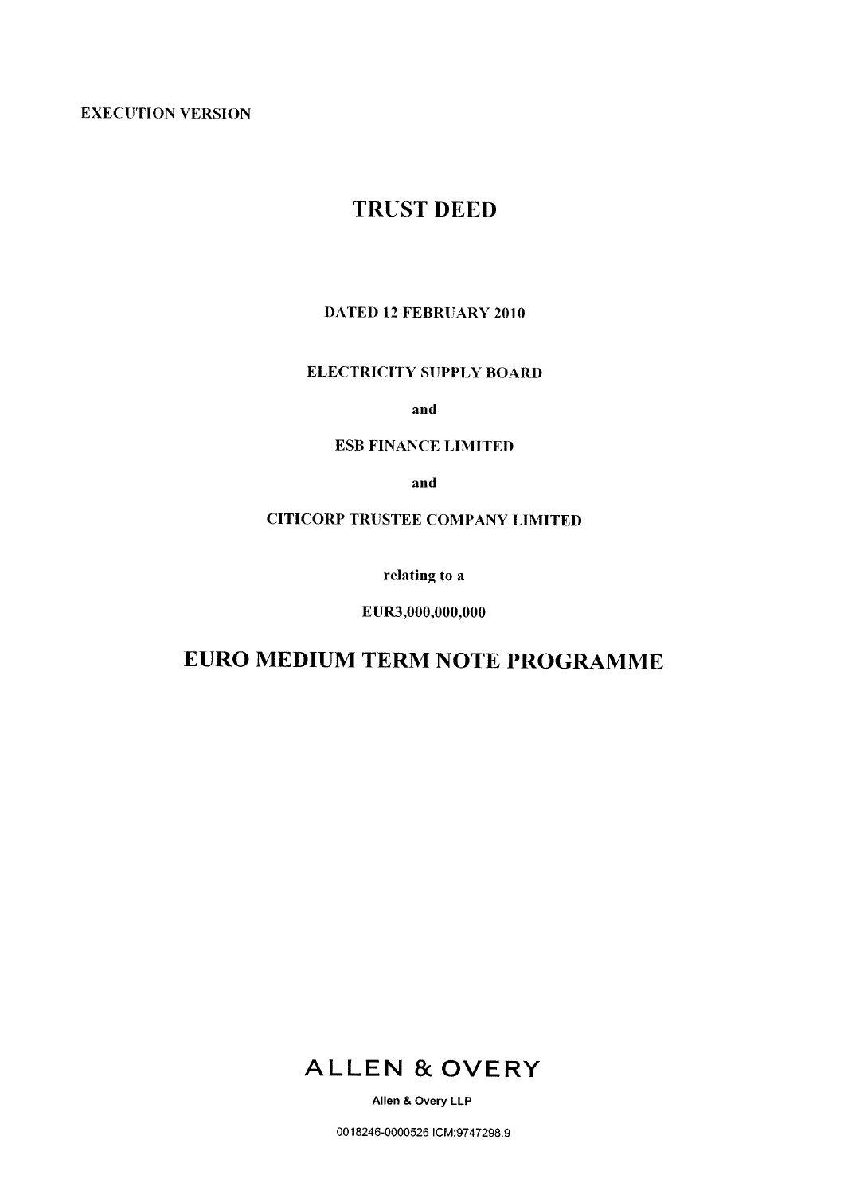EXECUTION VERSION

# TRUST DEED

DATED 12 FEBRUARY 2010

ELECTRICITY SUPPLY BOARD

and

ESB FINANCE LIMITED

and

CITICORP TRUSTEE COMPANY LIMITED

relating to a

EUR3,000,000,000

# EURO MEDIUM TERM NOTE PROGRAMME

ALLEN & OVERY

Allen & Overy LLP

0018246-0000526 ICM:9747298.9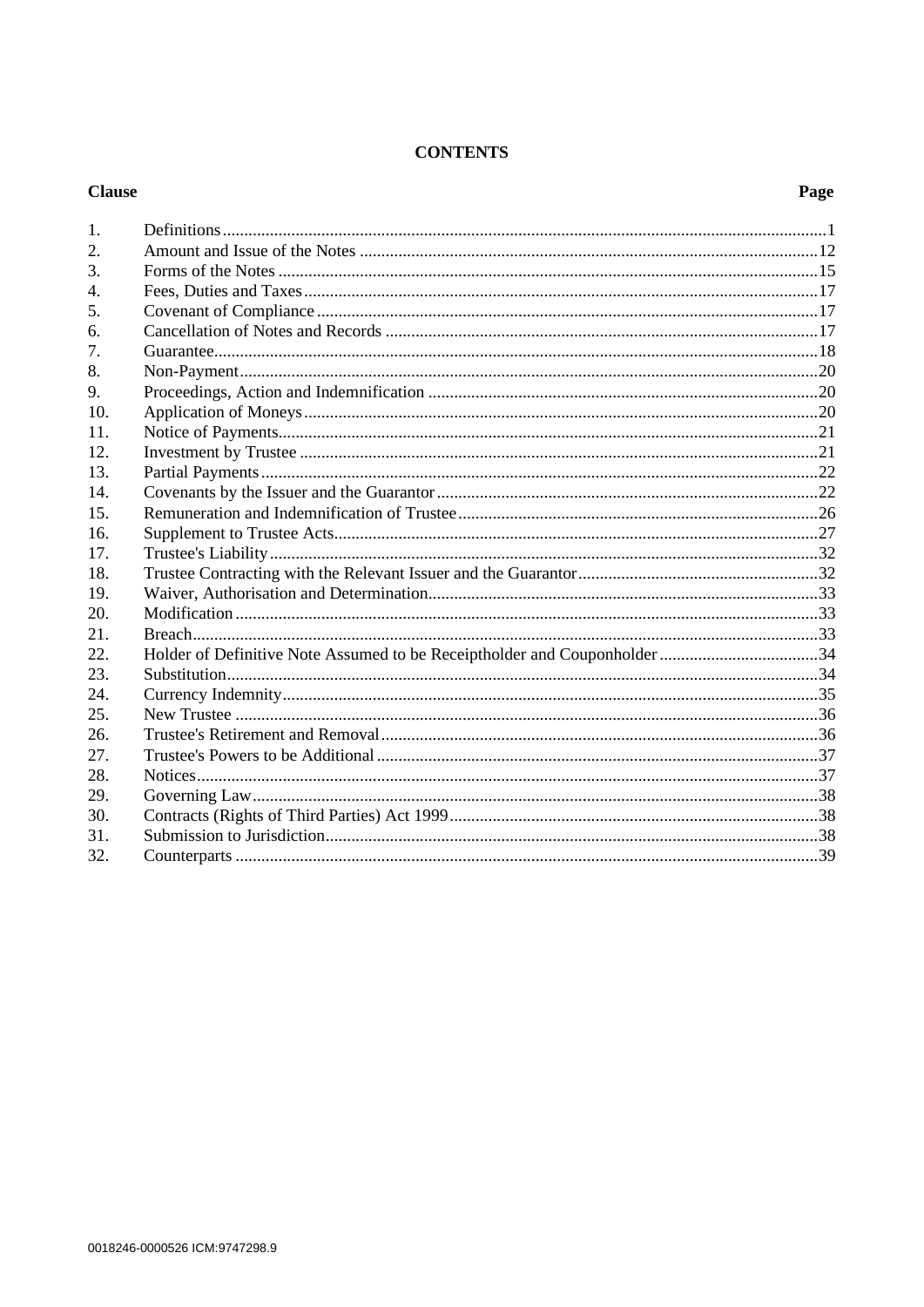# CONTENTS

| Clause | | Page |
|---|---|---|
| 1. | Definitions | 1 |
| 2. | Amount and Issue of the Notes | 12 |
| 3. | Forms of the Notes | 15 |
| 4. | Fees, Duties and Taxes | 17 |
| 5. | Covenant of Compliance | 17 |
| 6. | Cancellation of Notes and Records | 17 |
| 7. | Guarantee | 18 |
| 8. | Non-Payment | 20 |
| 9. | Proceedings, Action and Indemnification | 20 |
| 10. | Application of Moneys | 20 |
| 11. | Notice of Payments | 21 |
| 12. | Investment by Trustee | 21 |
| 13. | Partial Payments | 22 |
| 14. | Covenants by the Issuer and the Guarantor | 22 |
| 15. | Remuneration and Indemnification of Trustee | 26 |
| 16. | Supplement to Trustee Acts | 27 |
| 17. | Trustee's Liability | 32 |
| 18. | Trustee Contracting with the Relevant Issuer and the Guarantor | 32 |
| 19. | Waiver, Authorisation and Determination | 33 |
| 20. | Modification | 33 |
| 21. | Breach | 33 |
| 22. | Holder of Definitive Note Assumed to be Receiptholder and Couponholder | 34 |
| 23. | Substitution | 34 |
| 24. | Currency Indemnity | 35 |
| 25. | New Trustee | 36 |
| 26. | Trustee's Retirement and Removal | 36 |
| 27. | Trustee's Powers to be Additional | 37 |
| 28. | Notices | 37 |
| 29. | Governing Law | 38 |
| 30. | Contracts (Rights of Third Parties) Act 1999 | 38 |
| 31. | Submission to Jurisdiction | 38 |
| 32. | Counterparts | 39 |

0018246-0000526 ICM:9747298.9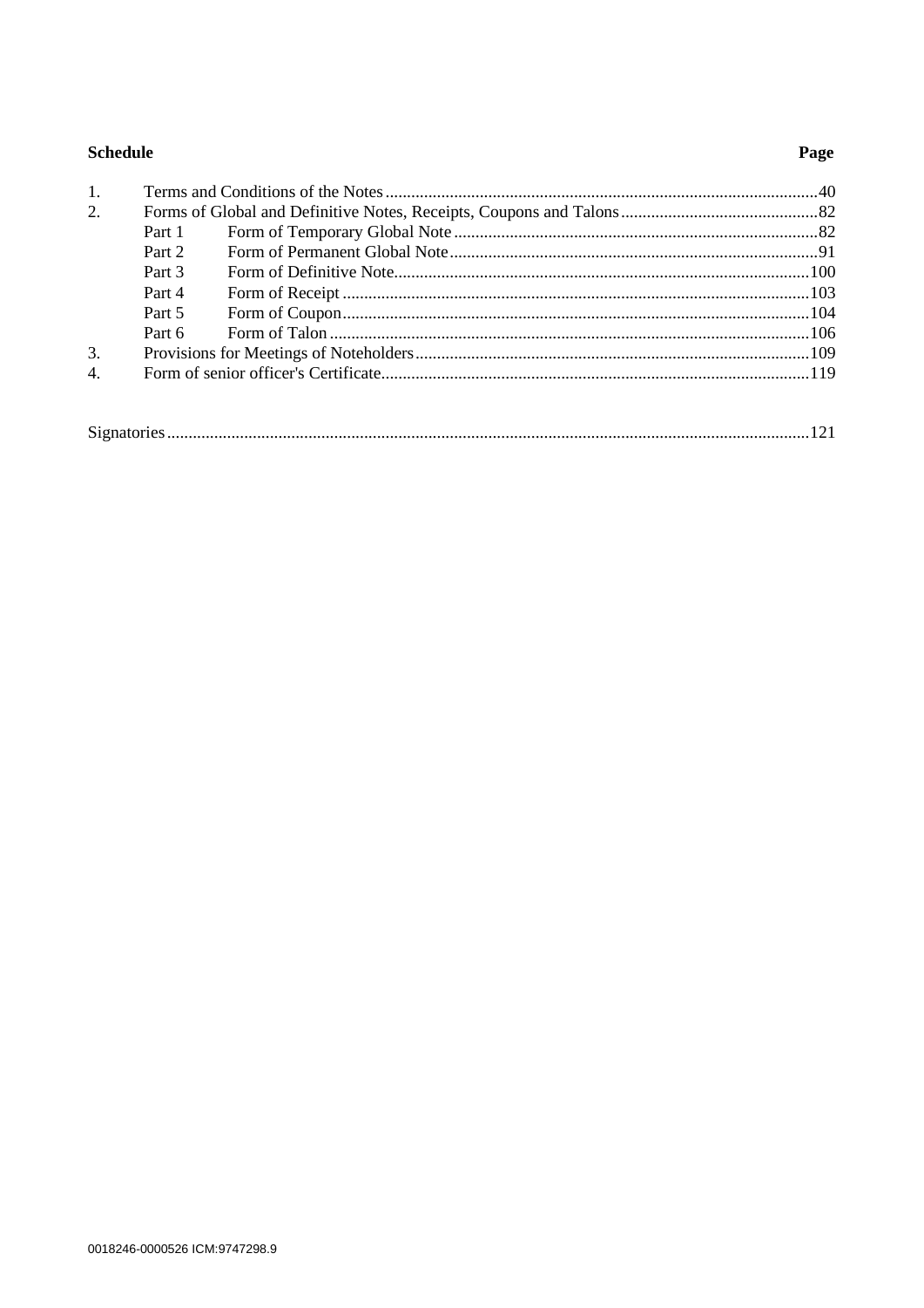| Schedule | | | Page |
|---|---|---|---|
| 1. | Terms and Conditions of the Notes | | 40 |
| 2. | Forms of Global and Definitive Notes, Receipts, Coupons and Talons | | 82 |
| | Part 1 | Form of Temporary Global Note | 82 |
| | Part 2 | Form of Permanent Global Note | 91 |
| | Part 3 | Form of Definitive Note | 100 |
| | Part 4 | Form of Receipt | 103 |
| | Part 5 | Form of Coupon | 104 |
| | Part 6 | Form of Talon | 106 |
| 3. | Provisions for Meetings of Noteholders | | 109 |
| 4. | Form of senior officer's Certificate | | 119 |

Signatories ..... 121

0018246-0000526 ICM:9747298.9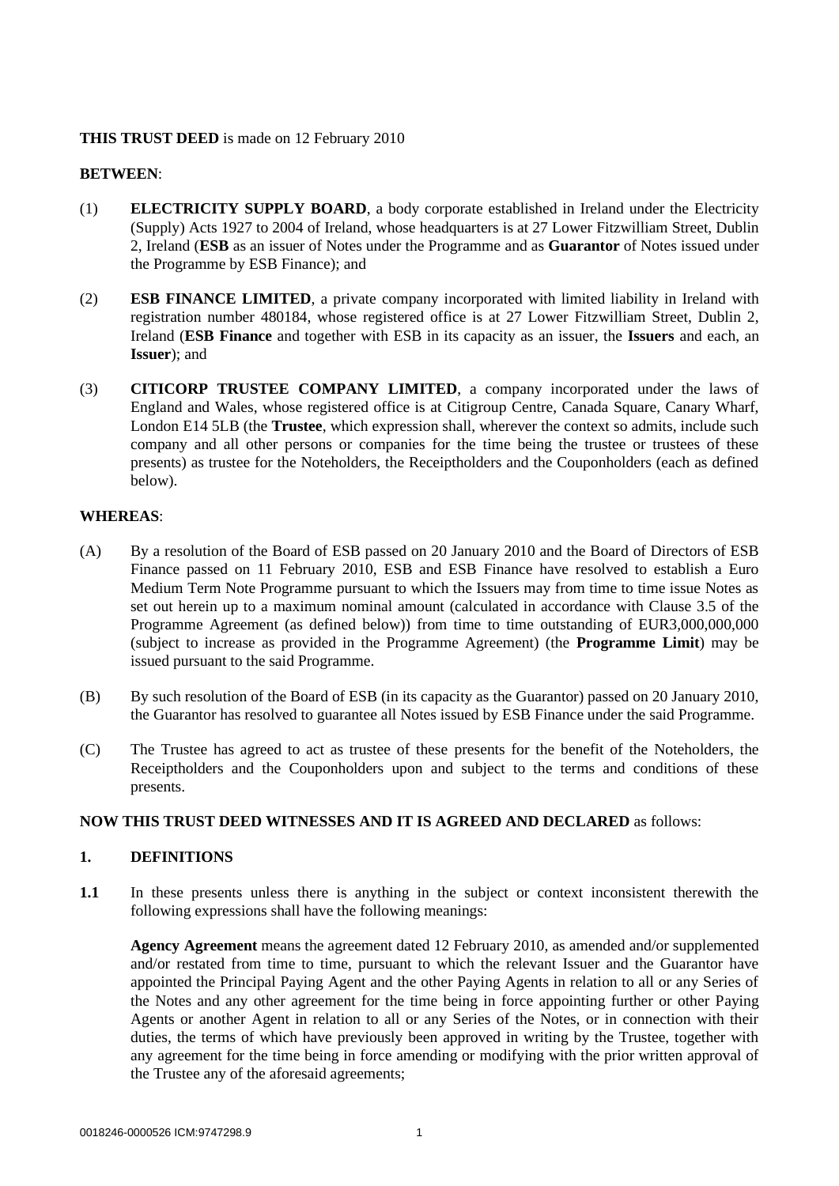**THIS TRUST DEED** is made on 12 February 2010

**BETWEEN**:

(1) **ELECTRICITY SUPPLY BOARD**, a body corporate established in Ireland under the Electricity (Supply) Acts 1927 to 2004 of Ireland, whose headquarters is at 27 Lower Fitzwilliam Street, Dublin 2, Ireland (**ESB** as an issuer of Notes under the Programme and as **Guarantor** of Notes issued under the Programme by ESB Finance); and

(2) **ESB FINANCE LIMITED**, a private company incorporated with limited liability in Ireland with registration number 480184, whose registered office is at 27 Lower Fitzwilliam Street, Dublin 2, Ireland (**ESB Finance** and together with ESB in its capacity as an issuer, the **Issuers** and each, an **Issuer**); and

(3) **CITICORP TRUSTEE COMPANY LIMITED**, a company incorporated under the laws of England and Wales, whose registered office is at Citigroup Centre, Canada Square, Canary Wharf, London E14 5LB (the **Trustee**, which expression shall, wherever the context so admits, include such company and all other persons or companies for the time being the trustee or trustees of these presents) as trustee for the Noteholders, the Receiptholders and the Couponholders (each as defined below).

**WHEREAS**:

(A) By a resolution of the Board of ESB passed on 20 January 2010 and the Board of Directors of ESB Finance passed on 11 February 2010, ESB and ESB Finance have resolved to establish a Euro Medium Term Note Programme pursuant to which the Issuers may from time to time issue Notes as set out herein up to a maximum nominal amount (calculated in accordance with Clause 3.5 of the Programme Agreement (as defined below)) from time to time outstanding of EUR3,000,000,000 (subject to increase as provided in the Programme Agreement) (the **Programme Limit**) may be issued pursuant to the said Programme.

(B) By such resolution of the Board of ESB (in its capacity as the Guarantor) passed on 20 January 2010, the Guarantor has resolved to guarantee all Notes issued by ESB Finance under the said Programme.

(C) The Trustee has agreed to act as trustee of these presents for the benefit of the Noteholders, the Receiptholders and the Couponholders upon and subject to the terms and conditions of these presents.

**NOW THIS TRUST DEED WITNESSES AND IT IS AGREED AND DECLARED** as follows:

## 1. DEFINITIONS

**1.1** In these presents unless there is anything in the subject or context inconsistent therewith the following expressions shall have the following meanings:

**Agency Agreement** means the agreement dated 12 February 2010, as amended and/or supplemented and/or restated from time to time, pursuant to which the relevant Issuer and the Guarantor have appointed the Principal Paying Agent and the other Paying Agents in relation to all or any Series of the Notes and any other agreement for the time being in force appointing further or other Paying Agents or another Agent in relation to all or any Series of the Notes, or in connection with their duties, the terms of which have previously been approved in writing by the Trustee, together with any agreement for the time being in force amending or modifying with the prior written approval of the Trustee any of the aforesaid agreements;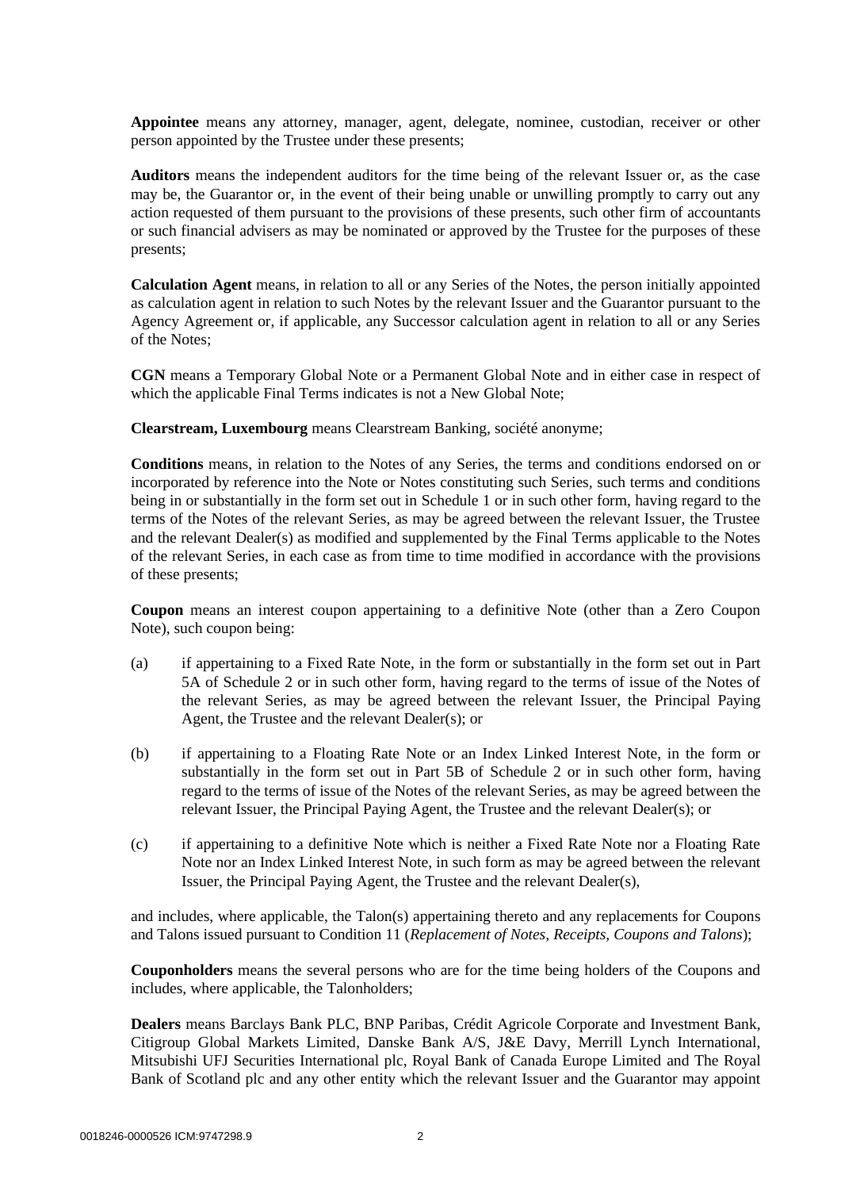**Appointee** means any attorney, manager, agent, delegate, nominee, custodian, receiver or other person appointed by the Trustee under these presents;

**Auditors** means the independent auditors for the time being of the relevant Issuer or, as the case may be, the Guarantor or, in the event of their being unable or unwilling promptly to carry out any action requested of them pursuant to the provisions of these presents, such other firm of accountants or such financial advisers as may be nominated or approved by the Trustee for the purposes of these presents;

**Calculation Agent** means, in relation to all or any Series of the Notes, the person initially appointed as calculation agent in relation to such Notes by the relevant Issuer and the Guarantor pursuant to the Agency Agreement or, if applicable, any Successor calculation agent in relation to all or any Series of the Notes;

**CGN** means a Temporary Global Note or a Permanent Global Note and in either case in respect of which the applicable Final Terms indicates is not a New Global Note;

**Clearstream, Luxembourg** means Clearstream Banking, société anonyme;

**Conditions** means, in relation to the Notes of any Series, the terms and conditions endorsed on or incorporated by reference into the Note or Notes constituting such Series, such terms and conditions being in or substantially in the form set out in Schedule 1 or in such other form, having regard to the terms of the Notes of the relevant Series, as may be agreed between the relevant Issuer, the Trustee and the relevant Dealer(s) as modified and supplemented by the Final Terms applicable to the Notes of the relevant Series, in each case as from time to time modified in accordance with the provisions of these presents;

**Coupon** means an interest coupon appertaining to a definitive Note (other than a Zero Coupon Note), such coupon being:

(a) if appertaining to a Fixed Rate Note, in the form or substantially in the form set out in Part 5A of Schedule 2 or in such other form, having regard to the terms of issue of the Notes of the relevant Series, as may be agreed between the relevant Issuer, the Principal Paying Agent, the Trustee and the relevant Dealer(s); or

(b) if appertaining to a Floating Rate Note or an Index Linked Interest Note, in the form or substantially in the form set out in Part 5B of Schedule 2 or in such other form, having regard to the terms of issue of the Notes of the relevant Series, as may be agreed between the relevant Issuer, the Principal Paying Agent, the Trustee and the relevant Dealer(s); or

(c) if appertaining to a definitive Note which is neither a Fixed Rate Note nor a Floating Rate Note nor an Index Linked Interest Note, in such form as may be agreed between the relevant Issuer, the Principal Paying Agent, the Trustee and the relevant Dealer(s),

and includes, where applicable, the Talon(s) appertaining thereto and any replacements for Coupons and Talons issued pursuant to Condition 11 (*Replacement of Notes, Receipts, Coupons and Talons*);

**Couponholders** means the several persons who are for the time being holders of the Coupons and includes, where applicable, the Talonholders;

**Dealers** means Barclays Bank PLC, BNP Paribas, Crédit Agricole Corporate and Investment Bank, Citigroup Global Markets Limited, Danske Bank A/S, J&E Davy, Merrill Lynch International, Mitsubishi UFJ Securities International plc, Royal Bank of Canada Europe Limited and The Royal Bank of Scotland plc and any other entity which the relevant Issuer and the Guarantor may appoint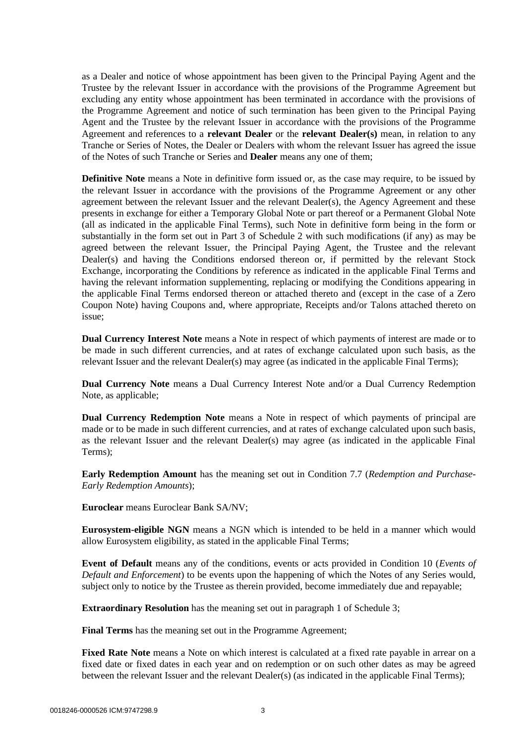as a Dealer and notice of whose appointment has been given to the Principal Paying Agent and the Trustee by the relevant Issuer in accordance with the provisions of the Programme Agreement but excluding any entity whose appointment has been terminated in accordance with the provisions of the Programme Agreement and notice of such termination has been given to the Principal Paying Agent and the Trustee by the relevant Issuer in accordance with the provisions of the Programme Agreement and references to a **relevant Dealer** or the **relevant Dealer(s)** mean, in relation to any Tranche or Series of Notes, the Dealer or Dealers with whom the relevant Issuer has agreed the issue of the Notes of such Tranche or Series and **Dealer** means any one of them;

**Definitive Note** means a Note in definitive form issued or, as the case may require, to be issued by the relevant Issuer in accordance with the provisions of the Programme Agreement or any other agreement between the relevant Issuer and the relevant Dealer(s), the Agency Agreement and these presents in exchange for either a Temporary Global Note or part thereof or a Permanent Global Note (all as indicated in the applicable Final Terms), such Note in definitive form being in the form or substantially in the form set out in Part 3 of Schedule 2 with such modifications (if any) as may be agreed between the relevant Issuer, the Principal Paying Agent, the Trustee and the relevant Dealer(s) and having the Conditions endorsed thereon or, if permitted by the relevant Stock Exchange, incorporating the Conditions by reference as indicated in the applicable Final Terms and having the relevant information supplementing, replacing or modifying the Conditions appearing in the applicable Final Terms endorsed thereon or attached thereto and (except in the case of a Zero Coupon Note) having Coupons and, where appropriate, Receipts and/or Talons attached thereto on issue;

**Dual Currency Interest Note** means a Note in respect of which payments of interest are made or to be made in such different currencies, and at rates of exchange calculated upon such basis, as the relevant Issuer and the relevant Dealer(s) may agree (as indicated in the applicable Final Terms);

**Dual Currency Note** means a Dual Currency Interest Note and/or a Dual Currency Redemption Note, as applicable;

**Dual Currency Redemption Note** means a Note in respect of which payments of principal are made or to be made in such different currencies, and at rates of exchange calculated upon such basis, as the relevant Issuer and the relevant Dealer(s) may agree (as indicated in the applicable Final Terms);

**Early Redemption Amount** has the meaning set out in Condition 7.7 (*Redemption and Purchase-Early Redemption Amounts*);

**Euroclear** means Euroclear Bank SA/NV;

**Eurosystem-eligible NGN** means a NGN which is intended to be held in a manner which would allow Eurosystem eligibility, as stated in the applicable Final Terms;

**Event of Default** means any of the conditions, events or acts provided in Condition 10 (*Events of Default and Enforcement*) to be events upon the happening of which the Notes of any Series would, subject only to notice by the Trustee as therein provided, become immediately due and repayable;

**Extraordinary Resolution** has the meaning set out in paragraph 1 of Schedule 3;

**Final Terms** has the meaning set out in the Programme Agreement;

**Fixed Rate Note** means a Note on which interest is calculated at a fixed rate payable in arrear on a fixed date or fixed dates in each year and on redemption or on such other dates as may be agreed between the relevant Issuer and the relevant Dealer(s) (as indicated in the applicable Final Terms);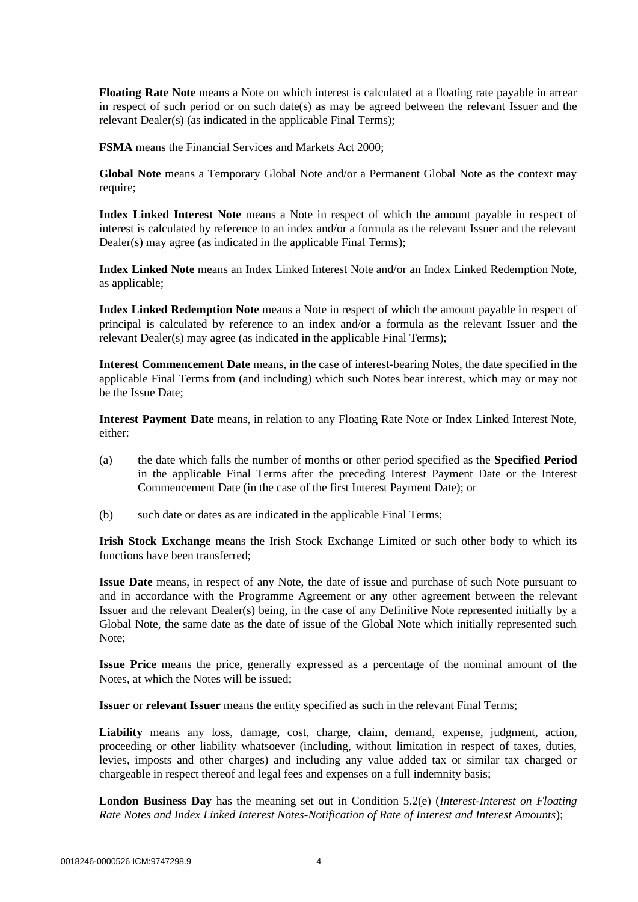**Floating Rate Note** means a Note on which interest is calculated at a floating rate payable in arrear in respect of such period or on such date(s) as may be agreed between the relevant Issuer and the relevant Dealer(s) (as indicated in the applicable Final Terms);

**FSMA** means the Financial Services and Markets Act 2000;

**Global Note** means a Temporary Global Note and/or a Permanent Global Note as the context may require;

**Index Linked Interest Note** means a Note in respect of which the amount payable in respect of interest is calculated by reference to an index and/or a formula as the relevant Issuer and the relevant Dealer(s) may agree (as indicated in the applicable Final Terms);

**Index Linked Note** means an Index Linked Interest Note and/or an Index Linked Redemption Note, as applicable;

**Index Linked Redemption Note** means a Note in respect of which the amount payable in respect of principal is calculated by reference to an index and/or a formula as the relevant Issuer and the relevant Dealer(s) may agree (as indicated in the applicable Final Terms);

**Interest Commencement Date** means, in the case of interest-bearing Notes, the date specified in the applicable Final Terms from (and including) which such Notes bear interest, which may or may not be the Issue Date;

**Interest Payment Date** means, in relation to any Floating Rate Note or Index Linked Interest Note, either:

(a) the date which falls the number of months or other period specified as the **Specified Period** in the applicable Final Terms after the preceding Interest Payment Date or the Interest Commencement Date (in the case of the first Interest Payment Date); or

(b) such date or dates as are indicated in the applicable Final Terms;

**Irish Stock Exchange** means the Irish Stock Exchange Limited or such other body to which its functions have been transferred;

**Issue Date** means, in respect of any Note, the date of issue and purchase of such Note pursuant to and in accordance with the Programme Agreement or any other agreement between the relevant Issuer and the relevant Dealer(s) being, in the case of any Definitive Note represented initially by a Global Note, the same date as the date of issue of the Global Note which initially represented such Note;

**Issue Price** means the price, generally expressed as a percentage of the nominal amount of the Notes, at which the Notes will be issued;

**Issuer** or **relevant Issuer** means the entity specified as such in the relevant Final Terms;

**Liability** means any loss, damage, cost, charge, claim, demand, expense, judgment, action, proceeding or other liability whatsoever (including, without limitation in respect of taxes, duties, levies, imposts and other charges) and including any value added tax or similar tax charged or chargeable in respect thereof and legal fees and expenses on a full indemnity basis;

**London Business Day** has the meaning set out in Condition 5.2(e) (*Interest-Interest on Floating Rate Notes and Index Linked Interest Notes-Notification of Rate of Interest and Interest Amounts*);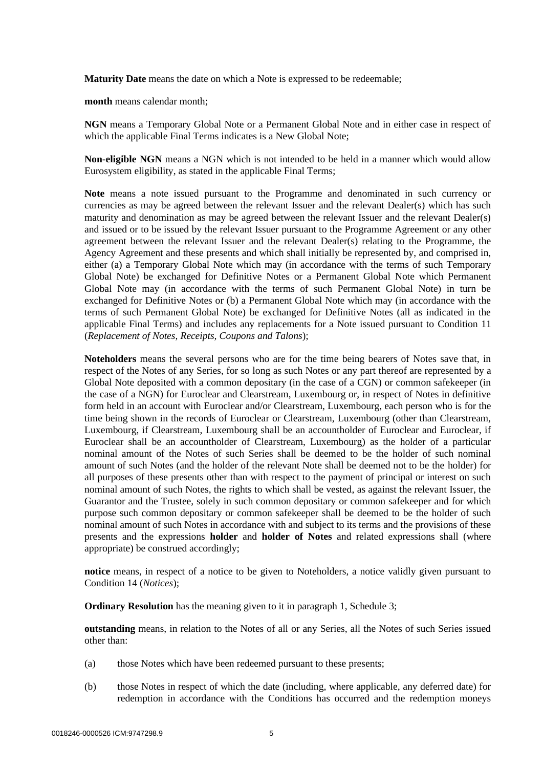**Maturity Date** means the date on which a Note is expressed to be redeemable;

**month** means calendar month;

**NGN** means a Temporary Global Note or a Permanent Global Note and in either case in respect of which the applicable Final Terms indicates is a New Global Note;

**Non-eligible NGN** means a NGN which is not intended to be held in a manner which would allow Eurosystem eligibility, as stated in the applicable Final Terms;

**Note** means a note issued pursuant to the Programme and denominated in such currency or currencies as may be agreed between the relevant Issuer and the relevant Dealer(s) which has such maturity and denomination as may be agreed between the relevant Issuer and the relevant Dealer(s) and issued or to be issued by the relevant Issuer pursuant to the Programme Agreement or any other agreement between the relevant Issuer and the relevant Dealer(s) relating to the Programme, the Agency Agreement and these presents and which shall initially be represented by, and comprised in, either (a) a Temporary Global Note which may (in accordance with the terms of such Temporary Global Note) be exchanged for Definitive Notes or a Permanent Global Note which Permanent Global Note may (in accordance with the terms of such Permanent Global Note) in turn be exchanged for Definitive Notes or (b) a Permanent Global Note which may (in accordance with the terms of such Permanent Global Note) be exchanged for Definitive Notes (all as indicated in the applicable Final Terms) and includes any replacements for a Note issued pursuant to Condition 11 (*Replacement of Notes, Receipts, Coupons and Talons*);

**Noteholders** means the several persons who are for the time being bearers of Notes save that, in respect of the Notes of any Series, for so long as such Notes or any part thereof are represented by a Global Note deposited with a common depositary (in the case of a CGN) or common safekeeper (in the case of a NGN) for Euroclear and Clearstream, Luxembourg or, in respect of Notes in definitive form held in an account with Euroclear and/or Clearstream, Luxembourg, each person who is for the time being shown in the records of Euroclear or Clearstream, Luxembourg (other than Clearstream, Luxembourg, if Clearstream, Luxembourg shall be an accountholder of Euroclear and Euroclear, if Euroclear shall be an accountholder of Clearstream, Luxembourg) as the holder of a particular nominal amount of the Notes of such Series shall be deemed to be the holder of such nominal amount of such Notes (and the holder of the relevant Note shall be deemed not to be the holder) for all purposes of these presents other than with respect to the payment of principal or interest on such nominal amount of such Notes, the rights to which shall be vested, as against the relevant Issuer, the Guarantor and the Trustee, solely in such common depositary or common safekeeper and for which purpose such common depositary or common safekeeper shall be deemed to be the holder of such nominal amount of such Notes in accordance with and subject to its terms and the provisions of these presents and the expressions **holder** and **holder of Notes** and related expressions shall (where appropriate) be construed accordingly;

**notice** means, in respect of a notice to be given to Noteholders, a notice validly given pursuant to Condition 14 (*Notices*);

**Ordinary Resolution** has the meaning given to it in paragraph 1, Schedule 3;

**outstanding** means, in relation to the Notes of all or any Series, all the Notes of such Series issued other than:

(a) those Notes which have been redeemed pursuant to these presents;

(b) those Notes in respect of which the date (including, where applicable, any deferred date) for redemption in accordance with the Conditions has occurred and the redemption moneys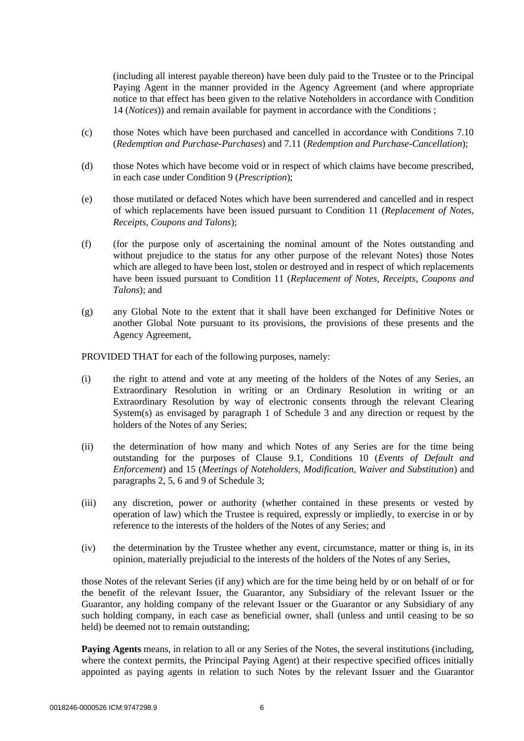(including all interest payable thereon) have been duly paid to the Trustee or to the Principal Paying Agent in the manner provided in the Agency Agreement (and where appropriate notice to that effect has been given to the relative Noteholders in accordance with Condition 14 (*Notices*)) and remain available for payment in accordance with the Conditions ;

(c) those Notes which have been purchased and cancelled in accordance with Conditions 7.10 (*Redemption and Purchase-Purchases*) and 7.11 (*Redemption and Purchase-Cancellation*);

(d) those Notes which have become void or in respect of which claims have become prescribed, in each case under Condition 9 (*Prescription*);

(e) those mutilated or defaced Notes which have been surrendered and cancelled and in respect of which replacements have been issued pursuant to Condition 11 (*Replacement of Notes, Receipts, Coupons and Talons*);

(f) (for the purpose only of ascertaining the nominal amount of the Notes outstanding and without prejudice to the status for any other purpose of the relevant Notes) those Notes which are alleged to have been lost, stolen or destroyed and in respect of which replacements have been issued pursuant to Condition 11 (*Replacement of Notes, Receipts, Coupons and Talons*); and

(g) any Global Note to the extent that it shall have been exchanged for Definitive Notes or another Global Note pursuant to its provisions, the provisions of these presents and the Agency Agreement,

PROVIDED THAT for each of the following purposes, namely:

(i) the right to attend and vote at any meeting of the holders of the Notes of any Series, an Extraordinary Resolution in writing or an Ordinary Resolution in writing or an Extraordinary Resolution by way of electronic consents through the relevant Clearing System(s) as envisaged by paragraph 1 of Schedule 3 and any direction or request by the holders of the Notes of any Series;

(ii) the determination of how many and which Notes of any Series are for the time being outstanding for the purposes of Clause 9.1, Conditions 10 (*Events of Default and Enforcement*) and 15 (*Meetings of Noteholders, Modification, Waiver and Substitution*) and paragraphs 2, 5, 6 and 9 of Schedule 3;

(iii) any discretion, power or authority (whether contained in these presents or vested by operation of law) which the Trustee is required, expressly or impliedly, to exercise in or by reference to the interests of the holders of the Notes of any Series; and

(iv) the determination by the Trustee whether any event, circumstance, matter or thing is, in its opinion, materially prejudicial to the interests of the holders of the Notes of any Series,

those Notes of the relevant Series (if any) which are for the time being held by or on behalf of or for the benefit of the relevant Issuer, the Guarantor, any Subsidiary of the relevant Issuer or the Guarantor, any holding company of the relevant Issuer or the Guarantor or any Subsidiary of any such holding company, in each case as beneficial owner, shall (unless and until ceasing to be so held) be deemed not to remain outstanding;

**Paying Agents** means, in relation to all or any Series of the Notes, the several institutions (including, where the context permits, the Principal Paying Agent) at their respective specified offices initially appointed as paying agents in relation to such Notes by the relevant Issuer and the Guarantor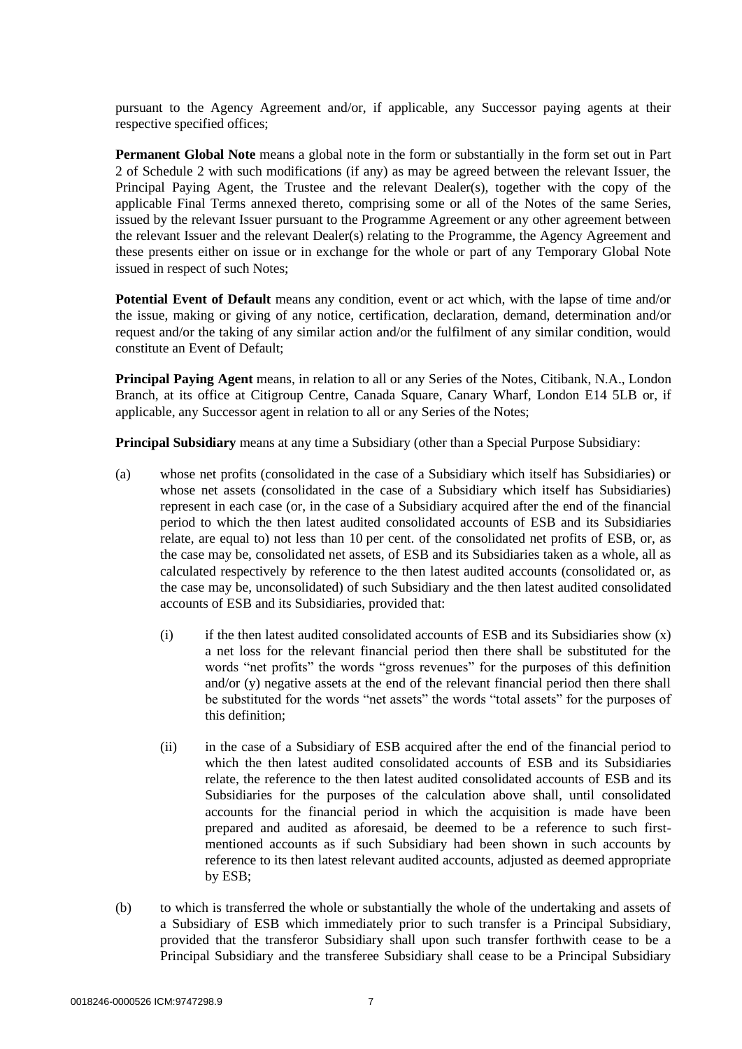pursuant to the Agency Agreement and/or, if applicable, any Successor paying agents at their respective specified offices;

**Permanent Global Note** means a global note in the form or substantially in the form set out in Part 2 of Schedule 2 with such modifications (if any) as may be agreed between the relevant Issuer, the Principal Paying Agent, the Trustee and the relevant Dealer(s), together with the copy of the applicable Final Terms annexed thereto, comprising some or all of the Notes of the same Series, issued by the relevant Issuer pursuant to the Programme Agreement or any other agreement between the relevant Issuer and the relevant Dealer(s) relating to the Programme, the Agency Agreement and these presents either on issue or in exchange for the whole or part of any Temporary Global Note issued in respect of such Notes;

**Potential Event of Default** means any condition, event or act which, with the lapse of time and/or the issue, making or giving of any notice, certification, declaration, demand, determination and/or request and/or the taking of any similar action and/or the fulfilment of any similar condition, would constitute an Event of Default;

**Principal Paying Agent** means, in relation to all or any Series of the Notes, Citibank, N.A., London Branch, at its office at Citigroup Centre, Canada Square, Canary Wharf, London E14 5LB or, if applicable, any Successor agent in relation to all or any Series of the Notes;

**Principal Subsidiary** means at any time a Subsidiary (other than a Special Purpose Subsidiary:

(a) whose net profits (consolidated in the case of a Subsidiary which itself has Subsidiaries) or whose net assets (consolidated in the case of a Subsidiary which itself has Subsidiaries) represent in each case (or, in the case of a Subsidiary acquired after the end of the financial period to which the then latest audited consolidated accounts of ESB and its Subsidiaries relate, are equal to) not less than 10 per cent. of the consolidated net profits of ESB, or, as the case may be, consolidated net assets, of ESB and its Subsidiaries taken as a whole, all as calculated respectively by reference to the then latest audited accounts (consolidated or, as the case may be, unconsolidated) of such Subsidiary and the then latest audited consolidated accounts of ESB and its Subsidiaries, provided that:

    (i) if the then latest audited consolidated accounts of ESB and its Subsidiaries show (x) a net loss for the relevant financial period then there shall be substituted for the words "net profits" the words "gross revenues" for the purposes of this definition and/or (y) negative assets at the end of the relevant financial period then there shall be substituted for the words "net assets" the words "total assets" for the purposes of this definition;

    (ii) in the case of a Subsidiary of ESB acquired after the end of the financial period to which the then latest audited consolidated accounts of ESB and its Subsidiaries relate, the reference to the then latest audited consolidated accounts of ESB and its Subsidiaries for the purposes of the calculation above shall, until consolidated accounts for the financial period in which the acquisition is made have been prepared and audited as aforesaid, be deemed to be a reference to such first-mentioned accounts as if such Subsidiary had been shown in such accounts by reference to its then latest relevant audited accounts, adjusted as deemed appropriate by ESB;

(b) to which is transferred the whole or substantially the whole of the undertaking and assets of a Subsidiary of ESB which immediately prior to such transfer is a Principal Subsidiary, provided that the transferor Subsidiary shall upon such transfer forthwith cease to be a Principal Subsidiary and the transferee Subsidiary shall cease to be a Principal Subsidiary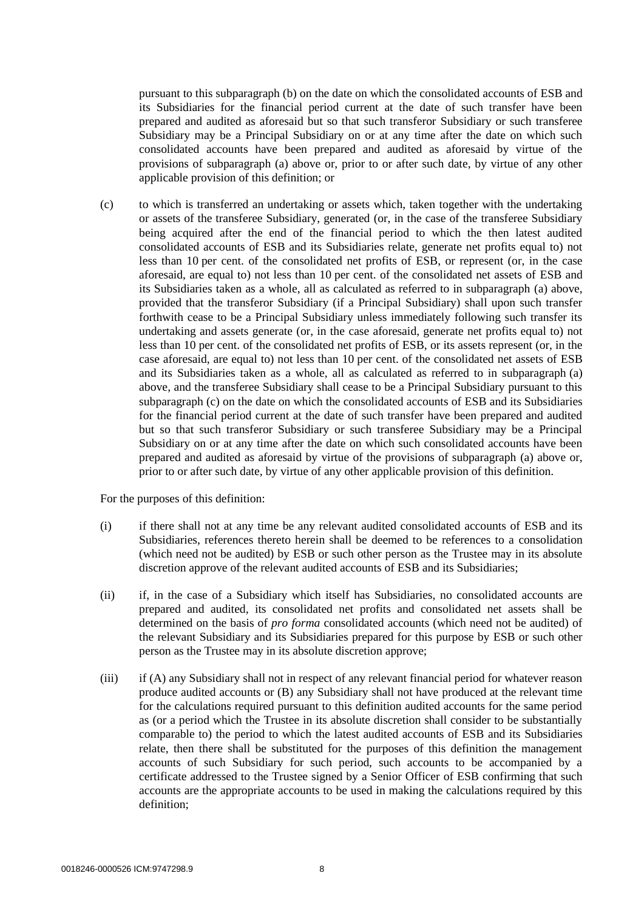pursuant to this subparagraph (b) on the date on which the consolidated accounts of ESB and its Subsidiaries for the financial period current at the date of such transfer have been prepared and audited as aforesaid but so that such transferor Subsidiary or such transferee Subsidiary may be a Principal Subsidiary on or at any time after the date on which such consolidated accounts have been prepared and audited as aforesaid by virtue of the provisions of subparagraph (a) above or, prior to or after such date, by virtue of any other applicable provision of this definition; or

(c) to which is transferred an undertaking or assets which, taken together with the undertaking or assets of the transferee Subsidiary, generated (or, in the case of the transferee Subsidiary being acquired after the end of the financial period to which the then latest audited consolidated accounts of ESB and its Subsidiaries relate, generate net profits equal to) not less than 10 per cent. of the consolidated net profits of ESB, or represent (or, in the case aforesaid, are equal to) not less than 10 per cent. of the consolidated net assets of ESB and its Subsidiaries taken as a whole, all as calculated as referred to in subparagraph (a) above, provided that the transferor Subsidiary (if a Principal Subsidiary) shall upon such transfer forthwith cease to be a Principal Subsidiary unless immediately following such transfer its undertaking and assets generate (or, in the case aforesaid, generate net profits equal to) not less than 10 per cent. of the consolidated net profits of ESB, or its assets represent (or, in the case aforesaid, are equal to) not less than 10 per cent. of the consolidated net assets of ESB and its Subsidiaries taken as a whole, all as calculated as referred to in subparagraph (a) above, and the transferee Subsidiary shall cease to be a Principal Subsidiary pursuant to this subparagraph (c) on the date on which the consolidated accounts of ESB and its Subsidiaries for the financial period current at the date of such transfer have been prepared and audited but so that such transferor Subsidiary or such transferee Subsidiary may be a Principal Subsidiary on or at any time after the date on which such consolidated accounts have been prepared and audited as aforesaid by virtue of the provisions of subparagraph (a) above or, prior to or after such date, by virtue of any other applicable provision of this definition.

For the purposes of this definition:

(i) if there shall not at any time be any relevant audited consolidated accounts of ESB and its Subsidiaries, references thereto herein shall be deemed to be references to a consolidation (which need not be audited) by ESB or such other person as the Trustee may in its absolute discretion approve of the relevant audited accounts of ESB and its Subsidiaries;

(ii) if, in the case of a Subsidiary which itself has Subsidiaries, no consolidated accounts are prepared and audited, its consolidated net profits and consolidated net assets shall be determined on the basis of *pro forma* consolidated accounts (which need not be audited) of the relevant Subsidiary and its Subsidiaries prepared for this purpose by ESB or such other person as the Trustee may in its absolute discretion approve;

(iii) if (A) any Subsidiary shall not in respect of any relevant financial period for whatever reason produce audited accounts or (B) any Subsidiary shall not have produced at the relevant time for the calculations required pursuant to this definition audited accounts for the same period as (or a period which the Trustee in its absolute discretion shall consider to be substantially comparable to) the period to which the latest audited accounts of ESB and its Subsidiaries relate, then there shall be substituted for the purposes of this definition the management accounts of such Subsidiary for such period, such accounts to be accompanied by a certificate addressed to the Trustee signed by a Senior Officer of ESB confirming that such accounts are the appropriate accounts to be used in making the calculations required by this definition;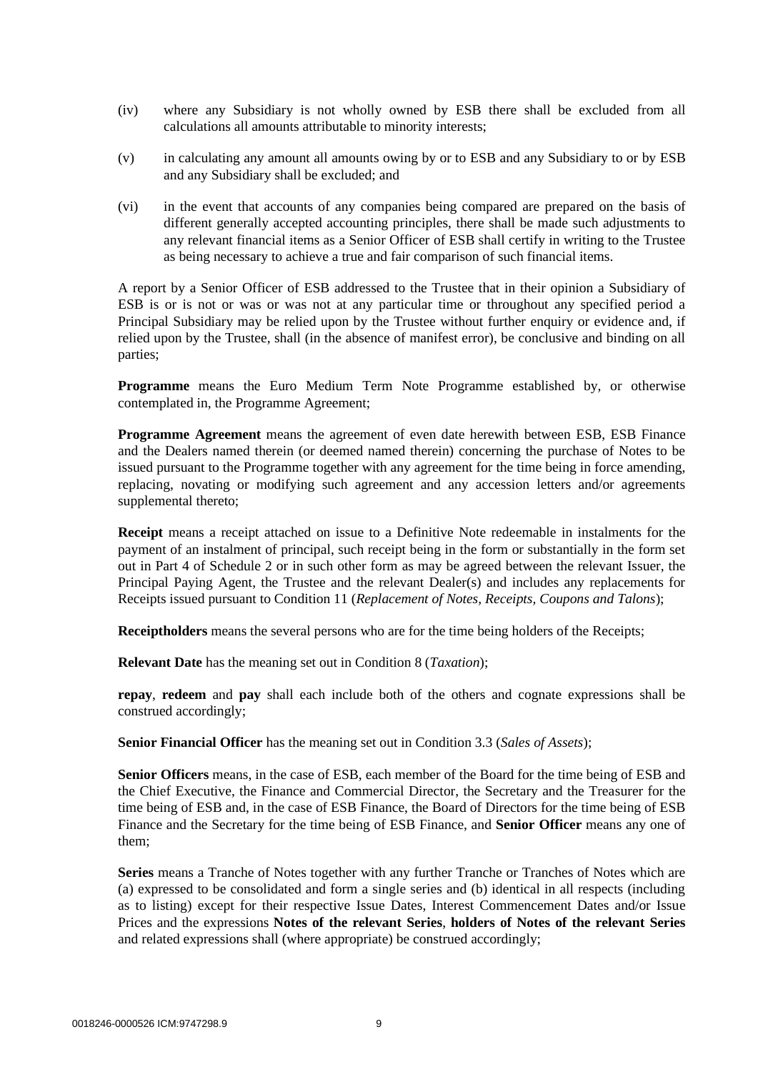(iv) where any Subsidiary is not wholly owned by ESB there shall be excluded from all calculations all amounts attributable to minority interests;

(v) in calculating any amount all amounts owing by or to ESB and any Subsidiary to or by ESB and any Subsidiary shall be excluded; and

(vi) in the event that accounts of any companies being compared are prepared on the basis of different generally accepted accounting principles, there shall be made such adjustments to any relevant financial items as a Senior Officer of ESB shall certify in writing to the Trustee as being necessary to achieve a true and fair comparison of such financial items.

A report by a Senior Officer of ESB addressed to the Trustee that in their opinion a Subsidiary of ESB is or is not or was or was not at any particular time or throughout any specified period a Principal Subsidiary may be relied upon by the Trustee without further enquiry or evidence and, if relied upon by the Trustee, shall (in the absence of manifest error), be conclusive and binding on all parties;

**Programme** means the Euro Medium Term Note Programme established by, or otherwise contemplated in, the Programme Agreement;

**Programme Agreement** means the agreement of even date herewith between ESB, ESB Finance and the Dealers named therein (or deemed named therein) concerning the purchase of Notes to be issued pursuant to the Programme together with any agreement for the time being in force amending, replacing, novating or modifying such agreement and any accession letters and/or agreements supplemental thereto;

**Receipt** means a receipt attached on issue to a Definitive Note redeemable in instalments for the payment of an instalment of principal, such receipt being in the form or substantially in the form set out in Part 4 of Schedule 2 or in such other form as may be agreed between the relevant Issuer, the Principal Paying Agent, the Trustee and the relevant Dealer(s) and includes any replacements for Receipts issued pursuant to Condition 11 (*Replacement of Notes, Receipts, Coupons and Talons*);

**Receiptholders** means the several persons who are for the time being holders of the Receipts;

**Relevant Date** has the meaning set out in Condition 8 (*Taxation*);

**repay**, **redeem** and **pay** shall each include both of the others and cognate expressions shall be construed accordingly;

**Senior Financial Officer** has the meaning set out in Condition 3.3 (*Sales of Assets*);

**Senior Officers** means, in the case of ESB, each member of the Board for the time being of ESB and the Chief Executive, the Finance and Commercial Director, the Secretary and the Treasurer for the time being of ESB and, in the case of ESB Finance, the Board of Directors for the time being of ESB Finance and the Secretary for the time being of ESB Finance, and **Senior Officer** means any one of them;

**Series** means a Tranche of Notes together with any further Tranche or Tranches of Notes which are (a) expressed to be consolidated and form a single series and (b) identical in all respects (including as to listing) except for their respective Issue Dates, Interest Commencement Dates and/or Issue Prices and the expressions **Notes of the relevant Series**, **holders of Notes of the relevant Series** and related expressions shall (where appropriate) be construed accordingly;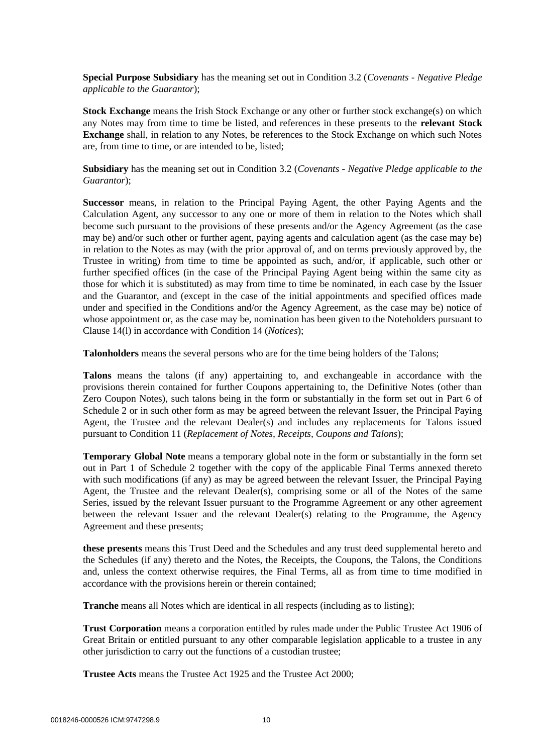**Special Purpose Subsidiary** has the meaning set out in Condition 3.2 (*Covenants - Negative Pledge applicable to the Guarantor*);

**Stock Exchange** means the Irish Stock Exchange or any other or further stock exchange(s) on which any Notes may from time to time be listed, and references in these presents to the **relevant Stock Exchange** shall, in relation to any Notes, be references to the Stock Exchange on which such Notes are, from time to time, or are intended to be, listed;

**Subsidiary** has the meaning set out in Condition 3.2 (*Covenants - Negative Pledge applicable to the Guarantor*);

**Successor** means, in relation to the Principal Paying Agent, the other Paying Agents and the Calculation Agent, any successor to any one or more of them in relation to the Notes which shall become such pursuant to the provisions of these presents and/or the Agency Agreement (as the case may be) and/or such other or further agent, paying agents and calculation agent (as the case may be) in relation to the Notes as may (with the prior approval of, and on terms previously approved by, the Trustee in writing) from time to time be appointed as such, and/or, if applicable, such other or further specified offices (in the case of the Principal Paying Agent being within the same city as those for which it is substituted) as may from time to time be nominated, in each case by the Issuer and the Guarantor, and (except in the case of the initial appointments and specified offices made under and specified in the Conditions and/or the Agency Agreement, as the case may be) notice of whose appointment or, as the case may be, nomination has been given to the Noteholders pursuant to Clause 14(l) in accordance with Condition 14 (*Notices*);

**Talonholders** means the several persons who are for the time being holders of the Talons;

**Talons** means the talons (if any) appertaining to, and exchangeable in accordance with the provisions therein contained for further Coupons appertaining to, the Definitive Notes (other than Zero Coupon Notes), such talons being in the form or substantially in the form set out in Part 6 of Schedule 2 or in such other form as may be agreed between the relevant Issuer, the Principal Paying Agent, the Trustee and the relevant Dealer(s) and includes any replacements for Talons issued pursuant to Condition 11 (*Replacement of Notes, Receipts, Coupons and Talons*);

**Temporary Global Note** means a temporary global note in the form or substantially in the form set out in Part 1 of Schedule 2 together with the copy of the applicable Final Terms annexed thereto with such modifications (if any) as may be agreed between the relevant Issuer, the Principal Paying Agent, the Trustee and the relevant Dealer(s), comprising some or all of the Notes of the same Series, issued by the relevant Issuer pursuant to the Programme Agreement or any other agreement between the relevant Issuer and the relevant Dealer(s) relating to the Programme, the Agency Agreement and these presents;

**these presents** means this Trust Deed and the Schedules and any trust deed supplemental hereto and the Schedules (if any) thereto and the Notes, the Receipts, the Coupons, the Talons, the Conditions and, unless the context otherwise requires, the Final Terms, all as from time to time modified in accordance with the provisions herein or therein contained;

**Tranche** means all Notes which are identical in all respects (including as to listing);

**Trust Corporation** means a corporation entitled by rules made under the Public Trustee Act 1906 of Great Britain or entitled pursuant to any other comparable legislation applicable to a trustee in any other jurisdiction to carry out the functions of a custodian trustee;

**Trustee Acts** means the Trustee Act 1925 and the Trustee Act 2000;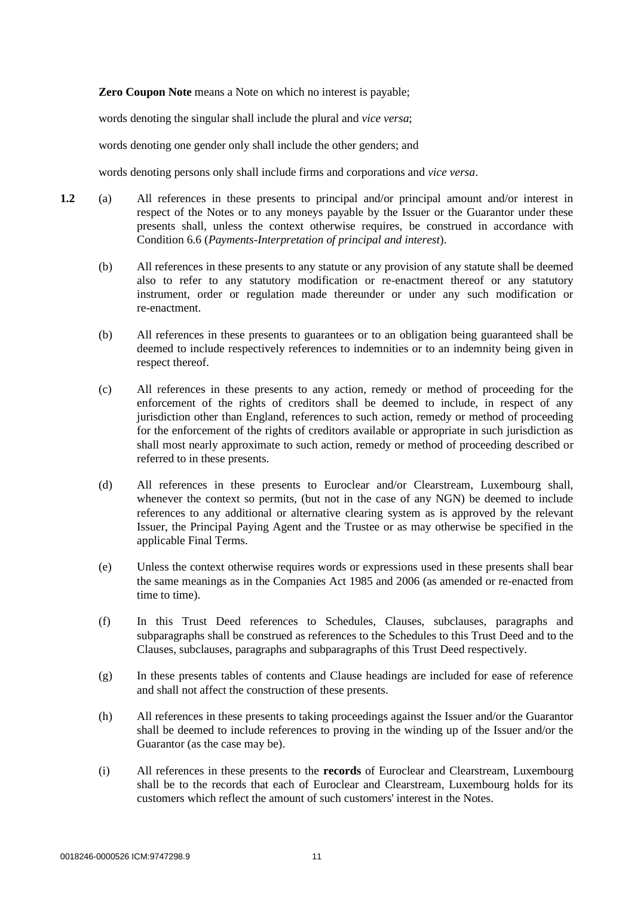**Zero Coupon Note** means a Note on which no interest is payable;

words denoting the singular shall include the plural and *vice versa*;

words denoting one gender only shall include the other genders; and

words denoting persons only shall include firms and corporations and *vice versa*.

**1.2** (a) All references in these presents to principal and/or principal amount and/or interest in respect of the Notes or to any moneys payable by the Issuer or the Guarantor under these presents shall, unless the context otherwise requires, be construed in accordance with Condition 6.6 (*Payments-Interpretation of principal and interest*).

(b) All references in these presents to any statute or any provision of any statute shall be deemed also to refer to any statutory modification or re-enactment thereof or any statutory instrument, order or regulation made thereunder or under any such modification or re-enactment.

(b) All references in these presents to guarantees or to an obligation being guaranteed shall be deemed to include respectively references to indemnities or to an indemnity being given in respect thereof.

(c) All references in these presents to any action, remedy or method of proceeding for the enforcement of the rights of creditors shall be deemed to include, in respect of any jurisdiction other than England, references to such action, remedy or method of proceeding for the enforcement of the rights of creditors available or appropriate in such jurisdiction as shall most nearly approximate to such action, remedy or method of proceeding described or referred to in these presents.

(d) All references in these presents to Euroclear and/or Clearstream, Luxembourg shall, whenever the context so permits, (but not in the case of any NGN) be deemed to include references to any additional or alternative clearing system as is approved by the relevant Issuer, the Principal Paying Agent and the Trustee or as may otherwise be specified in the applicable Final Terms.

(e) Unless the context otherwise requires words or expressions used in these presents shall bear the same meanings as in the Companies Act 1985 and 2006 (as amended or re-enacted from time to time).

(f) In this Trust Deed references to Schedules, Clauses, subclauses, paragraphs and subparagraphs shall be construed as references to the Schedules to this Trust Deed and to the Clauses, subclauses, paragraphs and subparagraphs of this Trust Deed respectively.

(g) In these presents tables of contents and Clause headings are included for ease of reference and shall not affect the construction of these presents.

(h) All references in these presents to taking proceedings against the Issuer and/or the Guarantor shall be deemed to include references to proving in the winding up of the Issuer and/or the Guarantor (as the case may be).

(i) All references in these presents to the **records** of Euroclear and Clearstream, Luxembourg shall be to the records that each of Euroclear and Clearstream, Luxembourg holds for its customers which reflect the amount of such customers' interest in the Notes.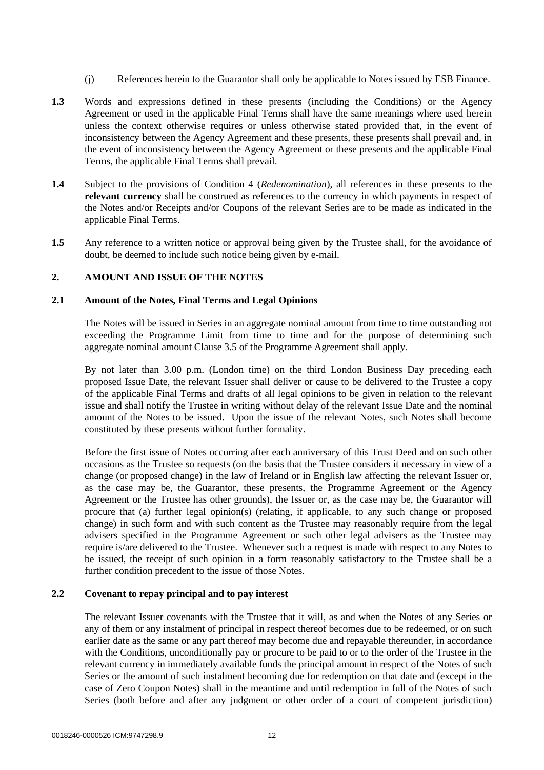(j) References herein to the Guarantor shall only be applicable to Notes issued by ESB Finance.

**1.3** Words and expressions defined in these presents (including the Conditions) or the Agency Agreement or used in the applicable Final Terms shall have the same meanings where used herein unless the context otherwise requires or unless otherwise stated provided that, in the event of inconsistency between the Agency Agreement and these presents, these presents shall prevail and, in the event of inconsistency between the Agency Agreement or these presents and the applicable Final Terms, the applicable Final Terms shall prevail.

**1.4** Subject to the provisions of Condition 4 (*Redenomination*), all references in these presents to the **relevant currency** shall be construed as references to the currency in which payments in respect of the Notes and/or Receipts and/or Coupons of the relevant Series are to be made as indicated in the applicable Final Terms.

**1.5** Any reference to a written notice or approval being given by the Trustee shall, for the avoidance of doubt, be deemed to include such notice being given by e-mail.

## 2. AMOUNT AND ISSUE OF THE NOTES

### 2.1 Amount of the Notes, Final Terms and Legal Opinions

The Notes will be issued in Series in an aggregate nominal amount from time to time outstanding not exceeding the Programme Limit from time to time and for the purpose of determining such aggregate nominal amount Clause 3.5 of the Programme Agreement shall apply.

By not later than 3.00 p.m. (London time) on the third London Business Day preceding each proposed Issue Date, the relevant Issuer shall deliver or cause to be delivered to the Trustee a copy of the applicable Final Terms and drafts of all legal opinions to be given in relation to the relevant issue and shall notify the Trustee in writing without delay of the relevant Issue Date and the nominal amount of the Notes to be issued. Upon the issue of the relevant Notes, such Notes shall become constituted by these presents without further formality.

Before the first issue of Notes occurring after each anniversary of this Trust Deed and on such other occasions as the Trustee so requests (on the basis that the Trustee considers it necessary in view of a change (or proposed change) in the law of Ireland or in English law affecting the relevant Issuer or, as the case may be, the Guarantor, these presents, the Programme Agreement or the Agency Agreement or the Trustee has other grounds), the Issuer or, as the case may be, the Guarantor will procure that (a) further legal opinion(s) (relating, if applicable, to any such change or proposed change) in such form and with such content as the Trustee may reasonably require from the legal advisers specified in the Programme Agreement or such other legal advisers as the Trustee may require is/are delivered to the Trustee. Whenever such a request is made with respect to any Notes to be issued, the receipt of such opinion in a form reasonably satisfactory to the Trustee shall be a further condition precedent to the issue of those Notes.

### 2.2 Covenant to repay principal and to pay interest

The relevant Issuer covenants with the Trustee that it will, as and when the Notes of any Series or any of them or any instalment of principal in respect thereof becomes due to be redeemed, or on such earlier date as the same or any part thereof may become due and repayable thereunder, in accordance with the Conditions, unconditionally pay or procure to be paid to or to the order of the Trustee in the relevant currency in immediately available funds the principal amount in respect of the Notes of such Series or the amount of such instalment becoming due for redemption on that date and (except in the case of Zero Coupon Notes) shall in the meantime and until redemption in full of the Notes of such Series (both before and after any judgment or other order of a court of competent jurisdiction)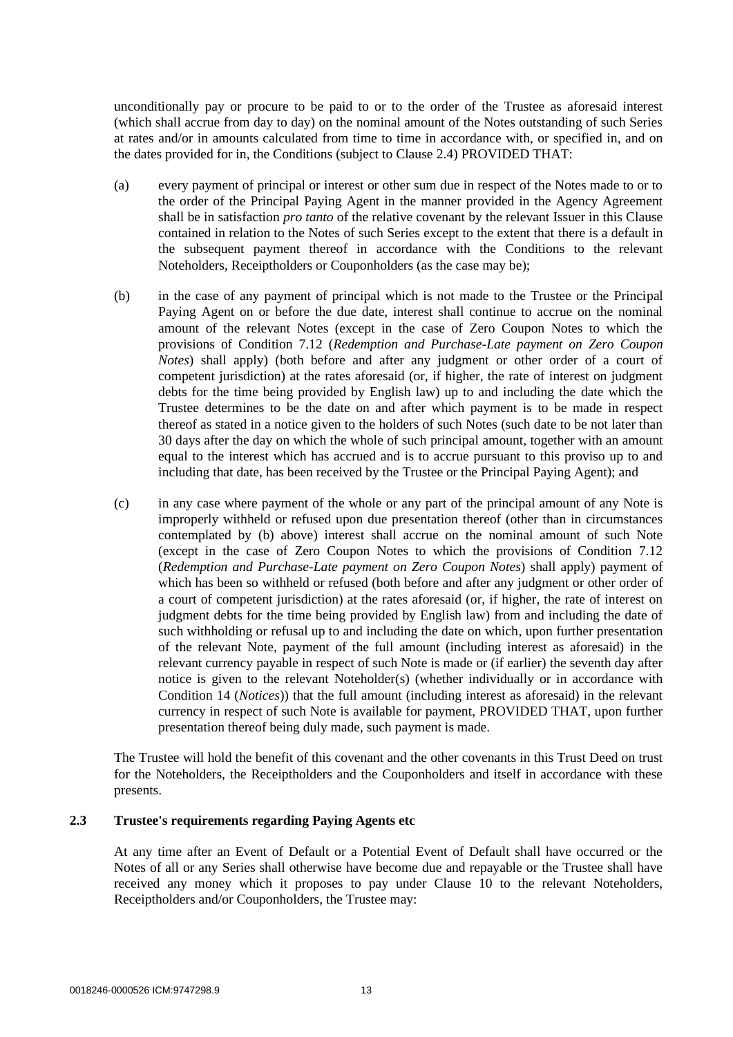unconditionally pay or procure to be paid to or to the order of the Trustee as aforesaid interest (which shall accrue from day to day) on the nominal amount of the Notes outstanding of such Series at rates and/or in amounts calculated from time to time in accordance with, or specified in, and on the dates provided for in, the Conditions (subject to Clause 2.4) PROVIDED THAT:

(a) every payment of principal or interest or other sum due in respect of the Notes made to or to the order of the Principal Paying Agent in the manner provided in the Agency Agreement shall be in satisfaction *pro tanto* of the relative covenant by the relevant Issuer in this Clause contained in relation to the Notes of such Series except to the extent that there is a default in the subsequent payment thereof in accordance with the Conditions to the relevant Noteholders, Receiptholders or Couponholders (as the case may be);

(b) in the case of any payment of principal which is not made to the Trustee or the Principal Paying Agent on or before the due date, interest shall continue to accrue on the nominal amount of the relevant Notes (except in the case of Zero Coupon Notes to which the provisions of Condition 7.12 (*Redemption and Purchase-Late payment on Zero Coupon Notes*) shall apply) (both before and after any judgment or other order of a court of competent jurisdiction) at the rates aforesaid (or, if higher, the rate of interest on judgment debts for the time being provided by English law) up to and including the date which the Trustee determines to be the date on and after which payment is to be made in respect thereof as stated in a notice given to the holders of such Notes (such date to be not later than 30 days after the day on which the whole of such principal amount, together with an amount equal to the interest which has accrued and is to accrue pursuant to this proviso up to and including that date, has been received by the Trustee or the Principal Paying Agent); and

(c) in any case where payment of the whole or any part of the principal amount of any Note is improperly withheld or refused upon due presentation thereof (other than in circumstances contemplated by (b) above) interest shall accrue on the nominal amount of such Note (except in the case of Zero Coupon Notes to which the provisions of Condition 7.12 (*Redemption and Purchase-Late payment on Zero Coupon Notes*) shall apply) payment of which has been so withheld or refused (both before and after any judgment or other order of a court of competent jurisdiction) at the rates aforesaid (or, if higher, the rate of interest on judgment debts for the time being provided by English law) from and including the date of such withholding or refusal up to and including the date on which, upon further presentation of the relevant Note, payment of the full amount (including interest as aforesaid) in the relevant currency payable in respect of such Note is made or (if earlier) the seventh day after notice is given to the relevant Noteholder(s) (whether individually or in accordance with Condition 14 (*Notices*)) that the full amount (including interest as aforesaid) in the relevant currency in respect of such Note is available for payment, PROVIDED THAT, upon further presentation thereof being duly made, such payment is made.

The Trustee will hold the benefit of this covenant and the other covenants in this Trust Deed on trust for the Noteholders, the Receiptholders and the Couponholders and itself in accordance with these presents.

### 2.3 Trustee's requirements regarding Paying Agents etc

At any time after an Event of Default or a Potential Event of Default shall have occurred or the Notes of all or any Series shall otherwise have become due and repayable or the Trustee shall have received any money which it proposes to pay under Clause 10 to the relevant Noteholders, Receiptholders and/or Couponholders, the Trustee may: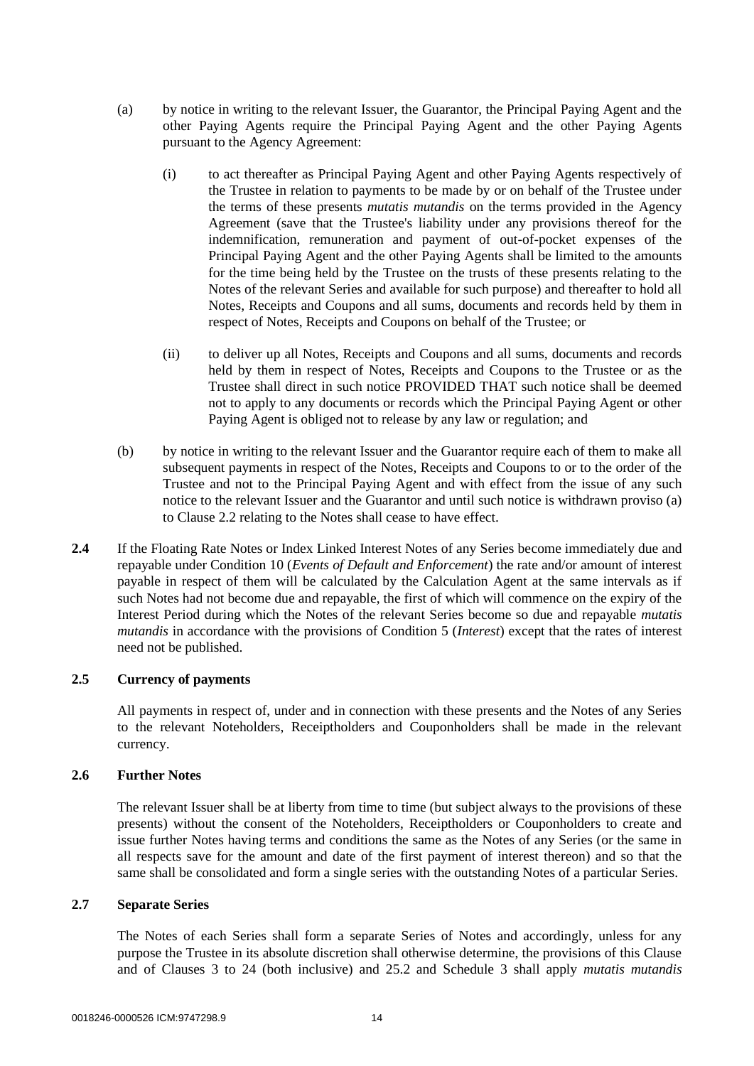(a) by notice in writing to the relevant Issuer, the Guarantor, the Principal Paying Agent and the other Paying Agents require the Principal Paying Agent and the other Paying Agents pursuant to the Agency Agreement:

(i) to act thereafter as Principal Paying Agent and other Paying Agents respectively of the Trustee in relation to payments to be made by or on behalf of the Trustee under the terms of these presents *mutatis mutandis* on the terms provided in the Agency Agreement (save that the Trustee's liability under any provisions thereof for the indemnification, remuneration and payment of out-of-pocket expenses of the Principal Paying Agent and the other Paying Agents shall be limited to the amounts for the time being held by the Trustee on the trusts of these presents relating to the Notes of the relevant Series and available for such purpose) and thereafter to hold all Notes, Receipts and Coupons and all sums, documents and records held by them in respect of Notes, Receipts and Coupons on behalf of the Trustee; or

(ii) to deliver up all Notes, Receipts and Coupons and all sums, documents and records held by them in respect of Notes, Receipts and Coupons to the Trustee or as the Trustee shall direct in such notice PROVIDED THAT such notice shall be deemed not to apply to any documents or records which the Principal Paying Agent or other Paying Agent is obliged not to release by any law or regulation; and

(b) by notice in writing to the relevant Issuer and the Guarantor require each of them to make all subsequent payments in respect of the Notes, Receipts and Coupons to or to the order of the Trustee and not to the Principal Paying Agent and with effect from the issue of any such notice to the relevant Issuer and the Guarantor and until such notice is withdrawn proviso (a) to Clause 2.2 relating to the Notes shall cease to have effect.

**2.4** If the Floating Rate Notes or Index Linked Interest Notes of any Series become immediately due and repayable under Condition 10 (*Events of Default and Enforcement*) the rate and/or amount of interest payable in respect of them will be calculated by the Calculation Agent at the same intervals as if such Notes had not become due and repayable, the first of which will commence on the expiry of the Interest Period during which the Notes of the relevant Series become so due and repayable *mutatis mutandis* in accordance with the provisions of Condition 5 (*Interest*) except that the rates of interest need not be published.

### 2.5 Currency of payments

All payments in respect of, under and in connection with these presents and the Notes of any Series to the relevant Noteholders, Receiptholders and Couponholders shall be made in the relevant currency.

### 2.6 Further Notes

The relevant Issuer shall be at liberty from time to time (but subject always to the provisions of these presents) without the consent of the Noteholders, Receiptholders or Couponholders to create and issue further Notes having terms and conditions the same as the Notes of any Series (or the same in all respects save for the amount and date of the first payment of interest thereon) and so that the same shall be consolidated and form a single series with the outstanding Notes of a particular Series.

### 2.7 Separate Series

The Notes of each Series shall form a separate Series of Notes and accordingly, unless for any purpose the Trustee in its absolute discretion shall otherwise determine, the provisions of this Clause and of Clauses 3 to 24 (both inclusive) and 25.2 and Schedule 3 shall apply *mutatis mutandis*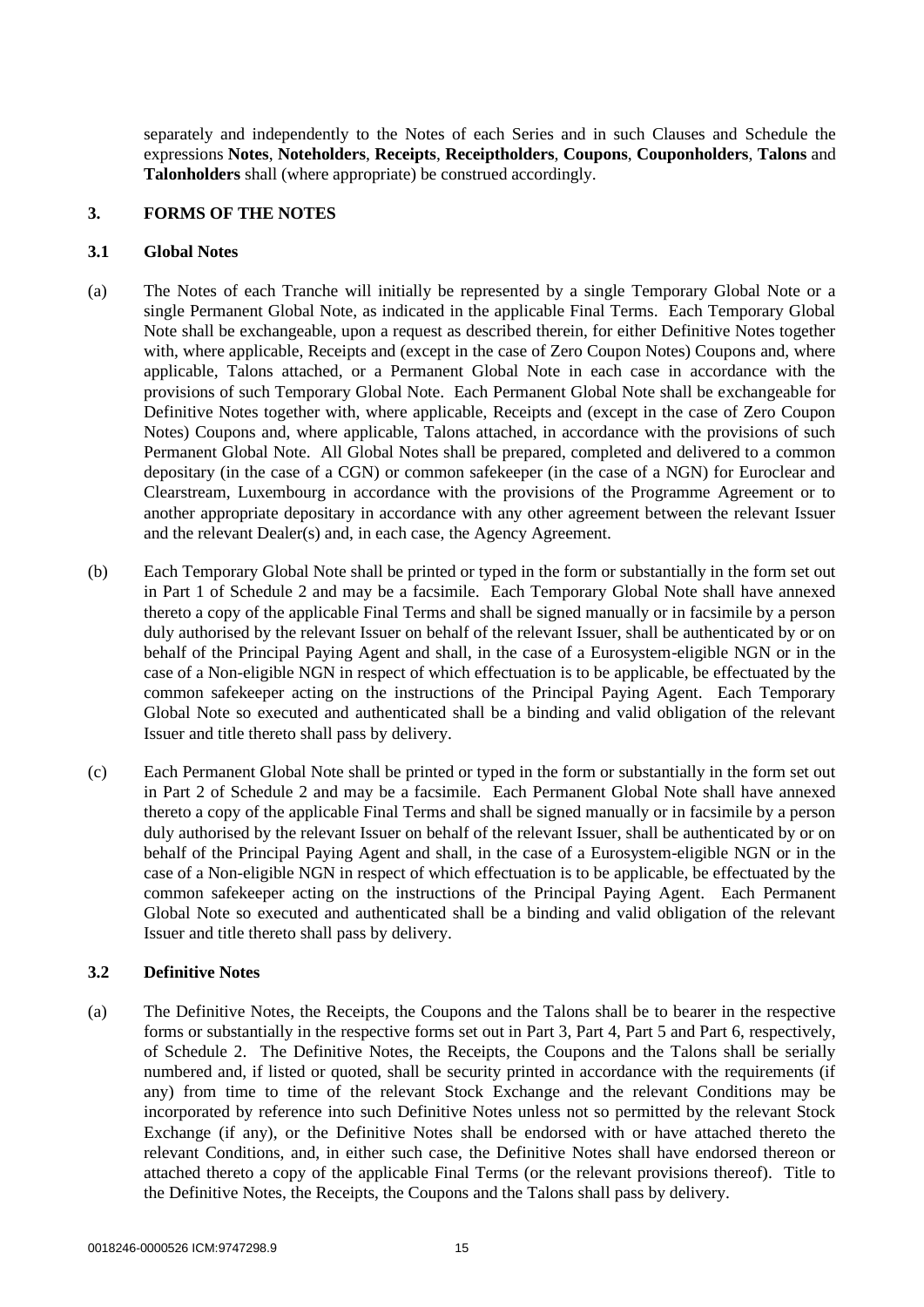separately and independently to the Notes of each Series and in such Clauses and Schedule the expressions **Notes**, **Noteholders**, **Receipts**, **Receiptholders**, **Coupons**, **Couponholders**, **Talons** and **Talonholders** shall (where appropriate) be construed accordingly.

## 3. FORMS OF THE NOTES

### 3.1 Global Notes

(a) The Notes of each Tranche will initially be represented by a single Temporary Global Note or a single Permanent Global Note, as indicated in the applicable Final Terms. Each Temporary Global Note shall be exchangeable, upon a request as described therein, for either Definitive Notes together with, where applicable, Receipts and (except in the case of Zero Coupon Notes) Coupons and, where applicable, Talons attached, or a Permanent Global Note in each case in accordance with the provisions of such Temporary Global Note. Each Permanent Global Note shall be exchangeable for Definitive Notes together with, where applicable, Receipts and (except in the case of Zero Coupon Notes) Coupons and, where applicable, Talons attached, in accordance with the provisions of such Permanent Global Note. All Global Notes shall be prepared, completed and delivered to a common depositary (in the case of a CGN) or common safekeeper (in the case of a NGN) for Euroclear and Clearstream, Luxembourg in accordance with the provisions of the Programme Agreement or to another appropriate depositary in accordance with any other agreement between the relevant Issuer and the relevant Dealer(s) and, in each case, the Agency Agreement.

(b) Each Temporary Global Note shall be printed or typed in the form or substantially in the form set out in Part 1 of Schedule 2 and may be a facsimile. Each Temporary Global Note shall have annexed thereto a copy of the applicable Final Terms and shall be signed manually or in facsimile by a person duly authorised by the relevant Issuer on behalf of the relevant Issuer, shall be authenticated by or on behalf of the Principal Paying Agent and shall, in the case of a Eurosystem-eligible NGN or in the case of a Non-eligible NGN in respect of which effectuation is to be applicable, be effectuated by the common safekeeper acting on the instructions of the Principal Paying Agent. Each Temporary Global Note so executed and authenticated shall be a binding and valid obligation of the relevant Issuer and title thereto shall pass by delivery.

(c) Each Permanent Global Note shall be printed or typed in the form or substantially in the form set out in Part 2 of Schedule 2 and may be a facsimile. Each Permanent Global Note shall have annexed thereto a copy of the applicable Final Terms and shall be signed manually or in facsimile by a person duly authorised by the relevant Issuer on behalf of the relevant Issuer, shall be authenticated by or on behalf of the Principal Paying Agent and shall, in the case of a Eurosystem-eligible NGN or in the case of a Non-eligible NGN in respect of which effectuation is to be applicable, be effectuated by the common safekeeper acting on the instructions of the Principal Paying Agent. Each Permanent Global Note so executed and authenticated shall be a binding and valid obligation of the relevant Issuer and title thereto shall pass by delivery.

### 3.2 Definitive Notes

(a) The Definitive Notes, the Receipts, the Coupons and the Talons shall be to bearer in the respective forms or substantially in the respective forms set out in Part 3, Part 4, Part 5 and Part 6, respectively, of Schedule 2. The Definitive Notes, the Receipts, the Coupons and the Talons shall be serially numbered and, if listed or quoted, shall be security printed in accordance with the requirements (if any) from time to time of the relevant Stock Exchange and the relevant Conditions may be incorporated by reference into such Definitive Notes unless not so permitted by the relevant Stock Exchange (if any), or the Definitive Notes shall be endorsed with or have attached thereto the relevant Conditions, and, in either such case, the Definitive Notes shall have endorsed thereon or attached thereto a copy of the applicable Final Terms (or the relevant provisions thereof). Title to the Definitive Notes, the Receipts, the Coupons and the Talons shall pass by delivery.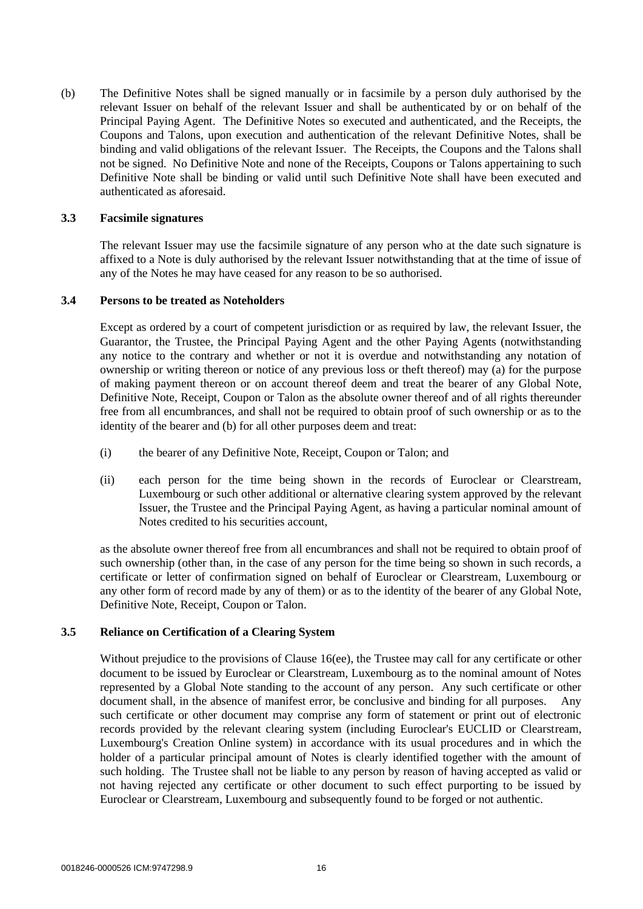(b) The Definitive Notes shall be signed manually or in facsimile by a person duly authorised by the relevant Issuer on behalf of the relevant Issuer and shall be authenticated by or on behalf of the Principal Paying Agent. The Definitive Notes so executed and authenticated, and the Receipts, the Coupons and Talons, upon execution and authentication of the relevant Definitive Notes, shall be binding and valid obligations of the relevant Issuer. The Receipts, the Coupons and the Talons shall not be signed. No Definitive Note and none of the Receipts, Coupons or Talons appertaining to such Definitive Note shall be binding or valid until such Definitive Note shall have been executed and authenticated as aforesaid.

### 3.3 Facsimile signatures

The relevant Issuer may use the facsimile signature of any person who at the date such signature is affixed to a Note is duly authorised by the relevant Issuer notwithstanding that at the time of issue of any of the Notes he may have ceased for any reason to be so authorised.

### 3.4 Persons to be treated as Noteholders

Except as ordered by a court of competent jurisdiction or as required by law, the relevant Issuer, the Guarantor, the Trustee, the Principal Paying Agent and the other Paying Agents (notwithstanding any notice to the contrary and whether or not it is overdue and notwithstanding any notation of ownership or writing thereon or notice of any previous loss or theft thereof) may (a) for the purpose of making payment thereon or on account thereof deem and treat the bearer of any Global Note, Definitive Note, Receipt, Coupon or Talon as the absolute owner thereof and of all rights thereunder free from all encumbrances, and shall not be required to obtain proof of such ownership or as to the identity of the bearer and (b) for all other purposes deem and treat:

(i) the bearer of any Definitive Note, Receipt, Coupon or Talon; and

(ii) each person for the time being shown in the records of Euroclear or Clearstream, Luxembourg or such other additional or alternative clearing system approved by the relevant Issuer, the Trustee and the Principal Paying Agent, as having a particular nominal amount of Notes credited to his securities account,

as the absolute owner thereof free from all encumbrances and shall not be required to obtain proof of such ownership (other than, in the case of any person for the time being so shown in such records, a certificate or letter of confirmation signed on behalf of Euroclear or Clearstream, Luxembourg or any other form of record made by any of them) or as to the identity of the bearer of any Global Note, Definitive Note, Receipt, Coupon or Talon.

### 3.5 Reliance on Certification of a Clearing System

Without prejudice to the provisions of Clause 16(ee), the Trustee may call for any certificate or other document to be issued by Euroclear or Clearstream, Luxembourg as to the nominal amount of Notes represented by a Global Note standing to the account of any person. Any such certificate or other document shall, in the absence of manifest error, be conclusive and binding for all purposes. Any such certificate or other document may comprise any form of statement or print out of electronic records provided by the relevant clearing system (including Euroclear's EUCLID or Clearstream, Luxembourg's Creation Online system) in accordance with its usual procedures and in which the holder of a particular principal amount of Notes is clearly identified together with the amount of such holding. The Trustee shall not be liable to any person by reason of having accepted as valid or not having rejected any certificate or other document to such effect purporting to be issued by Euroclear or Clearstream, Luxembourg and subsequently found to be forged or not authentic.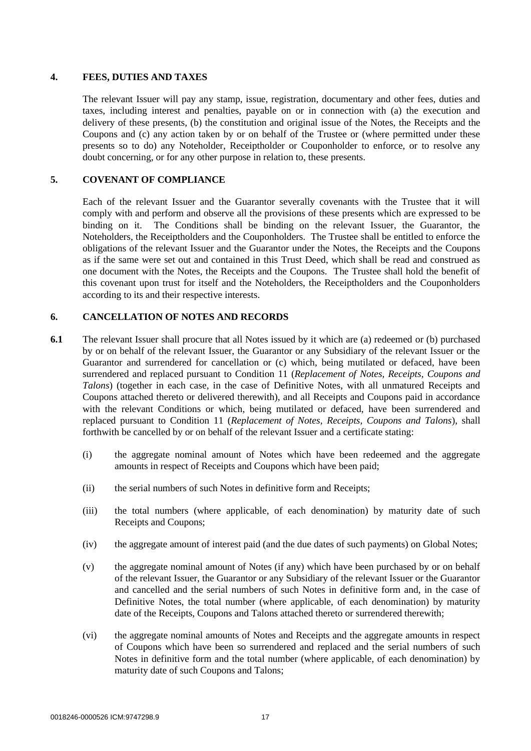## 4. FEES, DUTIES AND TAXES

The relevant Issuer will pay any stamp, issue, registration, documentary and other fees, duties and taxes, including interest and penalties, payable on or in connection with (a) the execution and delivery of these presents, (b) the constitution and original issue of the Notes, the Receipts and the Coupons and (c) any action taken by or on behalf of the Trustee or (where permitted under these presents so to do) any Noteholder, Receiptholder or Couponholder to enforce, or to resolve any doubt concerning, or for any other purpose in relation to, these presents.

## 5. COVENANT OF COMPLIANCE

Each of the relevant Issuer and the Guarantor severally covenants with the Trustee that it will comply with and perform and observe all the provisions of these presents which are expressed to be binding on it. The Conditions shall be binding on the relevant Issuer, the Guarantor, the Noteholders, the Receiptholders and the Couponholders. The Trustee shall be entitled to enforce the obligations of the relevant Issuer and the Guarantor under the Notes, the Receipts and the Coupons as if the same were set out and contained in this Trust Deed, which shall be read and construed as one document with the Notes, the Receipts and the Coupons. The Trustee shall hold the benefit of this covenant upon trust for itself and the Noteholders, the Receiptholders and the Couponholders according to its and their respective interests.

## 6. CANCELLATION OF NOTES AND RECORDS

**6.1** The relevant Issuer shall procure that all Notes issued by it which are (a) redeemed or (b) purchased by or on behalf of the relevant Issuer, the Guarantor or any Subsidiary of the relevant Issuer or the Guarantor and surrendered for cancellation or (c) which, being mutilated or defaced, have been surrendered and replaced pursuant to Condition 11 (*Replacement of Notes, Receipts, Coupons and Talons*) (together in each case, in the case of Definitive Notes, with all unmatured Receipts and Coupons attached thereto or delivered therewith), and all Receipts and Coupons paid in accordance with the relevant Conditions or which, being mutilated or defaced, have been surrendered and replaced pursuant to Condition 11 (*Replacement of Notes, Receipts, Coupons and Talons*), shall forthwith be cancelled by or on behalf of the relevant Issuer and a certificate stating:

(i) the aggregate nominal amount of Notes which have been redeemed and the aggregate amounts in respect of Receipts and Coupons which have been paid;

(ii) the serial numbers of such Notes in definitive form and Receipts;

(iii) the total numbers (where applicable, of each denomination) by maturity date of such Receipts and Coupons;

(iv) the aggregate amount of interest paid (and the due dates of such payments) on Global Notes;

(v) the aggregate nominal amount of Notes (if any) which have been purchased by or on behalf of the relevant Issuer, the Guarantor or any Subsidiary of the relevant Issuer or the Guarantor and cancelled and the serial numbers of such Notes in definitive form and, in the case of Definitive Notes, the total number (where applicable, of each denomination) by maturity date of the Receipts, Coupons and Talons attached thereto or surrendered therewith;

(vi) the aggregate nominal amounts of Notes and Receipts and the aggregate amounts in respect of Coupons which have been so surrendered and replaced and the serial numbers of such Notes in definitive form and the total number (where applicable, of each denomination) by maturity date of such Coupons and Talons;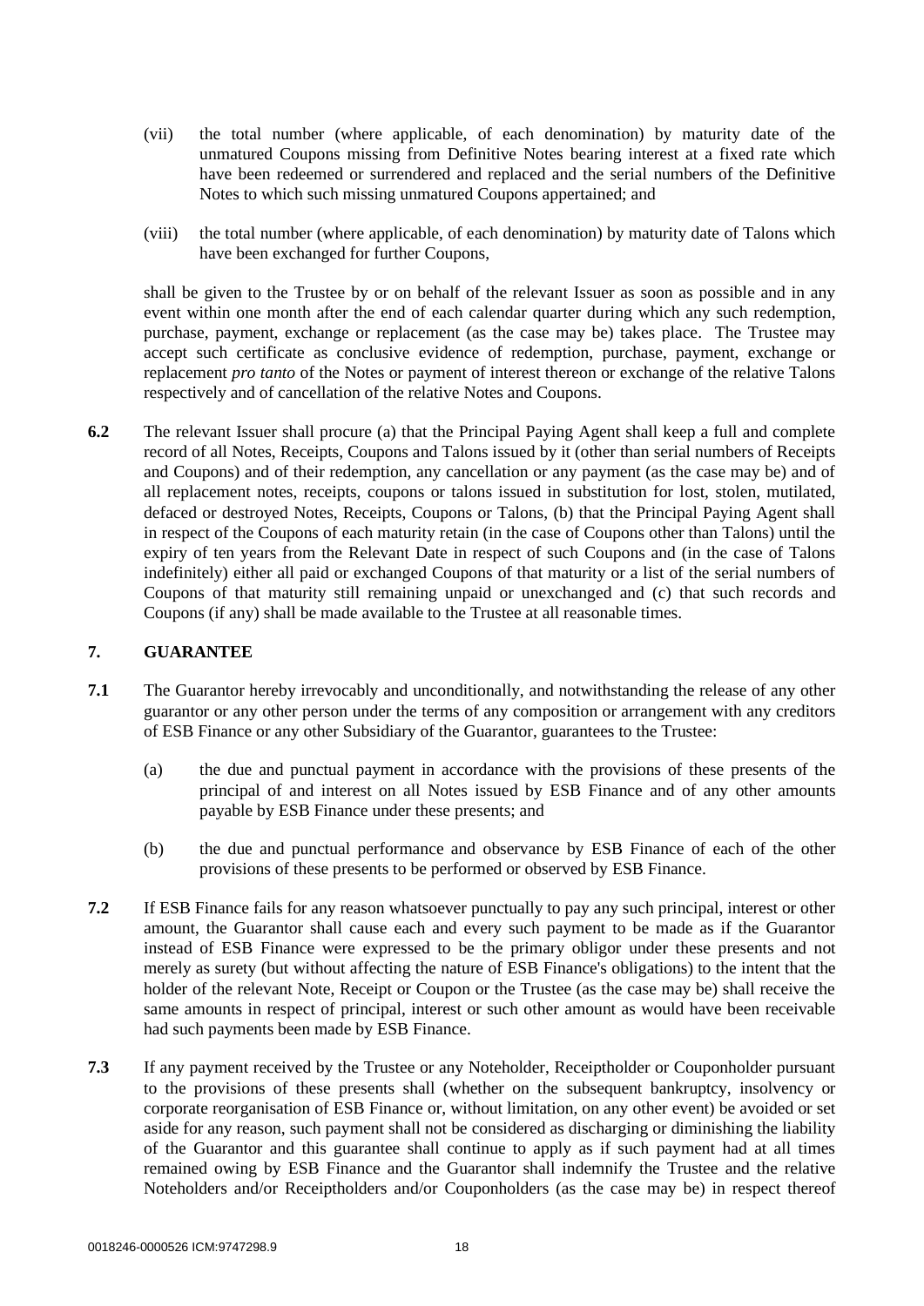(vii) the total number (where applicable, of each denomination) by maturity date of the unmatured Coupons missing from Definitive Notes bearing interest at a fixed rate which have been redeemed or surrendered and replaced and the serial numbers of the Definitive Notes to which such missing unmatured Coupons appertained; and

(viii) the total number (where applicable, of each denomination) by maturity date of Talons which have been exchanged for further Coupons,

shall be given to the Trustee by or on behalf of the relevant Issuer as soon as possible and in any event within one month after the end of each calendar quarter during which any such redemption, purchase, payment, exchange or replacement (as the case may be) takes place. The Trustee may accept such certificate as conclusive evidence of redemption, purchase, payment, exchange or replacement *pro tanto* of the Notes or payment of interest thereon or exchange of the relative Talons respectively and of cancellation of the relative Notes and Coupons.

**6.2** The relevant Issuer shall procure (a) that the Principal Paying Agent shall keep a full and complete record of all Notes, Receipts, Coupons and Talons issued by it (other than serial numbers of Receipts and Coupons) and of their redemption, any cancellation or any payment (as the case may be) and of all replacement notes, receipts, coupons or talons issued in substitution for lost, stolen, mutilated, defaced or destroyed Notes, Receipts, Coupons or Talons, (b) that the Principal Paying Agent shall in respect of the Coupons of each maturity retain (in the case of Coupons other than Talons) until the expiry of ten years from the Relevant Date in respect of such Coupons and (in the case of Talons indefinitely) either all paid or exchanged Coupons of that maturity or a list of the serial numbers of Coupons of that maturity still remaining unpaid or unexchanged and (c) that such records and Coupons (if any) shall be made available to the Trustee at all reasonable times.

## 7. GUARANTEE

**7.1** The Guarantor hereby irrevocably and unconditionally, and notwithstanding the release of any other guarantor or any other person under the terms of any composition or arrangement with any creditors of ESB Finance or any other Subsidiary of the Guarantor, guarantees to the Trustee:

(a) the due and punctual payment in accordance with the provisions of these presents of the principal of and interest on all Notes issued by ESB Finance and of any other amounts payable by ESB Finance under these presents; and

(b) the due and punctual performance and observance by ESB Finance of each of the other provisions of these presents to be performed or observed by ESB Finance.

**7.2** If ESB Finance fails for any reason whatsoever punctually to pay any such principal, interest or other amount, the Guarantor shall cause each and every such payment to be made as if the Guarantor instead of ESB Finance were expressed to be the primary obligor under these presents and not merely as surety (but without affecting the nature of ESB Finance's obligations) to the intent that the holder of the relevant Note, Receipt or Coupon or the Trustee (as the case may be) shall receive the same amounts in respect of principal, interest or such other amount as would have been receivable had such payments been made by ESB Finance.

**7.3** If any payment received by the Trustee or any Noteholder, Receiptholder or Couponholder pursuant to the provisions of these presents shall (whether on the subsequent bankruptcy, insolvency or corporate reorganisation of ESB Finance or, without limitation, on any other event) be avoided or set aside for any reason, such payment shall not be considered as discharging or diminishing the liability of the Guarantor and this guarantee shall continue to apply as if such payment had at all times remained owing by ESB Finance and the Guarantor shall indemnify the Trustee and the relative Noteholders and/or Receiptholders and/or Couponholders (as the case may be) in respect thereof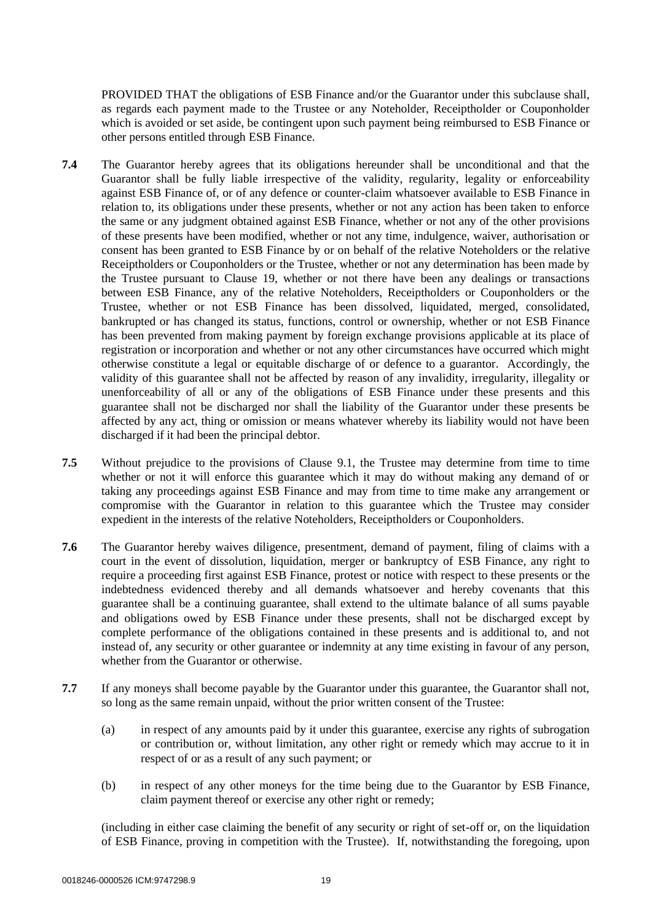PROVIDED THAT the obligations of ESB Finance and/or the Guarantor under this subclause shall, as regards each payment made to the Trustee or any Noteholder, Receiptholder or Couponholder which is avoided or set aside, be contingent upon such payment being reimbursed to ESB Finance or other persons entitled through ESB Finance.

**7.4** The Guarantor hereby agrees that its obligations hereunder shall be unconditional and that the Guarantor shall be fully liable irrespective of the validity, regularity, legality or enforceability against ESB Finance of, or of any defence or counter-claim whatsoever available to ESB Finance in relation to, its obligations under these presents, whether or not any action has been taken to enforce the same or any judgment obtained against ESB Finance, whether or not any of the other provisions of these presents have been modified, whether or not any time, indulgence, waiver, authorisation or consent has been granted to ESB Finance by or on behalf of the relative Noteholders or the relative Receiptholders or Couponholders or the Trustee, whether or not any determination has been made by the Trustee pursuant to Clause 19, whether or not there have been any dealings or transactions between ESB Finance, any of the relative Noteholders, Receiptholders or Couponholders or the Trustee, whether or not ESB Finance has been dissolved, liquidated, merged, consolidated, bankrupted or has changed its status, functions, control or ownership, whether or not ESB Finance has been prevented from making payment by foreign exchange provisions applicable at its place of registration or incorporation and whether or not any other circumstances have occurred which might otherwise constitute a legal or equitable discharge of or defence to a guarantor. Accordingly, the validity of this guarantee shall not be affected by reason of any invalidity, irregularity, illegality or unenforceability of all or any of the obligations of ESB Finance under these presents and this guarantee shall not be discharged nor shall the liability of the Guarantor under these presents be affected by any act, thing or omission or means whatever whereby its liability would not have been discharged if it had been the principal debtor.

**7.5** Without prejudice to the provisions of Clause 9.1, the Trustee may determine from time to time whether or not it will enforce this guarantee which it may do without making any demand of or taking any proceedings against ESB Finance and may from time to time make any arrangement or compromise with the Guarantor in relation to this guarantee which the Trustee may consider expedient in the interests of the relative Noteholders, Receiptholders or Couponholders.

**7.6** The Guarantor hereby waives diligence, presentment, demand of payment, filing of claims with a court in the event of dissolution, liquidation, merger or bankruptcy of ESB Finance, any right to require a proceeding first against ESB Finance, protest or notice with respect to these presents or the indebtedness evidenced thereby and all demands whatsoever and hereby covenants that this guarantee shall be a continuing guarantee, shall extend to the ultimate balance of all sums payable and obligations owed by ESB Finance under these presents, shall not be discharged except by complete performance of the obligations contained in these presents and is additional to, and not instead of, any security or other guarantee or indemnity at any time existing in favour of any person, whether from the Guarantor or otherwise.

**7.7** If any moneys shall become payable by the Guarantor under this guarantee, the Guarantor shall not, so long as the same remain unpaid, without the prior written consent of the Trustee:

(a) in respect of any amounts paid by it under this guarantee, exercise any rights of subrogation or contribution or, without limitation, any other right or remedy which may accrue to it in respect of or as a result of any such payment; or

(b) in respect of any other moneys for the time being due to the Guarantor by ESB Finance, claim payment thereof or exercise any other right or remedy;

(including in either case claiming the benefit of any security or right of set-off or, on the liquidation of ESB Finance, proving in competition with the Trustee). If, notwithstanding the foregoing, upon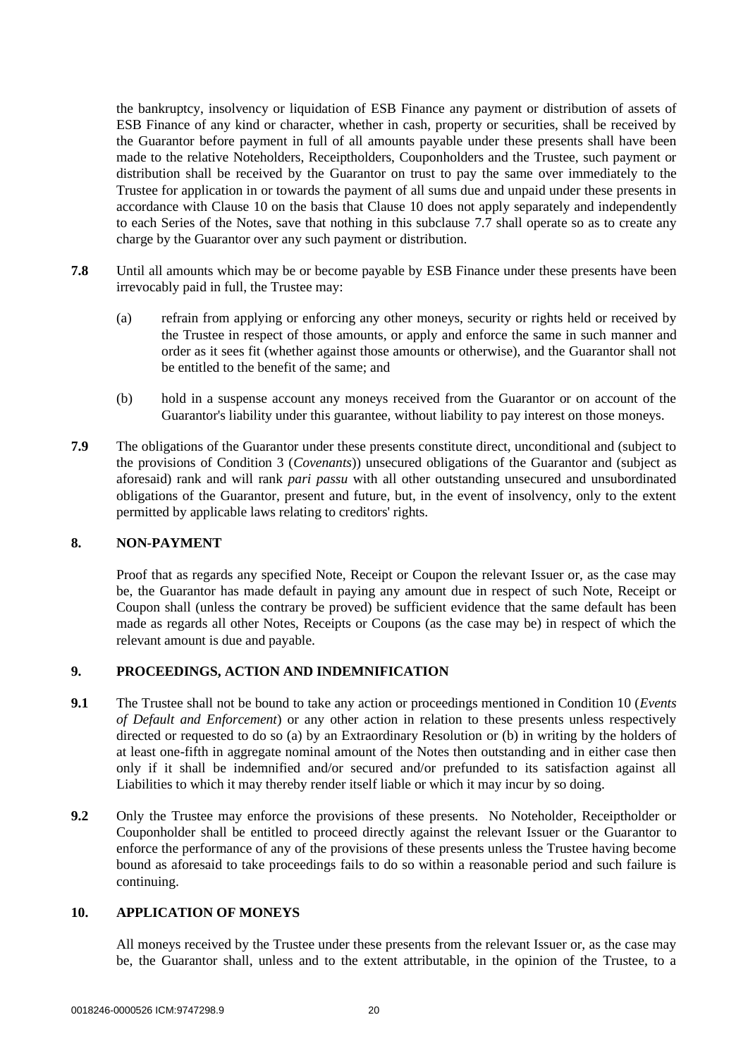the bankruptcy, insolvency or liquidation of ESB Finance any payment or distribution of assets of ESB Finance of any kind or character, whether in cash, property or securities, shall be received by the Guarantor before payment in full of all amounts payable under these presents shall have been made to the relative Noteholders, Receiptholders, Couponholders and the Trustee, such payment or distribution shall be received by the Guarantor on trust to pay the same over immediately to the Trustee for application in or towards the payment of all sums due and unpaid under these presents in accordance with Clause 10 on the basis that Clause 10 does not apply separately and independently to each Series of the Notes, save that nothing in this subclause 7.7 shall operate so as to create any charge by the Guarantor over any such payment or distribution.

**7.8** Until all amounts which may be or become payable by ESB Finance under these presents have been irrevocably paid in full, the Trustee may:

(a) refrain from applying or enforcing any other moneys, security or rights held or received by the Trustee in respect of those amounts, or apply and enforce the same in such manner and order as it sees fit (whether against those amounts or otherwise), and the Guarantor shall not be entitled to the benefit of the same; and

(b) hold in a suspense account any moneys received from the Guarantor or on account of the Guarantor's liability under this guarantee, without liability to pay interest on those moneys.

**7.9** The obligations of the Guarantor under these presents constitute direct, unconditional and (subject to the provisions of Condition 3 (*Covenants*)) unsecured obligations of the Guarantor and (subject as aforesaid) rank and will rank *pari passu* with all other outstanding unsecured and unsubordinated obligations of the Guarantor, present and future, but, in the event of insolvency, only to the extent permitted by applicable laws relating to creditors' rights.

## 8. NON-PAYMENT

Proof that as regards any specified Note, Receipt or Coupon the relevant Issuer or, as the case may be, the Guarantor has made default in paying any amount due in respect of such Note, Receipt or Coupon shall (unless the contrary be proved) be sufficient evidence that the same default has been made as regards all other Notes, Receipts or Coupons (as the case may be) in respect of which the relevant amount is due and payable.

## 9. PROCEEDINGS, ACTION AND INDEMNIFICATION

**9.1** The Trustee shall not be bound to take any action or proceedings mentioned in Condition 10 (*Events of Default and Enforcement*) or any other action in relation to these presents unless respectively directed or requested to do so (a) by an Extraordinary Resolution or (b) in writing by the holders of at least one-fifth in aggregate nominal amount of the Notes then outstanding and in either case then only if it shall be indemnified and/or secured and/or prefunded to its satisfaction against all Liabilities to which it may thereby render itself liable or which it may incur by so doing.

**9.2** Only the Trustee may enforce the provisions of these presents. No Noteholder, Receiptholder or Couponholder shall be entitled to proceed directly against the relevant Issuer or the Guarantor to enforce the performance of any of the provisions of these presents unless the Trustee having become bound as aforesaid to take proceedings fails to do so within a reasonable period and such failure is continuing.

## 10. APPLICATION OF MONEYS

All moneys received by the Trustee under these presents from the relevant Issuer or, as the case may be, the Guarantor shall, unless and to the extent attributable, in the opinion of the Trustee, to a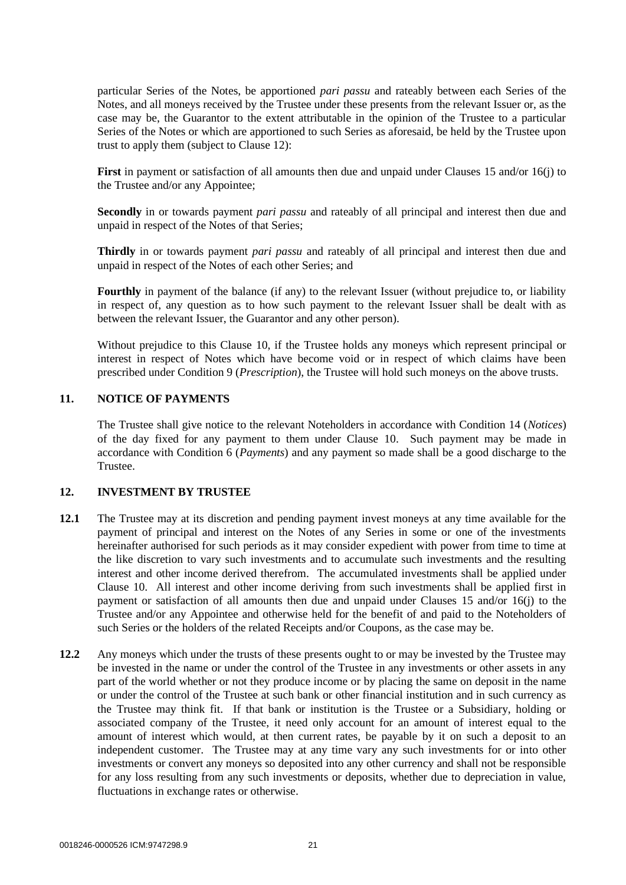particular Series of the Notes, be apportioned *pari passu* and rateably between each Series of the Notes, and all moneys received by the Trustee under these presents from the relevant Issuer or, as the case may be, the Guarantor to the extent attributable in the opinion of the Trustee to a particular Series of the Notes or which are apportioned to such Series as aforesaid, be held by the Trustee upon trust to apply them (subject to Clause 12):

**First** in payment or satisfaction of all amounts then due and unpaid under Clauses 15 and/or 16(j) to the Trustee and/or any Appointee;

**Secondly** in or towards payment *pari passu* and rateably of all principal and interest then due and unpaid in respect of the Notes of that Series;

**Thirdly** in or towards payment *pari passu* and rateably of all principal and interest then due and unpaid in respect of the Notes of each other Series; and

**Fourthly** in payment of the balance (if any) to the relevant Issuer (without prejudice to, or liability in respect of, any question as to how such payment to the relevant Issuer shall be dealt with as between the relevant Issuer, the Guarantor and any other person).

Without prejudice to this Clause 10, if the Trustee holds any moneys which represent principal or interest in respect of Notes which have become void or in respect of which claims have been prescribed under Condition 9 (*Prescription*), the Trustee will hold such moneys on the above trusts.

## 11. NOTICE OF PAYMENTS

The Trustee shall give notice to the relevant Noteholders in accordance with Condition 14 (*Notices*) of the day fixed for any payment to them under Clause 10. Such payment may be made in accordance with Condition 6 (*Payments*) and any payment so made shall be a good discharge to the Trustee.

## 12. INVESTMENT BY TRUSTEE

**12.1** The Trustee may at its discretion and pending payment invest moneys at any time available for the payment of principal and interest on the Notes of any Series in some or one of the investments hereinafter authorised for such periods as it may consider expedient with power from time to time at the like discretion to vary such investments and to accumulate such investments and the resulting interest and other income derived therefrom. The accumulated investments shall be applied under Clause 10. All interest and other income deriving from such investments shall be applied first in payment or satisfaction of all amounts then due and unpaid under Clauses 15 and/or 16(j) to the Trustee and/or any Appointee and otherwise held for the benefit of and paid to the Noteholders of such Series or the holders of the related Receipts and/or Coupons, as the case may be.

**12.2** Any moneys which under the trusts of these presents ought to or may be invested by the Trustee may be invested in the name or under the control of the Trustee in any investments or other assets in any part of the world whether or not they produce income or by placing the same on deposit in the name or under the control of the Trustee at such bank or other financial institution and in such currency as the Trustee may think fit. If that bank or institution is the Trustee or a Subsidiary, holding or associated company of the Trustee, it need only account for an amount of interest equal to the amount of interest which would, at then current rates, be payable by it on such a deposit to an independent customer. The Trustee may at any time vary any such investments for or into other investments or convert any moneys so deposited into any other currency and shall not be responsible for any loss resulting from any such investments or deposits, whether due to depreciation in value, fluctuations in exchange rates or otherwise.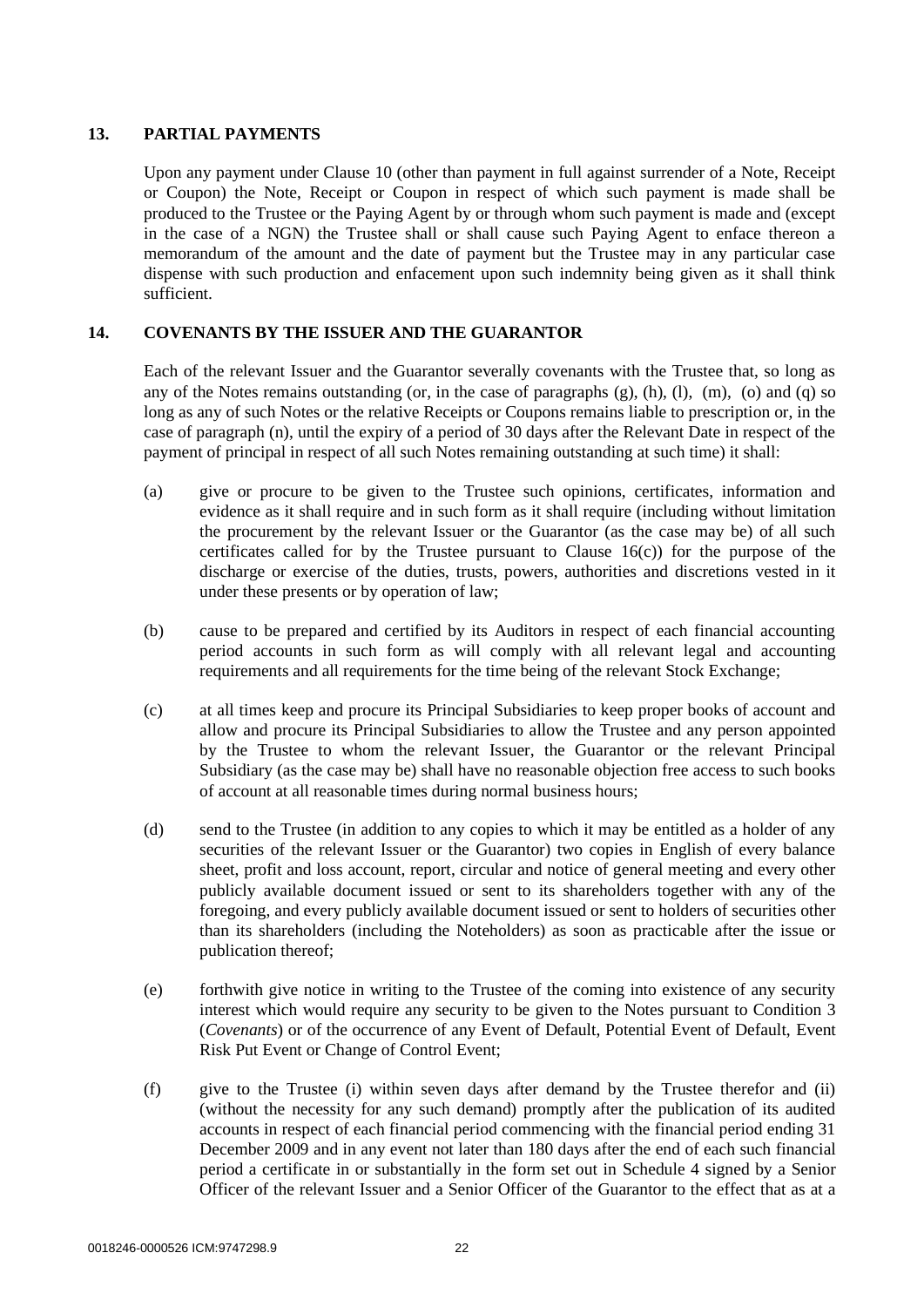## 13. PARTIAL PAYMENTS

Upon any payment under Clause 10 (other than payment in full against surrender of a Note, Receipt or Coupon) the Note, Receipt or Coupon in respect of which such payment is made shall be produced to the Trustee or the Paying Agent by or through whom such payment is made and (except in the case of a NGN) the Trustee shall or shall cause such Paying Agent to enface thereon a memorandum of the amount and the date of payment but the Trustee may in any particular case dispense with such production and enfacement upon such indemnity being given as it shall think sufficient.

## 14. COVENANTS BY THE ISSUER AND THE GUARANTOR

Each of the relevant Issuer and the Guarantor severally covenants with the Trustee that, so long as any of the Notes remains outstanding (or, in the case of paragraphs (g), (h), (l), (m), (o) and (q) so long as any of such Notes or the relative Receipts or Coupons remains liable to prescription or, in the case of paragraph (n), until the expiry of a period of 30 days after the Relevant Date in respect of the payment of principal in respect of all such Notes remaining outstanding at such time) it shall:

(a) give or procure to be given to the Trustee such opinions, certificates, information and evidence as it shall require and in such form as it shall require (including without limitation the procurement by the relevant Issuer or the Guarantor (as the case may be) of all such certificates called for by the Trustee pursuant to Clause 16(c)) for the purpose of the discharge or exercise of the duties, trusts, powers, authorities and discretions vested in it under these presents or by operation of law;

(b) cause to be prepared and certified by its Auditors in respect of each financial accounting period accounts in such form as will comply with all relevant legal and accounting requirements and all requirements for the time being of the relevant Stock Exchange;

(c) at all times keep and procure its Principal Subsidiaries to keep proper books of account and allow and procure its Principal Subsidiaries to allow the Trustee and any person appointed by the Trustee to whom the relevant Issuer, the Guarantor or the relevant Principal Subsidiary (as the case may be) shall have no reasonable objection free access to such books of account at all reasonable times during normal business hours;

(d) send to the Trustee (in addition to any copies to which it may be entitled as a holder of any securities of the relevant Issuer or the Guarantor) two copies in English of every balance sheet, profit and loss account, report, circular and notice of general meeting and every other publicly available document issued or sent to its shareholders together with any of the foregoing, and every publicly available document issued or sent to holders of securities other than its shareholders (including the Noteholders) as soon as practicable after the issue or publication thereof;

(e) forthwith give notice in writing to the Trustee of the coming into existence of any security interest which would require any security to be given to the Notes pursuant to Condition 3 (*Covenants*) or of the occurrence of any Event of Default, Potential Event of Default, Event Risk Put Event or Change of Control Event;

(f) give to the Trustee (i) within seven days after demand by the Trustee therefor and (ii) (without the necessity for any such demand) promptly after the publication of its audited accounts in respect of each financial period commencing with the financial period ending 31 December 2009 and in any event not later than 180 days after the end of each such financial period a certificate in or substantially in the form set out in Schedule 4 signed by a Senior Officer of the relevant Issuer and a Senior Officer of the Guarantor to the effect that as at a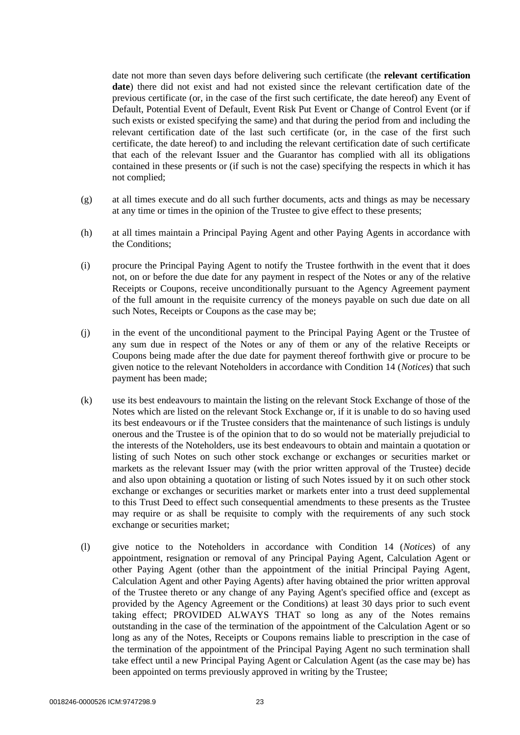date not more than seven days before delivering such certificate (the **relevant certification date**) there did not exist and had not existed since the relevant certification date of the previous certificate (or, in the case of the first such certificate, the date hereof) any Event of Default, Potential Event of Default, Event Risk Put Event or Change of Control Event (or if such exists or existed specifying the same) and that during the period from and including the relevant certification date of the last such certificate (or, in the case of the first such certificate, the date hereof) to and including the relevant certification date of such certificate that each of the relevant Issuer and the Guarantor has complied with all its obligations contained in these presents or (if such is not the case) specifying the respects in which it has not complied;

(g) at all times execute and do all such further documents, acts and things as may be necessary at any time or times in the opinion of the Trustee to give effect to these presents;

(h) at all times maintain a Principal Paying Agent and other Paying Agents in accordance with the Conditions;

(i) procure the Principal Paying Agent to notify the Trustee forthwith in the event that it does not, on or before the due date for any payment in respect of the Notes or any of the relative Receipts or Coupons, receive unconditionally pursuant to the Agency Agreement payment of the full amount in the requisite currency of the moneys payable on such due date on all such Notes, Receipts or Coupons as the case may be;

(j) in the event of the unconditional payment to the Principal Paying Agent or the Trustee of any sum due in respect of the Notes or any of them or any of the relative Receipts or Coupons being made after the due date for payment thereof forthwith give or procure to be given notice to the relevant Noteholders in accordance with Condition 14 (*Notices*) that such payment has been made;

(k) use its best endeavours to maintain the listing on the relevant Stock Exchange of those of the Notes which are listed on the relevant Stock Exchange or, if it is unable to do so having used its best endeavours or if the Trustee considers that the maintenance of such listings is unduly onerous and the Trustee is of the opinion that to do so would not be materially prejudicial to the interests of the Noteholders, use its best endeavours to obtain and maintain a quotation or listing of such Notes on such other stock exchange or exchanges or securities market or markets as the relevant Issuer may (with the prior written approval of the Trustee) decide and also upon obtaining a quotation or listing of such Notes issued by it on such other stock exchange or exchanges or securities market or markets enter into a trust deed supplemental to this Trust Deed to effect such consequential amendments to these presents as the Trustee may require or as shall be requisite to comply with the requirements of any such stock exchange or securities market;

(l) give notice to the Noteholders in accordance with Condition 14 (*Notices*) of any appointment, resignation or removal of any Principal Paying Agent, Calculation Agent or other Paying Agent (other than the appointment of the initial Principal Paying Agent, Calculation Agent and other Paying Agents) after having obtained the prior written approval of the Trustee thereto or any change of any Paying Agent's specified office and (except as provided by the Agency Agreement or the Conditions) at least 30 days prior to such event taking effect; PROVIDED ALWAYS THAT so long as any of the Notes remains outstanding in the case of the termination of the appointment of the Calculation Agent or so long as any of the Notes, Receipts or Coupons remains liable to prescription in the case of the termination of the appointment of the Principal Paying Agent no such termination shall take effect until a new Principal Paying Agent or Calculation Agent (as the case may be) has been appointed on terms previously approved in writing by the Trustee;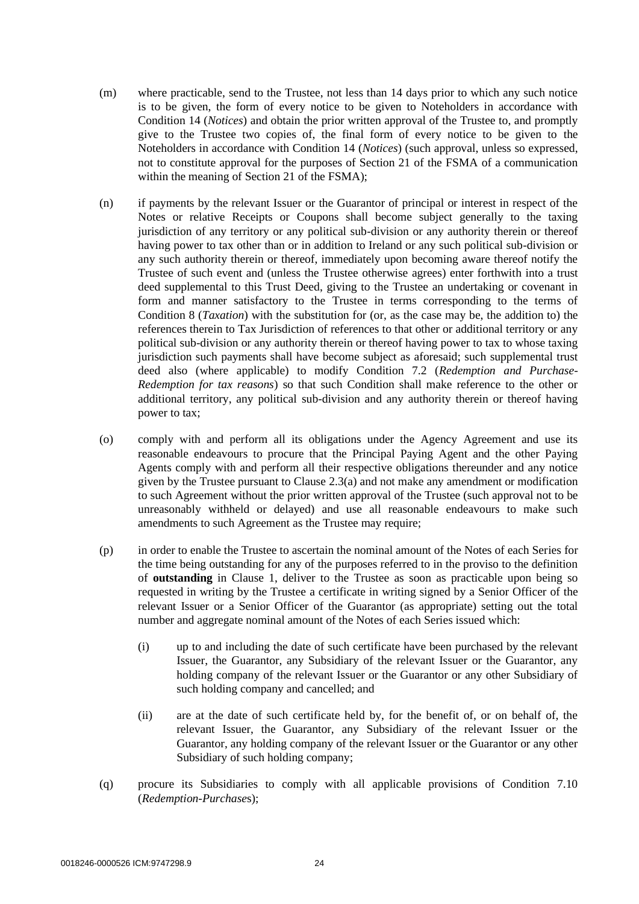(m) where practicable, send to the Trustee, not less than 14 days prior to which any such notice is to be given, the form of every notice to be given to Noteholders in accordance with Condition 14 (*Notices*) and obtain the prior written approval of the Trustee to, and promptly give to the Trustee two copies of, the final form of every notice to be given to the Noteholders in accordance with Condition 14 (*Notices*) (such approval, unless so expressed, not to constitute approval for the purposes of Section 21 of the FSMA of a communication within the meaning of Section 21 of the FSMA);

(n) if payments by the relevant Issuer or the Guarantor of principal or interest in respect of the Notes or relative Receipts or Coupons shall become subject generally to the taxing jurisdiction of any territory or any political sub-division or any authority therein or thereof having power to tax other than or in addition to Ireland or any such political sub-division or any such authority therein or thereof, immediately upon becoming aware thereof notify the Trustee of such event and (unless the Trustee otherwise agrees) enter forthwith into a trust deed supplemental to this Trust Deed, giving to the Trustee an undertaking or covenant in form and manner satisfactory to the Trustee in terms corresponding to the terms of Condition 8 (*Taxation*) with the substitution for (or, as the case may be, the addition to) the references therein to Tax Jurisdiction of references to that other or additional territory or any political sub-division or any authority therein or thereof having power to tax to whose taxing jurisdiction such payments shall have become subject as aforesaid; such supplemental trust deed also (where applicable) to modify Condition 7.2 (*Redemption and Purchase-Redemption for tax reasons*) so that such Condition shall make reference to the other or additional territory, any political sub-division and any authority therein or thereof having power to tax;

(o) comply with and perform all its obligations under the Agency Agreement and use its reasonable endeavours to procure that the Principal Paying Agent and the other Paying Agents comply with and perform all their respective obligations thereunder and any notice given by the Trustee pursuant to Clause 2.3(a) and not make any amendment or modification to such Agreement without the prior written approval of the Trustee (such approval not to be unreasonably withheld or delayed) and use all reasonable endeavours to make such amendments to such Agreement as the Trustee may require;

(p) in order to enable the Trustee to ascertain the nominal amount of the Notes of each Series for the time being outstanding for any of the purposes referred to in the proviso to the definition of **outstanding** in Clause 1, deliver to the Trustee as soon as practicable upon being so requested in writing by the Trustee a certificate in writing signed by a Senior Officer of the relevant Issuer or a Senior Officer of the Guarantor (as appropriate) setting out the total number and aggregate nominal amount of the Notes of each Series issued which:

   (i) up to and including the date of such certificate have been purchased by the relevant Issuer, the Guarantor, any Subsidiary of the relevant Issuer or the Guarantor, any holding company of the relevant Issuer or the Guarantor or any other Subsidiary of such holding company and cancelled; and

   (ii) are at the date of such certificate held by, for the benefit of, or on behalf of, the relevant Issuer, the Guarantor, any Subsidiary of the relevant Issuer or the Guarantor, any holding company of the relevant Issuer or the Guarantor or any other Subsidiary of such holding company;

(q) procure its Subsidiaries to comply with all applicable provisions of Condition 7.10 (*Redemption-Purchases*);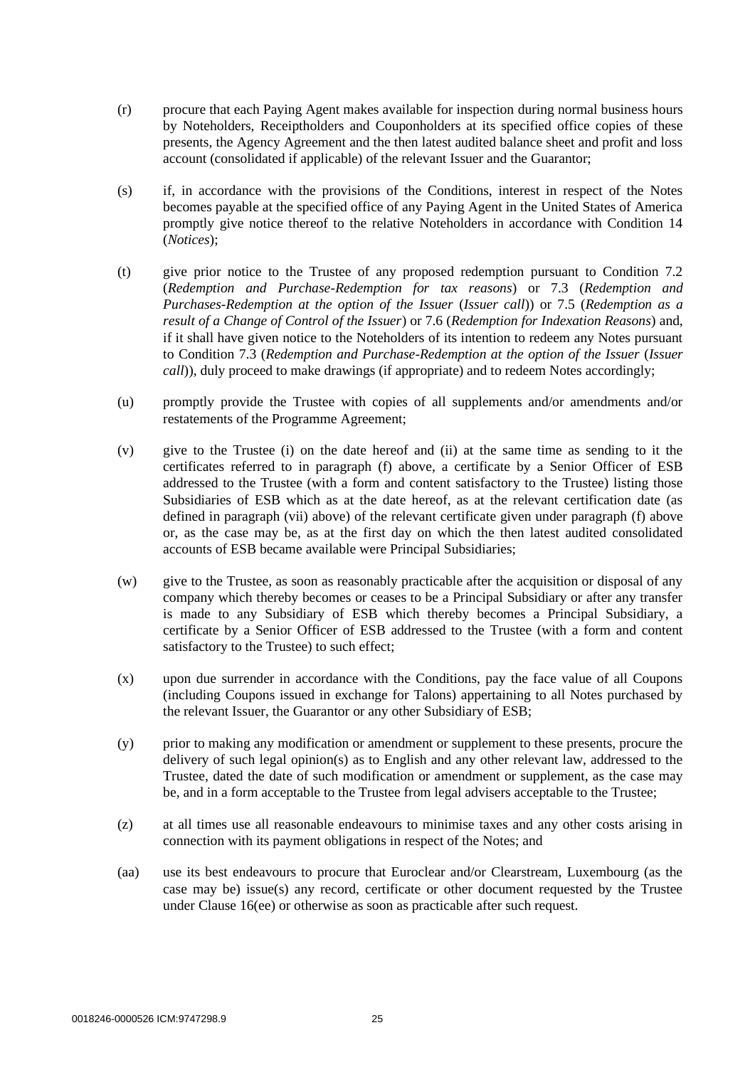(r) procure that each Paying Agent makes available for inspection during normal business hours by Noteholders, Receiptholders and Couponholders at its specified office copies of these presents, the Agency Agreement and the then latest audited balance sheet and profit and loss account (consolidated if applicable) of the relevant Issuer and the Guarantor;

(s) if, in accordance with the provisions of the Conditions, interest in respect of the Notes becomes payable at the specified office of any Paying Agent in the United States of America promptly give notice thereof to the relative Noteholders in accordance with Condition 14 (*Notices*);

(t) give prior notice to the Trustee of any proposed redemption pursuant to Condition 7.2 (*Redemption and Purchase-Redemption for tax reasons*) or 7.3 (*Redemption and Purchases-Redemption at the option of the Issuer* (*Issuer call*)) or 7.5 (*Redemption as a result of a Change of Control of the Issuer*) or 7.6 (*Redemption for Indexation Reasons*) and, if it shall have given notice to the Noteholders of its intention to redeem any Notes pursuant to Condition 7.3 (*Redemption and Purchase-Redemption at the option of the Issuer* (*Issuer call*)), duly proceed to make drawings (if appropriate) and to redeem Notes accordingly;

(u) promptly provide the Trustee with copies of all supplements and/or amendments and/or restatements of the Programme Agreement;

(v) give to the Trustee (i) on the date hereof and (ii) at the same time as sending to it the certificates referred to in paragraph (f) above, a certificate by a Senior Officer of ESB addressed to the Trustee (with a form and content satisfactory to the Trustee) listing those Subsidiaries of ESB which as at the date hereof, as at the relevant certification date (as defined in paragraph (vii) above) of the relevant certificate given under paragraph (f) above or, as the case may be, as at the first day on which the then latest audited consolidated accounts of ESB became available were Principal Subsidiaries;

(w) give to the Trustee, as soon as reasonably practicable after the acquisition or disposal of any company which thereby becomes or ceases to be a Principal Subsidiary or after any transfer is made to any Subsidiary of ESB which thereby becomes a Principal Subsidiary, a certificate by a Senior Officer of ESB addressed to the Trustee (with a form and content satisfactory to the Trustee) to such effect;

(x) upon due surrender in accordance with the Conditions, pay the face value of all Coupons (including Coupons issued in exchange for Talons) appertaining to all Notes purchased by the relevant Issuer, the Guarantor or any other Subsidiary of ESB;

(y) prior to making any modification or amendment or supplement to these presents, procure the delivery of such legal opinion(s) as to English and any other relevant law, addressed to the Trustee, dated the date of such modification or amendment or supplement, as the case may be, and in a form acceptable to the Trustee from legal advisers acceptable to the Trustee;

(z) at all times use all reasonable endeavours to minimise taxes and any other costs arising in connection with its payment obligations in respect of the Notes; and

(aa) use its best endeavours to procure that Euroclear and/or Clearstream, Luxembourg (as the case may be) issue(s) any record, certificate or other document requested by the Trustee under Clause 16(ee) or otherwise as soon as practicable after such request.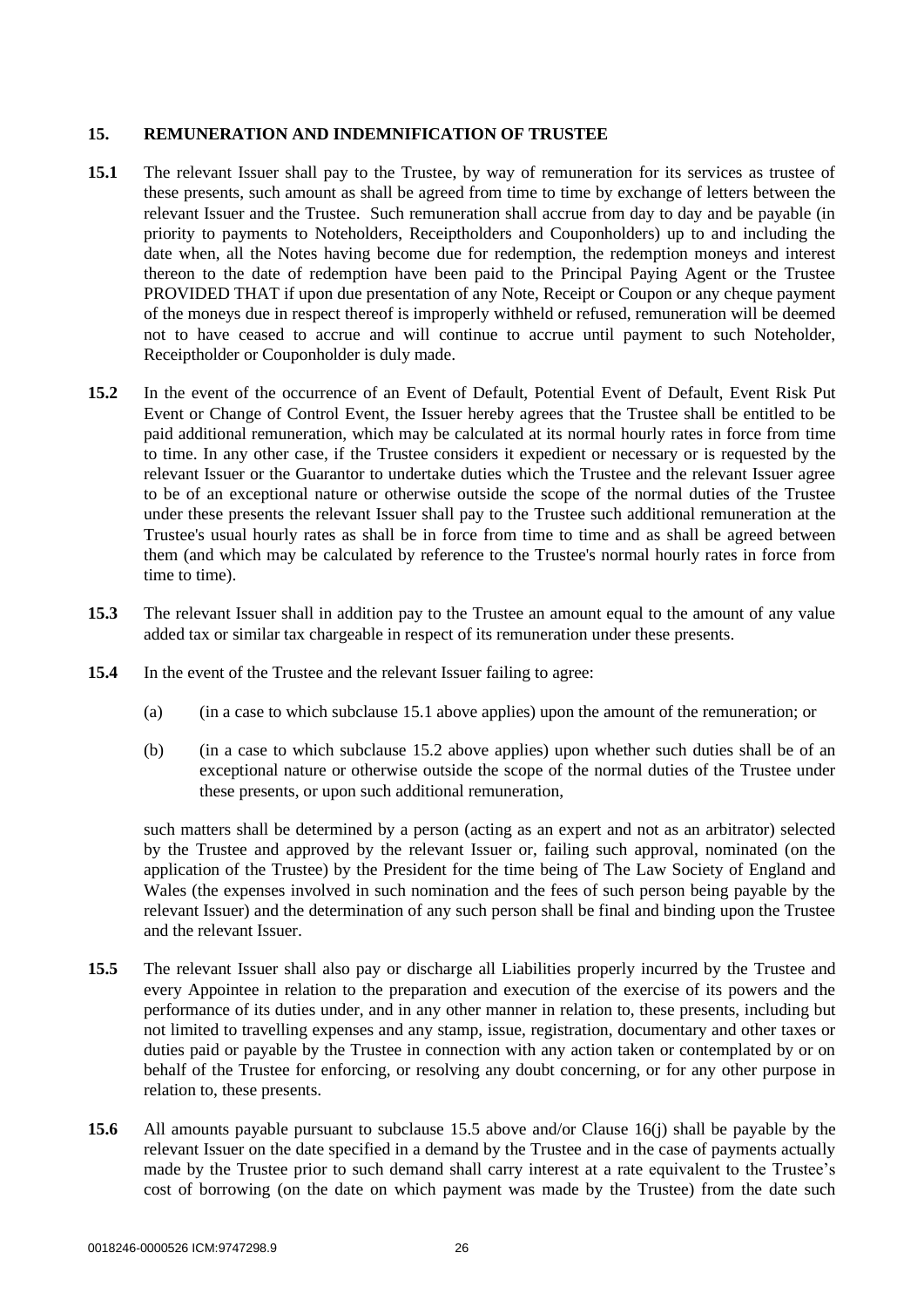## 15. REMUNERATION AND INDEMNIFICATION OF TRUSTEE

**15.1** The relevant Issuer shall pay to the Trustee, by way of remuneration for its services as trustee of these presents, such amount as shall be agreed from time to time by exchange of letters between the relevant Issuer and the Trustee. Such remuneration shall accrue from day to day and be payable (in priority to payments to Noteholders, Receiptholders and Couponholders) up to and including the date when, all the Notes having become due for redemption, the redemption moneys and interest thereon to the date of redemption have been paid to the Principal Paying Agent or the Trustee PROVIDED THAT if upon due presentation of any Note, Receipt or Coupon or any cheque payment of the moneys due in respect thereof is improperly withheld or refused, remuneration will be deemed not to have ceased to accrue and will continue to accrue until payment to such Noteholder, Receiptholder or Couponholder is duly made.

**15.2** In the event of the occurrence of an Event of Default, Potential Event of Default, Event Risk Put Event or Change of Control Event, the Issuer hereby agrees that the Trustee shall be entitled to be paid additional remuneration, which may be calculated at its normal hourly rates in force from time to time. In any other case, if the Trustee considers it expedient or necessary or is requested by the relevant Issuer or the Guarantor to undertake duties which the Trustee and the relevant Issuer agree to be of an exceptional nature or otherwise outside the scope of the normal duties of the Trustee under these presents the relevant Issuer shall pay to the Trustee such additional remuneration at the Trustee's usual hourly rates as shall be in force from time to time and as shall be agreed between them (and which may be calculated by reference to the Trustee's normal hourly rates in force from time to time).

**15.3** The relevant Issuer shall in addition pay to the Trustee an amount equal to the amount of any value added tax or similar tax chargeable in respect of its remuneration under these presents.

**15.4** In the event of the Trustee and the relevant Issuer failing to agree:

(a) (in a case to which subclause 15.1 above applies) upon the amount of the remuneration; or

(b) (in a case to which subclause 15.2 above applies) upon whether such duties shall be of an exceptional nature or otherwise outside the scope of the normal duties of the Trustee under these presents, or upon such additional remuneration,

such matters shall be determined by a person (acting as an expert and not as an arbitrator) selected by the Trustee and approved by the relevant Issuer or, failing such approval, nominated (on the application of the Trustee) by the President for the time being of The Law Society of England and Wales (the expenses involved in such nomination and the fees of such person being payable by the relevant Issuer) and the determination of any such person shall be final and binding upon the Trustee and the relevant Issuer.

**15.5** The relevant Issuer shall also pay or discharge all Liabilities properly incurred by the Trustee and every Appointee in relation to the preparation and execution of the exercise of its powers and the performance of its duties under, and in any other manner in relation to, these presents, including but not limited to travelling expenses and any stamp, issue, registration, documentary and other taxes or duties paid or payable by the Trustee in connection with any action taken or contemplated by or on behalf of the Trustee for enforcing, or resolving any doubt concerning, or for any other purpose in relation to, these presents.

**15.6** All amounts payable pursuant to subclause 15.5 above and/or Clause 16(j) shall be payable by the relevant Issuer on the date specified in a demand by the Trustee and in the case of payments actually made by the Trustee prior to such demand shall carry interest at a rate equivalent to the Trustee's cost of borrowing (on the date on which payment was made by the Trustee) from the date such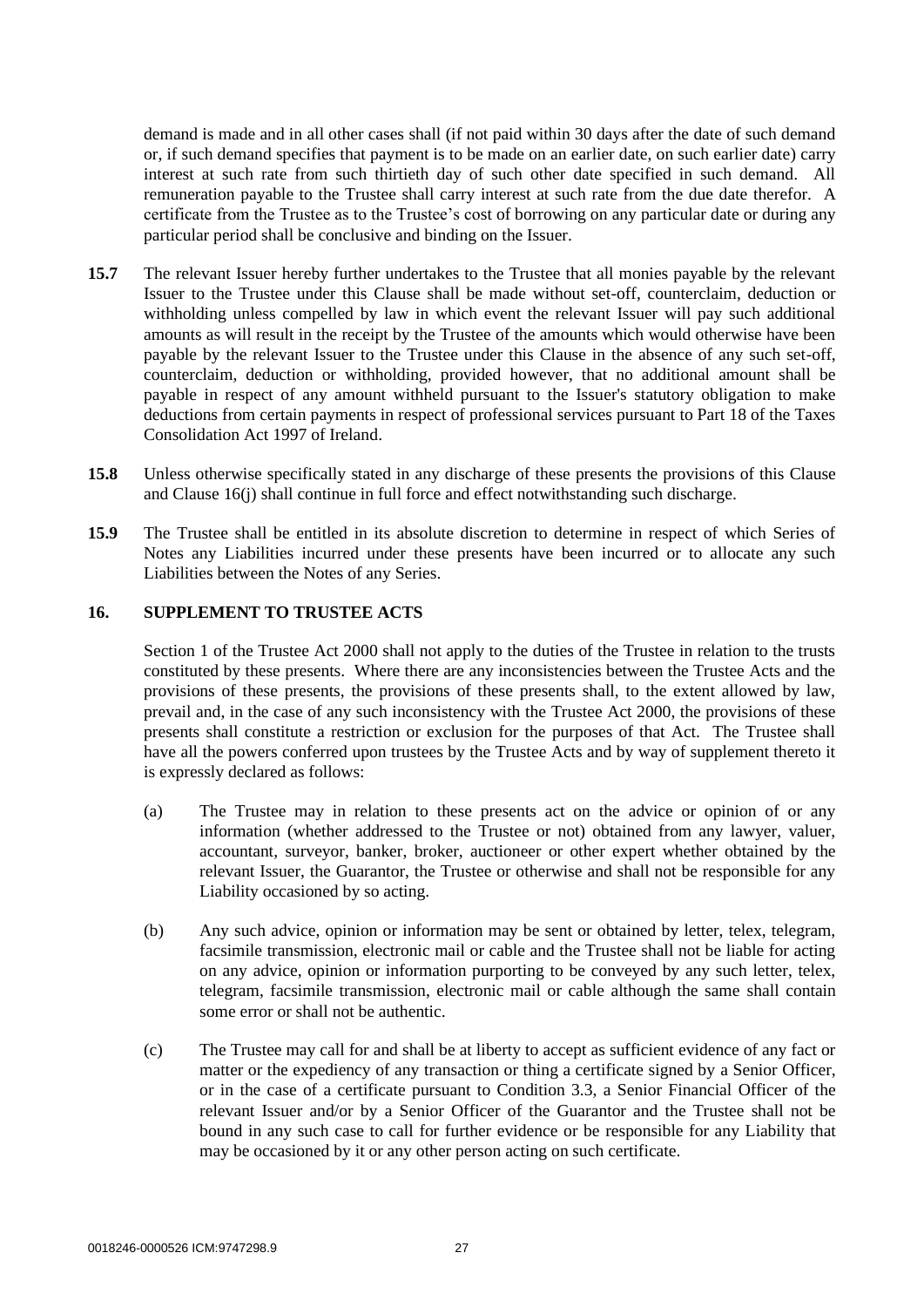demand is made and in all other cases shall (if not paid within 30 days after the date of such demand or, if such demand specifies that payment is to be made on an earlier date, on such earlier date) carry interest at such rate from such thirtieth day of such other date specified in such demand. All remuneration payable to the Trustee shall carry interest at such rate from the due date therefor. A certificate from the Trustee as to the Trustee's cost of borrowing on any particular date or during any particular period shall be conclusive and binding on the Issuer.

**15.7** The relevant Issuer hereby further undertakes to the Trustee that all monies payable by the relevant Issuer to the Trustee under this Clause shall be made without set-off, counterclaim, deduction or withholding unless compelled by law in which event the relevant Issuer will pay such additional amounts as will result in the receipt by the Trustee of the amounts which would otherwise have been payable by the relevant Issuer to the Trustee under this Clause in the absence of any such set-off, counterclaim, deduction or withholding, provided however, that no additional amount shall be payable in respect of any amount withheld pursuant to the Issuer's statutory obligation to make deductions from certain payments in respect of professional services pursuant to Part 18 of the Taxes Consolidation Act 1997 of Ireland.

**15.8** Unless otherwise specifically stated in any discharge of these presents the provisions of this Clause and Clause 16(j) shall continue in full force and effect notwithstanding such discharge.

**15.9** The Trustee shall be entitled in its absolute discretion to determine in respect of which Series of Notes any Liabilities incurred under these presents have been incurred or to allocate any such Liabilities between the Notes of any Series.

## 16. SUPPLEMENT TO TRUSTEE ACTS

Section 1 of the Trustee Act 2000 shall not apply to the duties of the Trustee in relation to the trusts constituted by these presents. Where there are any inconsistencies between the Trustee Acts and the provisions of these presents, the provisions of these presents shall, to the extent allowed by law, prevail and, in the case of any such inconsistency with the Trustee Act 2000, the provisions of these presents shall constitute a restriction or exclusion for the purposes of that Act. The Trustee shall have all the powers conferred upon trustees by the Trustee Acts and by way of supplement thereto it is expressly declared as follows:

(a) The Trustee may in relation to these presents act on the advice or opinion of or any information (whether addressed to the Trustee or not) obtained from any lawyer, valuer, accountant, surveyor, banker, broker, auctioneer or other expert whether obtained by the relevant Issuer, the Guarantor, the Trustee or otherwise and shall not be responsible for any Liability occasioned by so acting.

(b) Any such advice, opinion or information may be sent or obtained by letter, telex, telegram, facsimile transmission, electronic mail or cable and the Trustee shall not be liable for acting on any advice, opinion or information purporting to be conveyed by any such letter, telex, telegram, facsimile transmission, electronic mail or cable although the same shall contain some error or shall not be authentic.

(c) The Trustee may call for and shall be at liberty to accept as sufficient evidence of any fact or matter or the expediency of any transaction or thing a certificate signed by a Senior Officer, or in the case of a certificate pursuant to Condition 3.3, a Senior Financial Officer of the relevant Issuer and/or by a Senior Officer of the Guarantor and the Trustee shall not be bound in any such case to call for further evidence or be responsible for any Liability that may be occasioned by it or any other person acting on such certificate.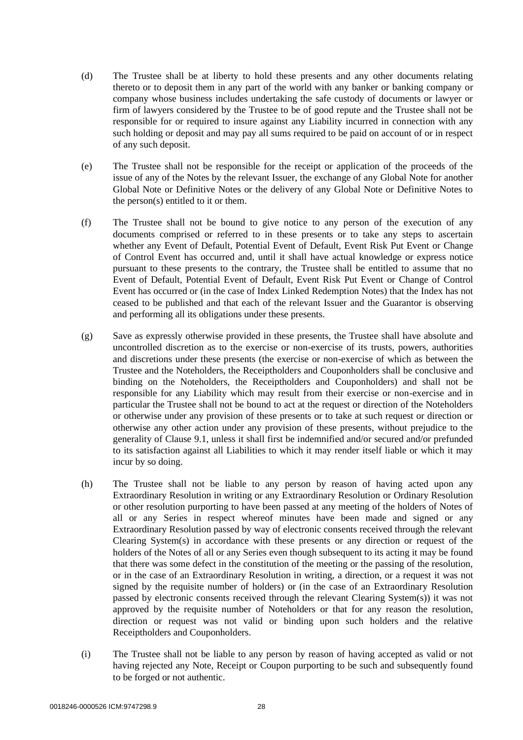(d) The Trustee shall be at liberty to hold these presents and any other documents relating thereto or to deposit them in any part of the world with any banker or banking company or company whose business includes undertaking the safe custody of documents or lawyer or firm of lawyers considered by the Trustee to be of good repute and the Trustee shall not be responsible for or required to insure against any Liability incurred in connection with any such holding or deposit and may pay all sums required to be paid on account of or in respect of any such deposit.

(e) The Trustee shall not be responsible for the receipt or application of the proceeds of the issue of any of the Notes by the relevant Issuer, the exchange of any Global Note for another Global Note or Definitive Notes or the delivery of any Global Note or Definitive Notes to the person(s) entitled to it or them.

(f) The Trustee shall not be bound to give notice to any person of the execution of any documents comprised or referred to in these presents or to take any steps to ascertain whether any Event of Default, Potential Event of Default, Event Risk Put Event or Change of Control Event has occurred and, until it shall have actual knowledge or express notice pursuant to these presents to the contrary, the Trustee shall be entitled to assume that no Event of Default, Potential Event of Default, Event Risk Put Event or Change of Control Event has occurred or (in the case of Index Linked Redemption Notes) that the Index has not ceased to be published and that each of the relevant Issuer and the Guarantor is observing and performing all its obligations under these presents.

(g) Save as expressly otherwise provided in these presents, the Trustee shall have absolute and uncontrolled discretion as to the exercise or non-exercise of its trusts, powers, authorities and discretions under these presents (the exercise or non-exercise of which as between the Trustee and the Noteholders, the Receiptholders and Couponholders shall be conclusive and binding on the Noteholders, the Receiptholders and Couponholders) and shall not be responsible for any Liability which may result from their exercise or non-exercise and in particular the Trustee shall not be bound to act at the request or direction of the Noteholders or otherwise under any provision of these presents or to take at such request or direction or otherwise any other action under any provision of these presents, without prejudice to the generality of Clause 9.1, unless it shall first be indemnified and/or secured and/or prefunded to its satisfaction against all Liabilities to which it may render itself liable or which it may incur by so doing.

(h) The Trustee shall not be liable to any person by reason of having acted upon any Extraordinary Resolution in writing or any Extraordinary Resolution or Ordinary Resolution or other resolution purporting to have been passed at any meeting of the holders of Notes of all or any Series in respect whereof minutes have been made and signed or any Extraordinary Resolution passed by way of electronic consents received through the relevant Clearing System(s) in accordance with these presents or any direction or request of the holders of the Notes of all or any Series even though subsequent to its acting it may be found that there was some defect in the constitution of the meeting or the passing of the resolution, or in the case of an Extraordinary Resolution in writing, a direction, or a request it was not signed by the requisite number of holders) or (in the case of an Extraordinary Resolution passed by electronic consents received through the relevant Clearing System(s)) it was not approved by the requisite number of Noteholders or that for any reason the resolution, direction or request was not valid or binding upon such holders and the relative Receiptholders and Couponholders.

(i) The Trustee shall not be liable to any person by reason of having accepted as valid or not having rejected any Note, Receipt or Coupon purporting to be such and subsequently found to be forged or not authentic.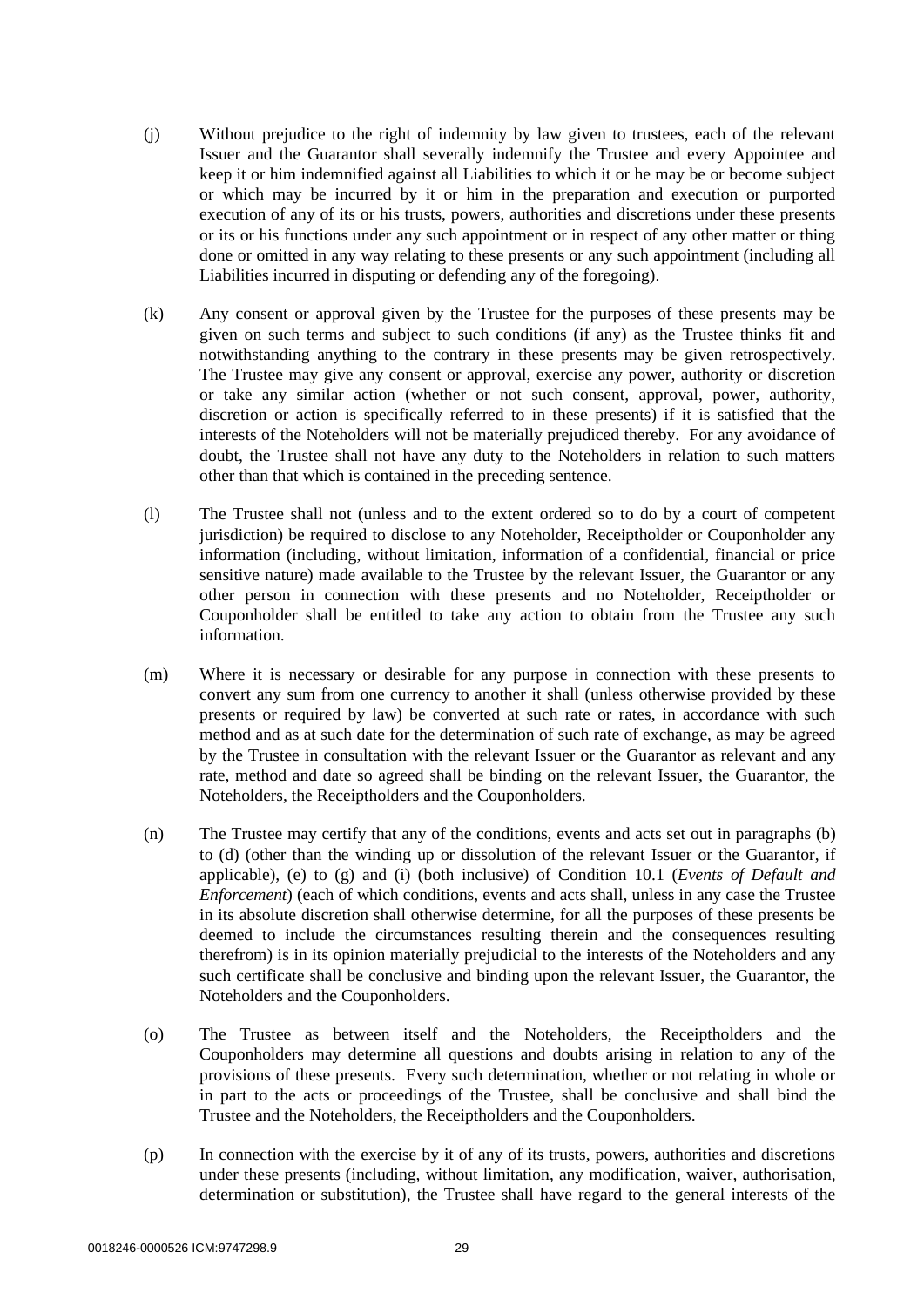(j) Without prejudice to the right of indemnity by law given to trustees, each of the relevant Issuer and the Guarantor shall severally indemnify the Trustee and every Appointee and keep it or him indemnified against all Liabilities to which it or he may be or become subject or which may be incurred by it or him in the preparation and execution or purported execution of any of its or his trusts, powers, authorities and discretions under these presents or its or his functions under any such appointment or in respect of any other matter or thing done or omitted in any way relating to these presents or any such appointment (including all Liabilities incurred in disputing or defending any of the foregoing).

(k) Any consent or approval given by the Trustee for the purposes of these presents may be given on such terms and subject to such conditions (if any) as the Trustee thinks fit and notwithstanding anything to the contrary in these presents may be given retrospectively. The Trustee may give any consent or approval, exercise any power, authority or discretion or take any similar action (whether or not such consent, approval, power, authority, discretion or action is specifically referred to in these presents) if it is satisfied that the interests of the Noteholders will not be materially prejudiced thereby. For any avoidance of doubt, the Trustee shall not have any duty to the Noteholders in relation to such matters other than that which is contained in the preceding sentence.

(l) The Trustee shall not (unless and to the extent ordered so to do by a court of competent jurisdiction) be required to disclose to any Noteholder, Receiptholder or Couponholder any information (including, without limitation, information of a confidential, financial or price sensitive nature) made available to the Trustee by the relevant Issuer, the Guarantor or any other person in connection with these presents and no Noteholder, Receiptholder or Couponholder shall be entitled to take any action to obtain from the Trustee any such information.

(m) Where it is necessary or desirable for any purpose in connection with these presents to convert any sum from one currency to another it shall (unless otherwise provided by these presents or required by law) be converted at such rate or rates, in accordance with such method and as at such date for the determination of such rate of exchange, as may be agreed by the Trustee in consultation with the relevant Issuer or the Guarantor as relevant and any rate, method and date so agreed shall be binding on the relevant Issuer, the Guarantor, the Noteholders, the Receiptholders and the Couponholders.

(n) The Trustee may certify that any of the conditions, events and acts set out in paragraphs (b) to (d) (other than the winding up or dissolution of the relevant Issuer or the Guarantor, if applicable), (e) to (g) and (i) (both inclusive) of Condition 10.1 (*Events of Default and Enforcement*) (each of which conditions, events and acts shall, unless in any case the Trustee in its absolute discretion shall otherwise determine, for all the purposes of these presents be deemed to include the circumstances resulting therein and the consequences resulting therefrom) is in its opinion materially prejudicial to the interests of the Noteholders and any such certificate shall be conclusive and binding upon the relevant Issuer, the Guarantor, the Noteholders and the Couponholders.

(o) The Trustee as between itself and the Noteholders, the Receiptholders and the Couponholders may determine all questions and doubts arising in relation to any of the provisions of these presents. Every such determination, whether or not relating in whole or in part to the acts or proceedings of the Trustee, shall be conclusive and shall bind the Trustee and the Noteholders, the Receiptholders and the Couponholders.

(p) In connection with the exercise by it of any of its trusts, powers, authorities and discretions under these presents (including, without limitation, any modification, waiver, authorisation, determination or substitution), the Trustee shall have regard to the general interests of the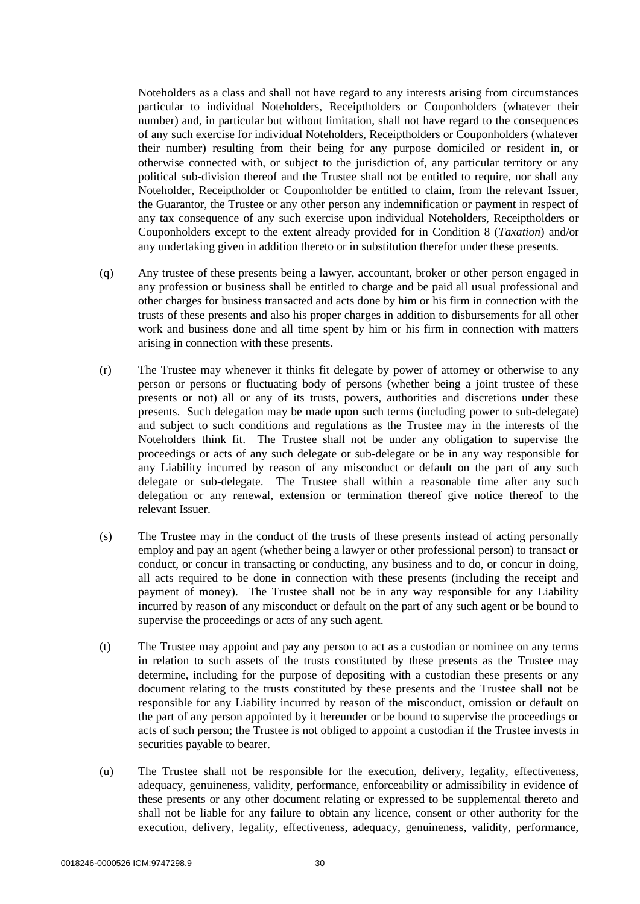Noteholders as a class and shall not have regard to any interests arising from circumstances particular to individual Noteholders, Receiptholders or Couponholders (whatever their number) and, in particular but without limitation, shall not have regard to the consequences of any such exercise for individual Noteholders, Receiptholders or Couponholders (whatever their number) resulting from their being for any purpose domiciled or resident in, or otherwise connected with, or subject to the jurisdiction of, any particular territory or any political sub-division thereof and the Trustee shall not be entitled to require, nor shall any Noteholder, Receiptholder or Couponholder be entitled to claim, from the relevant Issuer, the Guarantor, the Trustee or any other person any indemnification or payment in respect of any tax consequence of any such exercise upon individual Noteholders, Receiptholders or Couponholders except to the extent already provided for in Condition 8 (*Taxation*) and/or any undertaking given in addition thereto or in substitution therefor under these presents.

(q) Any trustee of these presents being a lawyer, accountant, broker or other person engaged in any profession or business shall be entitled to charge and be paid all usual professional and other charges for business transacted and acts done by him or his firm in connection with the trusts of these presents and also his proper charges in addition to disbursements for all other work and business done and all time spent by him or his firm in connection with matters arising in connection with these presents.

(r) The Trustee may whenever it thinks fit delegate by power of attorney or otherwise to any person or persons or fluctuating body of persons (whether being a joint trustee of these presents or not) all or any of its trusts, powers, authorities and discretions under these presents. Such delegation may be made upon such terms (including power to sub-delegate) and subject to such conditions and regulations as the Trustee may in the interests of the Noteholders think fit. The Trustee shall not be under any obligation to supervise the proceedings or acts of any such delegate or sub-delegate or be in any way responsible for any Liability incurred by reason of any misconduct or default on the part of any such delegate or sub-delegate. The Trustee shall within a reasonable time after any such delegation or any renewal, extension or termination thereof give notice thereof to the relevant Issuer.

(s) The Trustee may in the conduct of the trusts of these presents instead of acting personally employ and pay an agent (whether being a lawyer or other professional person) to transact or conduct, or concur in transacting or conducting, any business and to do, or concur in doing, all acts required to be done in connection with these presents (including the receipt and payment of money). The Trustee shall not be in any way responsible for any Liability incurred by reason of any misconduct or default on the part of any such agent or be bound to supervise the proceedings or acts of any such agent.

(t) The Trustee may appoint and pay any person to act as a custodian or nominee on any terms in relation to such assets of the trusts constituted by these presents as the Trustee may determine, including for the purpose of depositing with a custodian these presents or any document relating to the trusts constituted by these presents and the Trustee shall not be responsible for any Liability incurred by reason of the misconduct, omission or default on the part of any person appointed by it hereunder or be bound to supervise the proceedings or acts of such person; the Trustee is not obliged to appoint a custodian if the Trustee invests in securities payable to bearer.

(u) The Trustee shall not be responsible for the execution, delivery, legality, effectiveness, adequacy, genuineness, validity, performance, enforceability or admissibility in evidence of these presents or any other document relating or expressed to be supplemental thereto and shall not be liable for any failure to obtain any licence, consent or other authority for the execution, delivery, legality, effectiveness, adequacy, genuineness, validity, performance,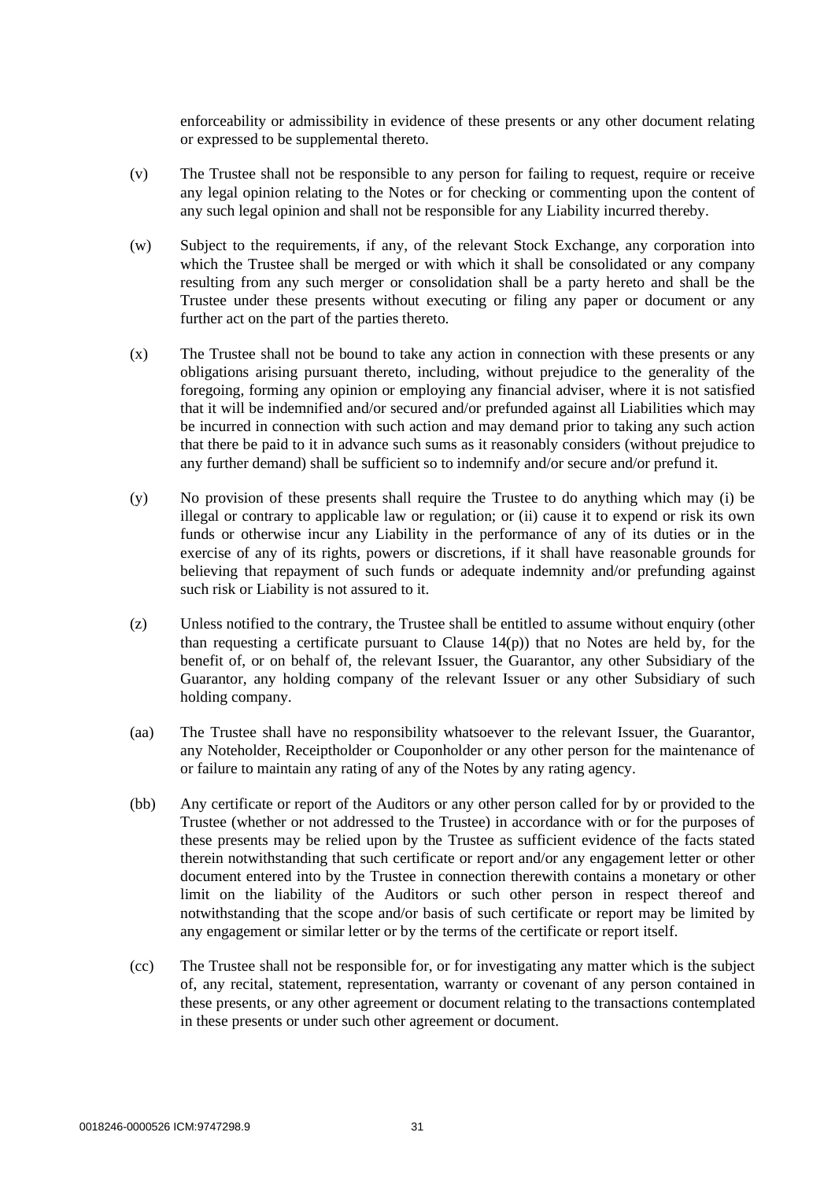enforceability or admissibility in evidence of these presents or any other document relating or expressed to be supplemental thereto.

(v) The Trustee shall not be responsible to any person for failing to request, require or receive any legal opinion relating to the Notes or for checking or commenting upon the content of any such legal opinion and shall not be responsible for any Liability incurred thereby.

(w) Subject to the requirements, if any, of the relevant Stock Exchange, any corporation into which the Trustee shall be merged or with which it shall be consolidated or any company resulting from any such merger or consolidation shall be a party hereto and shall be the Trustee under these presents without executing or filing any paper or document or any further act on the part of the parties thereto.

(x) The Trustee shall not be bound to take any action in connection with these presents or any obligations arising pursuant thereto, including, without prejudice to the generality of the foregoing, forming any opinion or employing any financial adviser, where it is not satisfied that it will be indemnified and/or secured and/or prefunded against all Liabilities which may be incurred in connection with such action and may demand prior to taking any such action that there be paid to it in advance such sums as it reasonably considers (without prejudice to any further demand) shall be sufficient so to indemnify and/or secure and/or prefund it.

(y) No provision of these presents shall require the Trustee to do anything which may (i) be illegal or contrary to applicable law or regulation; or (ii) cause it to expend or risk its own funds or otherwise incur any Liability in the performance of any of its duties or in the exercise of any of its rights, powers or discretions, if it shall have reasonable grounds for believing that repayment of such funds or adequate indemnity and/or prefunding against such risk or Liability is not assured to it.

(z) Unless notified to the contrary, the Trustee shall be entitled to assume without enquiry (other than requesting a certificate pursuant to Clause 14(p)) that no Notes are held by, for the benefit of, or on behalf of, the relevant Issuer, the Guarantor, any other Subsidiary of the Guarantor, any holding company of the relevant Issuer or any other Subsidiary of such holding company.

(aa) The Trustee shall have no responsibility whatsoever to the relevant Issuer, the Guarantor, any Noteholder, Receiptholder or Couponholder or any other person for the maintenance of or failure to maintain any rating of any of the Notes by any rating agency.

(bb) Any certificate or report of the Auditors or any other person called for by or provided to the Trustee (whether or not addressed to the Trustee) in accordance with or for the purposes of these presents may be relied upon by the Trustee as sufficient evidence of the facts stated therein notwithstanding that such certificate or report and/or any engagement letter or other document entered into by the Trustee in connection therewith contains a monetary or other limit on the liability of the Auditors or such other person in respect thereof and notwithstanding that the scope and/or basis of such certificate or report may be limited by any engagement or similar letter or by the terms of the certificate or report itself.

(cc) The Trustee shall not be responsible for, or for investigating any matter which is the subject of, any recital, statement, representation, warranty or covenant of any person contained in these presents, or any other agreement or document relating to the transactions contemplated in these presents or under such other agreement or document.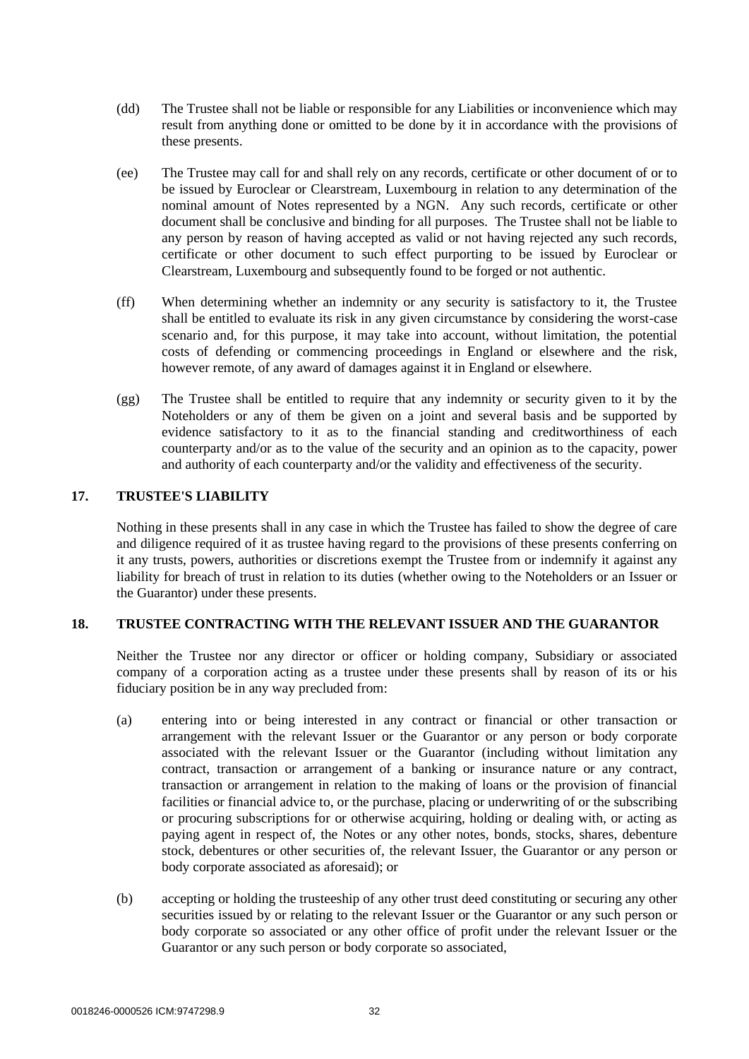(dd) The Trustee shall not be liable or responsible for any Liabilities or inconvenience which may result from anything done or omitted to be done by it in accordance with the provisions of these presents.

(ee) The Trustee may call for and shall rely on any records, certificate or other document of or to be issued by Euroclear or Clearstream, Luxembourg in relation to any determination of the nominal amount of Notes represented by a NGN. Any such records, certificate or other document shall be conclusive and binding for all purposes. The Trustee shall not be liable to any person by reason of having accepted as valid or not having rejected any such records, certificate or other document to such effect purporting to be issued by Euroclear or Clearstream, Luxembourg and subsequently found to be forged or not authentic.

(ff) When determining whether an indemnity or any security is satisfactory to it, the Trustee shall be entitled to evaluate its risk in any given circumstance by considering the worst-case scenario and, for this purpose, it may take into account, without limitation, the potential costs of defending or commencing proceedings in England or elsewhere and the risk, however remote, of any award of damages against it in England or elsewhere.

(gg) The Trustee shall be entitled to require that any indemnity or security given to it by the Noteholders or any of them be given on a joint and several basis and be supported by evidence satisfactory to it as to the financial standing and creditworthiness of each counterparty and/or as to the value of the security and an opinion as to the capacity, power and authority of each counterparty and/or the validity and effectiveness of the security.

## 17. TRUSTEE'S LIABILITY

Nothing in these presents shall in any case in which the Trustee has failed to show the degree of care and diligence required of it as trustee having regard to the provisions of these presents conferring on it any trusts, powers, authorities or discretions exempt the Trustee from or indemnify it against any liability for breach of trust in relation to its duties (whether owing to the Noteholders or an Issuer or the Guarantor) under these presents.

## 18. TRUSTEE CONTRACTING WITH THE RELEVANT ISSUER AND THE GUARANTOR

Neither the Trustee nor any director or officer or holding company, Subsidiary or associated company of a corporation acting as a trustee under these presents shall by reason of its or his fiduciary position be in any way precluded from:

(a) entering into or being interested in any contract or financial or other transaction or arrangement with the relevant Issuer or the Guarantor or any person or body corporate associated with the relevant Issuer or the Guarantor (including without limitation any contract, transaction or arrangement of a banking or insurance nature or any contract, transaction or arrangement in relation to the making of loans or the provision of financial facilities or financial advice to, or the purchase, placing or underwriting of or the subscribing or procuring subscriptions for or otherwise acquiring, holding or dealing with, or acting as paying agent in respect of, the Notes or any other notes, bonds, stocks, shares, debenture stock, debentures or other securities of, the relevant Issuer, the Guarantor or any person or body corporate associated as aforesaid); or

(b) accepting or holding the trusteeship of any other trust deed constituting or securing any other securities issued by or relating to the relevant Issuer or the Guarantor or any such person or body corporate so associated or any other office of profit under the relevant Issuer or the Guarantor or any such person or body corporate so associated,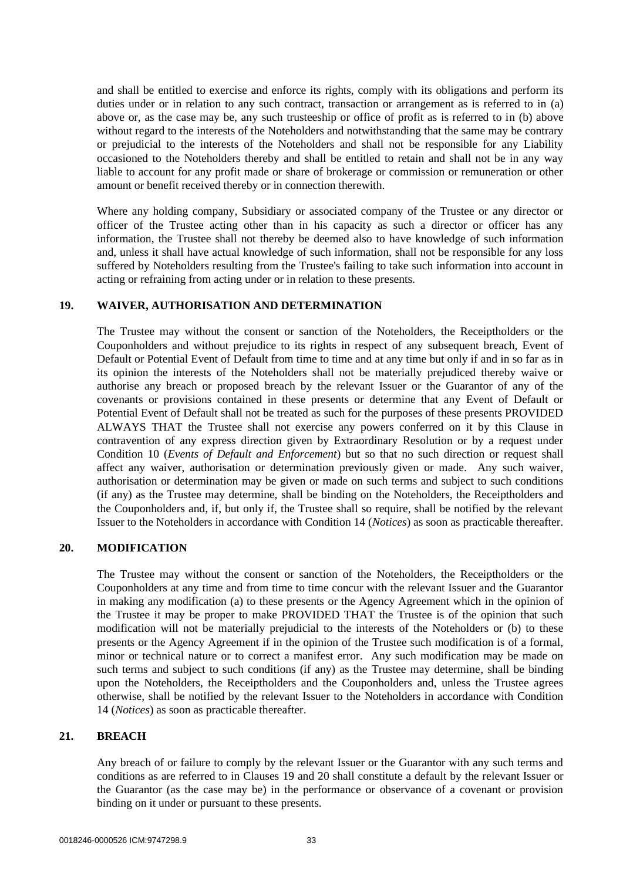and shall be entitled to exercise and enforce its rights, comply with its obligations and perform its duties under or in relation to any such contract, transaction or arrangement as is referred to in (a) above or, as the case may be, any such trusteeship or office of profit as is referred to in (b) above without regard to the interests of the Noteholders and notwithstanding that the same may be contrary or prejudicial to the interests of the Noteholders and shall not be responsible for any Liability occasioned to the Noteholders thereby and shall be entitled to retain and shall not be in any way liable to account for any profit made or share of brokerage or commission or remuneration or other amount or benefit received thereby or in connection therewith.

Where any holding company, Subsidiary or associated company of the Trustee or any director or officer of the Trustee acting other than in his capacity as such a director or officer has any information, the Trustee shall not thereby be deemed also to have knowledge of such information and, unless it shall have actual knowledge of such information, shall not be responsible for any loss suffered by Noteholders resulting from the Trustee's failing to take such information into account in acting or refraining from acting under or in relation to these presents.

## 19. WAIVER, AUTHORISATION AND DETERMINATION

The Trustee may without the consent or sanction of the Noteholders, the Receiptholders or the Couponholders and without prejudice to its rights in respect of any subsequent breach, Event of Default or Potential Event of Default from time to time and at any time but only if and in so far as in its opinion the interests of the Noteholders shall not be materially prejudiced thereby waive or authorise any breach or proposed breach by the relevant Issuer or the Guarantor of any of the covenants or provisions contained in these presents or determine that any Event of Default or Potential Event of Default shall not be treated as such for the purposes of these presents PROVIDED ALWAYS THAT the Trustee shall not exercise any powers conferred on it by this Clause in contravention of any express direction given by Extraordinary Resolution or by a request under Condition 10 (*Events of Default and Enforcement*) but so that no such direction or request shall affect any waiver, authorisation or determination previously given or made. Any such waiver, authorisation or determination may be given or made on such terms and subject to such conditions (if any) as the Trustee may determine, shall be binding on the Noteholders, the Receiptholders and the Couponholders and, if, but only if, the Trustee shall so require, shall be notified by the relevant Issuer to the Noteholders in accordance with Condition 14 (*Notices*) as soon as practicable thereafter.

## 20. MODIFICATION

The Trustee may without the consent or sanction of the Noteholders, the Receiptholders or the Couponholders at any time and from time to time concur with the relevant Issuer and the Guarantor in making any modification (a) to these presents or the Agency Agreement which in the opinion of the Trustee it may be proper to make PROVIDED THAT the Trustee is of the opinion that such modification will not be materially prejudicial to the interests of the Noteholders or (b) to these presents or the Agency Agreement if in the opinion of the Trustee such modification is of a formal, minor or technical nature or to correct a manifest error. Any such modification may be made on such terms and subject to such conditions (if any) as the Trustee may determine, shall be binding upon the Noteholders, the Receiptholders and the Couponholders and, unless the Trustee agrees otherwise, shall be notified by the relevant Issuer to the Noteholders in accordance with Condition 14 (*Notices*) as soon as practicable thereafter.

## 21. BREACH

Any breach of or failure to comply by the relevant Issuer or the Guarantor with any such terms and conditions as are referred to in Clauses 19 and 20 shall constitute a default by the relevant Issuer or the Guarantor (as the case may be) in the performance or observance of a covenant or provision binding on it under or pursuant to these presents.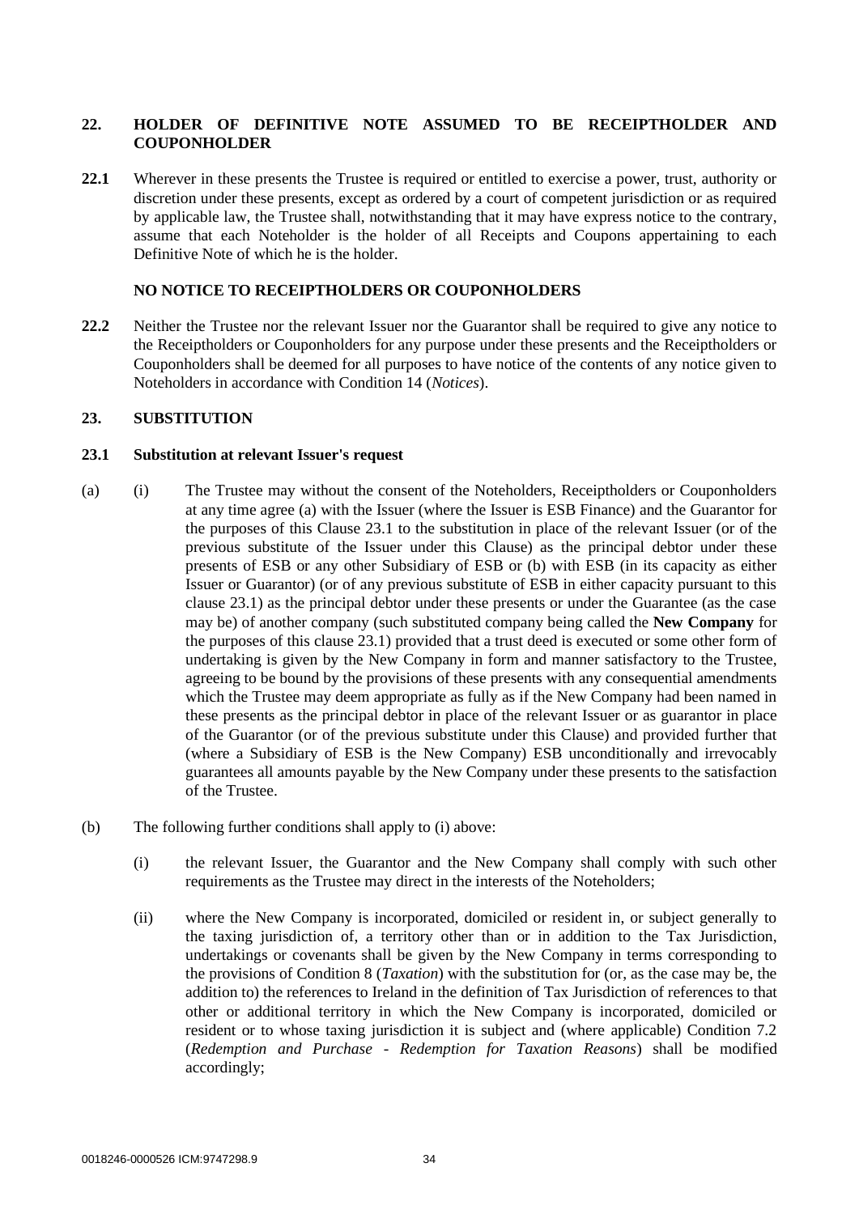## 22. HOLDER OF DEFINITIVE NOTE ASSUMED TO BE RECEIPTHOLDER AND COUPONHOLDER

**22.1** Wherever in these presents the Trustee is required or entitled to exercise a power, trust, authority or discretion under these presents, except as ordered by a court of competent jurisdiction or as required by applicable law, the Trustee shall, notwithstanding that it may have express notice to the contrary, assume that each Noteholder is the holder of all Receipts and Coupons appertaining to each Definitive Note of which he is the holder.

### NO NOTICE TO RECEIPTHOLDERS OR COUPONHOLDERS

**22.2** Neither the Trustee nor the relevant Issuer nor the Guarantor shall be required to give any notice to the Receiptholders or Couponholders for any purpose under these presents and the Receiptholders or Couponholders shall be deemed for all purposes to have notice of the contents of any notice given to Noteholders in accordance with Condition 14 (*Notices*).

## 23. SUBSTITUTION

### 23.1 Substitution at relevant Issuer's request

(a) (i) The Trustee may without the consent of the Noteholders, Receiptholders or Couponholders at any time agree (a) with the Issuer (where the Issuer is ESB Finance) and the Guarantor for the purposes of this Clause 23.1 to the substitution in place of the relevant Issuer (or of the previous substitute of the Issuer under this Clause) as the principal debtor under these presents of ESB or any other Subsidiary of ESB or (b) with ESB (in its capacity as either Issuer or Guarantor) (or of any previous substitute of ESB in either capacity pursuant to this clause 23.1) as the principal debtor under these presents or under the Guarantee (as the case may be) of another company (such substituted company being called the **New Company** for the purposes of this clause 23.1) provided that a trust deed is executed or some other form of undertaking is given by the New Company in form and manner satisfactory to the Trustee, agreeing to be bound by the provisions of these presents with any consequential amendments which the Trustee may deem appropriate as fully as if the New Company had been named in these presents as the principal debtor in place of the relevant Issuer or as guarantor in place of the Guarantor (or of the previous substitute under this Clause) and provided further that (where a Subsidiary of ESB is the New Company) ESB unconditionally and irrevocably guarantees all amounts payable by the New Company under these presents to the satisfaction of the Trustee.

(b) The following further conditions shall apply to (i) above:

(i) the relevant Issuer, the Guarantor and the New Company shall comply with such other requirements as the Trustee may direct in the interests of the Noteholders;

(ii) where the New Company is incorporated, domiciled or resident in, or subject generally to the taxing jurisdiction of, a territory other than or in addition to the Tax Jurisdiction, undertakings or covenants shall be given by the New Company in terms corresponding to the provisions of Condition 8 (*Taxation*) with the substitution for (or, as the case may be, the addition to) the references to Ireland in the definition of Tax Jurisdiction of references to that other or additional territory in which the New Company is incorporated, domiciled or resident or to whose taxing jurisdiction it is subject and (where applicable) Condition 7.2 (*Redemption and Purchase - Redemption for Taxation Reasons*) shall be modified accordingly;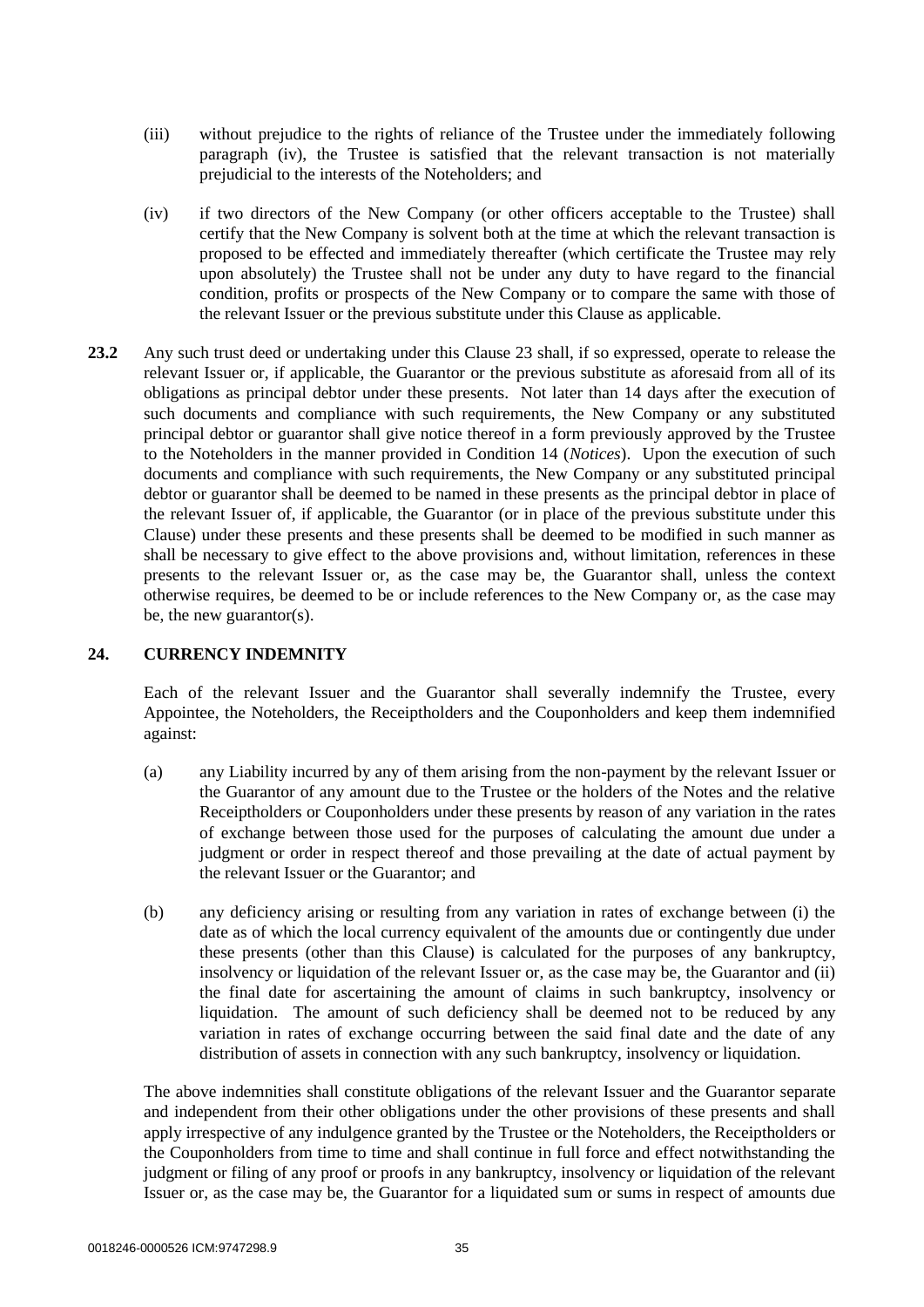(iii) without prejudice to the rights of reliance of the Trustee under the immediately following paragraph (iv), the Trustee is satisfied that the relevant transaction is not materially prejudicial to the interests of the Noteholders; and

(iv) if two directors of the New Company (or other officers acceptable to the Trustee) shall certify that the New Company is solvent both at the time at which the relevant transaction is proposed to be effected and immediately thereafter (which certificate the Trustee may rely upon absolutely) the Trustee shall not be under any duty to have regard to the financial condition, profits or prospects of the New Company or to compare the same with those of the relevant Issuer or the previous substitute under this Clause as applicable.

**23.2** Any such trust deed or undertaking under this Clause 23 shall, if so expressed, operate to release the relevant Issuer or, if applicable, the Guarantor or the previous substitute as aforesaid from all of its obligations as principal debtor under these presents. Not later than 14 days after the execution of such documents and compliance with such requirements, the New Company or any substituted principal debtor or guarantor shall give notice thereof in a form previously approved by the Trustee to the Noteholders in the manner provided in Condition 14 (*Notices*). Upon the execution of such documents and compliance with such requirements, the New Company or any substituted principal debtor or guarantor shall be deemed to be named in these presents as the principal debtor in place of the relevant Issuer of, if applicable, the Guarantor (or in place of the previous substitute under this Clause) under these presents and these presents shall be deemed to be modified in such manner as shall be necessary to give effect to the above provisions and, without limitation, references in these presents to the relevant Issuer or, as the case may be, the Guarantor shall, unless the context otherwise requires, be deemed to be or include references to the New Company or, as the case may be, the new guarantor(s).

## 24. CURRENCY INDEMNITY

Each of the relevant Issuer and the Guarantor shall severally indemnify the Trustee, every Appointee, the Noteholders, the Receiptholders and the Couponholders and keep them indemnified against:

(a) any Liability incurred by any of them arising from the non-payment by the relevant Issuer or the Guarantor of any amount due to the Trustee or the holders of the Notes and the relative Receiptholders or Couponholders under these presents by reason of any variation in the rates of exchange between those used for the purposes of calculating the amount due under a judgment or order in respect thereof and those prevailing at the date of actual payment by the relevant Issuer or the Guarantor; and

(b) any deficiency arising or resulting from any variation in rates of exchange between (i) the date as of which the local currency equivalent of the amounts due or contingently due under these presents (other than this Clause) is calculated for the purposes of any bankruptcy, insolvency or liquidation of the relevant Issuer or, as the case may be, the Guarantor and (ii) the final date for ascertaining the amount of claims in such bankruptcy, insolvency or liquidation. The amount of such deficiency shall be deemed not to be reduced by any variation in rates of exchange occurring between the said final date and the date of any distribution of assets in connection with any such bankruptcy, insolvency or liquidation.

The above indemnities shall constitute obligations of the relevant Issuer and the Guarantor separate and independent from their other obligations under the other provisions of these presents and shall apply irrespective of any indulgence granted by the Trustee or the Noteholders, the Receiptholders or the Couponholders from time to time and shall continue in full force and effect notwithstanding the judgment or filing of any proof or proofs in any bankruptcy, insolvency or liquidation of the relevant Issuer or, as the case may be, the Guarantor for a liquidated sum or sums in respect of amounts due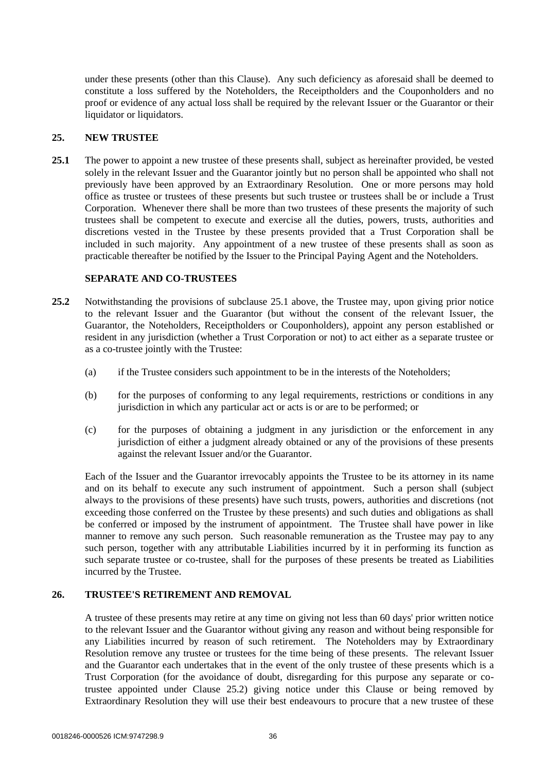under these presents (other than this Clause). Any such deficiency as aforesaid shall be deemed to constitute a loss suffered by the Noteholders, the Receiptholders and the Couponholders and no proof or evidence of any actual loss shall be required by the relevant Issuer or the Guarantor or their liquidator or liquidators.

## 25. NEW TRUSTEE

**25.1** The power to appoint a new trustee of these presents shall, subject as hereinafter provided, be vested solely in the relevant Issuer and the Guarantor jointly but no person shall be appointed who shall not previously have been approved by an Extraordinary Resolution. One or more persons may hold office as trustee or trustees of these presents but such trustee or trustees shall be or include a Trust Corporation. Whenever there shall be more than two trustees of these presents the majority of such trustees shall be competent to execute and exercise all the duties, powers, trusts, authorities and discretions vested in the Trustee by these presents provided that a Trust Corporation shall be included in such majority. Any appointment of a new trustee of these presents shall as soon as practicable thereafter be notified by the Issuer to the Principal Paying Agent and the Noteholders.

### SEPARATE AND CO-TRUSTEES

**25.2** Notwithstanding the provisions of subclause 25.1 above, the Trustee may, upon giving prior notice to the relevant Issuer and the Guarantor (but without the consent of the relevant Issuer, the Guarantor, the Noteholders, Receiptholders or Couponholders), appoint any person established or resident in any jurisdiction (whether a Trust Corporation or not) to act either as a separate trustee or as a co-trustee jointly with the Trustee:

(a) if the Trustee considers such appointment to be in the interests of the Noteholders;

(b) for the purposes of conforming to any legal requirements, restrictions or conditions in any jurisdiction in which any particular act or acts is or are to be performed; or

(c) for the purposes of obtaining a judgment in any jurisdiction or the enforcement in any jurisdiction of either a judgment already obtained or any of the provisions of these presents against the relevant Issuer and/or the Guarantor.

Each of the Issuer and the Guarantor irrevocably appoints the Trustee to be its attorney in its name and on its behalf to execute any such instrument of appointment. Such a person shall (subject always to the provisions of these presents) have such trusts, powers, authorities and discretions (not exceeding those conferred on the Trustee by these presents) and such duties and obligations as shall be conferred or imposed by the instrument of appointment. The Trustee shall have power in like manner to remove any such person. Such reasonable remuneration as the Trustee may pay to any such person, together with any attributable Liabilities incurred by it in performing its function as such separate trustee or co-trustee, shall for the purposes of these presents be treated as Liabilities incurred by the Trustee.

## 26. TRUSTEE'S RETIREMENT AND REMOVAL

A trustee of these presents may retire at any time on giving not less than 60 days' prior written notice to the relevant Issuer and the Guarantor without giving any reason and without being responsible for any Liabilities incurred by reason of such retirement. The Noteholders may by Extraordinary Resolution remove any trustee or trustees for the time being of these presents. The relevant Issuer and the Guarantor each undertakes that in the event of the only trustee of these presents which is a Trust Corporation (for the avoidance of doubt, disregarding for this purpose any separate or co-trustee appointed under Clause 25.2) giving notice under this Clause or being removed by Extraordinary Resolution they will use their best endeavours to procure that a new trustee of these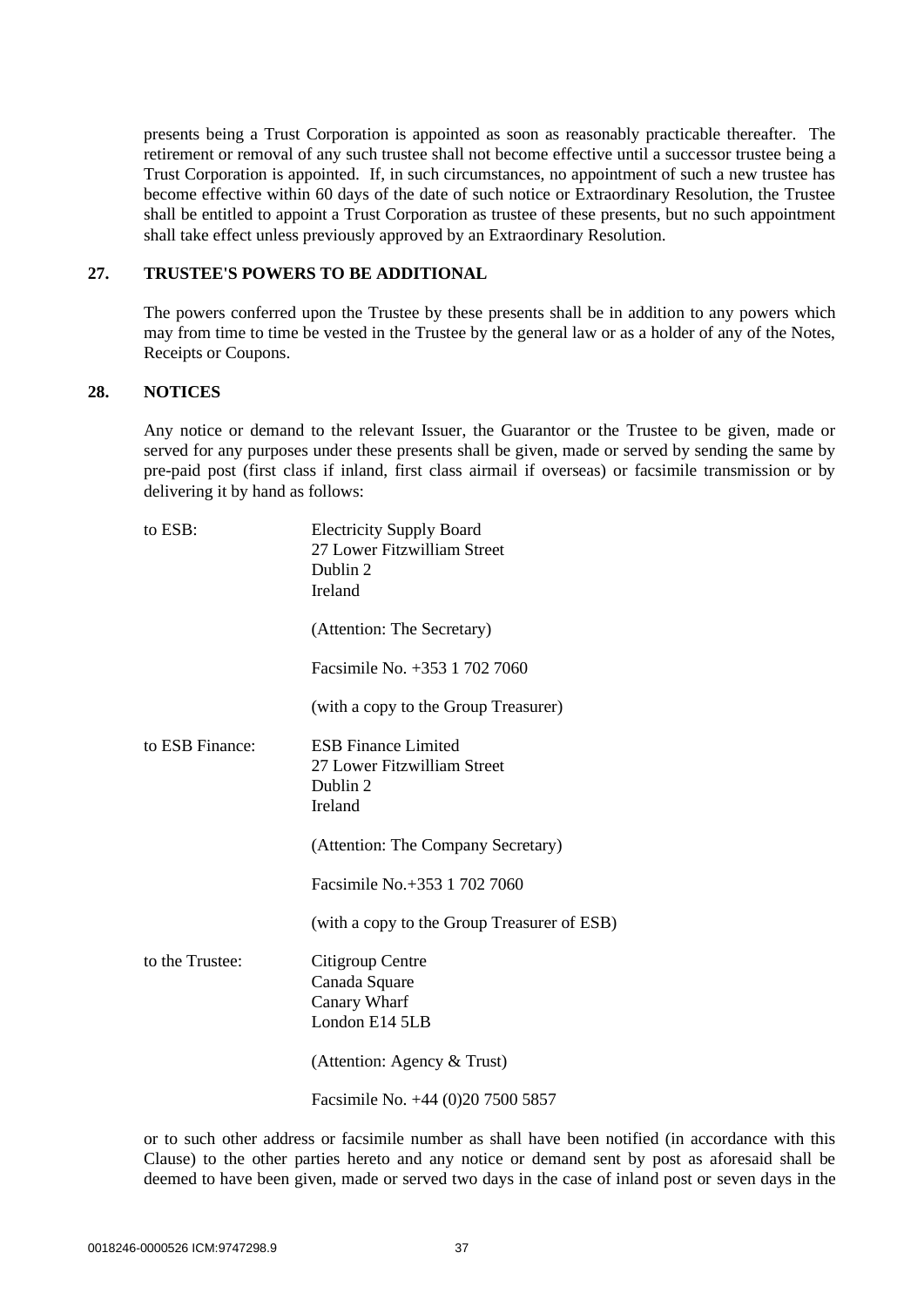presents being a Trust Corporation is appointed as soon as reasonably practicable thereafter. The retirement or removal of any such trustee shall not become effective until a successor trustee being a Trust Corporation is appointed. If, in such circumstances, no appointment of such a new trustee has become effective within 60 days of the date of such notice or Extraordinary Resolution, the Trustee shall be entitled to appoint a Trust Corporation as trustee of these presents, but no such appointment shall take effect unless previously approved by an Extraordinary Resolution.

## 27. TRUSTEE'S POWERS TO BE ADDITIONAL

The powers conferred upon the Trustee by these presents shall be in addition to any powers which may from time to time be vested in the Trustee by the general law or as a holder of any of the Notes, Receipts or Coupons.

## 28. NOTICES

Any notice or demand to the relevant Issuer, the Guarantor or the Trustee to be given, made or served for any purposes under these presents shall be given, made or served by sending the same by pre-paid post (first class if inland, first class airmail if overseas) or facsimile transmission or by delivering it by hand as follows:

to ESB:

Electricity Supply Board
27 Lower Fitzwilliam Street
Dublin 2
Ireland

(Attention: The Secretary)

Facsimile No. +353 1 702 7060

(with a copy to the Group Treasurer)

to ESB Finance:

ESB Finance Limited
27 Lower Fitzwilliam Street
Dublin 2
Ireland

(Attention: The Company Secretary)

Facsimile No.+353 1 702 7060

(with a copy to the Group Treasurer of ESB)

to the Trustee:

Citigroup Centre
Canada Square
Canary Wharf
London E14 5LB

(Attention: Agency & Trust)

Facsimile No. +44 (0)20 7500 5857

or to such other address or facsimile number as shall have been notified (in accordance with this Clause) to the other parties hereto and any notice or demand sent by post as aforesaid shall be deemed to have been given, made or served two days in the case of inland post or seven days in the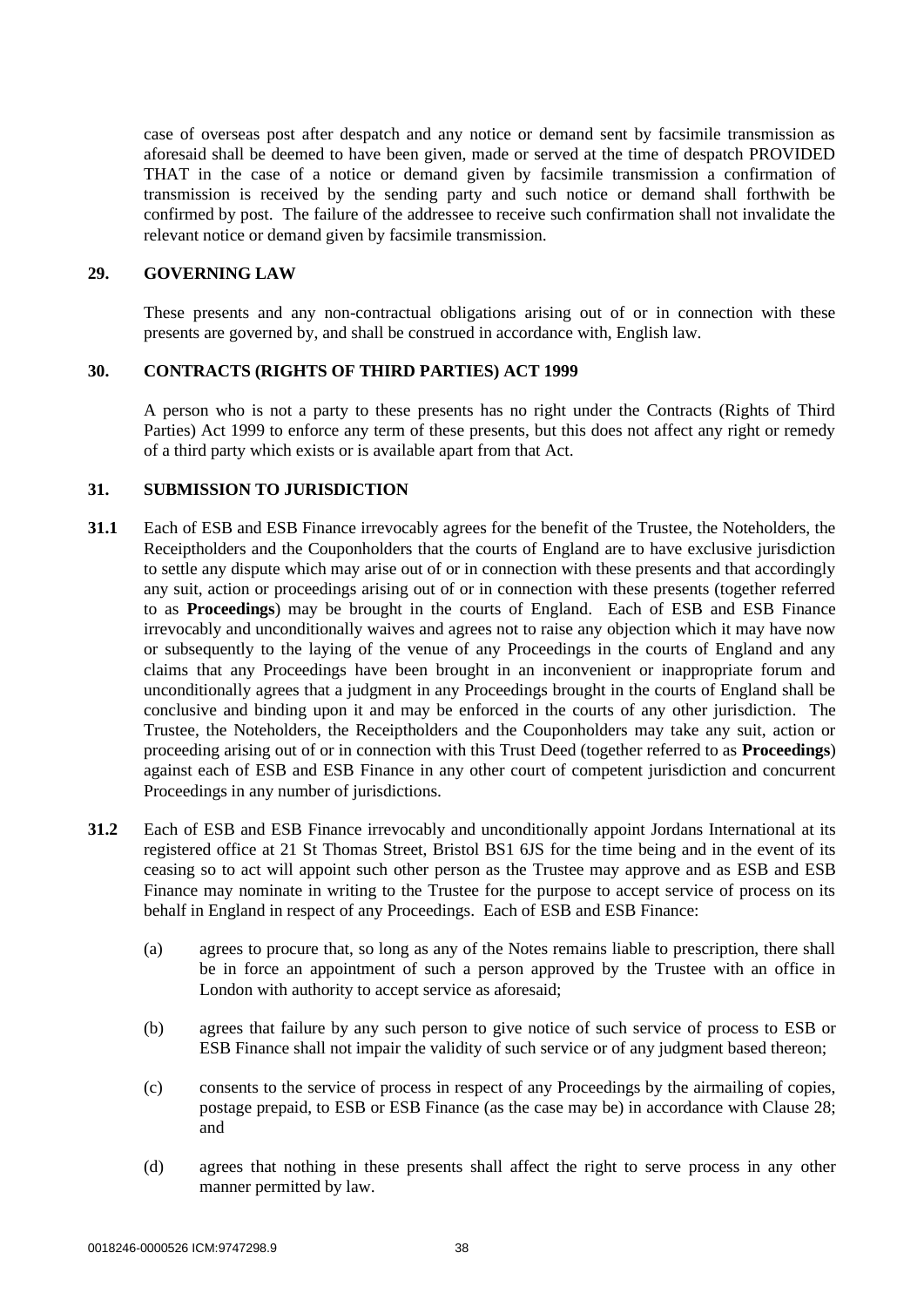case of overseas post after despatch and any notice or demand sent by facsimile transmission as aforesaid shall be deemed to have been given, made or served at the time of despatch PROVIDED THAT in the case of a notice or demand given by facsimile transmission a confirmation of transmission is received by the sending party and such notice or demand shall forthwith be confirmed by post. The failure of the addressee to receive such confirmation shall not invalidate the relevant notice or demand given by facsimile transmission.

## 29. GOVERNING LAW

These presents and any non-contractual obligations arising out of or in connection with these presents are governed by, and shall be construed in accordance with, English law.

## 30. CONTRACTS (RIGHTS OF THIRD PARTIES) ACT 1999

A person who is not a party to these presents has no right under the Contracts (Rights of Third Parties) Act 1999 to enforce any term of these presents, but this does not affect any right or remedy of a third party which exists or is available apart from that Act.

## 31. SUBMISSION TO JURISDICTION

**31.1** Each of ESB and ESB Finance irrevocably agrees for the benefit of the Trustee, the Noteholders, the Receiptholders and the Couponholders that the courts of England are to have exclusive jurisdiction to settle any dispute which may arise out of or in connection with these presents and that accordingly any suit, action or proceedings arising out of or in connection with these presents (together referred to as **Proceedings**) may be brought in the courts of England. Each of ESB and ESB Finance irrevocably and unconditionally waives and agrees not to raise any objection which it may have now or subsequently to the laying of the venue of any Proceedings in the courts of England and any claims that any Proceedings have been brought in an inconvenient or inappropriate forum and unconditionally agrees that a judgment in any Proceedings brought in the courts of England shall be conclusive and binding upon it and may be enforced in the courts of any other jurisdiction. The Trustee, the Noteholders, the Receiptholders and the Couponholders may take any suit, action or proceeding arising out of or in connection with this Trust Deed (together referred to as **Proceedings**) against each of ESB and ESB Finance in any other court of competent jurisdiction and concurrent Proceedings in any number of jurisdictions.

**31.2** Each of ESB and ESB Finance irrevocably and unconditionally appoint Jordans International at its registered office at 21 St Thomas Street, Bristol BS1 6JS for the time being and in the event of its ceasing so to act will appoint such other person as the Trustee may approve and as ESB and ESB Finance may nominate in writing to the Trustee for the purpose to accept service of process on its behalf in England in respect of any Proceedings. Each of ESB and ESB Finance:

(a) agrees to procure that, so long as any of the Notes remains liable to prescription, there shall be in force an appointment of such a person approved by the Trustee with an office in London with authority to accept service as aforesaid;

(b) agrees that failure by any such person to give notice of such service of process to ESB or ESB Finance shall not impair the validity of such service or of any judgment based thereon;

(c) consents to the service of process in respect of any Proceedings by the airmailing of copies, postage prepaid, to ESB or ESB Finance (as the case may be) in accordance with Clause 28; and

(d) agrees that nothing in these presents shall affect the right to serve process in any other manner permitted by law.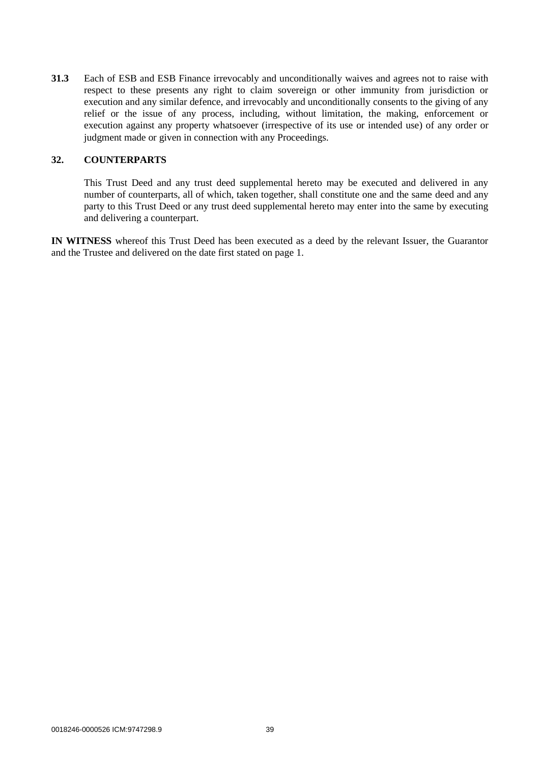**31.3** Each of ESB and ESB Finance irrevocably and unconditionally waives and agrees not to raise with respect to these presents any right to claim sovereign or other immunity from jurisdiction or execution and any similar defence, and irrevocably and unconditionally consents to the giving of any relief or the issue of any process, including, without limitation, the making, enforcement or execution against any property whatsoever (irrespective of its use or intended use) of any order or judgment made or given in connection with any Proceedings.

## 32. COUNTERPARTS

This Trust Deed and any trust deed supplemental hereto may be executed and delivered in any number of counterparts, all of which, taken together, shall constitute one and the same deed and any party to this Trust Deed or any trust deed supplemental hereto may enter into the same by executing and delivering a counterpart.

**IN WITNESS** whereof this Trust Deed has been executed as a deed by the relevant Issuer, the Guarantor and the Trustee and delivered on the date first stated on page 1.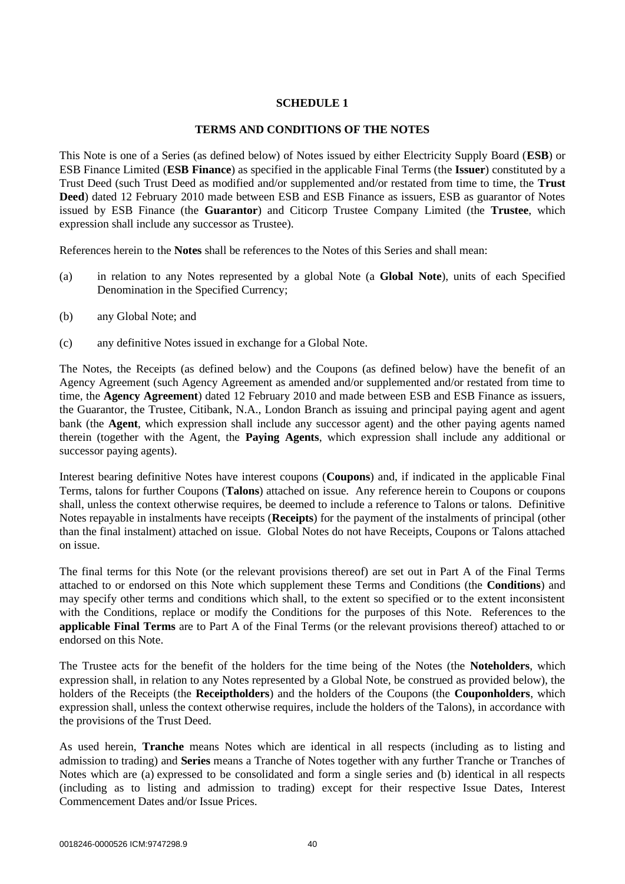# SCHEDULE 1

## TERMS AND CONDITIONS OF THE NOTES

This Note is one of a Series (as defined below) of Notes issued by either Electricity Supply Board (**ESB**) or ESB Finance Limited (**ESB Finance**) as specified in the applicable Final Terms (the **Issuer**) constituted by a Trust Deed (such Trust Deed as modified and/or supplemented and/or restated from time to time, the **Trust Deed**) dated 12 February 2010 made between ESB and ESB Finance as issuers, ESB as guarantor of Notes issued by ESB Finance (the **Guarantor**) and Citicorp Trustee Company Limited (the **Trustee**, which expression shall include any successor as Trustee).

References herein to the **Notes** shall be references to the Notes of this Series and shall mean:

(a) in relation to any Notes represented by a global Note (a **Global Note**), units of each Specified Denomination in the Specified Currency;

(b) any Global Note; and

(c) any definitive Notes issued in exchange for a Global Note.

The Notes, the Receipts (as defined below) and the Coupons (as defined below) have the benefit of an Agency Agreement (such Agency Agreement as amended and/or supplemented and/or restated from time to time, the **Agency Agreement**) dated 12 February 2010 and made between ESB and ESB Finance as issuers, the Guarantor, the Trustee, Citibank, N.A., London Branch as issuing and principal paying agent and agent bank (the **Agent**, which expression shall include any successor agent) and the other paying agents named therein (together with the Agent, the **Paying Agents**, which expression shall include any additional or successor paying agents).

Interest bearing definitive Notes have interest coupons (**Coupons**) and, if indicated in the applicable Final Terms, talons for further Coupons (**Talons**) attached on issue. Any reference herein to Coupons or coupons shall, unless the context otherwise requires, be deemed to include a reference to Talons or talons. Definitive Notes repayable in instalments have receipts (**Receipts**) for the payment of the instalments of principal (other than the final instalment) attached on issue. Global Notes do not have Receipts, Coupons or Talons attached on issue.

The final terms for this Note (or the relevant provisions thereof) are set out in Part A of the Final Terms attached to or endorsed on this Note which supplement these Terms and Conditions (the **Conditions**) and may specify other terms and conditions which shall, to the extent so specified or to the extent inconsistent with the Conditions, replace or modify the Conditions for the purposes of this Note. References to the **applicable Final Terms** are to Part A of the Final Terms (or the relevant provisions thereof) attached to or endorsed on this Note.

The Trustee acts for the benefit of the holders for the time being of the Notes (the **Noteholders**, which expression shall, in relation to any Notes represented by a Global Note, be construed as provided below), the holders of the Receipts (the **Receiptholders**) and the holders of the Coupons (the **Couponholders**, which expression shall, unless the context otherwise requires, include the holders of the Talons), in accordance with the provisions of the Trust Deed.

As used herein, **Tranche** means Notes which are identical in all respects (including as to listing and admission to trading) and **Series** means a Tranche of Notes together with any further Tranche or Tranches of Notes which are (a) expressed to be consolidated and form a single series and (b) identical in all respects (including as to listing and admission to trading) except for their respective Issue Dates, Interest Commencement Dates and/or Issue Prices.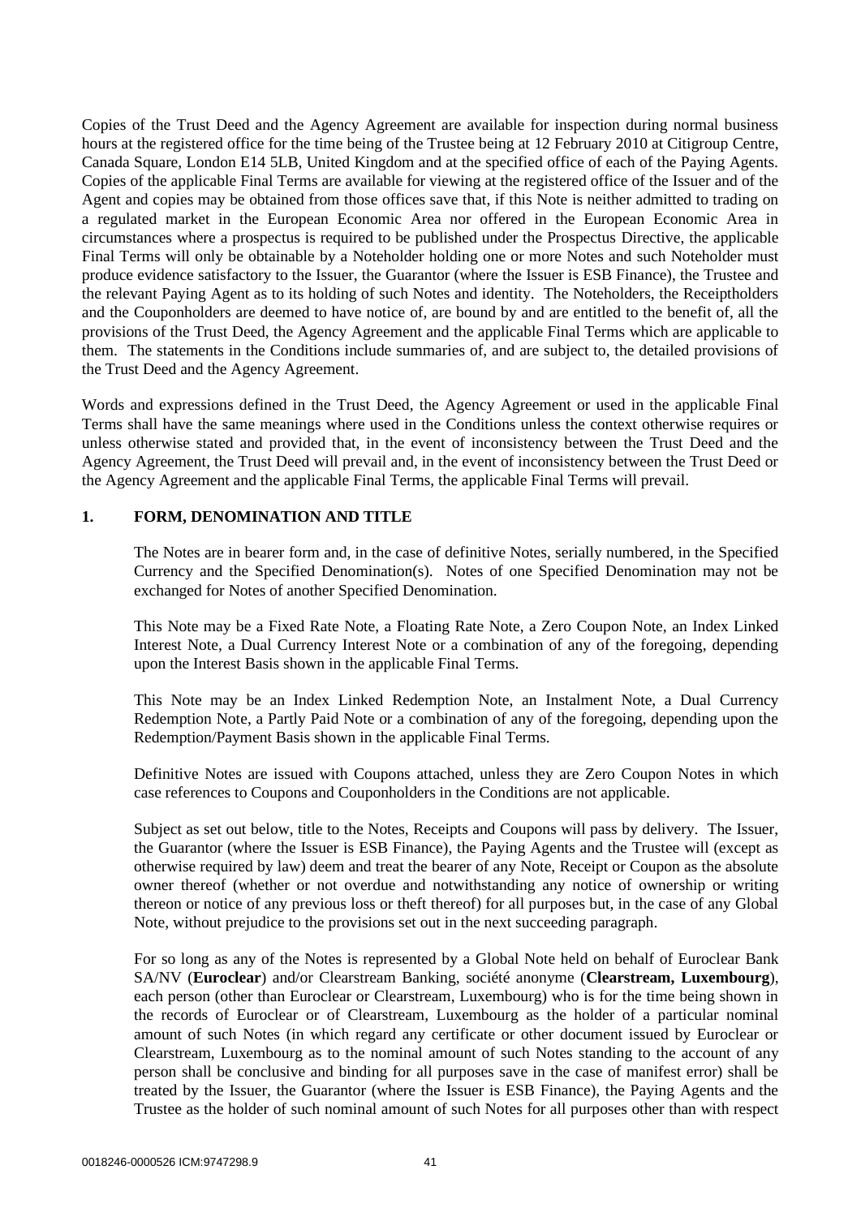Copies of the Trust Deed and the Agency Agreement are available for inspection during normal business hours at the registered office for the time being of the Trustee being at 12 February 2010 at Citigroup Centre, Canada Square, London E14 5LB, United Kingdom and at the specified office of each of the Paying Agents. Copies of the applicable Final Terms are available for viewing at the registered office of the Issuer and of the Agent and copies may be obtained from those offices save that, if this Note is neither admitted to trading on a regulated market in the European Economic Area nor offered in the European Economic Area in circumstances where a prospectus is required to be published under the Prospectus Directive, the applicable Final Terms will only be obtainable by a Noteholder holding one or more Notes and such Noteholder must produce evidence satisfactory to the Issuer, the Guarantor (where the Issuer is ESB Finance), the Trustee and the relevant Paying Agent as to its holding of such Notes and identity. The Noteholders, the Receiptholders and the Couponholders are deemed to have notice of, are bound by and are entitled to the benefit of, all the provisions of the Trust Deed, the Agency Agreement and the applicable Final Terms which are applicable to them. The statements in the Conditions include summaries of, and are subject to, the detailed provisions of the Trust Deed and the Agency Agreement.

Words and expressions defined in the Trust Deed, the Agency Agreement or used in the applicable Final Terms shall have the same meanings where used in the Conditions unless the context otherwise requires or unless otherwise stated and provided that, in the event of inconsistency between the Trust Deed and the Agency Agreement, the Trust Deed will prevail and, in the event of inconsistency between the Trust Deed or the Agency Agreement and the applicable Final Terms, the applicable Final Terms will prevail.

## 1. FORM, DENOMINATION AND TITLE

The Notes are in bearer form and, in the case of definitive Notes, serially numbered, in the Specified Currency and the Specified Denomination(s). Notes of one Specified Denomination may not be exchanged for Notes of another Specified Denomination.

This Note may be a Fixed Rate Note, a Floating Rate Note, a Zero Coupon Note, an Index Linked Interest Note, a Dual Currency Interest Note or a combination of any of the foregoing, depending upon the Interest Basis shown in the applicable Final Terms.

This Note may be an Index Linked Redemption Note, an Instalment Note, a Dual Currency Redemption Note, a Partly Paid Note or a combination of any of the foregoing, depending upon the Redemption/Payment Basis shown in the applicable Final Terms.

Definitive Notes are issued with Coupons attached, unless they are Zero Coupon Notes in which case references to Coupons and Couponholders in the Conditions are not applicable.

Subject as set out below, title to the Notes, Receipts and Coupons will pass by delivery. The Issuer, the Guarantor (where the Issuer is ESB Finance), the Paying Agents and the Trustee will (except as otherwise required by law) deem and treat the bearer of any Note, Receipt or Coupon as the absolute owner thereof (whether or not overdue and notwithstanding any notice of ownership or writing thereon or notice of any previous loss or theft thereof) for all purposes but, in the case of any Global Note, without prejudice to the provisions set out in the next succeeding paragraph.

For so long as any of the Notes is represented by a Global Note held on behalf of Euroclear Bank SA/NV (**Euroclear**) and/or Clearstream Banking, société anonyme (**Clearstream, Luxembourg**), each person (other than Euroclear or Clearstream, Luxembourg) who is for the time being shown in the records of Euroclear or of Clearstream, Luxembourg as the holder of a particular nominal amount of such Notes (in which regard any certificate or other document issued by Euroclear or Clearstream, Luxembourg as to the nominal amount of such Notes standing to the account of any person shall be conclusive and binding for all purposes save in the case of manifest error) shall be treated by the Issuer, the Guarantor (where the Issuer is ESB Finance), the Paying Agents and the Trustee as the holder of such nominal amount of such Notes for all purposes other than with respect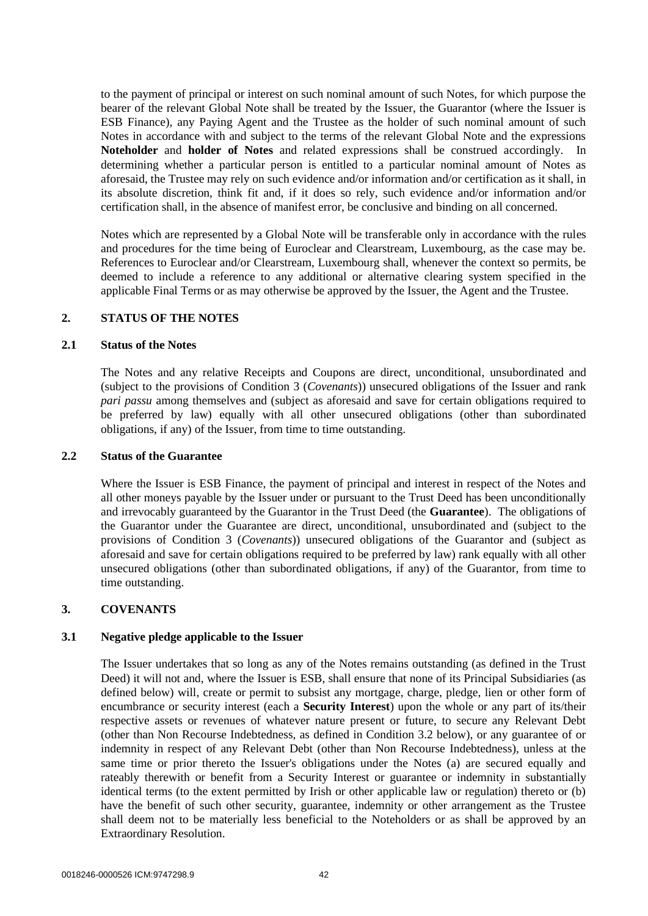to the payment of principal or interest on such nominal amount of such Notes, for which purpose the bearer of the relevant Global Note shall be treated by the Issuer, the Guarantor (where the Issuer is ESB Finance), any Paying Agent and the Trustee as the holder of such nominal amount of such Notes in accordance with and subject to the terms of the relevant Global Note and the expressions **Noteholder** and **holder of Notes** and related expressions shall be construed accordingly. In determining whether a particular person is entitled to a particular nominal amount of Notes as aforesaid, the Trustee may rely on such evidence and/or information and/or certification as it shall, in its absolute discretion, think fit and, if it does so rely, such evidence and/or information and/or certification shall, in the absence of manifest error, be conclusive and binding on all concerned.

Notes which are represented by a Global Note will be transferable only in accordance with the rules and procedures for the time being of Euroclear and Clearstream, Luxembourg, as the case may be. References to Euroclear and/or Clearstream, Luxembourg shall, whenever the context so permits, be deemed to include a reference to any additional or alternative clearing system specified in the applicable Final Terms or as may otherwise be approved by the Issuer, the Agent and the Trustee.

## 2. STATUS OF THE NOTES

### 2.1 Status of the Notes

The Notes and any relative Receipts and Coupons are direct, unconditional, unsubordinated and (subject to the provisions of Condition 3 (*Covenants*)) unsecured obligations of the Issuer and rank *pari passu* among themselves and (subject as aforesaid and save for certain obligations required to be preferred by law) equally with all other unsecured obligations (other than subordinated obligations, if any) of the Issuer, from time to time outstanding.

### 2.2 Status of the Guarantee

Where the Issuer is ESB Finance, the payment of principal and interest in respect of the Notes and all other moneys payable by the Issuer under or pursuant to the Trust Deed has been unconditionally and irrevocably guaranteed by the Guarantor in the Trust Deed (the **Guarantee**). The obligations of the Guarantor under the Guarantee are direct, unconditional, unsubordinated and (subject to the provisions of Condition 3 (*Covenants*)) unsecured obligations of the Guarantor and (subject as aforesaid and save for certain obligations required to be preferred by law) rank equally with all other unsecured obligations (other than subordinated obligations, if any) of the Guarantor, from time to time outstanding.

## 3. COVENANTS

### 3.1 Negative pledge applicable to the Issuer

The Issuer undertakes that so long as any of the Notes remains outstanding (as defined in the Trust Deed) it will not and, where the Issuer is ESB, shall ensure that none of its Principal Subsidiaries (as defined below) will, create or permit to subsist any mortgage, charge, pledge, lien or other form of encumbrance or security interest (each a **Security Interest**) upon the whole or any part of its/their respective assets or revenues of whatever nature present or future, to secure any Relevant Debt (other than Non Recourse Indebtedness, as defined in Condition 3.2 below), or any guarantee of or indemnity in respect of any Relevant Debt (other than Non Recourse Indebtedness), unless at the same time or prior thereto the Issuer's obligations under the Notes (a) are secured equally and rateably therewith or benefit from a Security Interest or guarantee or indemnity in substantially identical terms (to the extent permitted by Irish or other applicable law or regulation) thereto or (b) have the benefit of such other security, guarantee, indemnity or other arrangement as the Trustee shall deem not to be materially less beneficial to the Noteholders or as shall be approved by an Extraordinary Resolution.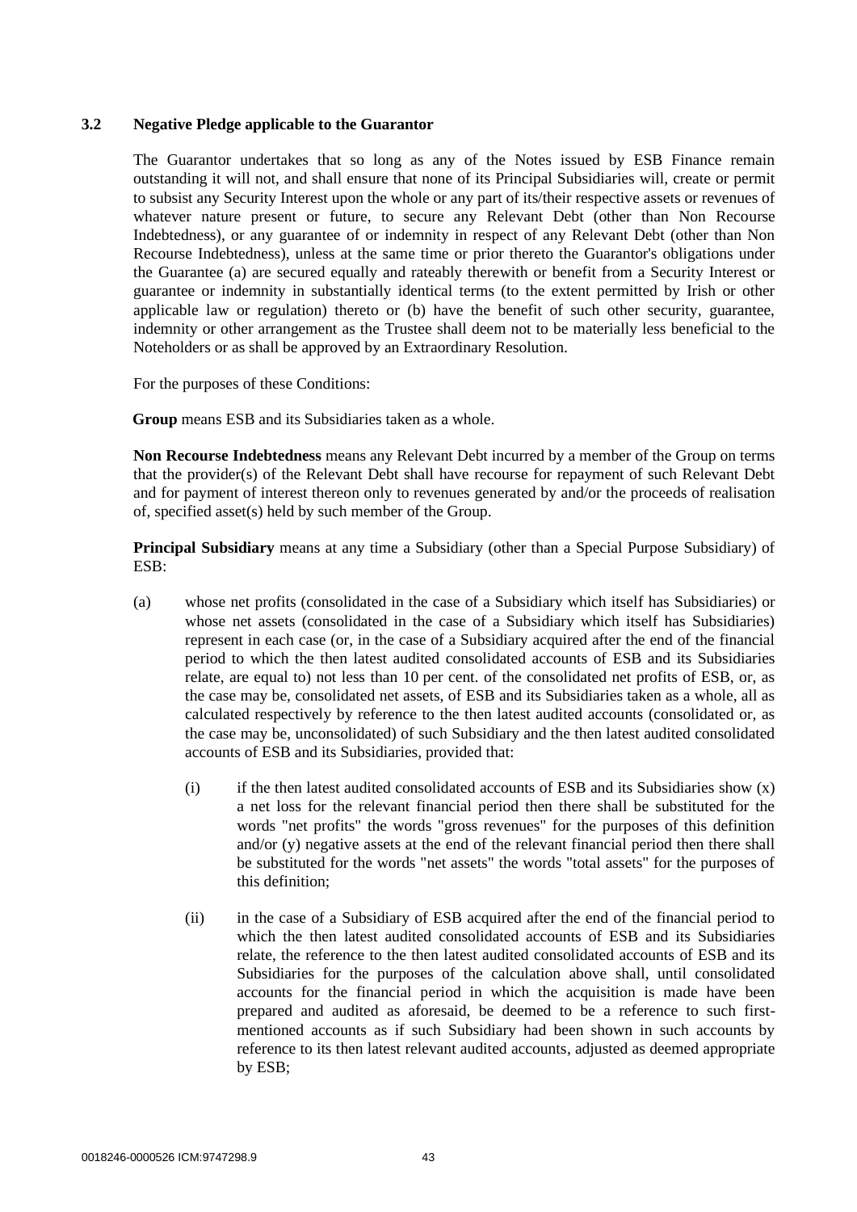### 3.2 Negative Pledge applicable to the Guarantor

The Guarantor undertakes that so long as any of the Notes issued by ESB Finance remain outstanding it will not, and shall ensure that none of its Principal Subsidiaries will, create or permit to subsist any Security Interest upon the whole or any part of its/their respective assets or revenues of whatever nature present or future, to secure any Relevant Debt (other than Non Recourse Indebtedness), or any guarantee of or indemnity in respect of any Relevant Debt (other than Non Recourse Indebtedness), unless at the same time or prior thereto the Guarantor's obligations under the Guarantee (a) are secured equally and rateably therewith or benefit from a Security Interest or guarantee or indemnity in substantially identical terms (to the extent permitted by Irish or other applicable law or regulation) thereto or (b) have the benefit of such other security, guarantee, indemnity or other arrangement as the Trustee shall deem not to be materially less beneficial to the Noteholders or as shall be approved by an Extraordinary Resolution.

For the purposes of these Conditions:

**Group** means ESB and its Subsidiaries taken as a whole.

**Non Recourse Indebtedness** means any Relevant Debt incurred by a member of the Group on terms that the provider(s) of the Relevant Debt shall have recourse for repayment of such Relevant Debt and for payment of interest thereon only to revenues generated by and/or the proceeds of realisation of, specified asset(s) held by such member of the Group.

**Principal Subsidiary** means at any time a Subsidiary (other than a Special Purpose Subsidiary) of ESB:

(a) whose net profits (consolidated in the case of a Subsidiary which itself has Subsidiaries) or whose net assets (consolidated in the case of a Subsidiary which itself has Subsidiaries) represent in each case (or, in the case of a Subsidiary acquired after the end of the financial period to which the then latest audited consolidated accounts of ESB and its Subsidiaries relate, are equal to) not less than 10 per cent. of the consolidated net profits of ESB, or, as the case may be, consolidated net assets, of ESB and its Subsidiaries taken as a whole, all as calculated respectively by reference to the then latest audited accounts (consolidated or, as the case may be, unconsolidated) of such Subsidiary and the then latest audited consolidated accounts of ESB and its Subsidiaries, provided that:

   (i) if the then latest audited consolidated accounts of ESB and its Subsidiaries show (x) a net loss for the relevant financial period then there shall be substituted for the words "net profits" the words "gross revenues" for the purposes of this definition and/or (y) negative assets at the end of the relevant financial period then there shall be substituted for the words "net assets" the words "total assets" for the purposes of this definition;

   (ii) in the case of a Subsidiary of ESB acquired after the end of the financial period to which the then latest audited consolidated accounts of ESB and its Subsidiaries relate, the reference to the then latest audited consolidated accounts of ESB and its Subsidiaries for the purposes of the calculation above shall, until consolidated accounts for the financial period in which the acquisition is made have been prepared and audited as aforesaid, be deemed to be a reference to such first-mentioned accounts as if such Subsidiary had been shown in such accounts by reference to its then latest relevant audited accounts, adjusted as deemed appropriate by ESB;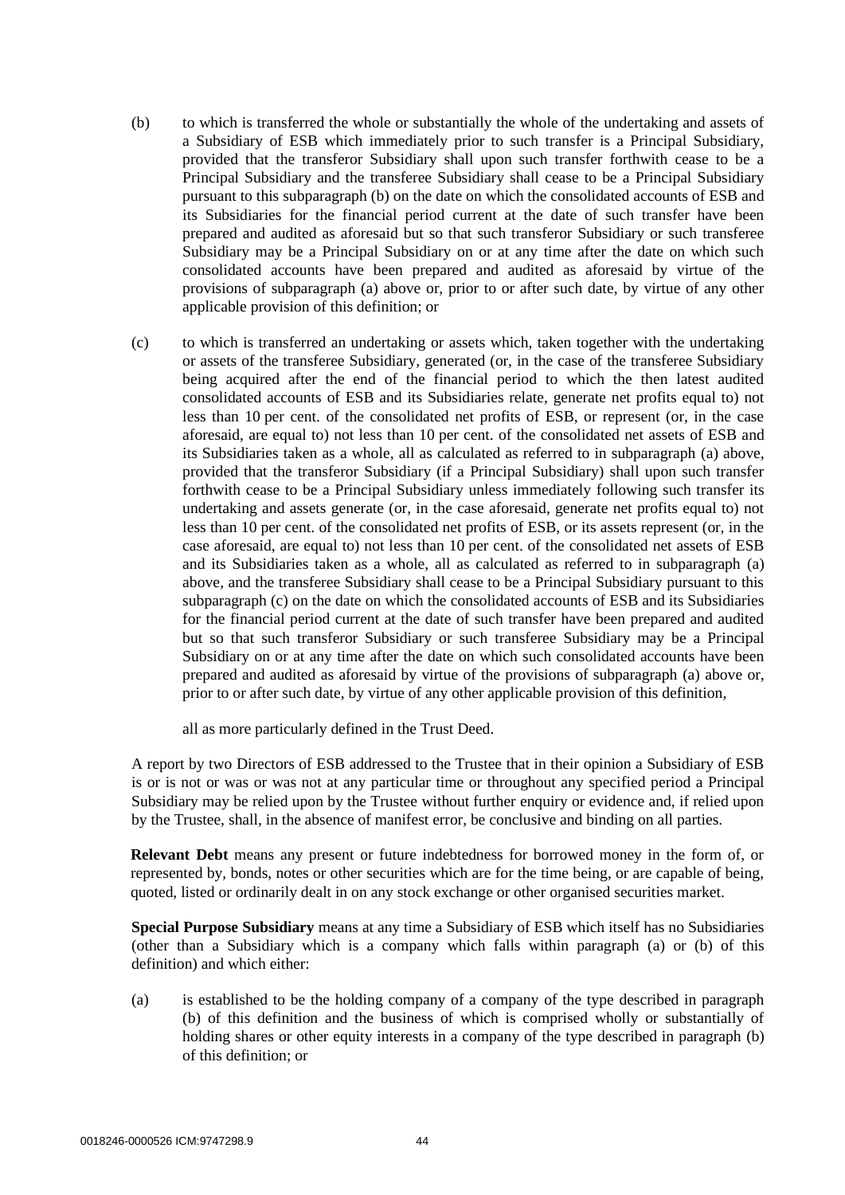(b) to which is transferred the whole or substantially the whole of the undertaking and assets of a Subsidiary of ESB which immediately prior to such transfer is a Principal Subsidiary, provided that the transferor Subsidiary shall upon such transfer forthwith cease to be a Principal Subsidiary and the transferee Subsidiary shall cease to be a Principal Subsidiary pursuant to this subparagraph (b) on the date on which the consolidated accounts of ESB and its Subsidiaries for the financial period current at the date of such transfer have been prepared and audited as aforesaid but so that such transferor Subsidiary or such transferee Subsidiary may be a Principal Subsidiary on or at any time after the date on which such consolidated accounts have been prepared and audited as aforesaid by virtue of the provisions of subparagraph (a) above or, prior to or after such date, by virtue of any other applicable provision of this definition; or

(c) to which is transferred an undertaking or assets which, taken together with the undertaking or assets of the transferee Subsidiary, generated (or, in the case of the transferee Subsidiary being acquired after the end of the financial period to which the then latest audited consolidated accounts of ESB and its Subsidiaries relate, generate net profits equal to) not less than 10 per cent. of the consolidated net profits of ESB, or represent (or, in the case aforesaid, are equal to) not less than 10 per cent. of the consolidated net assets of ESB and its Subsidiaries taken as a whole, all as calculated as referred to in subparagraph (a) above, provided that the transferor Subsidiary (if a Principal Subsidiary) shall upon such transfer forthwith cease to be a Principal Subsidiary unless immediately following such transfer its undertaking and assets generate (or, in the case aforesaid, generate net profits equal to) not less than 10 per cent. of the consolidated net profits of ESB, or its assets represent (or, in the case aforesaid, are equal to) not less than 10 per cent. of the consolidated net assets of ESB and its Subsidiaries taken as a whole, all as calculated as referred to in subparagraph (a) above, and the transferee Subsidiary shall cease to be a Principal Subsidiary pursuant to this subparagraph (c) on the date on which the consolidated accounts of ESB and its Subsidiaries for the financial period current at the date of such transfer have been prepared and audited but so that such transferor Subsidiary or such transferee Subsidiary may be a Principal Subsidiary on or at any time after the date on which such consolidated accounts have been prepared and audited as aforesaid by virtue of the provisions of subparagraph (a) above or, prior to or after such date, by virtue of any other applicable provision of this definition,

all as more particularly defined in the Trust Deed.

A report by two Directors of ESB addressed to the Trustee that in their opinion a Subsidiary of ESB is or is not or was or was not at any particular time or throughout any specified period a Principal Subsidiary may be relied upon by the Trustee without further enquiry or evidence and, if relied upon by the Trustee, shall, in the absence of manifest error, be conclusive and binding on all parties.

**Relevant Debt** means any present or future indebtedness for borrowed money in the form of, or represented by, bonds, notes or other securities which are for the time being, or are capable of being, quoted, listed or ordinarily dealt in on any stock exchange or other organised securities market.

**Special Purpose Subsidiary** means at any time a Subsidiary of ESB which itself has no Subsidiaries (other than a Subsidiary which is a company which falls within paragraph (a) or (b) of this definition) and which either:

(a) is established to be the holding company of a company of the type described in paragraph (b) of this definition and the business of which is comprised wholly or substantially of holding shares or other equity interests in a company of the type described in paragraph (b) of this definition; or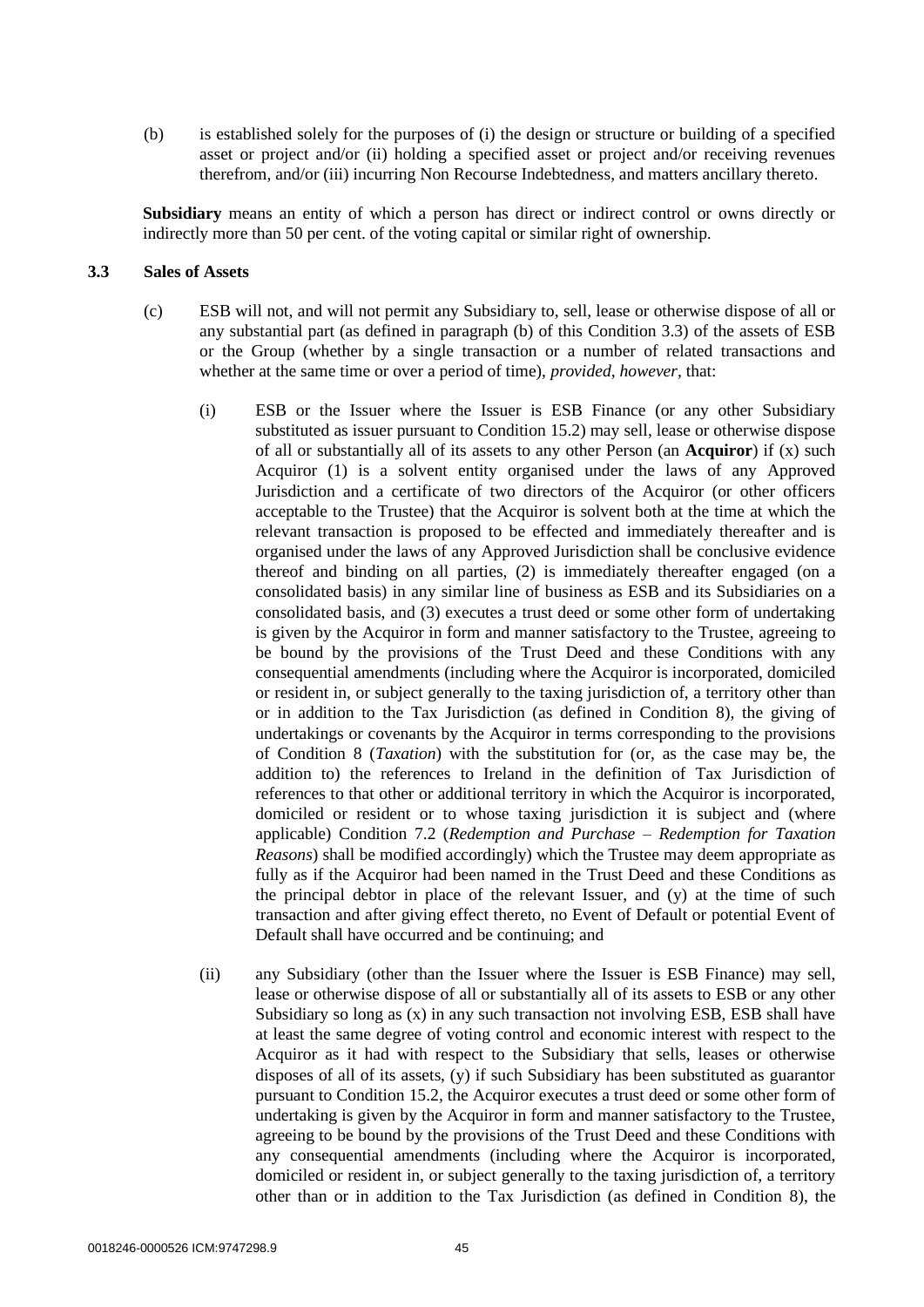(b) is established solely for the purposes of (i) the design or structure or building of a specified asset or project and/or (ii) holding a specified asset or project and/or receiving revenues therefrom, and/or (iii) incurring Non Recourse Indebtedness, and matters ancillary thereto.

**Subsidiary** means an entity of which a person has direct or indirect control or owns directly or indirectly more than 50 per cent. of the voting capital or similar right of ownership.

### 3.3 Sales of Assets

(c) ESB will not, and will not permit any Subsidiary to, sell, lease or otherwise dispose of all or any substantial part (as defined in paragraph (b) of this Condition 3.3) of the assets of ESB or the Group (whether by a single transaction or a number of related transactions and whether at the same time or over a period of time), *provided, however,* that:

(i) ESB or the Issuer where the Issuer is ESB Finance (or any other Subsidiary substituted as issuer pursuant to Condition 15.2) may sell, lease or otherwise dispose of all or substantially all of its assets to any other Person (an **Acquiror**) if (x) such Acquiror (1) is a solvent entity organised under the laws of any Approved Jurisdiction and a certificate of two directors of the Acquiror (or other officers acceptable to the Trustee) that the Acquiror is solvent both at the time at which the relevant transaction is proposed to be effected and immediately thereafter and is organised under the laws of any Approved Jurisdiction shall be conclusive evidence thereof and binding on all parties, (2) is immediately thereafter engaged (on a consolidated basis) in any similar line of business as ESB and its Subsidiaries on a consolidated basis, and (3) executes a trust deed or some other form of undertaking is given by the Acquiror in form and manner satisfactory to the Trustee, agreeing to be bound by the provisions of the Trust Deed and these Conditions with any consequential amendments (including where the Acquiror is incorporated, domiciled or resident in, or subject generally to the taxing jurisdiction of, a territory other than or in addition to the Tax Jurisdiction (as defined in Condition 8), the giving of undertakings or covenants by the Acquiror in terms corresponding to the provisions of Condition 8 (*Taxation*) with the substitution for (or, as the case may be, the addition to) the references to Ireland in the definition of Tax Jurisdiction of references to that other or additional territory in which the Acquiror is incorporated, domiciled or resident or to whose taxing jurisdiction it is subject and (where applicable) Condition 7.2 (*Redemption and Purchase – Redemption for Taxation Reasons*) shall be modified accordingly) which the Trustee may deem appropriate as fully as if the Acquiror had been named in the Trust Deed and these Conditions as the principal debtor in place of the relevant Issuer, and (y) at the time of such transaction and after giving effect thereto, no Event of Default or potential Event of Default shall have occurred and be continuing; and

(ii) any Subsidiary (other than the Issuer where the Issuer is ESB Finance) may sell, lease or otherwise dispose of all or substantially all of its assets to ESB or any other Subsidiary so long as (x) in any such transaction not involving ESB, ESB shall have at least the same degree of voting control and economic interest with respect to the Acquiror as it had with respect to the Subsidiary that sells, leases or otherwise disposes of all of its assets, (y) if such Subsidiary has been substituted as guarantor pursuant to Condition 15.2, the Acquiror executes a trust deed or some other form of undertaking is given by the Acquiror in form and manner satisfactory to the Trustee, agreeing to be bound by the provisions of the Trust Deed and these Conditions with any consequential amendments (including where the Acquiror is incorporated, domiciled or resident in, or subject generally to the taxing jurisdiction of, a territory other than or in addition to the Tax Jurisdiction (as defined in Condition 8), the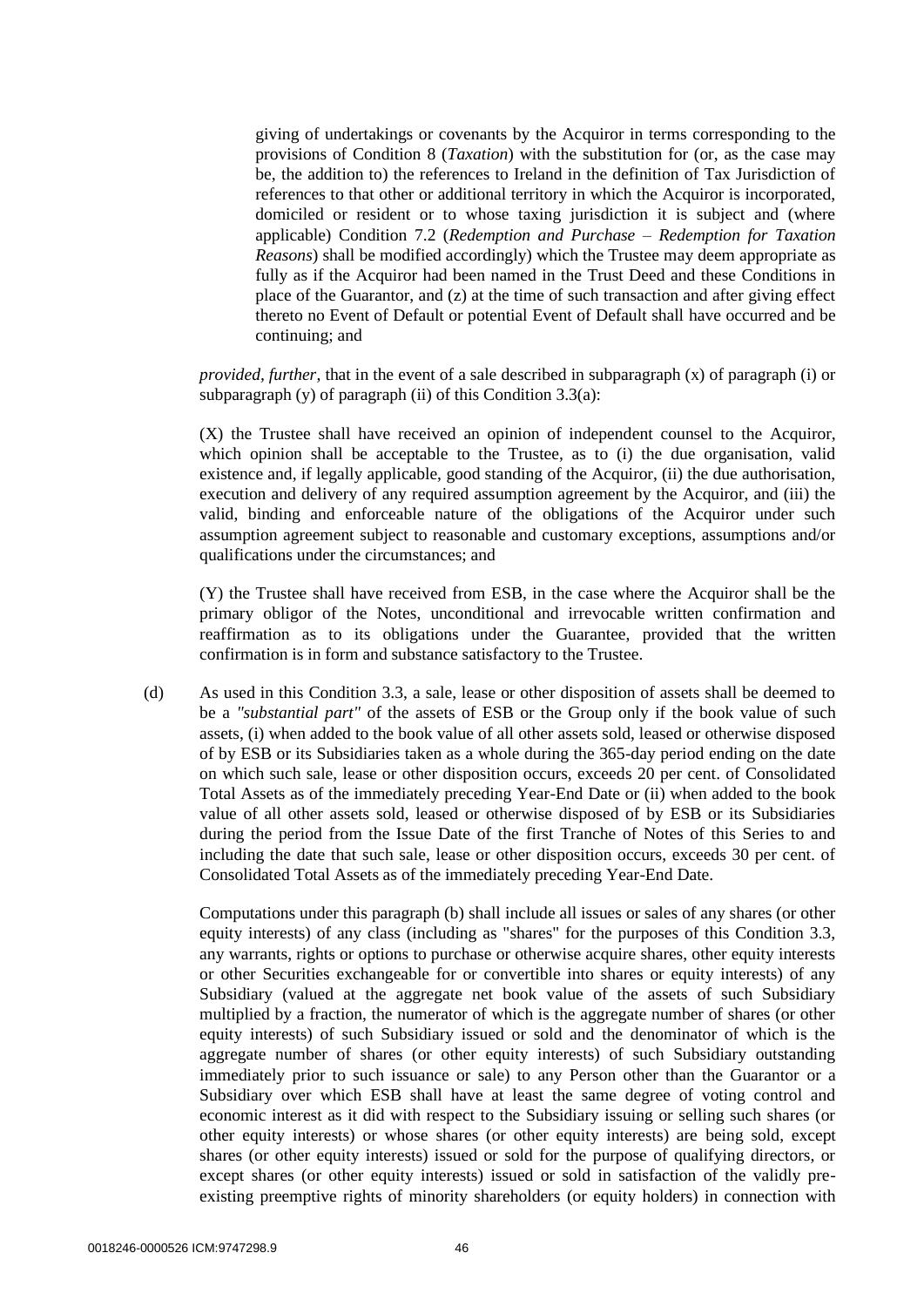giving of undertakings or covenants by the Acquiror in terms corresponding to the provisions of Condition 8 (*Taxation*) with the substitution for (or, as the case may be, the addition to) the references to Ireland in the definition of Tax Jurisdiction of references to that other or additional territory in which the Acquiror is incorporated, domiciled or resident or to whose taxing jurisdiction it is subject and (where applicable) Condition 7.2 (*Redemption and Purchase – Redemption for Taxation Reasons*) shall be modified accordingly) which the Trustee may deem appropriate as fully as if the Acquiror had been named in the Trust Deed and these Conditions in place of the Guarantor, and (z) at the time of such transaction and after giving effect thereto no Event of Default or potential Event of Default shall have occurred and be continuing; and

*provided, further*, that in the event of a sale described in subparagraph (x) of paragraph (i) or subparagraph (y) of paragraph (ii) of this Condition 3.3(a):

(X) the Trustee shall have received an opinion of independent counsel to the Acquiror, which opinion shall be acceptable to the Trustee, as to (i) the due organisation, valid existence and, if legally applicable, good standing of the Acquiror, (ii) the due authorisation, execution and delivery of any required assumption agreement by the Acquiror, and (iii) the valid, binding and enforceable nature of the obligations of the Acquiror under such assumption agreement subject to reasonable and customary exceptions, assumptions and/or qualifications under the circumstances; and

(Y) the Trustee shall have received from ESB, in the case where the Acquiror shall be the primary obligor of the Notes, unconditional and irrevocable written confirmation and reaffirmation as to its obligations under the Guarantee, provided that the written confirmation is in form and substance satisfactory to the Trustee.

(d) As used in this Condition 3.3, a sale, lease or other disposition of assets shall be deemed to be a *"substantial part"* of the assets of ESB or the Group only if the book value of such assets, (i) when added to the book value of all other assets sold, leased or otherwise disposed of by ESB or its Subsidiaries taken as a whole during the 365-day period ending on the date on which such sale, lease or other disposition occurs, exceeds 20 per cent. of Consolidated Total Assets as of the immediately preceding Year-End Date or (ii) when added to the book value of all other assets sold, leased or otherwise disposed of by ESB or its Subsidiaries during the period from the Issue Date of the first Tranche of Notes of this Series to and including the date that such sale, lease or other disposition occurs, exceeds 30 per cent. of Consolidated Total Assets as of the immediately preceding Year-End Date.

Computations under this paragraph (b) shall include all issues or sales of any shares (or other equity interests) of any class (including as "shares" for the purposes of this Condition 3.3, any warrants, rights or options to purchase or otherwise acquire shares, other equity interests or other Securities exchangeable for or convertible into shares or equity interests) of any Subsidiary (valued at the aggregate net book value of the assets of such Subsidiary multiplied by a fraction, the numerator of which is the aggregate number of shares (or other equity interests) of such Subsidiary issued or sold and the denominator of which is the aggregate number of shares (or other equity interests) of such Subsidiary outstanding immediately prior to such issuance or sale) to any Person other than the Guarantor or a Subsidiary over which ESB shall have at least the same degree of voting control and economic interest as it did with respect to the Subsidiary issuing or selling such shares (or other equity interests) or whose shares (or other equity interests) are being sold, except shares (or other equity interests) issued or sold for the purpose of qualifying directors, or except shares (or other equity interests) issued or sold in satisfaction of the validly pre-existing preemptive rights of minority shareholders (or equity holders) in connection with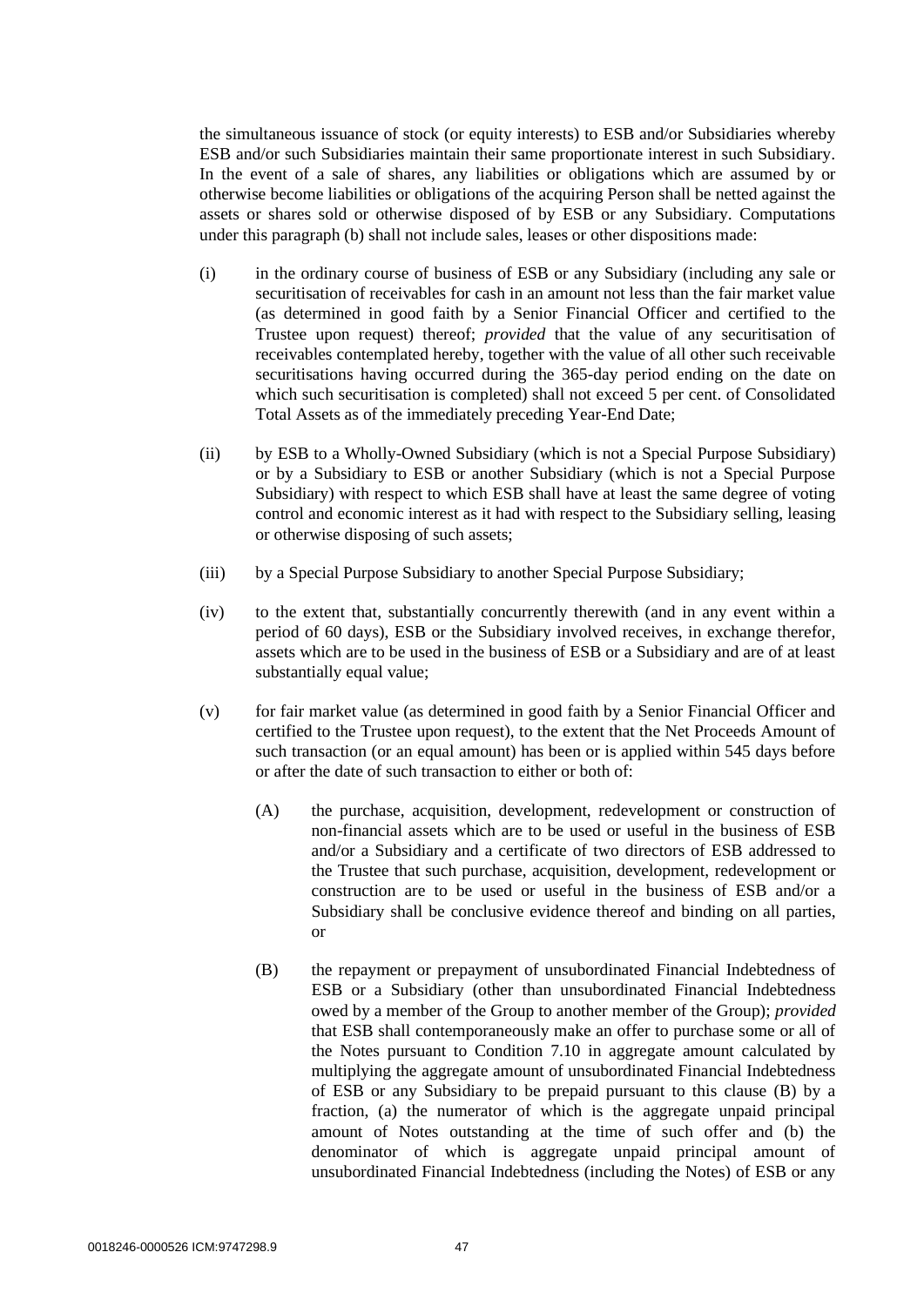the simultaneous issuance of stock (or equity interests) to ESB and/or Subsidiaries whereby ESB and/or such Subsidiaries maintain their same proportionate interest in such Subsidiary. In the event of a sale of shares, any liabilities or obligations which are assumed by or otherwise become liabilities or obligations of the acquiring Person shall be netted against the assets or shares sold or otherwise disposed of by ESB or any Subsidiary. Computations under this paragraph (b) shall not include sales, leases or other dispositions made:

(i) in the ordinary course of business of ESB or any Subsidiary (including any sale or securitisation of receivables for cash in an amount not less than the fair market value (as determined in good faith by a Senior Financial Officer and certified to the Trustee upon request) thereof; *provided* that the value of any securitisation of receivables contemplated hereby, together with the value of all other such receivable securitisations having occurred during the 365-day period ending on the date on which such securitisation is completed) shall not exceed 5 per cent. of Consolidated Total Assets as of the immediately preceding Year-End Date;

(ii) by ESB to a Wholly-Owned Subsidiary (which is not a Special Purpose Subsidiary) or by a Subsidiary to ESB or another Subsidiary (which is not a Special Purpose Subsidiary) with respect to which ESB shall have at least the same degree of voting control and economic interest as it had with respect to the Subsidiary selling, leasing or otherwise disposing of such assets;

(iii) by a Special Purpose Subsidiary to another Special Purpose Subsidiary;

(iv) to the extent that, substantially concurrently therewith (and in any event within a period of 60 days), ESB or the Subsidiary involved receives, in exchange therefor, assets which are to be used in the business of ESB or a Subsidiary and are of at least substantially equal value;

(v) for fair market value (as determined in good faith by a Senior Financial Officer and certified to the Trustee upon request), to the extent that the Net Proceeds Amount of such transaction (or an equal amount) has been or is applied within 545 days before or after the date of such transaction to either or both of:

   (A) the purchase, acquisition, development, redevelopment or construction of non-financial assets which are to be used or useful in the business of ESB and/or a Subsidiary and a certificate of two directors of ESB addressed to the Trustee that such purchase, acquisition, development, redevelopment or construction are to be used or useful in the business of ESB and/or a Subsidiary shall be conclusive evidence thereof and binding on all parties, or

   (B) the repayment or prepayment of unsubordinated Financial Indebtedness of ESB or a Subsidiary (other than unsubordinated Financial Indebtedness owed by a member of the Group to another member of the Group); *provided* that ESB shall contemporaneously make an offer to purchase some or all of the Notes pursuant to Condition 7.10 in aggregate amount calculated by multiplying the aggregate amount of unsubordinated Financial Indebtedness of ESB or any Subsidiary to be prepaid pursuant to this clause (B) by a fraction, (a) the numerator of which is the aggregate unpaid principal amount of Notes outstanding at the time of such offer and (b) the denominator of which is aggregate unpaid principal amount of unsubordinated Financial Indebtedness (including the Notes) of ESB or any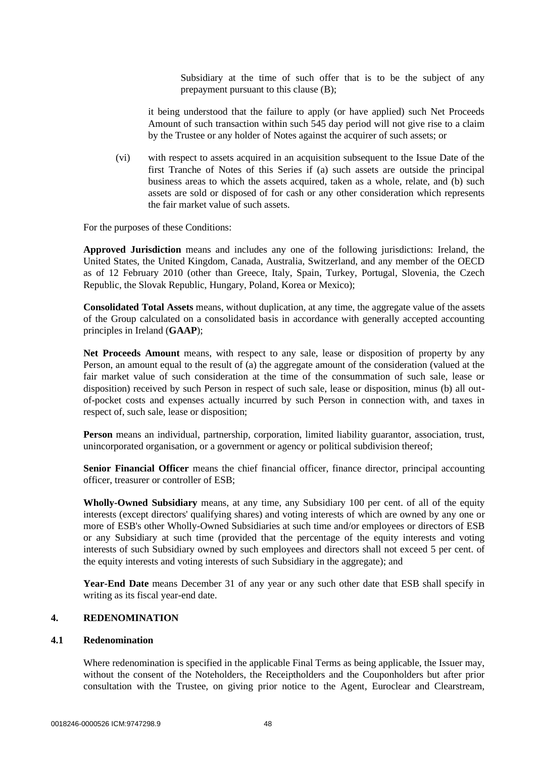Subsidiary at the time of such offer that is to be the subject of any prepayment pursuant to this clause (B);

it being understood that the failure to apply (or have applied) such Net Proceeds Amount of such transaction within such 545 day period will not give rise to a claim by the Trustee or any holder of Notes against the acquirer of such assets; or

(vi) with respect to assets acquired in an acquisition subsequent to the Issue Date of the first Tranche of Notes of this Series if (a) such assets are outside the principal business areas to which the assets acquired, taken as a whole, relate, and (b) such assets are sold or disposed of for cash or any other consideration which represents the fair market value of such assets.

For the purposes of these Conditions:

**Approved Jurisdiction** means and includes any one of the following jurisdictions: Ireland, the United States, the United Kingdom, Canada, Australia, Switzerland, and any member of the OECD as of 12 February 2010 (other than Greece, Italy, Spain, Turkey, Portugal, Slovenia, the Czech Republic, the Slovak Republic, Hungary, Poland, Korea or Mexico);

**Consolidated Total Assets** means, without duplication, at any time, the aggregate value of the assets of the Group calculated on a consolidated basis in accordance with generally accepted accounting principles in Ireland (**GAAP**);

**Net Proceeds Amount** means, with respect to any sale, lease or disposition of property by any Person, an amount equal to the result of (a) the aggregate amount of the consideration (valued at the fair market value of such consideration at the time of the consummation of such sale, lease or disposition) received by such Person in respect of such sale, lease or disposition, minus (b) all out-of-pocket costs and expenses actually incurred by such Person in connection with, and taxes in respect of, such sale, lease or disposition;

**Person** means an individual, partnership, corporation, limited liability guarantor, association, trust, unincorporated organisation, or a government or agency or political subdivision thereof;

**Senior Financial Officer** means the chief financial officer, finance director, principal accounting officer, treasurer or controller of ESB;

**Wholly-Owned Subsidiary** means, at any time, any Subsidiary 100 per cent. of all of the equity interests (except directors' qualifying shares) and voting interests of which are owned by any one or more of ESB's other Wholly-Owned Subsidiaries at such time and/or employees or directors of ESB or any Subsidiary at such time (provided that the percentage of the equity interests and voting interests of such Subsidiary owned by such employees and directors shall not exceed 5 per cent. of the equity interests and voting interests of such Subsidiary in the aggregate); and

**Year-End Date** means December 31 of any year or any such other date that ESB shall specify in writing as its fiscal year-end date.

## 4. REDENOMINATION

### 4.1 Redenomination

Where redenomination is specified in the applicable Final Terms as being applicable, the Issuer may, without the consent of the Noteholders, the Receiptholders and the Couponholders but after prior consultation with the Trustee, on giving prior notice to the Agent, Euroclear and Clearstream,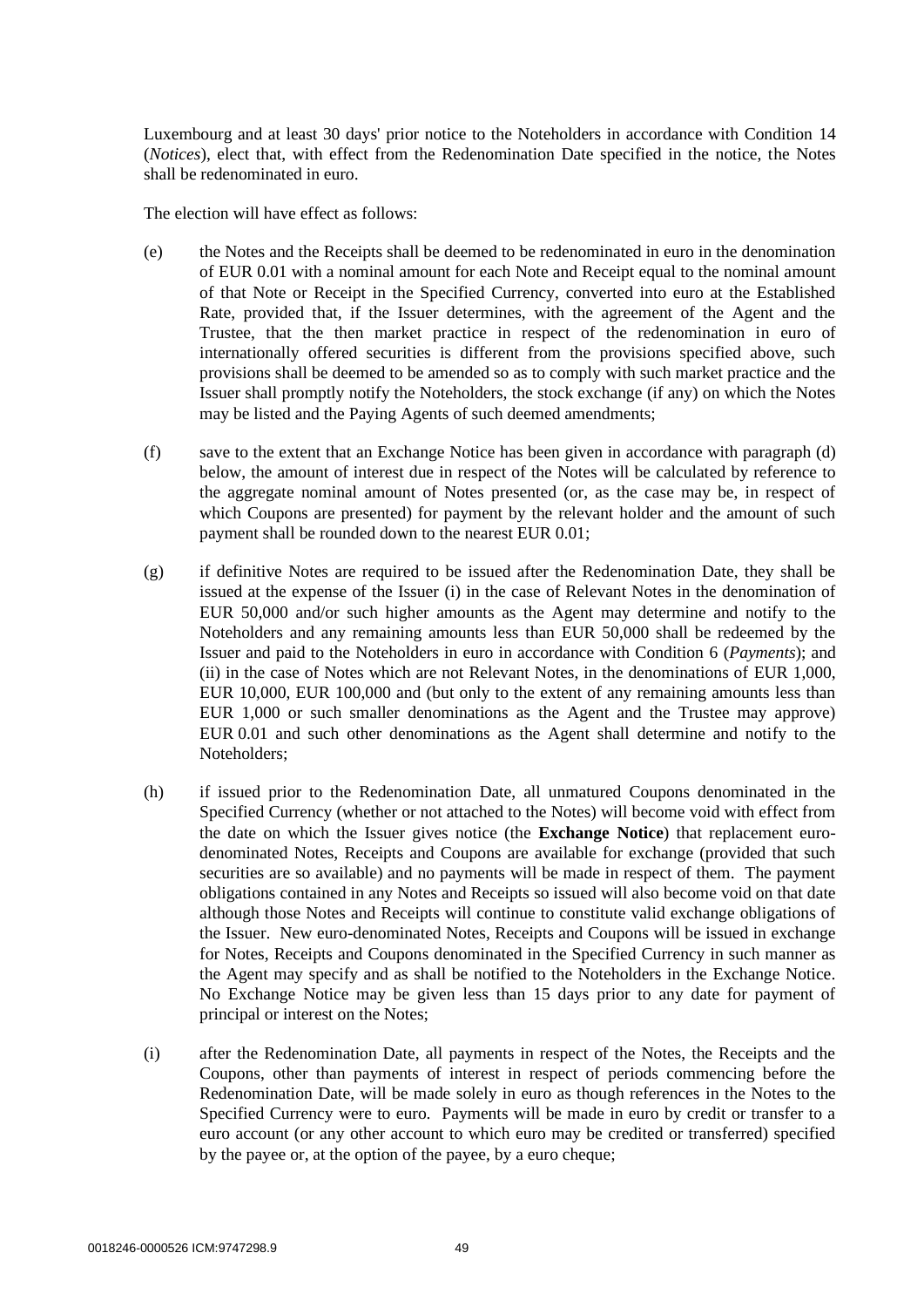Luxembourg and at least 30 days' prior notice to the Noteholders in accordance with Condition 14 (*Notices*), elect that, with effect from the Redenomination Date specified in the notice, the Notes shall be redenominated in euro.

The election will have effect as follows:

(e) the Notes and the Receipts shall be deemed to be redenominated in euro in the denomination of EUR 0.01 with a nominal amount for each Note and Receipt equal to the nominal amount of that Note or Receipt in the Specified Currency, converted into euro at the Established Rate, provided that, if the Issuer determines, with the agreement of the Agent and the Trustee, that the then market practice in respect of the redenomination in euro of internationally offered securities is different from the provisions specified above, such provisions shall be deemed to be amended so as to comply with such market practice and the Issuer shall promptly notify the Noteholders, the stock exchange (if any) on which the Notes may be listed and the Paying Agents of such deemed amendments;

(f) save to the extent that an Exchange Notice has been given in accordance with paragraph (d) below, the amount of interest due in respect of the Notes will be calculated by reference to the aggregate nominal amount of Notes presented (or, as the case may be, in respect of which Coupons are presented) for payment by the relevant holder and the amount of such payment shall be rounded down to the nearest EUR 0.01;

(g) if definitive Notes are required to be issued after the Redenomination Date, they shall be issued at the expense of the Issuer (i) in the case of Relevant Notes in the denomination of EUR 50,000 and/or such higher amounts as the Agent may determine and notify to the Noteholders and any remaining amounts less than EUR 50,000 shall be redeemed by the Issuer and paid to the Noteholders in euro in accordance with Condition 6 (*Payments*); and (ii) in the case of Notes which are not Relevant Notes, in the denominations of EUR 1,000, EUR 10,000, EUR 100,000 and (but only to the extent of any remaining amounts less than EUR 1,000 or such smaller denominations as the Agent and the Trustee may approve) EUR 0.01 and such other denominations as the Agent shall determine and notify to the Noteholders;

(h) if issued prior to the Redenomination Date, all unmatured Coupons denominated in the Specified Currency (whether or not attached to the Notes) will become void with effect from the date on which the Issuer gives notice (the **Exchange Notice**) that replacement euro-denominated Notes, Receipts and Coupons are available for exchange (provided that such securities are so available) and no payments will be made in respect of them. The payment obligations contained in any Notes and Receipts so issued will also become void on that date although those Notes and Receipts will continue to constitute valid exchange obligations of the Issuer. New euro-denominated Notes, Receipts and Coupons will be issued in exchange for Notes, Receipts and Coupons denominated in the Specified Currency in such manner as the Agent may specify and as shall be notified to the Noteholders in the Exchange Notice. No Exchange Notice may be given less than 15 days prior to any date for payment of principal or interest on the Notes;

(i) after the Redenomination Date, all payments in respect of the Notes, the Receipts and the Coupons, other than payments of interest in respect of periods commencing before the Redenomination Date, will be made solely in euro as though references in the Notes to the Specified Currency were to euro. Payments will be made in euro by credit or transfer to a euro account (or any other account to which euro may be credited or transferred) specified by the payee or, at the option of the payee, by a euro cheque;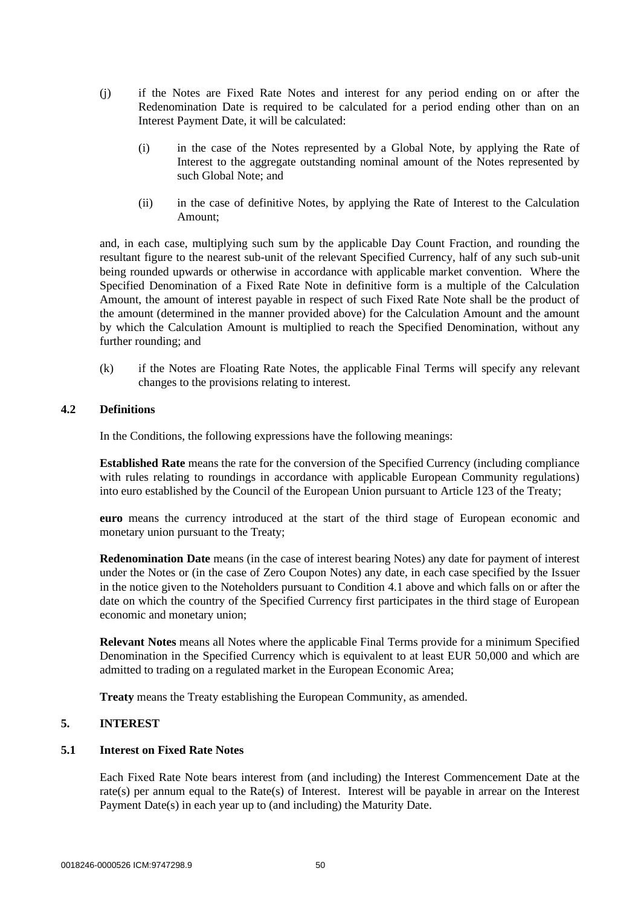(j) if the Notes are Fixed Rate Notes and interest for any period ending on or after the Redenomination Date is required to be calculated for a period ending other than on an Interest Payment Date, it will be calculated:

   (i) in the case of the Notes represented by a Global Note, by applying the Rate of Interest to the aggregate outstanding nominal amount of the Notes represented by such Global Note; and

   (ii) in the case of definitive Notes, by applying the Rate of Interest to the Calculation Amount;

and, in each case, multiplying such sum by the applicable Day Count Fraction, and rounding the resultant figure to the nearest sub-unit of the relevant Specified Currency, half of any such sub-unit being rounded upwards or otherwise in accordance with applicable market convention. Where the Specified Denomination of a Fixed Rate Note in definitive form is a multiple of the Calculation Amount, the amount of interest payable in respect of such Fixed Rate Note shall be the product of the amount (determined in the manner provided above) for the Calculation Amount and the amount by which the Calculation Amount is multiplied to reach the Specified Denomination, without any further rounding; and

(k) if the Notes are Floating Rate Notes, the applicable Final Terms will specify any relevant changes to the provisions relating to interest.

### 4.2 Definitions

In the Conditions, the following expressions have the following meanings:

**Established Rate** means the rate for the conversion of the Specified Currency (including compliance with rules relating to roundings in accordance with applicable European Community regulations) into euro established by the Council of the European Union pursuant to Article 123 of the Treaty;

**euro** means the currency introduced at the start of the third stage of European economic and monetary union pursuant to the Treaty;

**Redenomination Date** means (in the case of interest bearing Notes) any date for payment of interest under the Notes or (in the case of Zero Coupon Notes) any date, in each case specified by the Issuer in the notice given to the Noteholders pursuant to Condition 4.1 above and which falls on or after the date on which the country of the Specified Currency first participates in the third stage of European economic and monetary union;

**Relevant Notes** means all Notes where the applicable Final Terms provide for a minimum Specified Denomination in the Specified Currency which is equivalent to at least EUR 50,000 and which are admitted to trading on a regulated market in the European Economic Area;

**Treaty** means the Treaty establishing the European Community, as amended.

## 5. INTEREST

### 5.1 Interest on Fixed Rate Notes

Each Fixed Rate Note bears interest from (and including) the Interest Commencement Date at the rate(s) per annum equal to the Rate(s) of Interest. Interest will be payable in arrear on the Interest Payment Date(s) in each year up to (and including) the Maturity Date.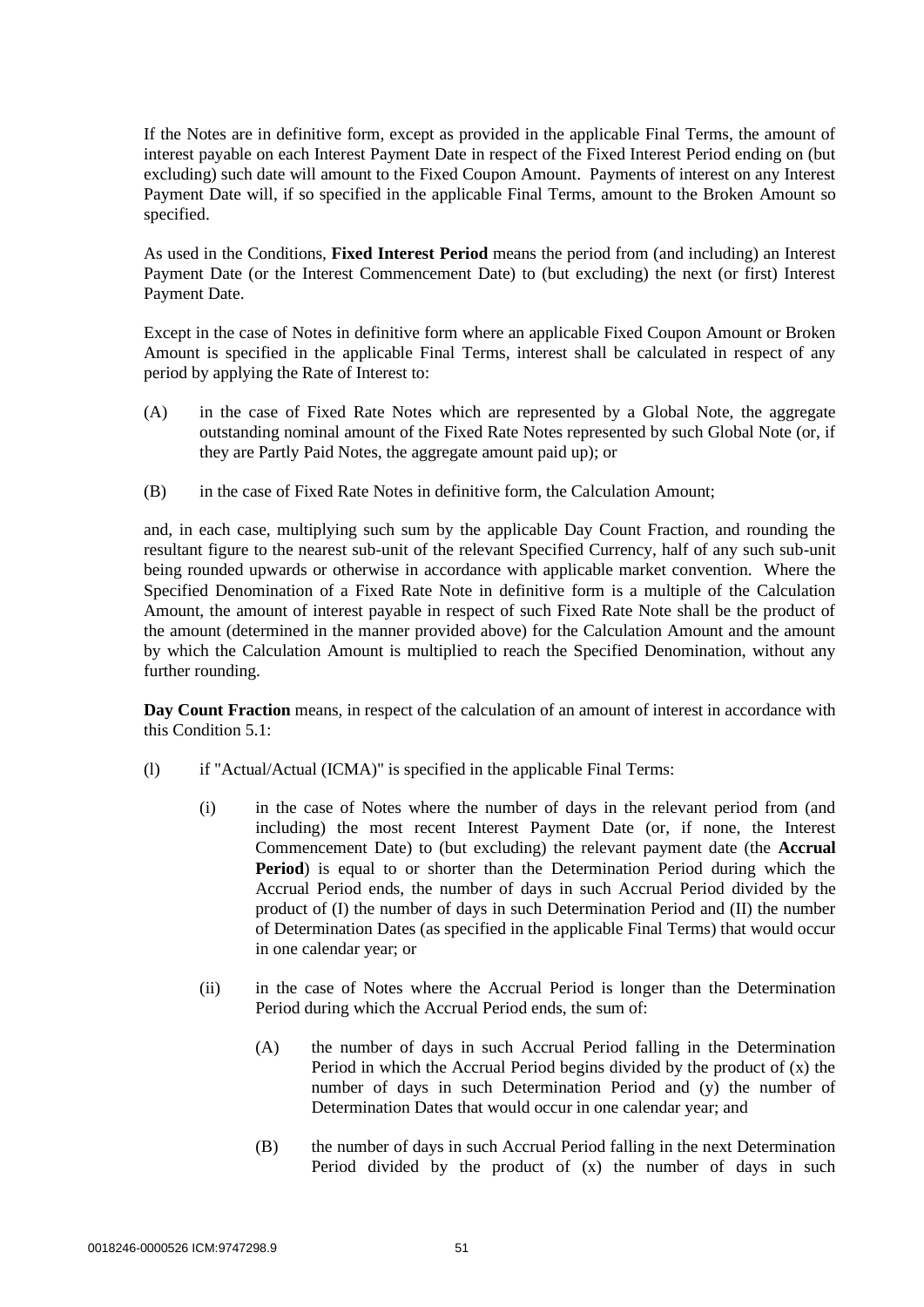If the Notes are in definitive form, except as provided in the applicable Final Terms, the amount of interest payable on each Interest Payment Date in respect of the Fixed Interest Period ending on (but excluding) such date will amount to the Fixed Coupon Amount. Payments of interest on any Interest Payment Date will, if so specified in the applicable Final Terms, amount to the Broken Amount so specified.

As used in the Conditions, **Fixed Interest Period** means the period from (and including) an Interest Payment Date (or the Interest Commencement Date) to (but excluding) the next (or first) Interest Payment Date.

Except in the case of Notes in definitive form where an applicable Fixed Coupon Amount or Broken Amount is specified in the applicable Final Terms, interest shall be calculated in respect of any period by applying the Rate of Interest to:

(A) in the case of Fixed Rate Notes which are represented by a Global Note, the aggregate outstanding nominal amount of the Fixed Rate Notes represented by such Global Note (or, if they are Partly Paid Notes, the aggregate amount paid up); or

(B) in the case of Fixed Rate Notes in definitive form, the Calculation Amount;

and, in each case, multiplying such sum by the applicable Day Count Fraction, and rounding the resultant figure to the nearest sub-unit of the relevant Specified Currency, half of any such sub-unit being rounded upwards or otherwise in accordance with applicable market convention. Where the Specified Denomination of a Fixed Rate Note in definitive form is a multiple of the Calculation Amount, the amount of interest payable in respect of such Fixed Rate Note shall be the product of the amount (determined in the manner provided above) for the Calculation Amount and the amount by which the Calculation Amount is multiplied to reach the Specified Denomination, without any further rounding.

**Day Count Fraction** means, in respect of the calculation of an amount of interest in accordance with this Condition 5.1:

(I) if "Actual/Actual (ICMA)" is specified in the applicable Final Terms:

(i) in the case of Notes where the number of days in the relevant period from (and including) the most recent Interest Payment Date (or, if none, the Interest Commencement Date) to (but excluding) the relevant payment date (the **Accrual Period**) is equal to or shorter than the Determination Period during which the Accrual Period ends, the number of days in such Accrual Period divided by the product of (I) the number of days in such Determination Period and (II) the number of Determination Dates (as specified in the applicable Final Terms) that would occur in one calendar year; or

(ii) in the case of Notes where the Accrual Period is longer than the Determination Period during which the Accrual Period ends, the sum of:

(A) the number of days in such Accrual Period falling in the Determination Period in which the Accrual Period begins divided by the product of (x) the number of days in such Determination Period and (y) the number of Determination Dates that would occur in one calendar year; and

(B) the number of days in such Accrual Period falling in the next Determination Period divided by the product of (x) the number of days in such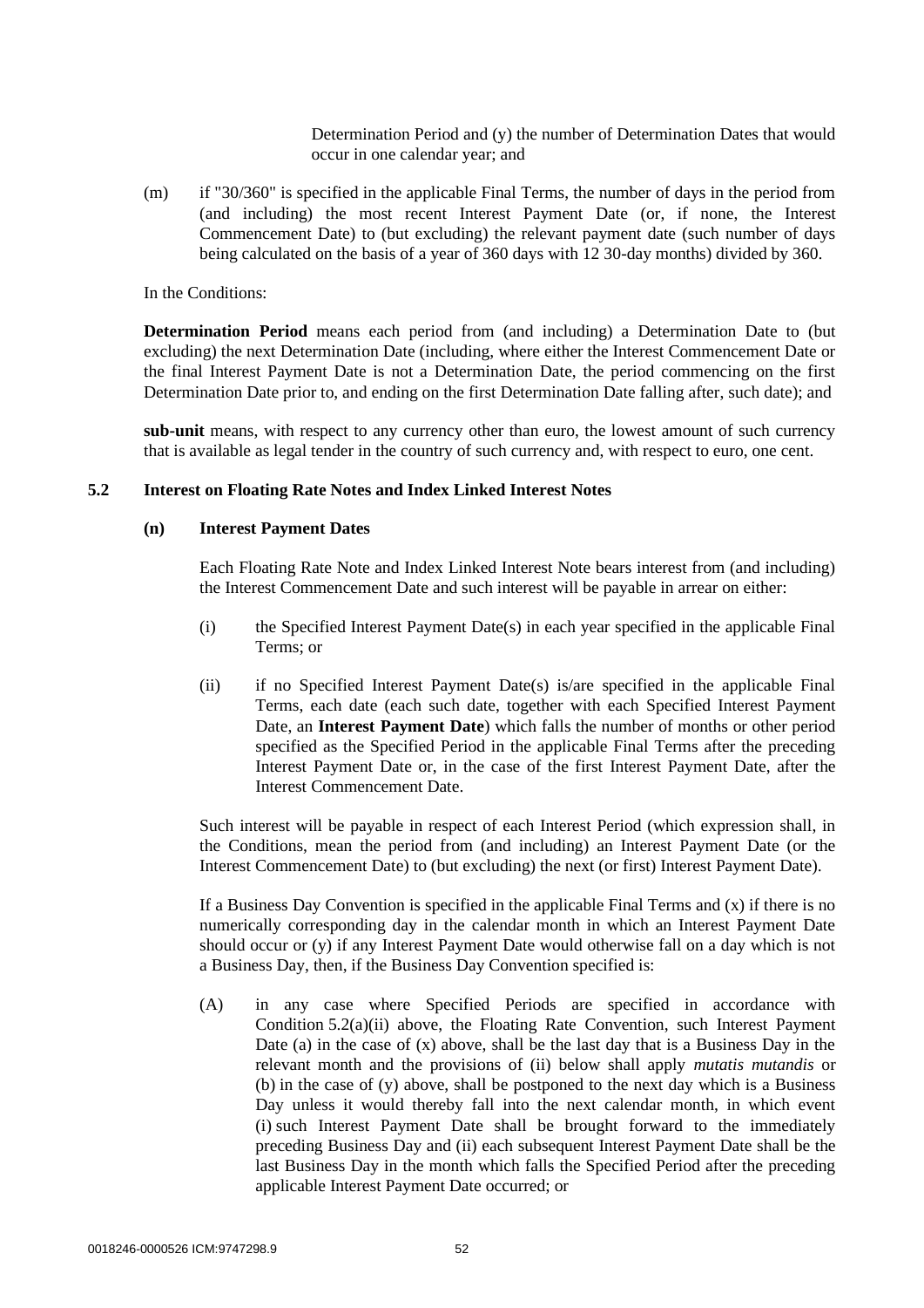Determination Period and (y) the number of Determination Dates that would occur in one calendar year; and

(m) if "30/360" is specified in the applicable Final Terms, the number of days in the period from (and including) the most recent Interest Payment Date (or, if none, the Interest Commencement Date) to (but excluding) the relevant payment date (such number of days being calculated on the basis of a year of 360 days with 12 30-day months) divided by 360.

In the Conditions:

**Determination Period** means each period from (and including) a Determination Date to (but excluding) the next Determination Date (including, where either the Interest Commencement Date or the final Interest Payment Date is not a Determination Date, the period commencing on the first Determination Date prior to, and ending on the first Determination Date falling after, such date); and

**sub-unit** means, with respect to any currency other than euro, the lowest amount of such currency that is available as legal tender in the country of such currency and, with respect to euro, one cent.

## 5.2 Interest on Floating Rate Notes and Index Linked Interest Notes

### (n) Interest Payment Dates

Each Floating Rate Note and Index Linked Interest Note bears interest from (and including) the Interest Commencement Date and such interest will be payable in arrear on either:

(i) the Specified Interest Payment Date(s) in each year specified in the applicable Final Terms; or

(ii) if no Specified Interest Payment Date(s) is/are specified in the applicable Final Terms, each date (each such date, together with each Specified Interest Payment Date, an **Interest Payment Date**) which falls the number of months or other period specified as the Specified Period in the applicable Final Terms after the preceding Interest Payment Date or, in the case of the first Interest Payment Date, after the Interest Commencement Date.

Such interest will be payable in respect of each Interest Period (which expression shall, in the Conditions, mean the period from (and including) an Interest Payment Date (or the Interest Commencement Date) to (but excluding) the next (or first) Interest Payment Date).

If a Business Day Convention is specified in the applicable Final Terms and (x) if there is no numerically corresponding day in the calendar month in which an Interest Payment Date should occur or (y) if any Interest Payment Date would otherwise fall on a day which is not a Business Day, then, if the Business Day Convention specified is:

(A) in any case where Specified Periods are specified in accordance with Condition 5.2(a)(ii) above, the Floating Rate Convention, such Interest Payment Date (a) in the case of (x) above, shall be the last day that is a Business Day in the relevant month and the provisions of (ii) below shall apply *mutatis mutandis* or (b) in the case of (y) above, shall be postponed to the next day which is a Business Day unless it would thereby fall into the next calendar month, in which event (i) such Interest Payment Date shall be brought forward to the immediately preceding Business Day and (ii) each subsequent Interest Payment Date shall be the last Business Day in the month which falls the Specified Period after the preceding applicable Interest Payment Date occurred; or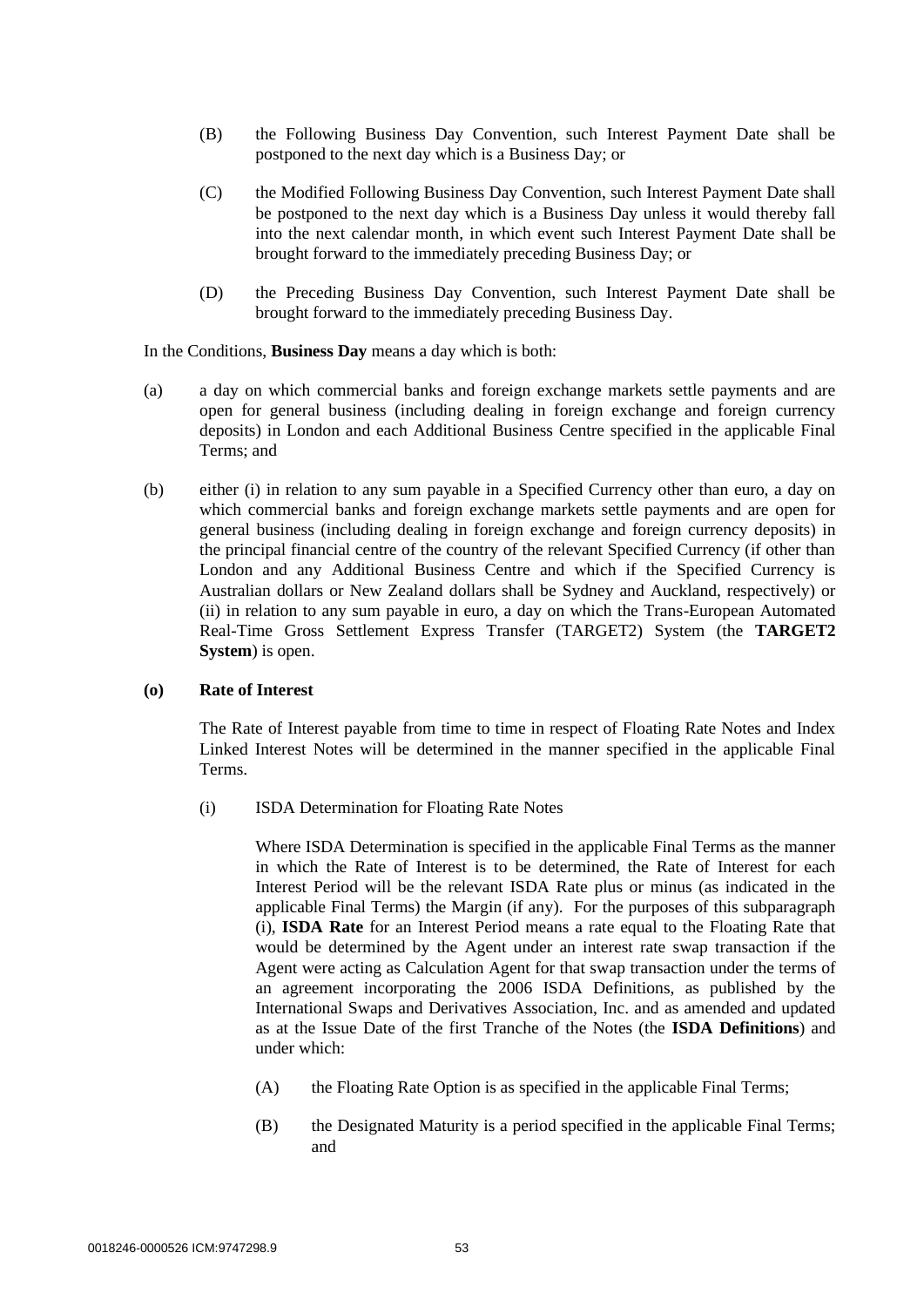(B) the Following Business Day Convention, such Interest Payment Date shall be postponed to the next day which is a Business Day; or

(C) the Modified Following Business Day Convention, such Interest Payment Date shall be postponed to the next day which is a Business Day unless it would thereby fall into the next calendar month, in which event such Interest Payment Date shall be brought forward to the immediately preceding Business Day; or

(D) the Preceding Business Day Convention, such Interest Payment Date shall be brought forward to the immediately preceding Business Day.

In the Conditions, **Business Day** means a day which is both:

(a) a day on which commercial banks and foreign exchange markets settle payments and are open for general business (including dealing in foreign exchange and foreign currency deposits) in London and each Additional Business Centre specified in the applicable Final Terms; and

(b) either (i) in relation to any sum payable in a Specified Currency other than euro, a day on which commercial banks and foreign exchange markets settle payments and are open for general business (including dealing in foreign exchange and foreign currency deposits) in the principal financial centre of the country of the relevant Specified Currency (if other than London and any Additional Business Centre and which if the Specified Currency is Australian dollars or New Zealand dollars shall be Sydney and Auckland, respectively) or (ii) in relation to any sum payable in euro, a day on which the Trans-European Automated Real-Time Gross Settlement Express Transfer (TARGET2) System (the **TARGET2 System**) is open.

**(o) Rate of Interest**

The Rate of Interest payable from time to time in respect of Floating Rate Notes and Index Linked Interest Notes will be determined in the manner specified in the applicable Final Terms.

(i) ISDA Determination for Floating Rate Notes

Where ISDA Determination is specified in the applicable Final Terms as the manner in which the Rate of Interest is to be determined, the Rate of Interest for each Interest Period will be the relevant ISDA Rate plus or minus (as indicated in the applicable Final Terms) the Margin (if any). For the purposes of this subparagraph (i), **ISDA Rate** for an Interest Period means a rate equal to the Floating Rate that would be determined by the Agent under an interest rate swap transaction if the Agent were acting as Calculation Agent for that swap transaction under the terms of an agreement incorporating the 2006 ISDA Definitions, as published by the International Swaps and Derivatives Association, Inc. and as amended and updated as at the Issue Date of the first Tranche of the Notes (the **ISDA Definitions**) and under which:

(A) the Floating Rate Option is as specified in the applicable Final Terms;

(B) the Designated Maturity is a period specified in the applicable Final Terms; and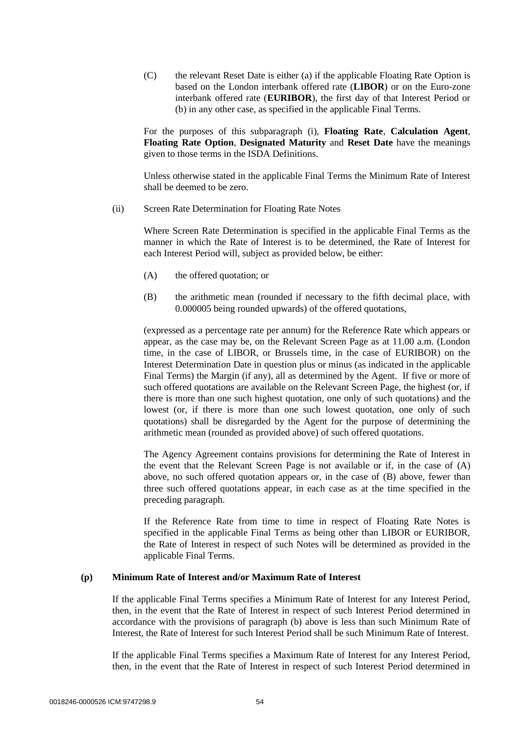(C) the relevant Reset Date is either (a) if the applicable Floating Rate Option is based on the London interbank offered rate (**LIBOR**) or on the Euro-zone interbank offered rate (**EURIBOR**), the first day of that Interest Period or (b) in any other case, as specified in the applicable Final Terms.

For the purposes of this subparagraph (i), **Floating Rate**, **Calculation Agent**, **Floating Rate Option**, **Designated Maturity** and **Reset Date** have the meanings given to those terms in the ISDA Definitions.

Unless otherwise stated in the applicable Final Terms the Minimum Rate of Interest shall be deemed to be zero.

(ii) Screen Rate Determination for Floating Rate Notes

Where Screen Rate Determination is specified in the applicable Final Terms as the manner in which the Rate of Interest is to be determined, the Rate of Interest for each Interest Period will, subject as provided below, be either:

(A) the offered quotation; or

(B) the arithmetic mean (rounded if necessary to the fifth decimal place, with 0.000005 being rounded upwards) of the offered quotations,

(expressed as a percentage rate per annum) for the Reference Rate which appears or appear, as the case may be, on the Relevant Screen Page as at 11.00 a.m. (London time, in the case of LIBOR, or Brussels time, in the case of EURIBOR) on the Interest Determination Date in question plus or minus (as indicated in the applicable Final Terms) the Margin (if any), all as determined by the Agent. If five or more of such offered quotations are available on the Relevant Screen Page, the highest (or, if there is more than one such highest quotation, one only of such quotations) and the lowest (or, if there is more than one such lowest quotation, one only of such quotations) shall be disregarded by the Agent for the purpose of determining the arithmetic mean (rounded as provided above) of such offered quotations.

The Agency Agreement contains provisions for determining the Rate of Interest in the event that the Relevant Screen Page is not available or if, in the case of (A) above, no such offered quotation appears or, in the case of (B) above, fewer than three such offered quotations appear, in each case as at the time specified in the preceding paragraph.

If the Reference Rate from time to time in respect of Floating Rate Notes is specified in the applicable Final Terms as being other than LIBOR or EURIBOR, the Rate of Interest in respect of such Notes will be determined as provided in the applicable Final Terms.

### (p) Minimum Rate of Interest and/or Maximum Rate of Interest

If the applicable Final Terms specifies a Minimum Rate of Interest for any Interest Period, then, in the event that the Rate of Interest in respect of such Interest Period determined in accordance with the provisions of paragraph (b) above is less than such Minimum Rate of Interest, the Rate of Interest for such Interest Period shall be such Minimum Rate of Interest.

If the applicable Final Terms specifies a Maximum Rate of Interest for any Interest Period, then, in the event that the Rate of Interest in respect of such Interest Period determined in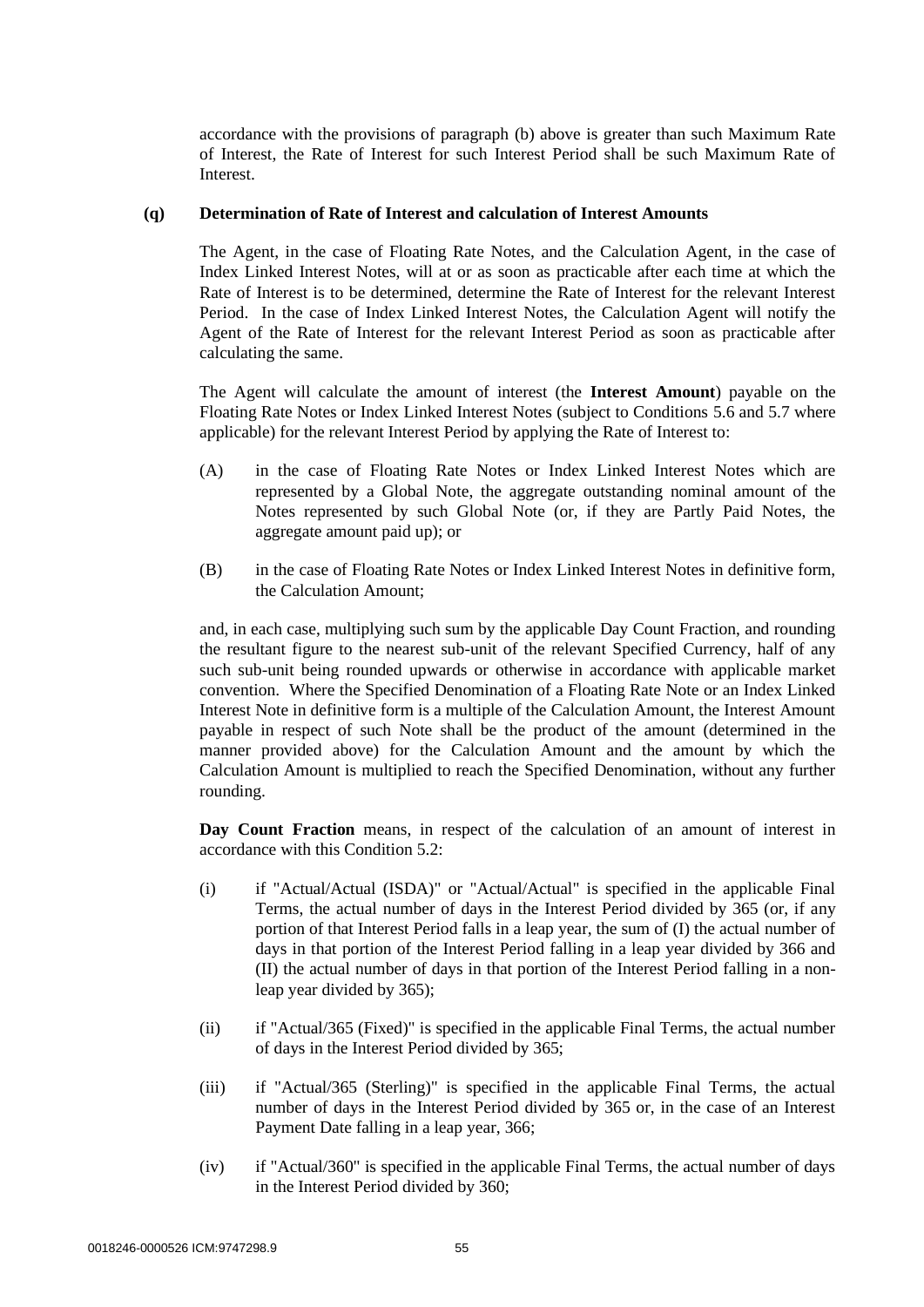accordance with the provisions of paragraph (b) above is greater than such Maximum Rate of Interest, the Rate of Interest for such Interest Period shall be such Maximum Rate of Interest.

**(q) Determination of Rate of Interest and calculation of Interest Amounts**

The Agent, in the case of Floating Rate Notes, and the Calculation Agent, in the case of Index Linked Interest Notes, will at or as soon as practicable after each time at which the Rate of Interest is to be determined, determine the Rate of Interest for the relevant Interest Period. In the case of Index Linked Interest Notes, the Calculation Agent will notify the Agent of the Rate of Interest for the relevant Interest Period as soon as practicable after calculating the same.

The Agent will calculate the amount of interest (the **Interest Amount**) payable on the Floating Rate Notes or Index Linked Interest Notes (subject to Conditions 5.6 and 5.7 where applicable) for the relevant Interest Period by applying the Rate of Interest to:

(A) in the case of Floating Rate Notes or Index Linked Interest Notes which are represented by a Global Note, the aggregate outstanding nominal amount of the Notes represented by such Global Note (or, if they are Partly Paid Notes, the aggregate amount paid up); or

(B) in the case of Floating Rate Notes or Index Linked Interest Notes in definitive form, the Calculation Amount;

and, in each case, multiplying such sum by the applicable Day Count Fraction, and rounding the resultant figure to the nearest sub-unit of the relevant Specified Currency, half of any such sub-unit being rounded upwards or otherwise in accordance with applicable market convention. Where the Specified Denomination of a Floating Rate Note or an Index Linked Interest Note in definitive form is a multiple of the Calculation Amount, the Interest Amount payable in respect of such Note shall be the product of the amount (determined in the manner provided above) for the Calculation Amount and the amount by which the Calculation Amount is multiplied to reach the Specified Denomination, without any further rounding.

**Day Count Fraction** means, in respect of the calculation of an amount of interest in accordance with this Condition 5.2:

(i) if "Actual/Actual (ISDA)" or "Actual/Actual" is specified in the applicable Final Terms, the actual number of days in the Interest Period divided by 365 (or, if any portion of that Interest Period falls in a leap year, the sum of (I) the actual number of days in that portion of the Interest Period falling in a leap year divided by 366 and (II) the actual number of days in that portion of the Interest Period falling in a non-leap year divided by 365);

(ii) if "Actual/365 (Fixed)" is specified in the applicable Final Terms, the actual number of days in the Interest Period divided by 365;

(iii) if "Actual/365 (Sterling)" is specified in the applicable Final Terms, the actual number of days in the Interest Period divided by 365 or, in the case of an Interest Payment Date falling in a leap year, 366;

(iv) if "Actual/360" is specified in the applicable Final Terms, the actual number of days in the Interest Period divided by 360;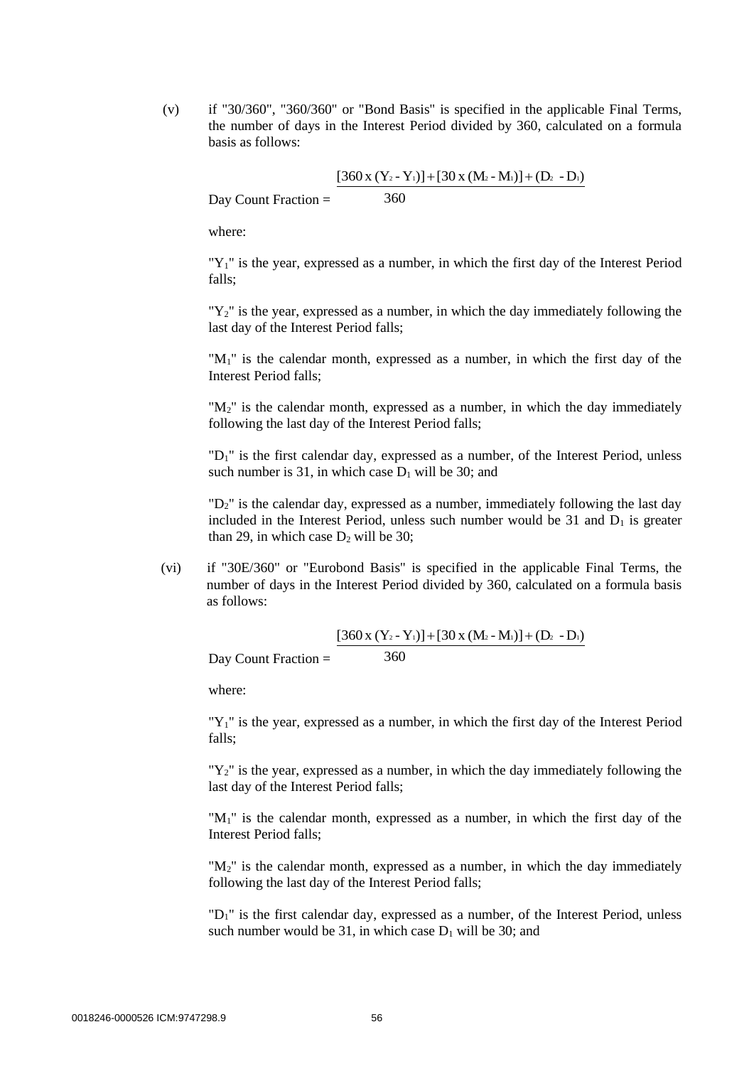(v) if "30/360", "360/360" or "Bond Basis" is specified in the applicable Final Terms, the number of days in the Interest Period divided by 360, calculated on a formula basis as follows:

$$\text{Day Count Fraction} = \frac{[360 \text{ x } (Y_2 - Y_1)] + [30 \text{ x } (M_2 - M_1)] + (D_2 - D_1)}{360}$$

where:

"$Y_1$" is the year, expressed as a number, in which the first day of the Interest Period falls;

"$Y_2$" is the year, expressed as a number, in which the day immediately following the last day of the Interest Period falls;

"$M_1$" is the calendar month, expressed as a number, in which the first day of the Interest Period falls;

"$M_2$" is the calendar month, expressed as a number, in which the day immediately following the last day of the Interest Period falls;

"$D_1$" is the first calendar day, expressed as a number, of the Interest Period, unless such number is 31, in which case $D_1$ will be 30; and

"$D_2$" is the calendar day, expressed as a number, immediately following the last day included in the Interest Period, unless such number would be 31 and $D_1$ is greater than 29, in which case $D_2$ will be 30;

(vi) if "30E/360" or "Eurobond Basis" is specified in the applicable Final Terms, the number of days in the Interest Period divided by 360, calculated on a formula basis as follows:

$$\text{Day Count Fraction} = \frac{[360 \text{ x } (Y_2 - Y_1)] + [30 \text{ x } (M_2 - M_1)] + (D_2 - D_1)}{360}$$

where:

"$Y_1$" is the year, expressed as a number, in which the first day of the Interest Period falls;

"$Y_2$" is the year, expressed as a number, in which the day immediately following the last day of the Interest Period falls;

"$M_1$" is the calendar month, expressed as a number, in which the first day of the Interest Period falls;

"$M_2$" is the calendar month, expressed as a number, in which the day immediately following the last day of the Interest Period falls;

"$D_1$" is the first calendar day, expressed as a number, of the Interest Period, unless such number would be 31, in which case $D_1$ will be 30; and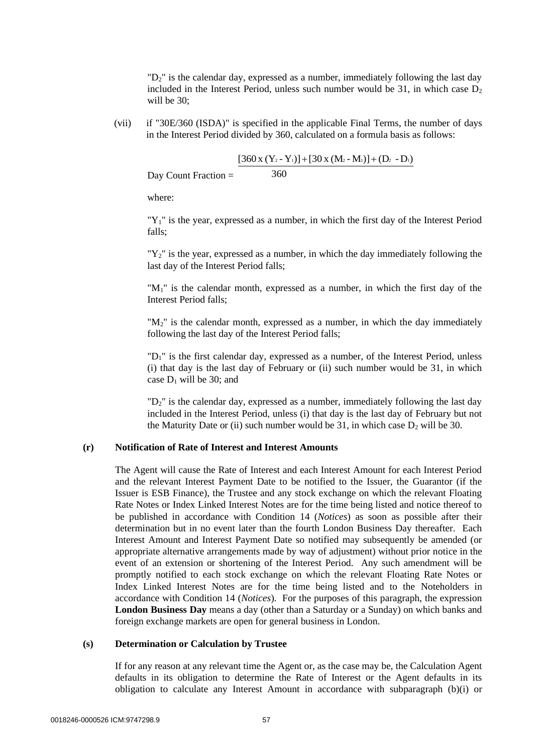"$D_2$" is the calendar day, expressed as a number, immediately following the last day included in the Interest Period, unless such number would be 31, in which case $D_2$ will be 30;

(vii) if "30E/360 (ISDA)" is specified in the applicable Final Terms, the number of days in the Interest Period divided by 360, calculated on a formula basis as follows:

$$\text{Day Count Fraction} = \frac{[360 \times (Y_2 - Y_1)] + [30 \times (M_2 - M_1)] + (D_2 - D_1)}{360}$$

where:

"$Y_1$" is the year, expressed as a number, in which the first day of the Interest Period falls;

"$Y_2$" is the year, expressed as a number, in which the day immediately following the last day of the Interest Period falls;

"$M_1$" is the calendar month, expressed as a number, in which the first day of the Interest Period falls;

"$M_2$" is the calendar month, expressed as a number, in which the day immediately following the last day of the Interest Period falls;

"$D_1$" is the first calendar day, expressed as a number, of the Interest Period, unless (i) that day is the last day of February or (ii) such number would be 31, in which case $D_1$ will be 30; and

"$D_2$" is the calendar day, expressed as a number, immediately following the last day included in the Interest Period, unless (i) that day is the last day of February but not the Maturity Date or (ii) such number would be 31, in which case $D_2$ will be 30.

**(r) Notification of Rate of Interest and Interest Amounts**

The Agent will cause the Rate of Interest and each Interest Amount for each Interest Period and the relevant Interest Payment Date to be notified to the Issuer, the Guarantor (if the Issuer is ESB Finance), the Trustee and any stock exchange on which the relevant Floating Rate Notes or Index Linked Interest Notes are for the time being listed and notice thereof to be published in accordance with Condition 14 (*Notices*) as soon as possible after their determination but in no event later than the fourth London Business Day thereafter. Each Interest Amount and Interest Payment Date so notified may subsequently be amended (or appropriate alternative arrangements made by way of adjustment) without prior notice in the event of an extension or shortening of the Interest Period. Any such amendment will be promptly notified to each stock exchange on which the relevant Floating Rate Notes or Index Linked Interest Notes are for the time being listed and to the Noteholders in accordance with Condition 14 (*Notices*). For the purposes of this paragraph, the expression **London Business Day** means a day (other than a Saturday or a Sunday) on which banks and foreign exchange markets are open for general business in London.

**(s) Determination or Calculation by Trustee**

If for any reason at any relevant time the Agent or, as the case may be, the Calculation Agent defaults in its obligation to determine the Rate of Interest or the Agent defaults in its obligation to calculate any Interest Amount in accordance with subparagraph (b)(i) or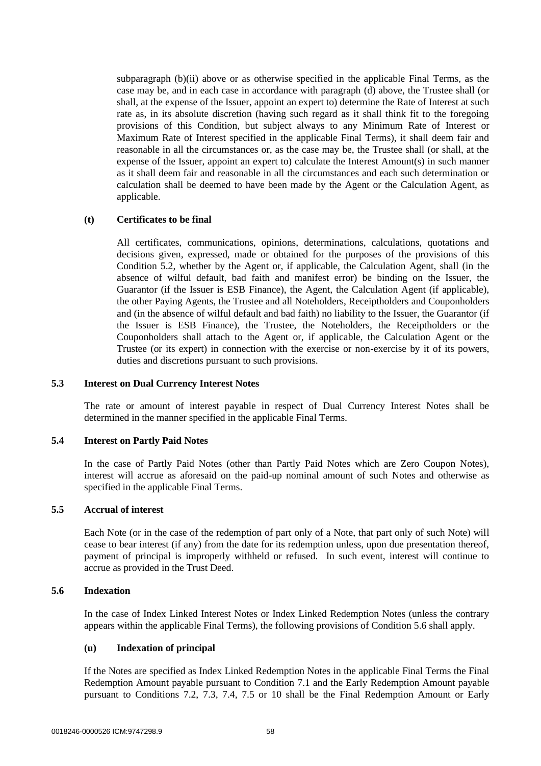subparagraph (b)(ii) above or as otherwise specified in the applicable Final Terms, as the case may be, and in each case in accordance with paragraph (d) above, the Trustee shall (or shall, at the expense of the Issuer, appoint an expert to) determine the Rate of Interest at such rate as, in its absolute discretion (having such regard as it shall think fit to the foregoing provisions of this Condition, but subject always to any Minimum Rate of Interest or Maximum Rate of Interest specified in the applicable Final Terms), it shall deem fair and reasonable in all the circumstances or, as the case may be, the Trustee shall (or shall, at the expense of the Issuer, appoint an expert to) calculate the Interest Amount(s) in such manner as it shall deem fair and reasonable in all the circumstances and each such determination or calculation shall be deemed to have been made by the Agent or the Calculation Agent, as applicable.

**(t) Certificates to be final**

All certificates, communications, opinions, determinations, calculations, quotations and decisions given, expressed, made or obtained for the purposes of the provisions of this Condition 5.2, whether by the Agent or, if applicable, the Calculation Agent, shall (in the absence of wilful default, bad faith and manifest error) be binding on the Issuer, the Guarantor (if the Issuer is ESB Finance), the Agent, the Calculation Agent (if applicable), the other Paying Agents, the Trustee and all Noteholders, Receiptholders and Couponholders and (in the absence of wilful default and bad faith) no liability to the Issuer, the Guarantor (if the Issuer is ESB Finance), the Trustee, the Noteholders, the Receiptholders or the Couponholders shall attach to the Agent or, if applicable, the Calculation Agent or the Trustee (or its expert) in connection with the exercise or non-exercise by it of its powers, duties and discretions pursuant to such provisions.

### 5.3 Interest on Dual Currency Interest Notes

The rate or amount of interest payable in respect of Dual Currency Interest Notes shall be determined in the manner specified in the applicable Final Terms.

### 5.4 Interest on Partly Paid Notes

In the case of Partly Paid Notes (other than Partly Paid Notes which are Zero Coupon Notes), interest will accrue as aforesaid on the paid-up nominal amount of such Notes and otherwise as specified in the applicable Final Terms.

### 5.5 Accrual of interest

Each Note (or in the case of the redemption of part only of a Note, that part only of such Note) will cease to bear interest (if any) from the date for its redemption unless, upon due presentation thereof, payment of principal is improperly withheld or refused. In such event, interest will continue to accrue as provided in the Trust Deed.

### 5.6 Indexation

In the case of Index Linked Interest Notes or Index Linked Redemption Notes (unless the contrary appears within the applicable Final Terms), the following provisions of Condition 5.6 shall apply.

**(u) Indexation of principal**

If the Notes are specified as Index Linked Redemption Notes in the applicable Final Terms the Final Redemption Amount payable pursuant to Condition 7.1 and the Early Redemption Amount payable pursuant to Conditions 7.2, 7.3, 7.4, 7.5 or 10 shall be the Final Redemption Amount or Early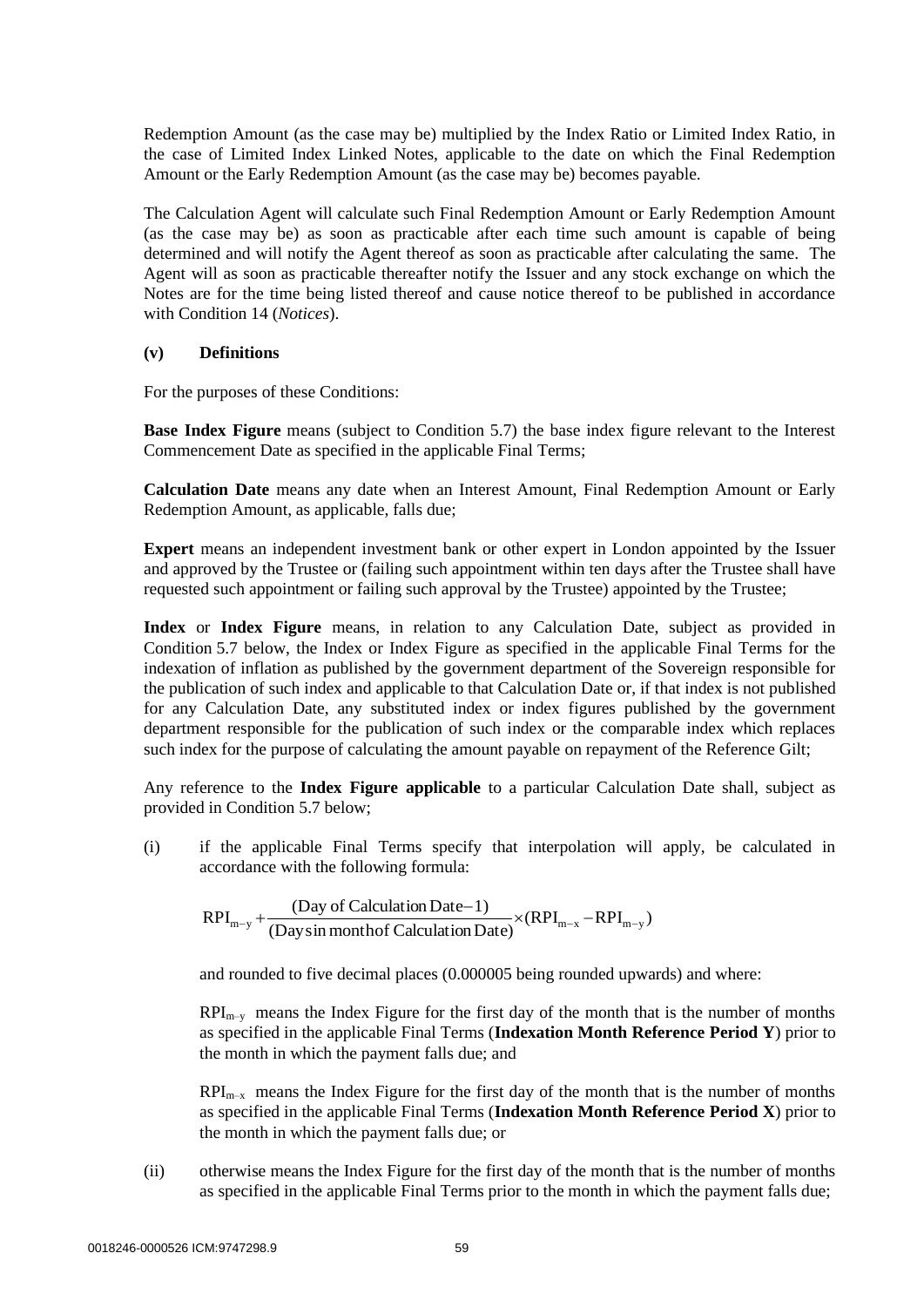Redemption Amount (as the case may be) multiplied by the Index Ratio or Limited Index Ratio, in the case of Limited Index Linked Notes, applicable to the date on which the Final Redemption Amount or the Early Redemption Amount (as the case may be) becomes payable.

The Calculation Agent will calculate such Final Redemption Amount or Early Redemption Amount (as the case may be) as soon as practicable after each time such amount is capable of being determined and will notify the Agent thereof as soon as practicable after calculating the same. The Agent will as soon as practicable thereafter notify the Issuer and any stock exchange on which the Notes are for the time being listed thereof and cause notice thereof to be published in accordance with Condition 14 (*Notices*).

**(v) Definitions**

For the purposes of these Conditions:

**Base Index Figure** means (subject to Condition 5.7) the base index figure relevant to the Interest Commencement Date as specified in the applicable Final Terms;

**Calculation Date** means any date when an Interest Amount, Final Redemption Amount or Early Redemption Amount, as applicable, falls due;

**Expert** means an independent investment bank or other expert in London appointed by the Issuer and approved by the Trustee or (failing such appointment within ten days after the Trustee shall have requested such appointment or failing such approval by the Trustee) appointed by the Trustee;

**Index** or **Index Figure** means, in relation to any Calculation Date, subject as provided in Condition 5.7 below, the Index or Index Figure as specified in the applicable Final Terms for the indexation of inflation as published by the government department of the Sovereign responsible for the publication of such index and applicable to that Calculation Date or, if that index is not published for any Calculation Date, any substituted index or index figures published by the government department responsible for the publication of such index or the comparable index which replaces such index for the purpose of calculating the amount payable on repayment of the Reference Gilt;

Any reference to the **Index Figure applicable** to a particular Calculation Date shall, subject as provided in Condition 5.7 below;

(i) if the applicable Final Terms specify that interpolation will apply, be calculated in accordance with the following formula:

$$RPI_{m-y} + \frac{(\text{Day of Calculation Date} - 1)}{(\text{Days in month of Calculation Date})} \times (RPI_{m-x} - RPI_{m-y})$$

and rounded to five decimal places (0.000005 being rounded upwards) and where:

$RPI_{m-y}$ means the Index Figure for the first day of the month that is the number of months as specified in the applicable Final Terms (**Indexation Month Reference Period Y**) prior to the month in which the payment falls due; and

$RPI_{m-x}$ means the Index Figure for the first day of the month that is the number of months as specified in the applicable Final Terms (**Indexation Month Reference Period X**) prior to the month in which the payment falls due; or

(ii) otherwise means the Index Figure for the first day of the month that is the number of months as specified in the applicable Final Terms prior to the month in which the payment falls due;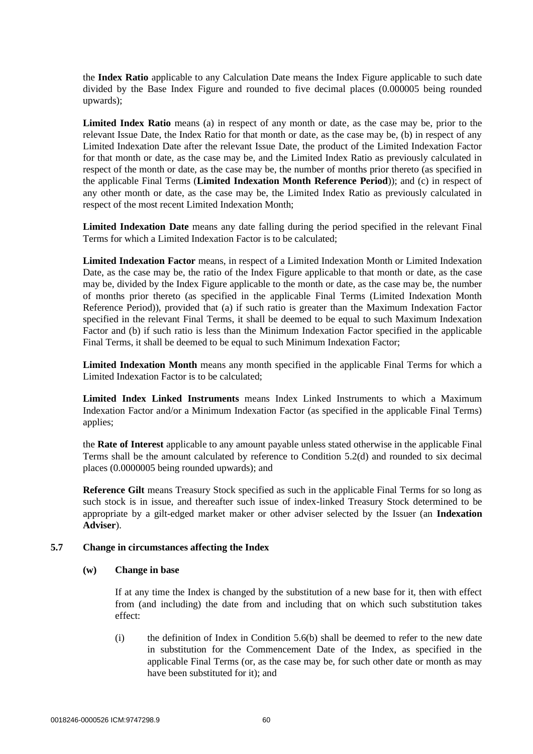the **Index Ratio** applicable to any Calculation Date means the Index Figure applicable to such date divided by the Base Index Figure and rounded to five decimal places (0.000005 being rounded upwards);

**Limited Index Ratio** means (a) in respect of any month or date, as the case may be, prior to the relevant Issue Date, the Index Ratio for that month or date, as the case may be, (b) in respect of any Limited Indexation Date after the relevant Issue Date, the product of the Limited Indexation Factor for that month or date, as the case may be, and the Limited Index Ratio as previously calculated in respect of the month or date, as the case may be, the number of months prior thereto (as specified in the applicable Final Terms (**Limited Indexation Month Reference Period**)); and (c) in respect of any other month or date, as the case may be, the Limited Index Ratio as previously calculated in respect of the most recent Limited Indexation Month;

**Limited Indexation Date** means any date falling during the period specified in the relevant Final Terms for which a Limited Indexation Factor is to be calculated;

**Limited Indexation Factor** means, in respect of a Limited Indexation Month or Limited Indexation Date, as the case may be, the ratio of the Index Figure applicable to that month or date, as the case may be, divided by the Index Figure applicable to the month or date, as the case may be, the number of months prior thereto (as specified in the applicable Final Terms (Limited Indexation Month Reference Period)), provided that (a) if such ratio is greater than the Maximum Indexation Factor specified in the relevant Final Terms, it shall be deemed to be equal to such Maximum Indexation Factor and (b) if such ratio is less than the Minimum Indexation Factor specified in the applicable Final Terms, it shall be deemed to be equal to such Minimum Indexation Factor;

**Limited Indexation Month** means any month specified in the applicable Final Terms for which a Limited Indexation Factor is to be calculated;

**Limited Index Linked Instruments** means Index Linked Instruments to which a Maximum Indexation Factor and/or a Minimum Indexation Factor (as specified in the applicable Final Terms) applies;

the **Rate of Interest** applicable to any amount payable unless stated otherwise in the applicable Final Terms shall be the amount calculated by reference to Condition 5.2(d) and rounded to six decimal places (0.0000005 being rounded upwards); and

**Reference Gilt** means Treasury Stock specified as such in the applicable Final Terms for so long as such stock is in issue, and thereafter such issue of index-linked Treasury Stock determined to be appropriate by a gilt-edged market maker or other adviser selected by the Issuer (an **Indexation Adviser**).

## 5.7 Change in circumstances affecting the Index

**(w) Change in base**

If at any time the Index is changed by the substitution of a new base for it, then with effect from (and including) the date from and including that on which such substitution takes effect:

(i) the definition of Index in Condition 5.6(b) shall be deemed to refer to the new date in substitution for the Commencement Date of the Index, as specified in the applicable Final Terms (or, as the case may be, for such other date or month as may have been substituted for it); and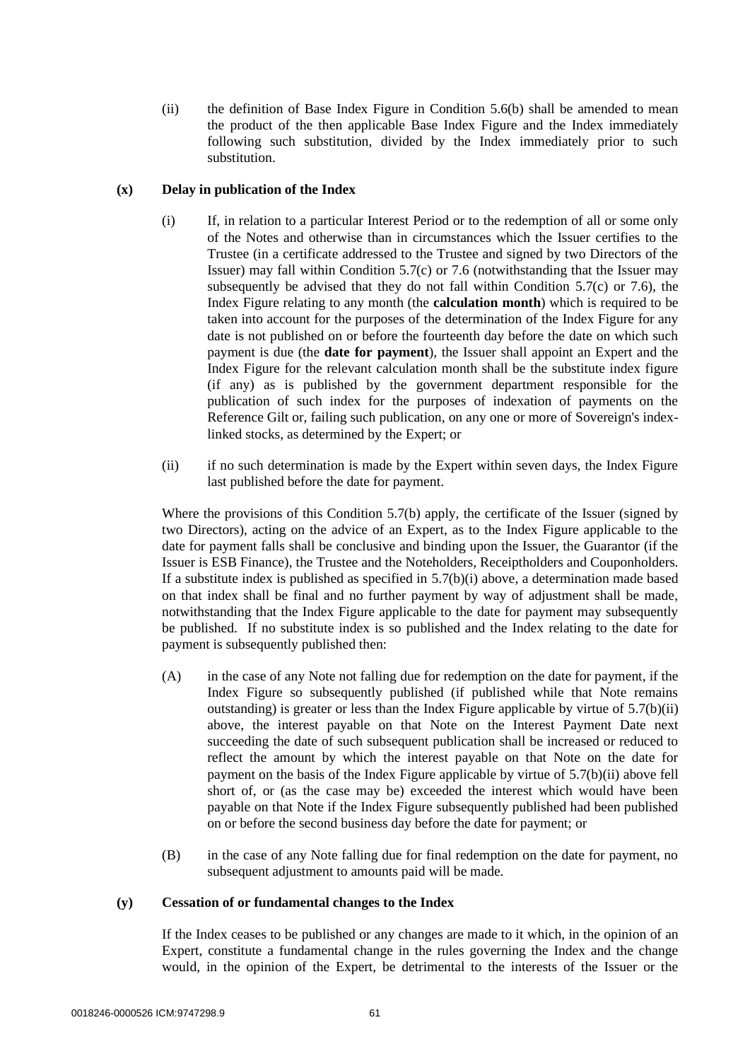(ii) the definition of Base Index Figure in Condition 5.6(b) shall be amended to mean the product of the then applicable Base Index Figure and the Index immediately following such substitution, divided by the Index immediately prior to such substitution.

**(x) Delay in publication of the Index**

(i) If, in relation to a particular Interest Period or to the redemption of all or some only of the Notes and otherwise than in circumstances which the Issuer certifies to the Trustee (in a certificate addressed to the Trustee and signed by two Directors of the Issuer) may fall within Condition 5.7(c) or 7.6 (notwithstanding that the Issuer may subsequently be advised that they do not fall within Condition 5.7(c) or 7.6), the Index Figure relating to any month (the **calculation month**) which is required to be taken into account for the purposes of the determination of the Index Figure for any date is not published on or before the fourteenth day before the date on which such payment is due (the **date for payment**), the Issuer shall appoint an Expert and the Index Figure for the relevant calculation month shall be the substitute index figure (if any) as is published by the government department responsible for the publication of such index for the purposes of indexation of payments on the Reference Gilt or, failing such publication, on any one or more of Sovereign's index-linked stocks, as determined by the Expert; or

(ii) if no such determination is made by the Expert within seven days, the Index Figure last published before the date for payment.

Where the provisions of this Condition 5.7(b) apply, the certificate of the Issuer (signed by two Directors), acting on the advice of an Expert, as to the Index Figure applicable to the date for payment falls shall be conclusive and binding upon the Issuer, the Guarantor (if the Issuer is ESB Finance), the Trustee and the Noteholders, Receiptholders and Couponholders. If a substitute index is published as specified in 5.7(b)(i) above, a determination made based on that index shall be final and no further payment by way of adjustment shall be made, notwithstanding that the Index Figure applicable to the date for payment may subsequently be published. If no substitute index is so published and the Index relating to the date for payment is subsequently published then:

(A) in the case of any Note not falling due for redemption on the date for payment, if the Index Figure so subsequently published (if published while that Note remains outstanding) is greater or less than the Index Figure applicable by virtue of 5.7(b)(ii) above, the interest payable on that Note on the Interest Payment Date next succeeding the date of such subsequent publication shall be increased or reduced to reflect the amount by which the interest payable on that Note on the date for payment on the basis of the Index Figure applicable by virtue of 5.7(b)(ii) above fell short of, or (as the case may be) exceeded the interest which would have been payable on that Note if the Index Figure subsequently published had been published on or before the second business day before the date for payment; or

(B) in the case of any Note falling due for final redemption on the date for payment, no subsequent adjustment to amounts paid will be made.

**(y) Cessation of or fundamental changes to the Index**

If the Index ceases to be published or any changes are made to it which, in the opinion of an Expert, constitute a fundamental change in the rules governing the Index and the change would, in the opinion of the Expert, be detrimental to the interests of the Issuer or the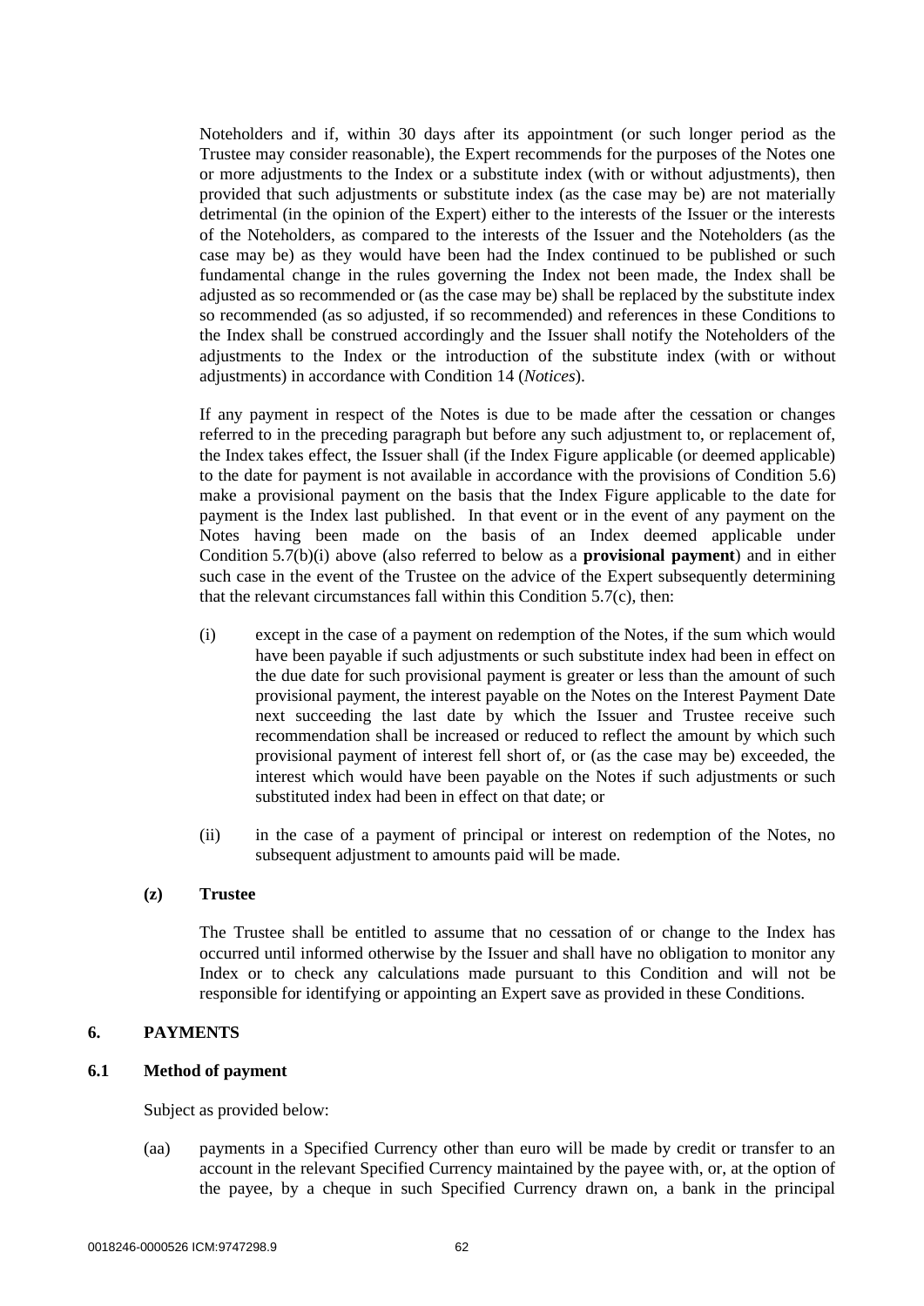Noteholders and if, within 30 days after its appointment (or such longer period as the Trustee may consider reasonable), the Expert recommends for the purposes of the Notes one or more adjustments to the Index or a substitute index (with or without adjustments), then provided that such adjustments or substitute index (as the case may be) are not materially detrimental (in the opinion of the Expert) either to the interests of the Issuer or the interests of the Noteholders, as compared to the interests of the Issuer and the Noteholders (as the case may be) as they would have been had the Index continued to be published or such fundamental change in the rules governing the Index not been made, the Index shall be adjusted as so recommended or (as the case may be) shall be replaced by the substitute index so recommended (as so adjusted, if so recommended) and references in these Conditions to the Index shall be construed accordingly and the Issuer shall notify the Noteholders of the adjustments to the Index or the introduction of the substitute index (with or without adjustments) in accordance with Condition 14 (*Notices*).

If any payment in respect of the Notes is due to be made after the cessation or changes referred to in the preceding paragraph but before any such adjustment to, or replacement of, the Index takes effect, the Issuer shall (if the Index Figure applicable (or deemed applicable) to the date for payment is not available in accordance with the provisions of Condition 5.6) make a provisional payment on the basis that the Index Figure applicable to the date for payment is the Index last published. In that event or in the event of any payment on the Notes having been made on the basis of an Index deemed applicable under Condition 5.7(b)(i) above (also referred to below as a **provisional payment**) and in either such case in the event of the Trustee on the advice of the Expert subsequently determining that the relevant circumstances fall within this Condition 5.7(c), then:

(i) except in the case of a payment on redemption of the Notes, if the sum which would have been payable if such adjustments or such substitute index had been in effect on the due date for such provisional payment is greater or less than the amount of such provisional payment, the interest payable on the Notes on the Interest Payment Date next succeeding the last date by which the Issuer and Trustee receive such recommendation shall be increased or reduced to reflect the amount by which such provisional payment of interest fell short of, or (as the case may be) exceeded, the interest which would have been payable on the Notes if such adjustments or such substituted index had been in effect on that date; or

(ii) in the case of a payment of principal or interest on redemption of the Notes, no subsequent adjustment to amounts paid will be made.

**(z) Trustee**

The Trustee shall be entitled to assume that no cessation of or change to the Index has occurred until informed otherwise by the Issuer and shall have no obligation to monitor any Index or to check any calculations made pursuant to this Condition and will not be responsible for identifying or appointing an Expert save as provided in these Conditions.

## 6. PAYMENTS

### 6.1 Method of payment

Subject as provided below:

(aa) payments in a Specified Currency other than euro will be made by credit or transfer to an account in the relevant Specified Currency maintained by the payee with, or, at the option of the payee, by a cheque in such Specified Currency drawn on, a bank in the principal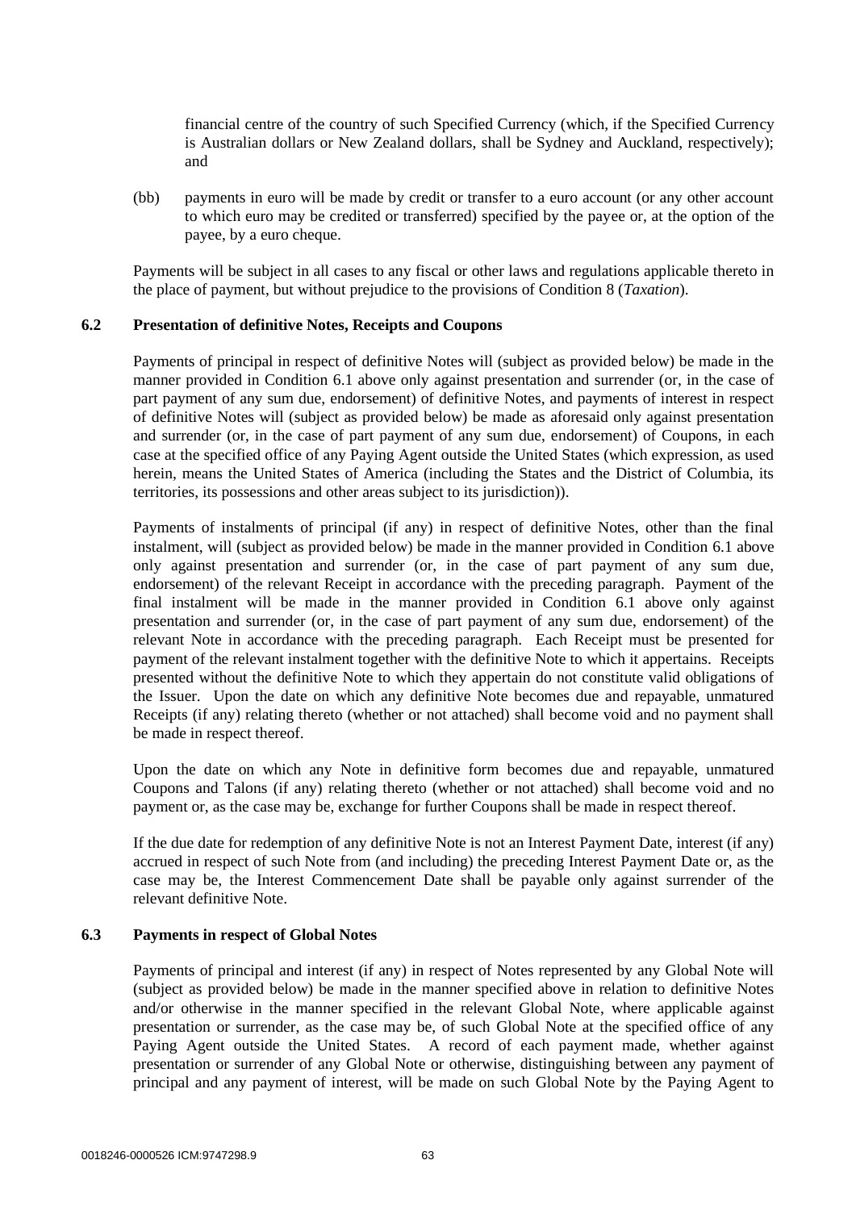financial centre of the country of such Specified Currency (which, if the Specified Currency is Australian dollars or New Zealand dollars, shall be Sydney and Auckland, respectively); and

(bb) payments in euro will be made by credit or transfer to a euro account (or any other account to which euro may be credited or transferred) specified by the payee or, at the option of the payee, by a euro cheque.

Payments will be subject in all cases to any fiscal or other laws and regulations applicable thereto in the place of payment, but without prejudice to the provisions of Condition 8 (*Taxation*).

### 6.2 Presentation of definitive Notes, Receipts and Coupons

Payments of principal in respect of definitive Notes will (subject as provided below) be made in the manner provided in Condition 6.1 above only against presentation and surrender (or, in the case of part payment of any sum due, endorsement) of definitive Notes, and payments of interest in respect of definitive Notes will (subject as provided below) be made as aforesaid only against presentation and surrender (or, in the case of part payment of any sum due, endorsement) of Coupons, in each case at the specified office of any Paying Agent outside the United States (which expression, as used herein, means the United States of America (including the States and the District of Columbia, its territories, its possessions and other areas subject to its jurisdiction)).

Payments of instalments of principal (if any) in respect of definitive Notes, other than the final instalment, will (subject as provided below) be made in the manner provided in Condition 6.1 above only against presentation and surrender (or, in the case of part payment of any sum due, endorsement) of the relevant Receipt in accordance with the preceding paragraph. Payment of the final instalment will be made in the manner provided in Condition 6.1 above only against presentation and surrender (or, in the case of part payment of any sum due, endorsement) of the relevant Note in accordance with the preceding paragraph. Each Receipt must be presented for payment of the relevant instalment together with the definitive Note to which it appertains. Receipts presented without the definitive Note to which they appertain do not constitute valid obligations of the Issuer. Upon the date on which any definitive Note becomes due and repayable, unmatured Receipts (if any) relating thereto (whether or not attached) shall become void and no payment shall be made in respect thereof.

Upon the date on which any Note in definitive form becomes due and repayable, unmatured Coupons and Talons (if any) relating thereto (whether or not attached) shall become void and no payment or, as the case may be, exchange for further Coupons shall be made in respect thereof.

If the due date for redemption of any definitive Note is not an Interest Payment Date, interest (if any) accrued in respect of such Note from (and including) the preceding Interest Payment Date or, as the case may be, the Interest Commencement Date shall be payable only against surrender of the relevant definitive Note.

### 6.3 Payments in respect of Global Notes

Payments of principal and interest (if any) in respect of Notes represented by any Global Note will (subject as provided below) be made in the manner specified above in relation to definitive Notes and/or otherwise in the manner specified in the relevant Global Note, where applicable against presentation or surrender, as the case may be, of such Global Note at the specified office of any Paying Agent outside the United States. A record of each payment made, whether against presentation or surrender of any Global Note or otherwise, distinguishing between any payment of principal and any payment of interest, will be made on such Global Note by the Paying Agent to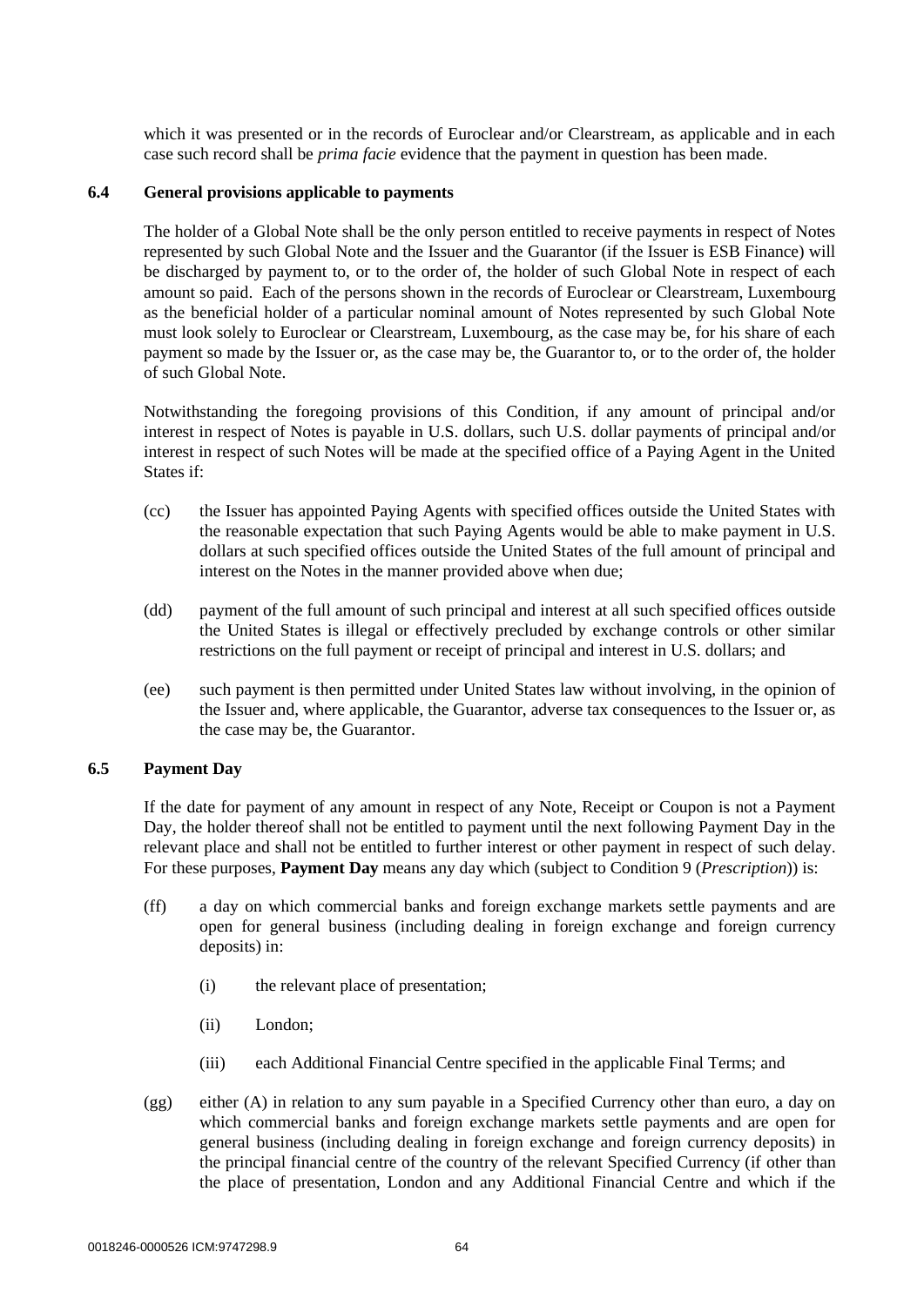which it was presented or in the records of Euroclear and/or Clearstream, as applicable and in each case such record shall be *prima facie* evidence that the payment in question has been made.

### 6.4 General provisions applicable to payments

The holder of a Global Note shall be the only person entitled to receive payments in respect of Notes represented by such Global Note and the Issuer and the Guarantor (if the Issuer is ESB Finance) will be discharged by payment to, or to the order of, the holder of such Global Note in respect of each amount so paid. Each of the persons shown in the records of Euroclear or Clearstream, Luxembourg as the beneficial holder of a particular nominal amount of Notes represented by such Global Note must look solely to Euroclear or Clearstream, Luxembourg, as the case may be, for his share of each payment so made by the Issuer or, as the case may be, the Guarantor to, or to the order of, the holder of such Global Note.

Notwithstanding the foregoing provisions of this Condition, if any amount of principal and/or interest in respect of Notes is payable in U.S. dollars, such U.S. dollar payments of principal and/or interest in respect of such Notes will be made at the specified office of a Paying Agent in the United States if:

(cc) the Issuer has appointed Paying Agents with specified offices outside the United States with the reasonable expectation that such Paying Agents would be able to make payment in U.S. dollars at such specified offices outside the United States of the full amount of principal and interest on the Notes in the manner provided above when due;

(dd) payment of the full amount of such principal and interest at all such specified offices outside the United States is illegal or effectively precluded by exchange controls or other similar restrictions on the full payment or receipt of principal and interest in U.S. dollars; and

(ee) such payment is then permitted under United States law without involving, in the opinion of the Issuer and, where applicable, the Guarantor, adverse tax consequences to the Issuer or, as the case may be, the Guarantor.

### 6.5 Payment Day

If the date for payment of any amount in respect of any Note, Receipt or Coupon is not a Payment Day, the holder thereof shall not be entitled to payment until the next following Payment Day in the relevant place and shall not be entitled to further interest or other payment in respect of such delay. For these purposes, **Payment Day** means any day which (subject to Condition 9 (*Prescription*)) is:

(ff) a day on which commercial banks and foreign exchange markets settle payments and are open for general business (including dealing in foreign exchange and foreign currency deposits) in:

(i) the relevant place of presentation;

(ii) London;

(iii) each Additional Financial Centre specified in the applicable Final Terms; and

(gg) either (A) in relation to any sum payable in a Specified Currency other than euro, a day on which commercial banks and foreign exchange markets settle payments and are open for general business (including dealing in foreign exchange and foreign currency deposits) in the principal financial centre of the country of the relevant Specified Currency (if other than the place of presentation, London and any Additional Financial Centre and which if the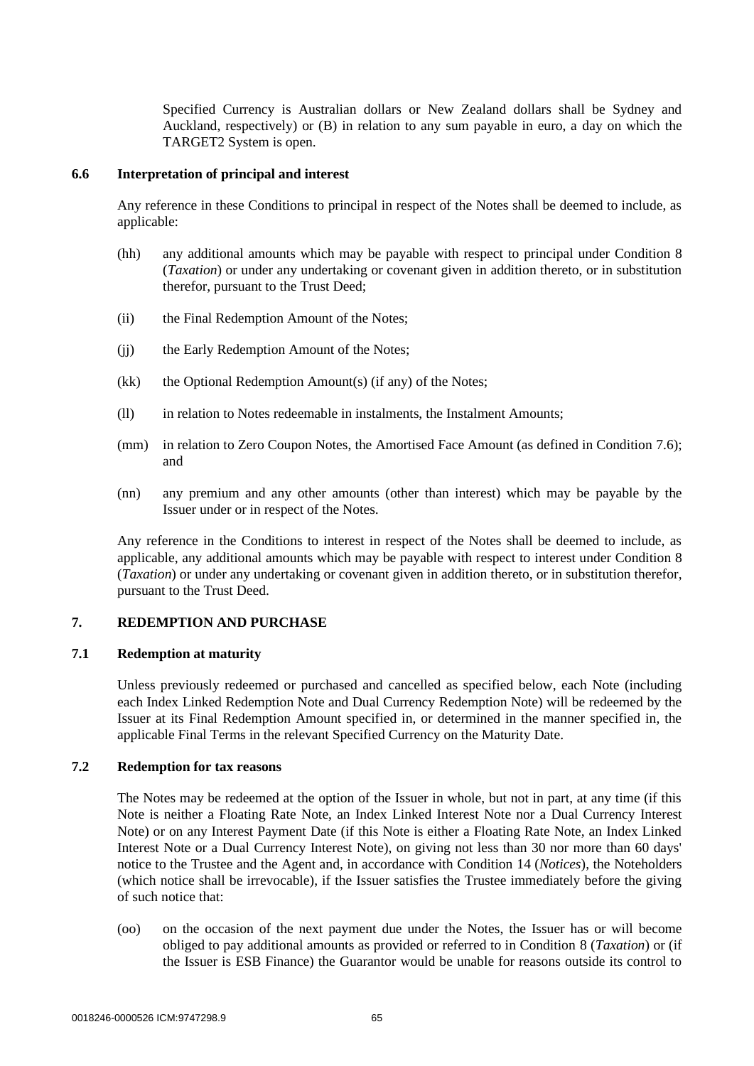Specified Currency is Australian dollars or New Zealand dollars shall be Sydney and Auckland, respectively) or (B) in relation to any sum payable in euro, a day on which the TARGET2 System is open.

### 6.6 Interpretation of principal and interest

Any reference in these Conditions to principal in respect of the Notes shall be deemed to include, as applicable:

(hh) any additional amounts which may be payable with respect to principal under Condition 8 (*Taxation*) or under any undertaking or covenant given in addition thereto, or in substitution therefor, pursuant to the Trust Deed;

(ii) the Final Redemption Amount of the Notes;

(jj) the Early Redemption Amount of the Notes;

(kk) the Optional Redemption Amount(s) (if any) of the Notes;

(ll) in relation to Notes redeemable in instalments, the Instalment Amounts;

(mm) in relation to Zero Coupon Notes, the Amortised Face Amount (as defined in Condition 7.6); and

(nn) any premium and any other amounts (other than interest) which may be payable by the Issuer under or in respect of the Notes.

Any reference in the Conditions to interest in respect of the Notes shall be deemed to include, as applicable, any additional amounts which may be payable with respect to interest under Condition 8 (*Taxation*) or under any undertaking or covenant given in addition thereto, or in substitution therefor, pursuant to the Trust Deed.

## 7. REDEMPTION AND PURCHASE

### 7.1 Redemption at maturity

Unless previously redeemed or purchased and cancelled as specified below, each Note (including each Index Linked Redemption Note and Dual Currency Redemption Note) will be redeemed by the Issuer at its Final Redemption Amount specified in, or determined in the manner specified in, the applicable Final Terms in the relevant Specified Currency on the Maturity Date.

### 7.2 Redemption for tax reasons

The Notes may be redeemed at the option of the Issuer in whole, but not in part, at any time (if this Note is neither a Floating Rate Note, an Index Linked Interest Note nor a Dual Currency Interest Note) or on any Interest Payment Date (if this Note is either a Floating Rate Note, an Index Linked Interest Note or a Dual Currency Interest Note), on giving not less than 30 nor more than 60 days' notice to the Trustee and the Agent and, in accordance with Condition 14 (*Notices*), the Noteholders (which notice shall be irrevocable), if the Issuer satisfies the Trustee immediately before the giving of such notice that:

(oo) on the occasion of the next payment due under the Notes, the Issuer has or will become obliged to pay additional amounts as provided or referred to in Condition 8 (*Taxation*) or (if the Issuer is ESB Finance) the Guarantor would be unable for reasons outside its control to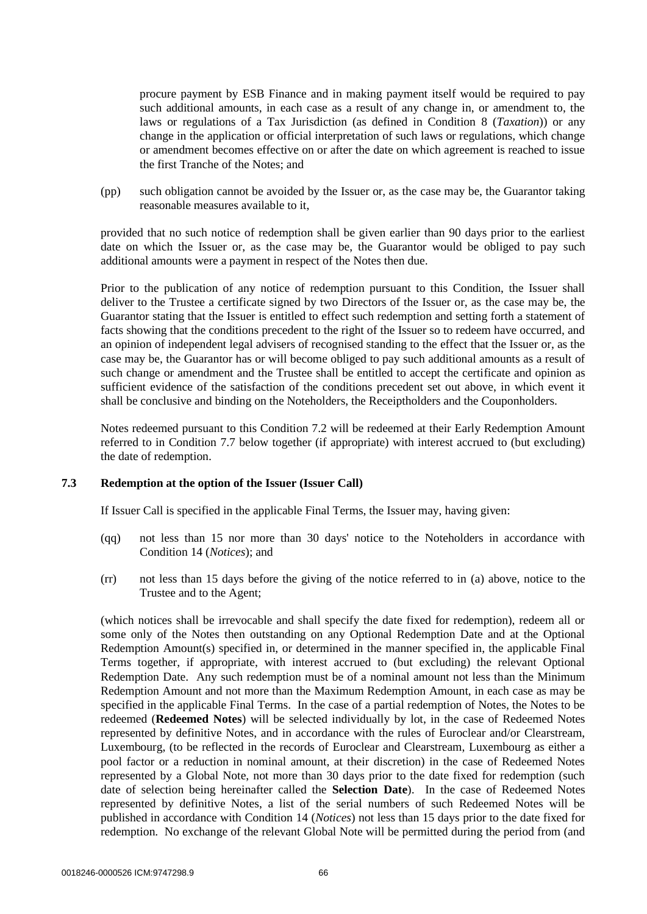procure payment by ESB Finance and in making payment itself would be required to pay such additional amounts, in each case as a result of any change in, or amendment to, the laws or regulations of a Tax Jurisdiction (as defined in Condition 8 (*Taxation*)) or any change in the application or official interpretation of such laws or regulations, which change or amendment becomes effective on or after the date on which agreement is reached to issue the first Tranche of the Notes; and

(pp) such obligation cannot be avoided by the Issuer or, as the case may be, the Guarantor taking reasonable measures available to it,

provided that no such notice of redemption shall be given earlier than 90 days prior to the earliest date on which the Issuer or, as the case may be, the Guarantor would be obliged to pay such additional amounts were a payment in respect of the Notes then due.

Prior to the publication of any notice of redemption pursuant to this Condition, the Issuer shall deliver to the Trustee a certificate signed by two Directors of the Issuer or, as the case may be, the Guarantor stating that the Issuer is entitled to effect such redemption and setting forth a statement of facts showing that the conditions precedent to the right of the Issuer so to redeem have occurred, and an opinion of independent legal advisers of recognised standing to the effect that the Issuer or, as the case may be, the Guarantor has or will become obliged to pay such additional amounts as a result of such change or amendment and the Trustee shall be entitled to accept the certificate and opinion as sufficient evidence of the satisfaction of the conditions precedent set out above, in which event it shall be conclusive and binding on the Noteholders, the Receiptholders and the Couponholders.

Notes redeemed pursuant to this Condition 7.2 will be redeemed at their Early Redemption Amount referred to in Condition 7.7 below together (if appropriate) with interest accrued to (but excluding) the date of redemption.

### 7.3 Redemption at the option of the Issuer (Issuer Call)

If Issuer Call is specified in the applicable Final Terms, the Issuer may, having given:

(qq) not less than 15 nor more than 30 days' notice to the Noteholders in accordance with Condition 14 (*Notices*); and

(rr) not less than 15 days before the giving of the notice referred to in (a) above, notice to the Trustee and to the Agent;

(which notices shall be irrevocable and shall specify the date fixed for redemption), redeem all or some only of the Notes then outstanding on any Optional Redemption Date and at the Optional Redemption Amount(s) specified in, or determined in the manner specified in, the applicable Final Terms together, if appropriate, with interest accrued to (but excluding) the relevant Optional Redemption Date. Any such redemption must be of a nominal amount not less than the Minimum Redemption Amount and not more than the Maximum Redemption Amount, in each case as may be specified in the applicable Final Terms. In the case of a partial redemption of Notes, the Notes to be redeemed (**Redeemed Notes**) will be selected individually by lot, in the case of Redeemed Notes represented by definitive Notes, and in accordance with the rules of Euroclear and/or Clearstream, Luxembourg, (to be reflected in the records of Euroclear and Clearstream, Luxembourg as either a pool factor or a reduction in nominal amount, at their discretion) in the case of Redeemed Notes represented by a Global Note, not more than 30 days prior to the date fixed for redemption (such date of selection being hereinafter called the **Selection Date**). In the case of Redeemed Notes represented by definitive Notes, a list of the serial numbers of such Redeemed Notes will be published in accordance with Condition 14 (*Notices*) not less than 15 days prior to the date fixed for redemption. No exchange of the relevant Global Note will be permitted during the period from (and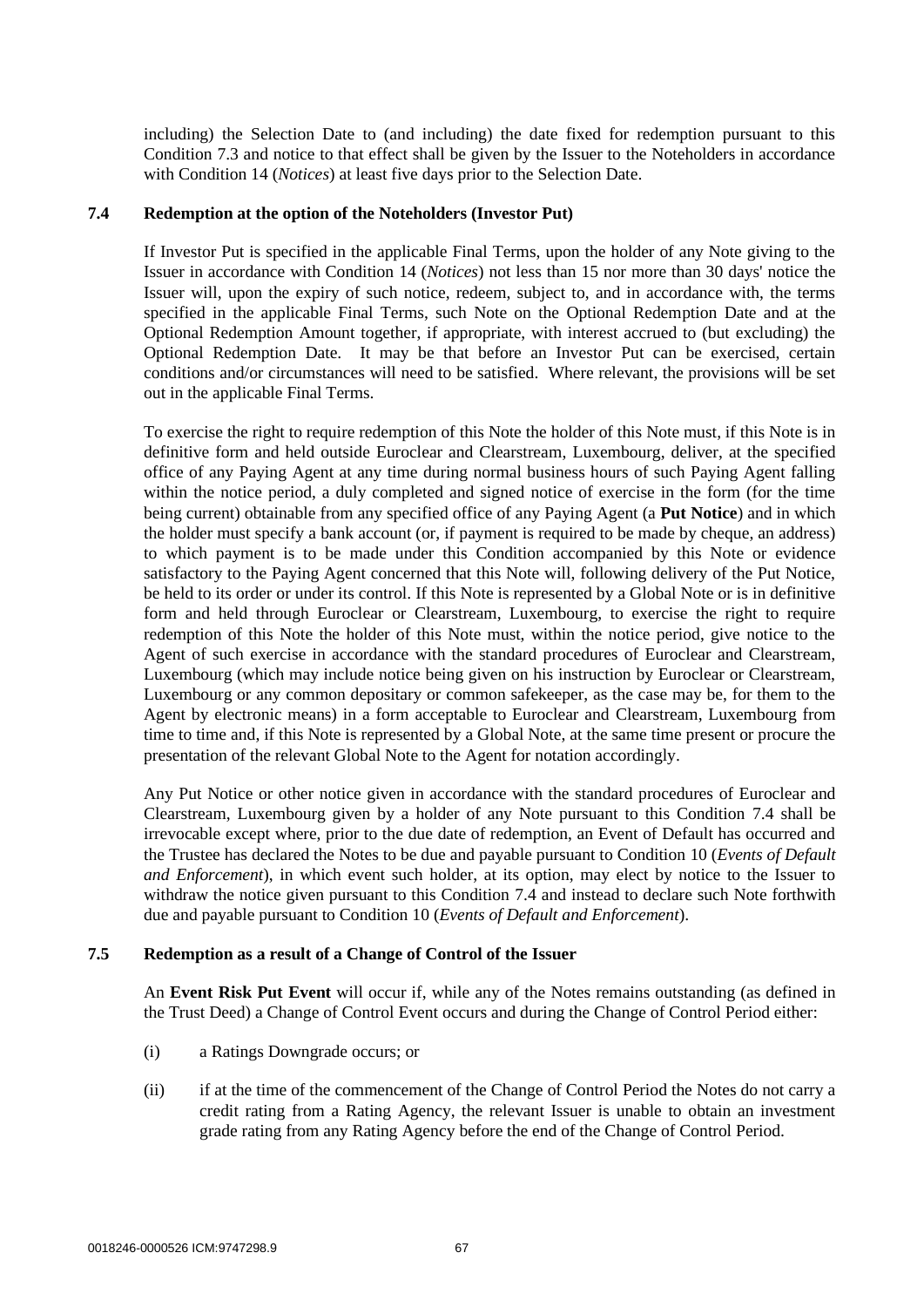including) the Selection Date to (and including) the date fixed for redemption pursuant to this Condition 7.3 and notice to that effect shall be given by the Issuer to the Noteholders in accordance with Condition 14 (*Notices*) at least five days prior to the Selection Date.

### 7.4 Redemption at the option of the Noteholders (Investor Put)

If Investor Put is specified in the applicable Final Terms, upon the holder of any Note giving to the Issuer in accordance with Condition 14 (*Notices*) not less than 15 nor more than 30 days' notice the Issuer will, upon the expiry of such notice, redeem, subject to, and in accordance with, the terms specified in the applicable Final Terms, such Note on the Optional Redemption Date and at the Optional Redemption Amount together, if appropriate, with interest accrued to (but excluding) the Optional Redemption Date. It may be that before an Investor Put can be exercised, certain conditions and/or circumstances will need to be satisfied. Where relevant, the provisions will be set out in the applicable Final Terms.

To exercise the right to require redemption of this Note the holder of this Note must, if this Note is in definitive form and held outside Euroclear and Clearstream, Luxembourg, deliver, at the specified office of any Paying Agent at any time during normal business hours of such Paying Agent falling within the notice period, a duly completed and signed notice of exercise in the form (for the time being current) obtainable from any specified office of any Paying Agent (a **Put Notice**) and in which the holder must specify a bank account (or, if payment is required to be made by cheque, an address) to which payment is to be made under this Condition accompanied by this Note or evidence satisfactory to the Paying Agent concerned that this Note will, following delivery of the Put Notice, be held to its order or under its control. If this Note is represented by a Global Note or is in definitive form and held through Euroclear or Clearstream, Luxembourg, to exercise the right to require redemption of this Note the holder of this Note must, within the notice period, give notice to the Agent of such exercise in accordance with the standard procedures of Euroclear and Clearstream, Luxembourg (which may include notice being given on his instruction by Euroclear or Clearstream, Luxembourg or any common depositary or common safekeeper, as the case may be, for them to the Agent by electronic means) in a form acceptable to Euroclear and Clearstream, Luxembourg from time to time and, if this Note is represented by a Global Note, at the same time present or procure the presentation of the relevant Global Note to the Agent for notation accordingly.

Any Put Notice or other notice given in accordance with the standard procedures of Euroclear and Clearstream, Luxembourg given by a holder of any Note pursuant to this Condition 7.4 shall be irrevocable except where, prior to the due date of redemption, an Event of Default has occurred and the Trustee has declared the Notes to be due and payable pursuant to Condition 10 (*Events of Default and Enforcement*), in which event such holder, at its option, may elect by notice to the Issuer to withdraw the notice given pursuant to this Condition 7.4 and instead to declare such Note forthwith due and payable pursuant to Condition 10 (*Events of Default and Enforcement*).

### 7.5 Redemption as a result of a Change of Control of the Issuer

An **Event Risk Put Event** will occur if, while any of the Notes remains outstanding (as defined in the Trust Deed) a Change of Control Event occurs and during the Change of Control Period either:

(i) a Ratings Downgrade occurs; or

(ii) if at the time of the commencement of the Change of Control Period the Notes do not carry a credit rating from a Rating Agency, the relevant Issuer is unable to obtain an investment grade rating from any Rating Agency before the end of the Change of Control Period.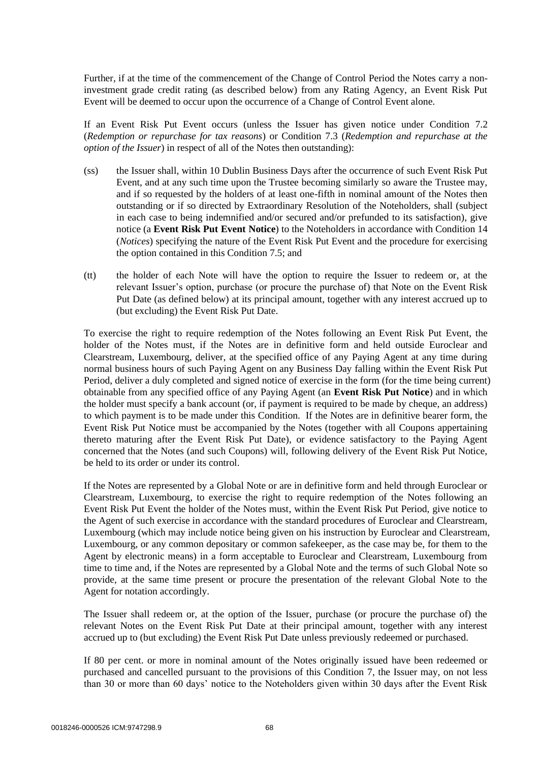Further, if at the time of the commencement of the Change of Control Period the Notes carry a non-investment grade credit rating (as described below) from any Rating Agency, an Event Risk Put Event will be deemed to occur upon the occurrence of a Change of Control Event alone.

If an Event Risk Put Event occurs (unless the Issuer has given notice under Condition 7.2 (*Redemption or repurchase for tax reasons*) or Condition 7.3 (*Redemption and repurchase at the option of the Issuer*) in respect of all of the Notes then outstanding):

(ss) the Issuer shall, within 10 Dublin Business Days after the occurrence of such Event Risk Put Event, and at any such time upon the Trustee becoming similarly so aware the Trustee may, and if so requested by the holders of at least one-fifth in nominal amount of the Notes then outstanding or if so directed by Extraordinary Resolution of the Noteholders, shall (subject in each case to being indemnified and/or secured and/or prefunded to its satisfaction), give notice (a **Event Risk Put Event Notice**) to the Noteholders in accordance with Condition 14 (*Notices*) specifying the nature of the Event Risk Put Event and the procedure for exercising the option contained in this Condition 7.5; and

(tt) the holder of each Note will have the option to require the Issuer to redeem or, at the relevant Issuer's option, purchase (or procure the purchase of) that Note on the Event Risk Put Date (as defined below) at its principal amount, together with any interest accrued up to (but excluding) the Event Risk Put Date.

To exercise the right to require redemption of the Notes following an Event Risk Put Event, the holder of the Notes must, if the Notes are in definitive form and held outside Euroclear and Clearstream, Luxembourg, deliver, at the specified office of any Paying Agent at any time during normal business hours of such Paying Agent on any Business Day falling within the Event Risk Put Period, deliver a duly completed and signed notice of exercise in the form (for the time being current) obtainable from any specified office of any Paying Agent (an **Event Risk Put Notice**) and in which the holder must specify a bank account (or, if payment is required to be made by cheque, an address) to which payment is to be made under this Condition. If the Notes are in definitive bearer form, the Event Risk Put Notice must be accompanied by the Notes (together with all Coupons appertaining thereto maturing after the Event Risk Put Date), or evidence satisfactory to the Paying Agent concerned that the Notes (and such Coupons) will, following delivery of the Event Risk Put Notice, be held to its order or under its control.

If the Notes are represented by a Global Note or are in definitive form and held through Euroclear or Clearstream, Luxembourg, to exercise the right to require redemption of the Notes following an Event Risk Put Event the holder of the Notes must, within the Event Risk Put Period, give notice to the Agent of such exercise in accordance with the standard procedures of Euroclear and Clearstream, Luxembourg (which may include notice being given on his instruction by Euroclear and Clearstream, Luxembourg, or any common depositary or common safekeeper, as the case may be, for them to the Agent by electronic means) in a form acceptable to Euroclear and Clearstream, Luxembourg from time to time and, if the Notes are represented by a Global Note and the terms of such Global Note so provide, at the same time present or procure the presentation of the relevant Global Note to the Agent for notation accordingly.

The Issuer shall redeem or, at the option of the Issuer, purchase (or procure the purchase of) the relevant Notes on the Event Risk Put Date at their principal amount, together with any interest accrued up to (but excluding) the Event Risk Put Date unless previously redeemed or purchased.

If 80 per cent. or more in nominal amount of the Notes originally issued have been redeemed or purchased and cancelled pursuant to the provisions of this Condition 7, the Issuer may, on not less than 30 or more than 60 days' notice to the Noteholders given within 30 days after the Event Risk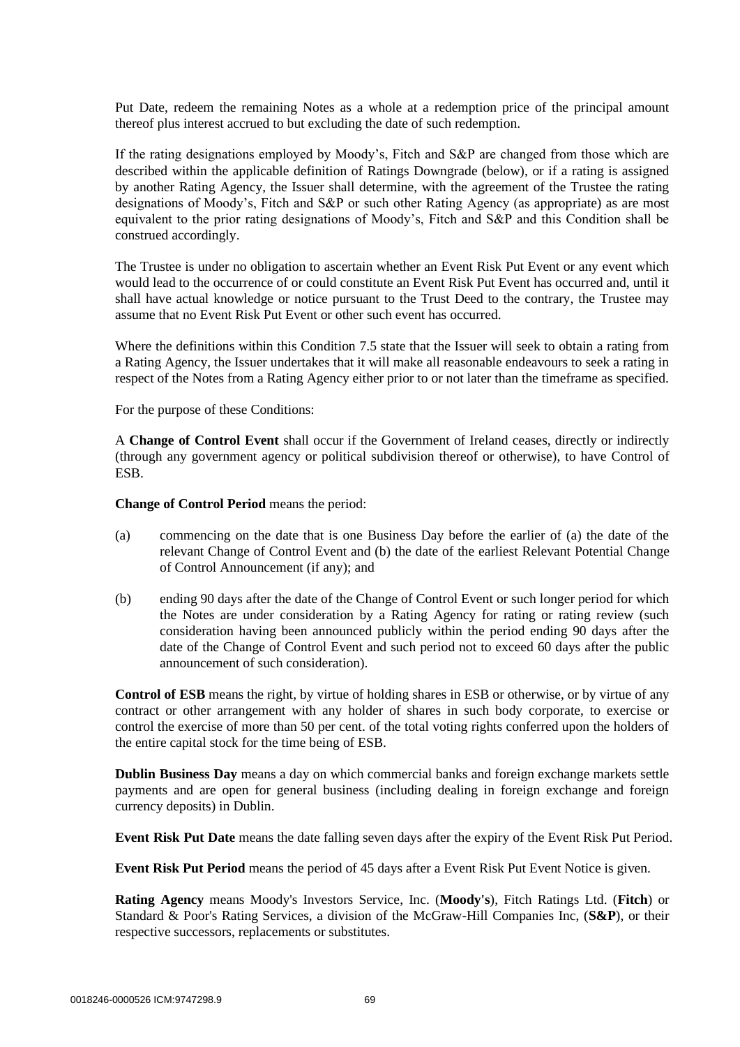Put Date, redeem the remaining Notes as a whole at a redemption price of the principal amount thereof plus interest accrued to but excluding the date of such redemption.

If the rating designations employed by Moody's, Fitch and S&P are changed from those which are described within the applicable definition of Ratings Downgrade (below), or if a rating is assigned by another Rating Agency, the Issuer shall determine, with the agreement of the Trustee the rating designations of Moody's, Fitch and S&P or such other Rating Agency (as appropriate) as are most equivalent to the prior rating designations of Moody's, Fitch and S&P and this Condition shall be construed accordingly.

The Trustee is under no obligation to ascertain whether an Event Risk Put Event or any event which would lead to the occurrence of or could constitute an Event Risk Put Event has occurred and, until it shall have actual knowledge or notice pursuant to the Trust Deed to the contrary, the Trustee may assume that no Event Risk Put Event or other such event has occurred.

Where the definitions within this Condition 7.5 state that the Issuer will seek to obtain a rating from a Rating Agency, the Issuer undertakes that it will make all reasonable endeavours to seek a rating in respect of the Notes from a Rating Agency either prior to or not later than the timeframe as specified.

For the purpose of these Conditions:

A **Change of Control Event** shall occur if the Government of Ireland ceases, directly or indirectly (through any government agency or political subdivision thereof or otherwise), to have Control of ESB.

**Change of Control Period** means the period:

(a) commencing on the date that is one Business Day before the earlier of (a) the date of the relevant Change of Control Event and (b) the date of the earliest Relevant Potential Change of Control Announcement (if any); and

(b) ending 90 days after the date of the Change of Control Event or such longer period for which the Notes are under consideration by a Rating Agency for rating or rating review (such consideration having been announced publicly within the period ending 90 days after the date of the Change of Control Event and such period not to exceed 60 days after the public announcement of such consideration).

**Control of ESB** means the right, by virtue of holding shares in ESB or otherwise, or by virtue of any contract or other arrangement with any holder of shares in such body corporate, to exercise or control the exercise of more than 50 per cent. of the total voting rights conferred upon the holders of the entire capital stock for the time being of ESB.

**Dublin Business Day** means a day on which commercial banks and foreign exchange markets settle payments and are open for general business (including dealing in foreign exchange and foreign currency deposits) in Dublin.

**Event Risk Put Date** means the date falling seven days after the expiry of the Event Risk Put Period.

**Event Risk Put Period** means the period of 45 days after a Event Risk Put Event Notice is given.

**Rating Agency** means Moody's Investors Service, Inc. (**Moody's**), Fitch Ratings Ltd. (**Fitch**) or Standard & Poor's Rating Services, a division of the McGraw-Hill Companies Inc, (**S&P**), or their respective successors, replacements or substitutes.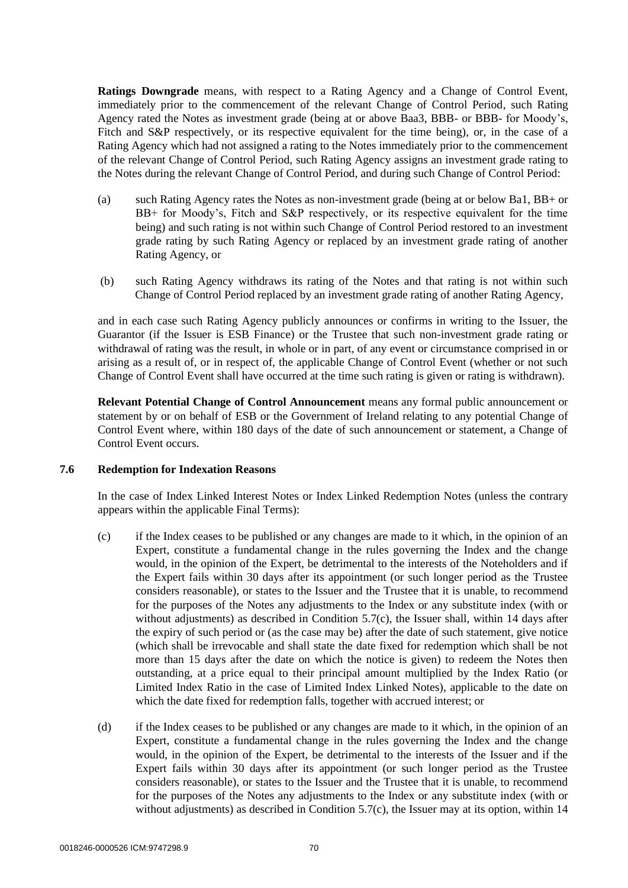**Ratings Downgrade** means, with respect to a Rating Agency and a Change of Control Event, immediately prior to the commencement of the relevant Change of Control Period, such Rating Agency rated the Notes as investment grade (being at or above Baa3, BBB- or BBB- for Moody's, Fitch and S&P respectively, or its respective equivalent for the time being), or, in the case of a Rating Agency which had not assigned a rating to the Notes immediately prior to the commencement of the relevant Change of Control Period, such Rating Agency assigns an investment grade rating to the Notes during the relevant Change of Control Period, and during such Change of Control Period:

(a) such Rating Agency rates the Notes as non-investment grade (being at or below Ba1, BB+ or BB+ for Moody's, Fitch and S&P respectively, or its respective equivalent for the time being) and such rating is not within such Change of Control Period restored to an investment grade rating by such Rating Agency or replaced by an investment grade rating of another Rating Agency, or

(b) such Rating Agency withdraws its rating of the Notes and that rating is not within such Change of Control Period replaced by an investment grade rating of another Rating Agency,

and in each case such Rating Agency publicly announces or confirms in writing to the Issuer, the Guarantor (if the Issuer is ESB Finance) or the Trustee that such non-investment grade rating or withdrawal of rating was the result, in whole or in part, of any event or circumstance comprised in or arising as a result of, or in respect of, the applicable Change of Control Event (whether or not such Change of Control Event shall have occurred at the time such rating is given or rating is withdrawn).

**Relevant Potential Change of Control Announcement** means any formal public announcement or statement by or on behalf of ESB or the Government of Ireland relating to any potential Change of Control Event where, within 180 days of the date of such announcement or statement, a Change of Control Event occurs.

### 7.6 Redemption for Indexation Reasons

In the case of Index Linked Interest Notes or Index Linked Redemption Notes (unless the contrary appears within the applicable Final Terms):

(c) if the Index ceases to be published or any changes are made to it which, in the opinion of an Expert, constitute a fundamental change in the rules governing the Index and the change would, in the opinion of the Expert, be detrimental to the interests of the Noteholders and if the Expert fails within 30 days after its appointment (or such longer period as the Trustee considers reasonable), or states to the Issuer and the Trustee that it is unable, to recommend for the purposes of the Notes any adjustments to the Index or any substitute index (with or without adjustments) as described in Condition 5.7(c), the Issuer shall, within 14 days after the expiry of such period or (as the case may be) after the date of such statement, give notice (which shall be irrevocable and shall state the date fixed for redemption which shall be not more than 15 days after the date on which the notice is given) to redeem the Notes then outstanding, at a price equal to their principal amount multiplied by the Index Ratio (or Limited Index Ratio in the case of Limited Index Linked Notes), applicable to the date on which the date fixed for redemption falls, together with accrued interest; or

(d) if the Index ceases to be published or any changes are made to it which, in the opinion of an Expert, constitute a fundamental change in the rules governing the Index and the change would, in the opinion of the Expert, be detrimental to the interests of the Issuer and if the Expert fails within 30 days after its appointment (or such longer period as the Trustee considers reasonable), or states to the Issuer and the Trustee that it is unable, to recommend for the purposes of the Notes any adjustments to the Index or any substitute index (with or without adjustments) as described in Condition 5.7(c), the Issuer may at its option, within 14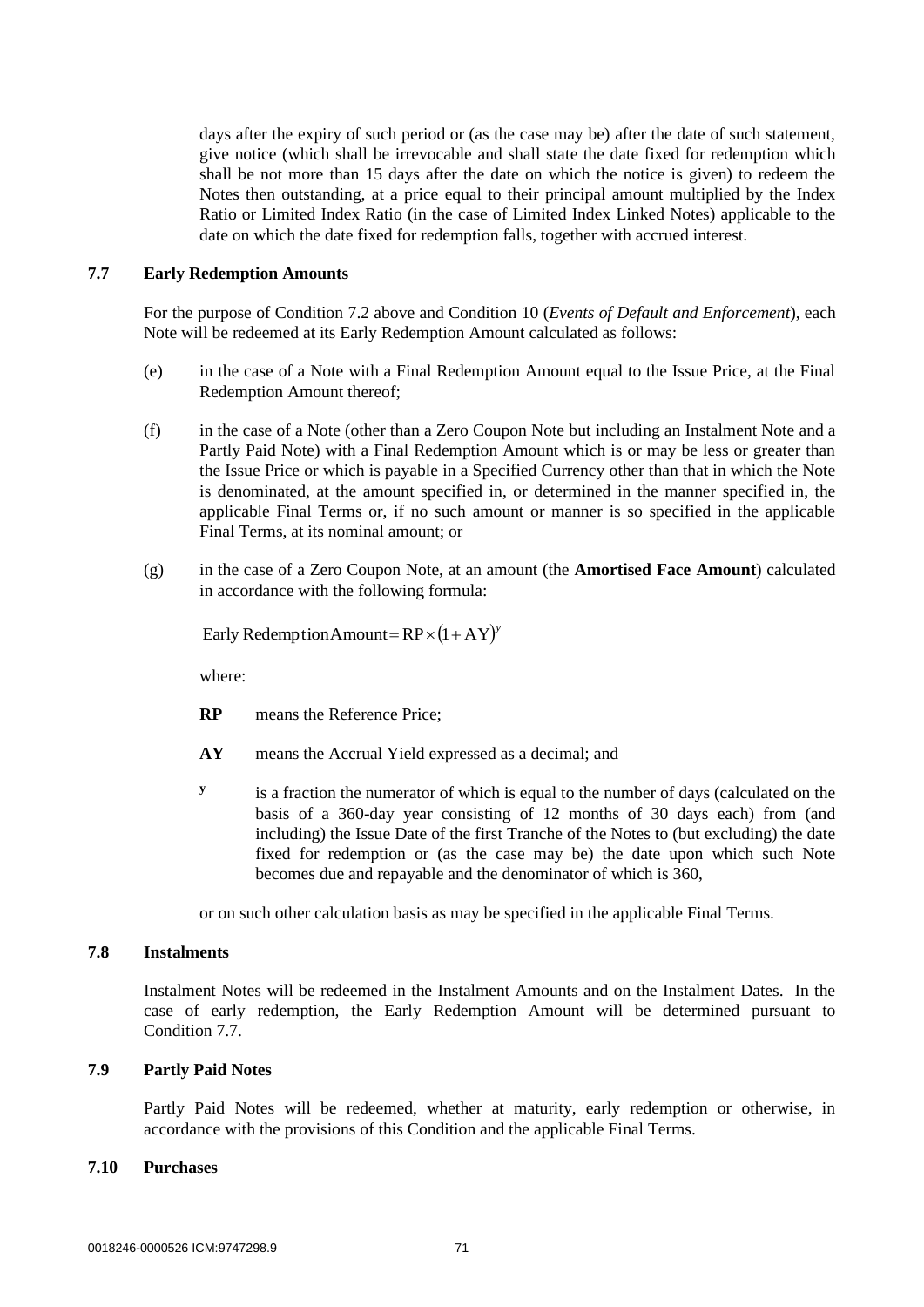days after the expiry of such period or (as the case may be) after the date of such statement, give notice (which shall be irrevocable and shall state the date fixed for redemption which shall be not more than 15 days after the date on which the notice is given) to redeem the Notes then outstanding, at a price equal to their principal amount multiplied by the Index Ratio or Limited Index Ratio (in the case of Limited Index Linked Notes) applicable to the date on which the date fixed for redemption falls, together with accrued interest.

### 7.7 Early Redemption Amounts

For the purpose of Condition 7.2 above and Condition 10 (*Events of Default and Enforcement*), each Note will be redeemed at its Early Redemption Amount calculated as follows:

(e) in the case of a Note with a Final Redemption Amount equal to the Issue Price, at the Final Redemption Amount thereof;

(f) in the case of a Note (other than a Zero Coupon Note but including an Instalment Note and a Partly Paid Note) with a Final Redemption Amount which is or may be less or greater than the Issue Price or which is payable in a Specified Currency other than that in which the Note is denominated, at the amount specified in, or determined in the manner specified in, the applicable Final Terms or, if no such amount or manner is so specified in the applicable Final Terms, at its nominal amount; or

(g) in the case of a Zero Coupon Note, at an amount (the **Amortised Face Amount**) calculated in accordance with the following formula:

$$\text{Early Redemption Amount} = \text{RP} \times (1 + \text{AY})^{y}$$

where:

**RP** means the Reference Price;

**AY** means the Accrual Yield expressed as a decimal; and

**y** is a fraction the numerator of which is equal to the number of days (calculated on the basis of a 360-day year consisting of 12 months of 30 days each) from (and including) the Issue Date of the first Tranche of the Notes to (but excluding) the date fixed for redemption or (as the case may be) the date upon which such Note becomes due and repayable and the denominator of which is 360,

or on such other calculation basis as may be specified in the applicable Final Terms.

### 7.8 Instalments

Instalment Notes will be redeemed in the Instalment Amounts and on the Instalment Dates. In the case of early redemption, the Early Redemption Amount will be determined pursuant to Condition 7.7.

### 7.9 Partly Paid Notes

Partly Paid Notes will be redeemed, whether at maturity, early redemption or otherwise, in accordance with the provisions of this Condition and the applicable Final Terms.

### 7.10 Purchases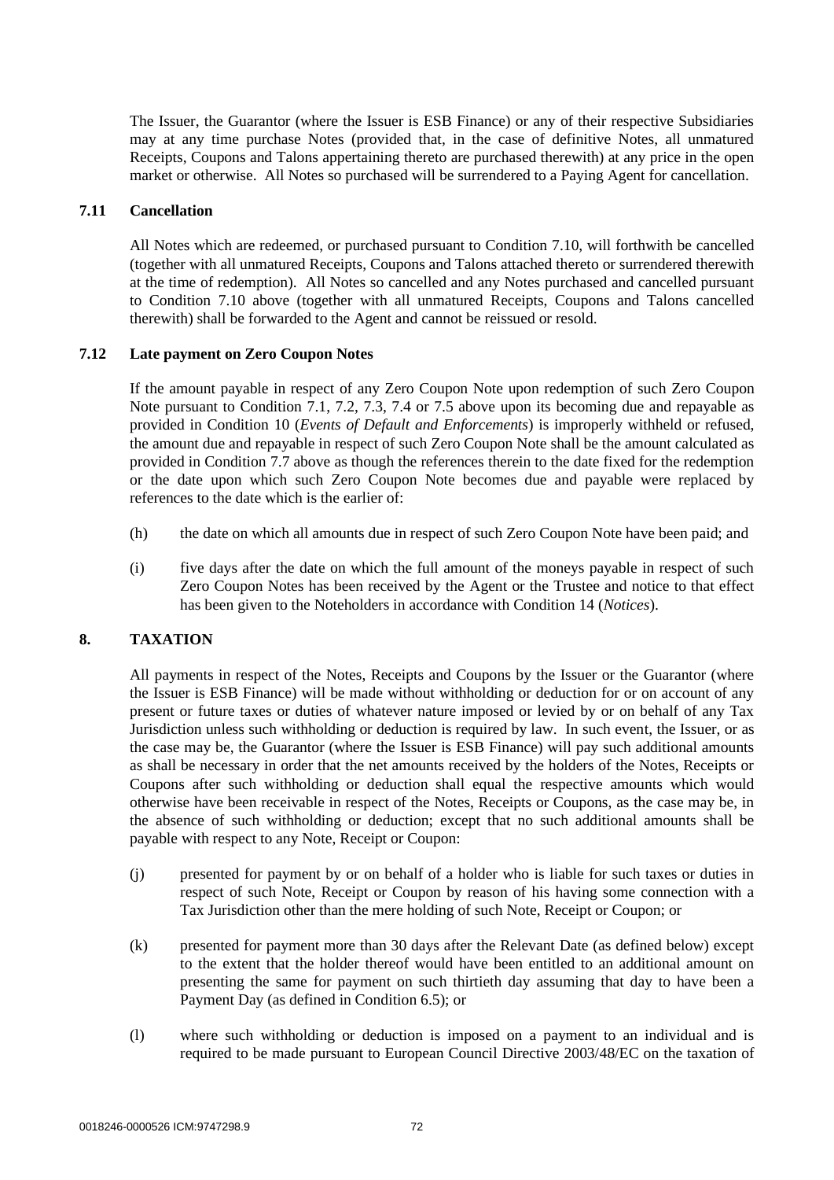The Issuer, the Guarantor (where the Issuer is ESB Finance) or any of their respective Subsidiaries may at any time purchase Notes (provided that, in the case of definitive Notes, all unmatured Receipts, Coupons and Talons appertaining thereto are purchased therewith) at any price in the open market or otherwise. All Notes so purchased will be surrendered to a Paying Agent for cancellation.

### 7.11 Cancellation

All Notes which are redeemed, or purchased pursuant to Condition 7.10, will forthwith be cancelled (together with all unmatured Receipts, Coupons and Talons attached thereto or surrendered therewith at the time of redemption). All Notes so cancelled and any Notes purchased and cancelled pursuant to Condition 7.10 above (together with all unmatured Receipts, Coupons and Talons cancelled therewith) shall be forwarded to the Agent and cannot be reissued or resold.

### 7.12 Late payment on Zero Coupon Notes

If the amount payable in respect of any Zero Coupon Note upon redemption of such Zero Coupon Note pursuant to Condition 7.1, 7.2, 7.3, 7.4 or 7.5 above upon its becoming due and repayable as provided in Condition 10 (*Events of Default and Enforcements*) is improperly withheld or refused, the amount due and repayable in respect of such Zero Coupon Note shall be the amount calculated as provided in Condition 7.7 above as though the references therein to the date fixed for the redemption or the date upon which such Zero Coupon Note becomes due and payable were replaced by references to the date which is the earlier of:

(h) the date on which all amounts due in respect of such Zero Coupon Note have been paid; and

(i) five days after the date on which the full amount of the moneys payable in respect of such Zero Coupon Notes has been received by the Agent or the Trustee and notice to that effect has been given to the Noteholders in accordance with Condition 14 (*Notices*).

## 8. TAXATION

All payments in respect of the Notes, Receipts and Coupons by the Issuer or the Guarantor (where the Issuer is ESB Finance) will be made without withholding or deduction for or on account of any present or future taxes or duties of whatever nature imposed or levied by or on behalf of any Tax Jurisdiction unless such withholding or deduction is required by law. In such event, the Issuer, or as the case may be, the Guarantor (where the Issuer is ESB Finance) will pay such additional amounts as shall be necessary in order that the net amounts received by the holders of the Notes, Receipts or Coupons after such withholding or deduction shall equal the respective amounts which would otherwise have been receivable in respect of the Notes, Receipts or Coupons, as the case may be, in the absence of such withholding or deduction; except that no such additional amounts shall be payable with respect to any Note, Receipt or Coupon:

(j) presented for payment by or on behalf of a holder who is liable for such taxes or duties in respect of such Note, Receipt or Coupon by reason of his having some connection with a Tax Jurisdiction other than the mere holding of such Note, Receipt or Coupon; or

(k) presented for payment more than 30 days after the Relevant Date (as defined below) except to the extent that the holder thereof would have been entitled to an additional amount on presenting the same for payment on such thirtieth day assuming that day to have been a Payment Day (as defined in Condition 6.5); or

(l) where such withholding or deduction is imposed on a payment to an individual and is required to be made pursuant to European Council Directive 2003/48/EC on the taxation of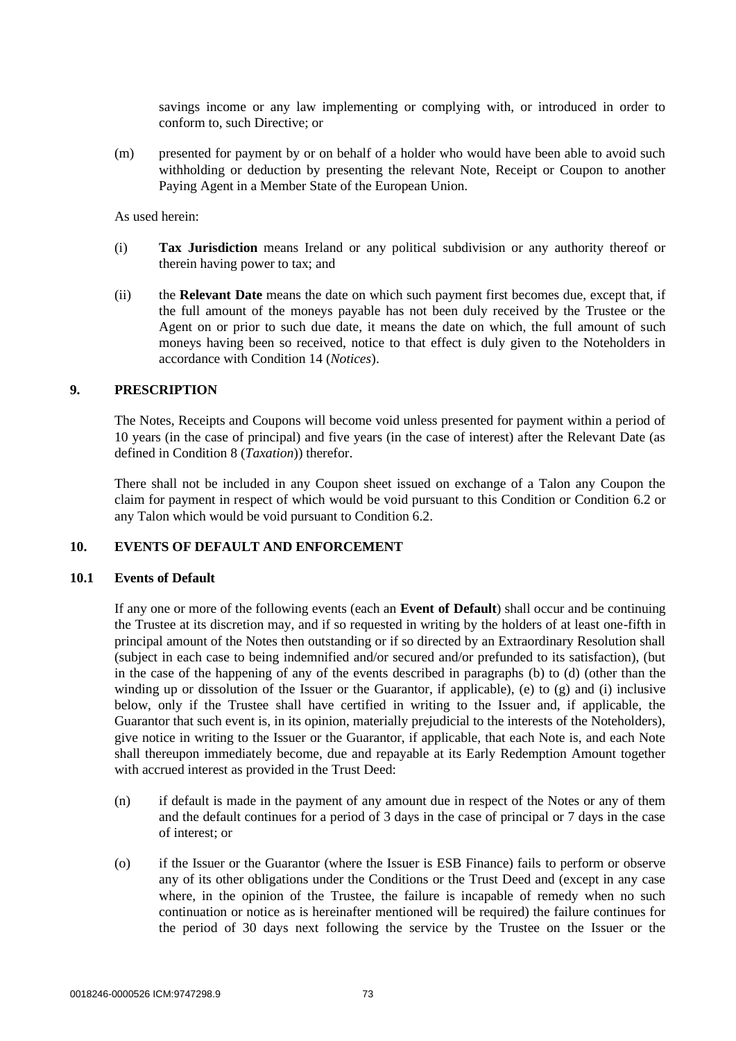savings income or any law implementing or complying with, or introduced in order to conform to, such Directive; or

(m) presented for payment by or on behalf of a holder who would have been able to avoid such withholding or deduction by presenting the relevant Note, Receipt or Coupon to another Paying Agent in a Member State of the European Union.

As used herein:

(i) **Tax Jurisdiction** means Ireland or any political subdivision or any authority thereof or therein having power to tax; and

(ii) the **Relevant Date** means the date on which such payment first becomes due, except that, if the full amount of the moneys payable has not been duly received by the Trustee or the Agent on or prior to such due date, it means the date on which, the full amount of such moneys having been so received, notice to that effect is duly given to the Noteholders in accordance with Condition 14 (*Notices*).

## 9. PRESCRIPTION

The Notes, Receipts and Coupons will become void unless presented for payment within a period of 10 years (in the case of principal) and five years (in the case of interest) after the Relevant Date (as defined in Condition 8 (*Taxation*)) therefor.

There shall not be included in any Coupon sheet issued on exchange of a Talon any Coupon the claim for payment in respect of which would be void pursuant to this Condition or Condition 6.2 or any Talon which would be void pursuant to Condition 6.2.

## 10. EVENTS OF DEFAULT AND ENFORCEMENT

### 10.1 Events of Default

If any one or more of the following events (each an **Event of Default**) shall occur and be continuing the Trustee at its discretion may, and if so requested in writing by the holders of at least one-fifth in principal amount of the Notes then outstanding or if so directed by an Extraordinary Resolution shall (subject in each case to being indemnified and/or secured and/or prefunded to its satisfaction), (but in the case of the happening of any of the events described in paragraphs (b) to (d) (other than the winding up or dissolution of the Issuer or the Guarantor, if applicable), (e) to (g) and (i) inclusive below, only if the Trustee shall have certified in writing to the Issuer and, if applicable, the Guarantor that such event is, in its opinion, materially prejudicial to the interests of the Noteholders), give notice in writing to the Issuer or the Guarantor, if applicable, that each Note is, and each Note shall thereupon immediately become, due and repayable at its Early Redemption Amount together with accrued interest as provided in the Trust Deed:

(n) if default is made in the payment of any amount due in respect of the Notes or any of them and the default continues for a period of 3 days in the case of principal or 7 days in the case of interest; or

(o) if the Issuer or the Guarantor (where the Issuer is ESB Finance) fails to perform or observe any of its other obligations under the Conditions or the Trust Deed and (except in any case where, in the opinion of the Trustee, the failure is incapable of remedy when no such continuation or notice as is hereinafter mentioned will be required) the failure continues for the period of 30 days next following the service by the Trustee on the Issuer or the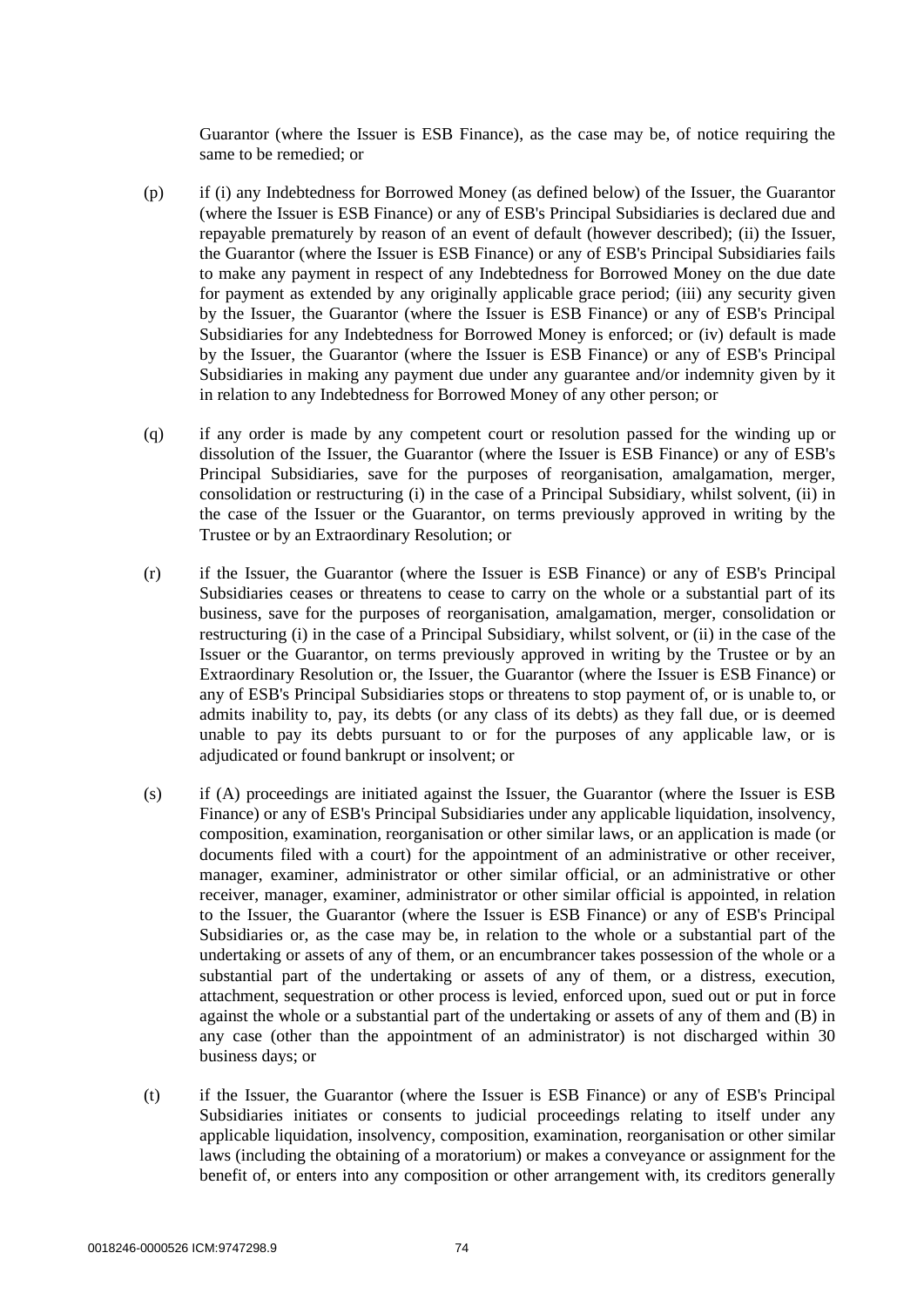Guarantor (where the Issuer is ESB Finance), as the case may be, of notice requiring the same to be remedied; or

(p) if (i) any Indebtedness for Borrowed Money (as defined below) of the Issuer, the Guarantor (where the Issuer is ESB Finance) or any of ESB's Principal Subsidiaries is declared due and repayable prematurely by reason of an event of default (however described); (ii) the Issuer, the Guarantor (where the Issuer is ESB Finance) or any of ESB's Principal Subsidiaries fails to make any payment in respect of any Indebtedness for Borrowed Money on the due date for payment as extended by any originally applicable grace period; (iii) any security given by the Issuer, the Guarantor (where the Issuer is ESB Finance) or any of ESB's Principal Subsidiaries for any Indebtedness for Borrowed Money is enforced; or (iv) default is made by the Issuer, the Guarantor (where the Issuer is ESB Finance) or any of ESB's Principal Subsidiaries in making any payment due under any guarantee and/or indemnity given by it in relation to any Indebtedness for Borrowed Money of any other person; or

(q) if any order is made by any competent court or resolution passed for the winding up or dissolution of the Issuer, the Guarantor (where the Issuer is ESB Finance) or any of ESB's Principal Subsidiaries, save for the purposes of reorganisation, amalgamation, merger, consolidation or restructuring (i) in the case of a Principal Subsidiary, whilst solvent, (ii) in the case of the Issuer or the Guarantor, on terms previously approved in writing by the Trustee or by an Extraordinary Resolution; or

(r) if the Issuer, the Guarantor (where the Issuer is ESB Finance) or any of ESB's Principal Subsidiaries ceases or threatens to cease to carry on the whole or a substantial part of its business, save for the purposes of reorganisation, amalgamation, merger, consolidation or restructuring (i) in the case of a Principal Subsidiary, whilst solvent, or (ii) in the case of the Issuer or the Guarantor, on terms previously approved in writing by the Trustee or by an Extraordinary Resolution or, the Issuer, the Guarantor (where the Issuer is ESB Finance) or any of ESB's Principal Subsidiaries stops or threatens to stop payment of, or is unable to, or admits inability to, pay, its debts (or any class of its debts) as they fall due, or is deemed unable to pay its debts pursuant to or for the purposes of any applicable law, or is adjudicated or found bankrupt or insolvent; or

(s) if (A) proceedings are initiated against the Issuer, the Guarantor (where the Issuer is ESB Finance) or any of ESB's Principal Subsidiaries under any applicable liquidation, insolvency, composition, examination, reorganisation or other similar laws, or an application is made (or documents filed with a court) for the appointment of an administrative or other receiver, manager, examiner, administrator or other similar official, or an administrative or other receiver, manager, examiner, administrator or other similar official is appointed, in relation to the Issuer, the Guarantor (where the Issuer is ESB Finance) or any of ESB's Principal Subsidiaries or, as the case may be, in relation to the whole or a substantial part of the undertaking or assets of any of them, or an encumbrancer takes possession of the whole or a substantial part of the undertaking or assets of any of them, or a distress, execution, attachment, sequestration or other process is levied, enforced upon, sued out or put in force against the whole or a substantial part of the undertaking or assets of any of them and (B) in any case (other than the appointment of an administrator) is not discharged within 30 business days; or

(t) if the Issuer, the Guarantor (where the Issuer is ESB Finance) or any of ESB's Principal Subsidiaries initiates or consents to judicial proceedings relating to itself under any applicable liquidation, insolvency, composition, examination, reorganisation or other similar laws (including the obtaining of a moratorium) or makes a conveyance or assignment for the benefit of, or enters into any composition or other arrangement with, its creditors generally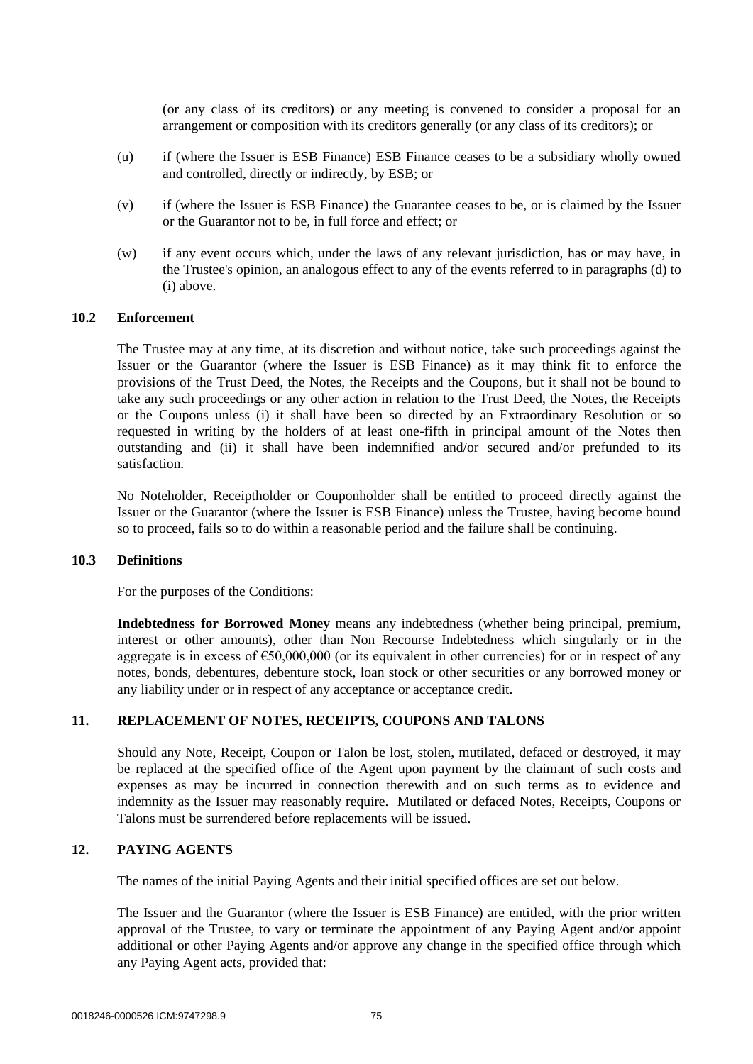(or any class of its creditors) or any meeting is convened to consider a proposal for an arrangement or composition with its creditors generally (or any class of its creditors); or

(u) if (where the Issuer is ESB Finance) ESB Finance ceases to be a subsidiary wholly owned and controlled, directly or indirectly, by ESB; or

(v) if (where the Issuer is ESB Finance) the Guarantee ceases to be, or is claimed by the Issuer or the Guarantor not to be, in full force and effect; or

(w) if any event occurs which, under the laws of any relevant jurisdiction, has or may have, in the Trustee's opinion, an analogous effect to any of the events referred to in paragraphs (d) to (i) above.

### 10.2 Enforcement

The Trustee may at any time, at its discretion and without notice, take such proceedings against the Issuer or the Guarantor (where the Issuer is ESB Finance) as it may think fit to enforce the provisions of the Trust Deed, the Notes, the Receipts and the Coupons, but it shall not be bound to take any such proceedings or any other action in relation to the Trust Deed, the Notes, the Receipts or the Coupons unless (i) it shall have been so directed by an Extraordinary Resolution or so requested in writing by the holders of at least one-fifth in principal amount of the Notes then outstanding and (ii) it shall have been indemnified and/or secured and/or prefunded to its satisfaction.

No Noteholder, Receiptholder or Couponholder shall be entitled to proceed directly against the Issuer or the Guarantor (where the Issuer is ESB Finance) unless the Trustee, having become bound so to proceed, fails so to do within a reasonable period and the failure shall be continuing.

### 10.3 Definitions

For the purposes of the Conditions:

**Indebtedness for Borrowed Money** means any indebtedness (whether being principal, premium, interest or other amounts), other than Non Recourse Indebtedness which singularly or in the aggregate is in excess of €50,000,000 (or its equivalent in other currencies) for or in respect of any notes, bonds, debentures, debenture stock, loan stock or other securities or any borrowed money or any liability under or in respect of any acceptance or acceptance credit.

## 11. REPLACEMENT OF NOTES, RECEIPTS, COUPONS AND TALONS

Should any Note, Receipt, Coupon or Talon be lost, stolen, mutilated, defaced or destroyed, it may be replaced at the specified office of the Agent upon payment by the claimant of such costs and expenses as may be incurred in connection therewith and on such terms as to evidence and indemnity as the Issuer may reasonably require. Mutilated or defaced Notes, Receipts, Coupons or Talons must be surrendered before replacements will be issued.

## 12. PAYING AGENTS

The names of the initial Paying Agents and their initial specified offices are set out below.

The Issuer and the Guarantor (where the Issuer is ESB Finance) are entitled, with the prior written approval of the Trustee, to vary or terminate the appointment of any Paying Agent and/or appoint additional or other Paying Agents and/or approve any change in the specified office through which any Paying Agent acts, provided that: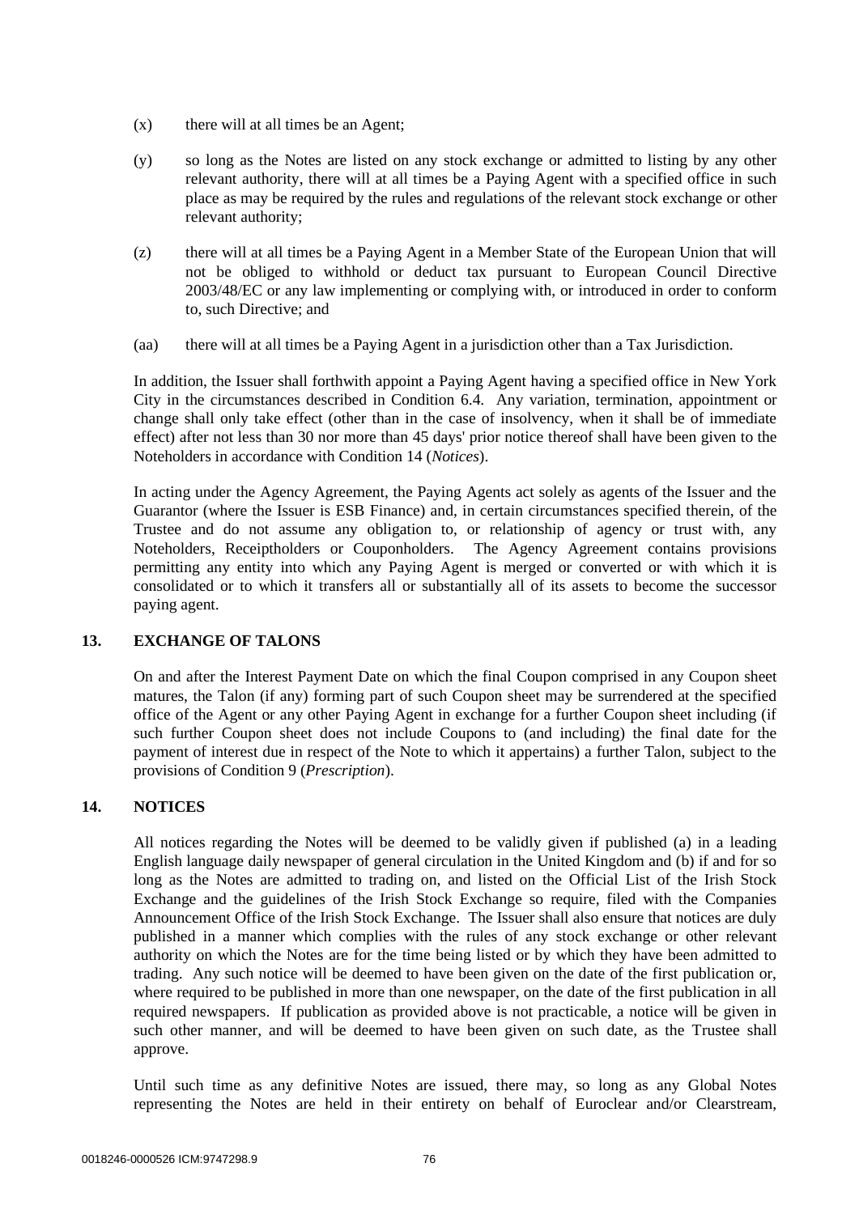(x) there will at all times be an Agent;

(y) so long as the Notes are listed on any stock exchange or admitted to listing by any other relevant authority, there will at all times be a Paying Agent with a specified office in such place as may be required by the rules and regulations of the relevant stock exchange or other relevant authority;

(z) there will at all times be a Paying Agent in a Member State of the European Union that will not be obliged to withhold or deduct tax pursuant to European Council Directive 2003/48/EC or any law implementing or complying with, or introduced in order to conform to, such Directive; and

(aa) there will at all times be a Paying Agent in a jurisdiction other than a Tax Jurisdiction.

In addition, the Issuer shall forthwith appoint a Paying Agent having a specified office in New York City in the circumstances described in Condition 6.4. Any variation, termination, appointment or change shall only take effect (other than in the case of insolvency, when it shall be of immediate effect) after not less than 30 nor more than 45 days' prior notice thereof shall have been given to the Noteholders in accordance with Condition 14 (*Notices*).

In acting under the Agency Agreement, the Paying Agents act solely as agents of the Issuer and the Guarantor (where the Issuer is ESB Finance) and, in certain circumstances specified therein, of the Trustee and do not assume any obligation to, or relationship of agency or trust with, any Noteholders, Receiptholders or Couponholders. The Agency Agreement contains provisions permitting any entity into which any Paying Agent is merged or converted or with which it is consolidated or to which it transfers all or substantially all of its assets to become the successor paying agent.

## 13. EXCHANGE OF TALONS

On and after the Interest Payment Date on which the final Coupon comprised in any Coupon sheet matures, the Talon (if any) forming part of such Coupon sheet may be surrendered at the specified office of the Agent or any other Paying Agent in exchange for a further Coupon sheet including (if such further Coupon sheet does not include Coupons to (and including) the final date for the payment of interest due in respect of the Note to which it appertains) a further Talon, subject to the provisions of Condition 9 (*Prescription*).

## 14. NOTICES

All notices regarding the Notes will be deemed to be validly given if published (a) in a leading English language daily newspaper of general circulation in the United Kingdom and (b) if and for so long as the Notes are admitted to trading on, and listed on the Official List of the Irish Stock Exchange and the guidelines of the Irish Stock Exchange so require, filed with the Companies Announcement Office of the Irish Stock Exchange. The Issuer shall also ensure that notices are duly published in a manner which complies with the rules of any stock exchange or other relevant authority on which the Notes are for the time being listed or by which they have been admitted to trading. Any such notice will be deemed to have been given on the date of the first publication or, where required to be published in more than one newspaper, on the date of the first publication in all required newspapers. If publication as provided above is not practicable, a notice will be given in such other manner, and will be deemed to have been given on such date, as the Trustee shall approve.

Until such time as any definitive Notes are issued, there may, so long as any Global Notes representing the Notes are held in their entirety on behalf of Euroclear and/or Clearstream,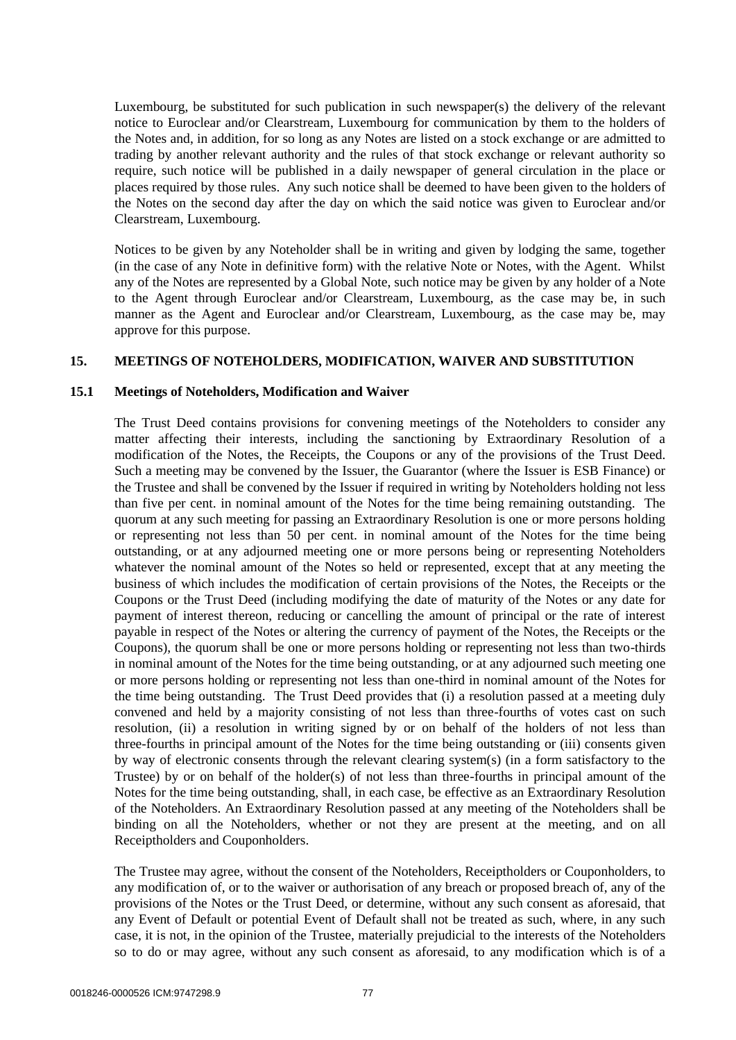Luxembourg, be substituted for such publication in such newspaper(s) the delivery of the relevant notice to Euroclear and/or Clearstream, Luxembourg for communication by them to the holders of the Notes and, in addition, for so long as any Notes are listed on a stock exchange or are admitted to trading by another relevant authority and the rules of that stock exchange or relevant authority so require, such notice will be published in a daily newspaper of general circulation in the place or places required by those rules. Any such notice shall be deemed to have been given to the holders of the Notes on the second day after the day on which the said notice was given to Euroclear and/or Clearstream, Luxembourg.

Notices to be given by any Noteholder shall be in writing and given by lodging the same, together (in the case of any Note in definitive form) with the relative Note or Notes, with the Agent. Whilst any of the Notes are represented by a Global Note, such notice may be given by any holder of a Note to the Agent through Euroclear and/or Clearstream, Luxembourg, as the case may be, in such manner as the Agent and Euroclear and/or Clearstream, Luxembourg, as the case may be, may approve for this purpose.

## 15. MEETINGS OF NOTEHOLDERS, MODIFICATION, WAIVER AND SUBSTITUTION

### 15.1 Meetings of Noteholders, Modification and Waiver

The Trust Deed contains provisions for convening meetings of the Noteholders to consider any matter affecting their interests, including the sanctioning by Extraordinary Resolution of a modification of the Notes, the Receipts, the Coupons or any of the provisions of the Trust Deed. Such a meeting may be convened by the Issuer, the Guarantor (where the Issuer is ESB Finance) or the Trustee and shall be convened by the Issuer if required in writing by Noteholders holding not less than five per cent. in nominal amount of the Notes for the time being remaining outstanding. The quorum at any such meeting for passing an Extraordinary Resolution is one or more persons holding or representing not less than 50 per cent. in nominal amount of the Notes for the time being outstanding, or at any adjourned meeting one or more persons being or representing Noteholders whatever the nominal amount of the Notes so held or represented, except that at any meeting the business of which includes the modification of certain provisions of the Notes, the Receipts or the Coupons or the Trust Deed (including modifying the date of maturity of the Notes or any date for payment of interest thereon, reducing or cancelling the amount of principal or the rate of interest payable in respect of the Notes or altering the currency of payment of the Notes, the Receipts or the Coupons), the quorum shall be one or more persons holding or representing not less than two-thirds in nominal amount of the Notes for the time being outstanding, or at any adjourned such meeting one or more persons holding or representing not less than one-third in nominal amount of the Notes for the time being outstanding. The Trust Deed provides that (i) a resolution passed at a meeting duly convened and held by a majority consisting of not less than three-fourths of votes cast on such resolution, (ii) a resolution in writing signed by or on behalf of the holders of not less than three-fourths in principal amount of the Notes for the time being outstanding or (iii) consents given by way of electronic consents through the relevant clearing system(s) (in a form satisfactory to the Trustee) by or on behalf of the holder(s) of not less than three-fourths in principal amount of the Notes for the time being outstanding, shall, in each case, be effective as an Extraordinary Resolution of the Noteholders. An Extraordinary Resolution passed at any meeting of the Noteholders shall be binding on all the Noteholders, whether or not they are present at the meeting, and on all Receiptholders and Couponholders.

The Trustee may agree, without the consent of the Noteholders, Receiptholders or Couponholders, to any modification of, or to the waiver or authorisation of any breach or proposed breach of, any of the provisions of the Notes or the Trust Deed, or determine, without any such consent as aforesaid, that any Event of Default or potential Event of Default shall not be treated as such, where, in any such case, it is not, in the opinion of the Trustee, materially prejudicial to the interests of the Noteholders so to do or may agree, without any such consent as aforesaid, to any modification which is of a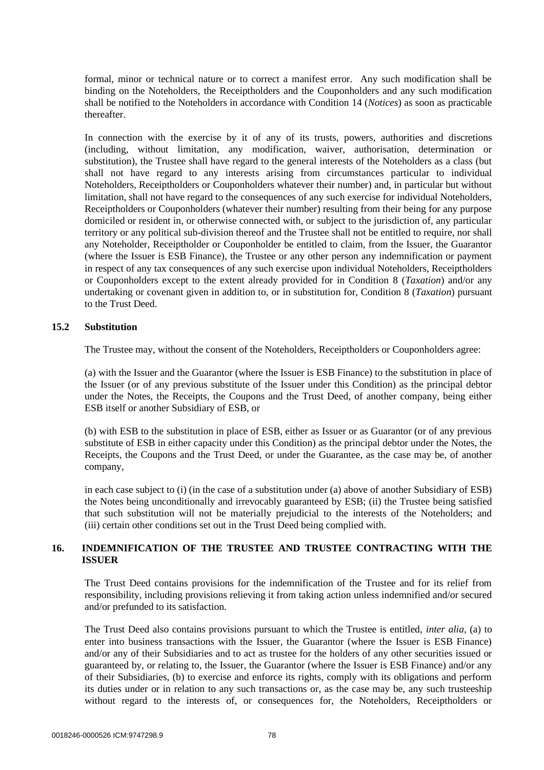formal, minor or technical nature or to correct a manifest error. Any such modification shall be binding on the Noteholders, the Receiptholders and the Couponholders and any such modification shall be notified to the Noteholders in accordance with Condition 14 (*Notices*) as soon as practicable thereafter.

In connection with the exercise by it of any of its trusts, powers, authorities and discretions (including, without limitation, any modification, waiver, authorisation, determination or substitution), the Trustee shall have regard to the general interests of the Noteholders as a class (but shall not have regard to any interests arising from circumstances particular to individual Noteholders, Receiptholders or Couponholders whatever their number) and, in particular but without limitation, shall not have regard to the consequences of any such exercise for individual Noteholders, Receiptholders or Couponholders (whatever their number) resulting from their being for any purpose domiciled or resident in, or otherwise connected with, or subject to the jurisdiction of, any particular territory or any political sub-division thereof and the Trustee shall not be entitled to require, nor shall any Noteholder, Receiptholder or Couponholder be entitled to claim, from the Issuer, the Guarantor (where the Issuer is ESB Finance), the Trustee or any other person any indemnification or payment in respect of any tax consequences of any such exercise upon individual Noteholders, Receiptholders or Couponholders except to the extent already provided for in Condition 8 (*Taxation*) and/or any undertaking or covenant given in addition to, or in substitution for, Condition 8 (*Taxation*) pursuant to the Trust Deed.

### 15.2 Substitution

The Trustee may, without the consent of the Noteholders, Receiptholders or Couponholders agree:

(a) with the Issuer and the Guarantor (where the Issuer is ESB Finance) to the substitution in place of the Issuer (or of any previous substitute of the Issuer under this Condition) as the principal debtor under the Notes, the Receipts, the Coupons and the Trust Deed, of another company, being either ESB itself or another Subsidiary of ESB, or

(b) with ESB to the substitution in place of ESB, either as Issuer or as Guarantor (or of any previous substitute of ESB in either capacity under this Condition) as the principal debtor under the Notes, the Receipts, the Coupons and the Trust Deed, or under the Guarantee, as the case may be, of another company,

in each case subject to (i) (in the case of a substitution under (a) above of another Subsidiary of ESB) the Notes being unconditionally and irrevocably guaranteed by ESB; (ii) the Trustee being satisfied that such substitution will not be materially prejudicial to the interests of the Noteholders; and (iii) certain other conditions set out in the Trust Deed being complied with.

## 16. INDEMNIFICATION OF THE TRUSTEE AND TRUSTEE CONTRACTING WITH THE ISSUER

The Trust Deed contains provisions for the indemnification of the Trustee and for its relief from responsibility, including provisions relieving it from taking action unless indemnified and/or secured and/or prefunded to its satisfaction.

The Trust Deed also contains provisions pursuant to which the Trustee is entitled, *inter alia*, (a) to enter into business transactions with the Issuer, the Guarantor (where the Issuer is ESB Finance) and/or any of their Subsidiaries and to act as trustee for the holders of any other securities issued or guaranteed by, or relating to, the Issuer, the Guarantor (where the Issuer is ESB Finance) and/or any of their Subsidiaries, (b) to exercise and enforce its rights, comply with its obligations and perform its duties under or in relation to any such transactions or, as the case may be, any such trusteeship without regard to the interests of, or consequences for, the Noteholders, Receiptholders or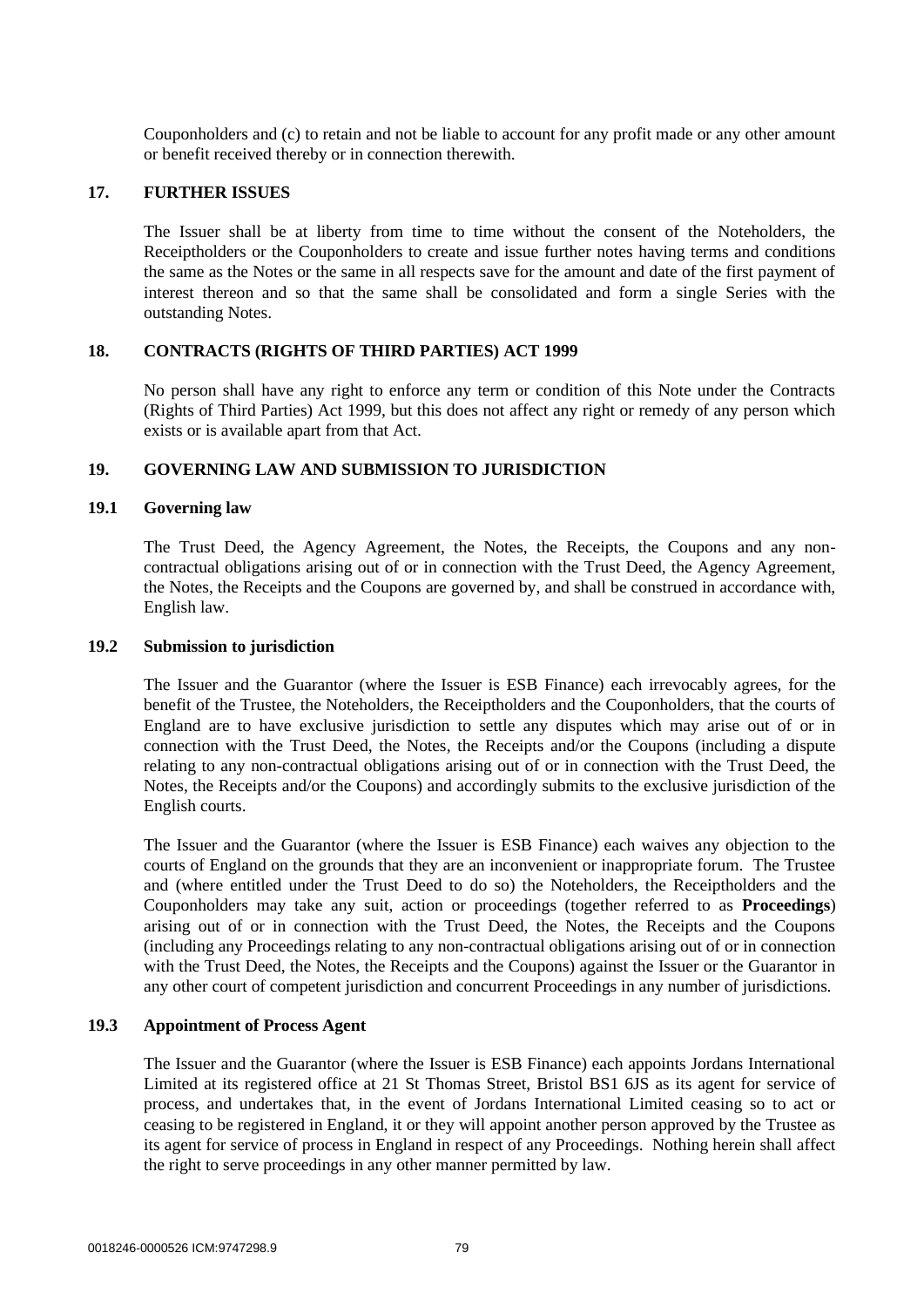Couponholders and (c) to retain and not be liable to account for any profit made or any other amount or benefit received thereby or in connection therewith.

## 17. FURTHER ISSUES

The Issuer shall be at liberty from time to time without the consent of the Noteholders, the Receiptholders or the Couponholders to create and issue further notes having terms and conditions the same as the Notes or the same in all respects save for the amount and date of the first payment of interest thereon and so that the same shall be consolidated and form a single Series with the outstanding Notes.

## 18. CONTRACTS (RIGHTS OF THIRD PARTIES) ACT 1999

No person shall have any right to enforce any term or condition of this Note under the Contracts (Rights of Third Parties) Act 1999, but this does not affect any right or remedy of any person which exists or is available apart from that Act.

## 19. GOVERNING LAW AND SUBMISSION TO JURISDICTION

### 19.1 Governing law

The Trust Deed, the Agency Agreement, the Notes, the Receipts, the Coupons and any non-contractual obligations arising out of or in connection with the Trust Deed, the Agency Agreement, the Notes, the Receipts and the Coupons are governed by, and shall be construed in accordance with, English law.

### 19.2 Submission to jurisdiction

The Issuer and the Guarantor (where the Issuer is ESB Finance) each irrevocably agrees, for the benefit of the Trustee, the Noteholders, the Receiptholders and the Couponholders, that the courts of England are to have exclusive jurisdiction to settle any disputes which may arise out of or in connection with the Trust Deed, the Notes, the Receipts and/or the Coupons (including a dispute relating to any non-contractual obligations arising out of or in connection with the Trust Deed, the Notes, the Receipts and/or the Coupons) and accordingly submits to the exclusive jurisdiction of the English courts.

The Issuer and the Guarantor (where the Issuer is ESB Finance) each waives any objection to the courts of England on the grounds that they are an inconvenient or inappropriate forum. The Trustee and (where entitled under the Trust Deed to do so) the Noteholders, the Receiptholders and the Couponholders may take any suit, action or proceedings (together referred to as **Proceedings**) arising out of or in connection with the Trust Deed, the Notes, the Receipts and the Coupons (including any Proceedings relating to any non-contractual obligations arising out of or in connection with the Trust Deed, the Notes, the Receipts and the Coupons) against the Issuer or the Guarantor in any other court of competent jurisdiction and concurrent Proceedings in any number of jurisdictions.

### 19.3 Appointment of Process Agent

The Issuer and the Guarantor (where the Issuer is ESB Finance) each appoints Jordans International Limited at its registered office at 21 St Thomas Street, Bristol BS1 6JS as its agent for service of process, and undertakes that, in the event of Jordans International Limited ceasing so to act or ceasing to be registered in England, it or they will appoint another person approved by the Trustee as its agent for service of process in England in respect of any Proceedings. Nothing herein shall affect the right to serve proceedings in any other manner permitted by law.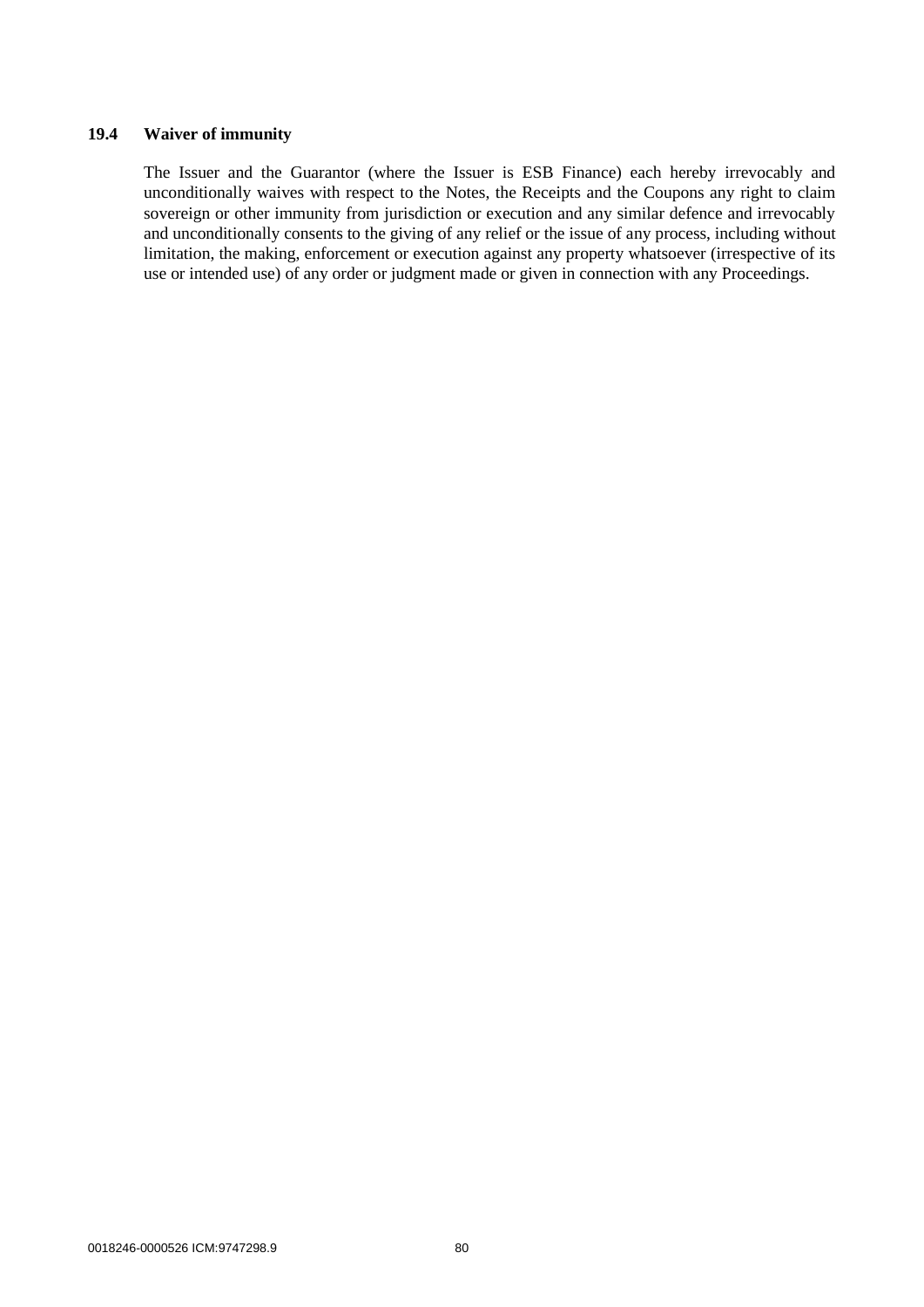### 19.4 Waiver of immunity

The Issuer and the Guarantor (where the Issuer is ESB Finance) each hereby irrevocably and unconditionally waives with respect to the Notes, the Receipts and the Coupons any right to claim sovereign or other immunity from jurisdiction or execution and any similar defence and irrevocably and unconditionally consents to the giving of any relief or the issue of any process, including without limitation, the making, enforcement or execution against any property whatsoever (irrespective of its use or intended use) of any order or judgment made or given in connection with any Proceedings.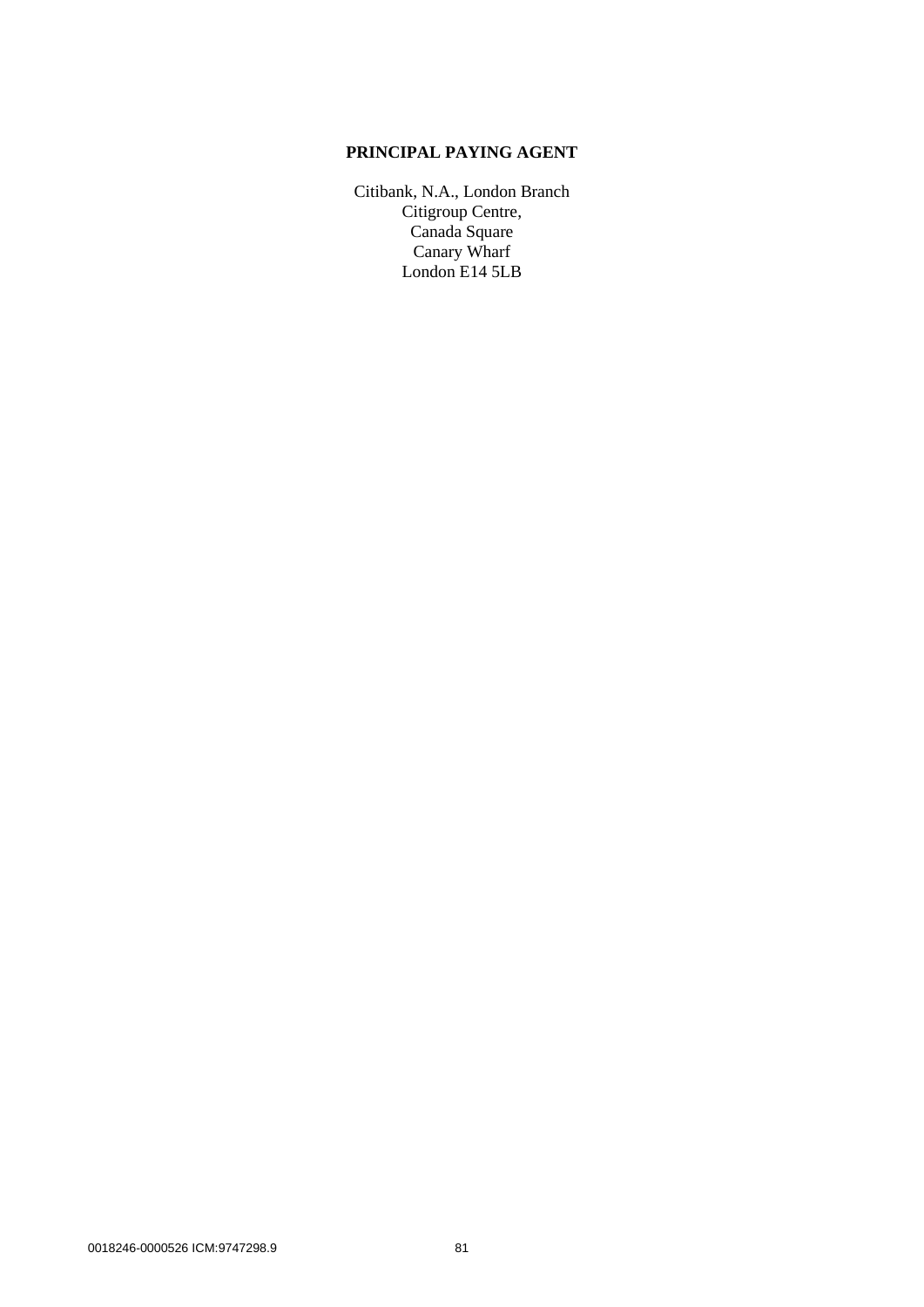**PRINCIPAL PAYING AGENT**

Citibank, N.A., London Branch
Citigroup Centre,
Canada Square
Canary Wharf
London E14 5LB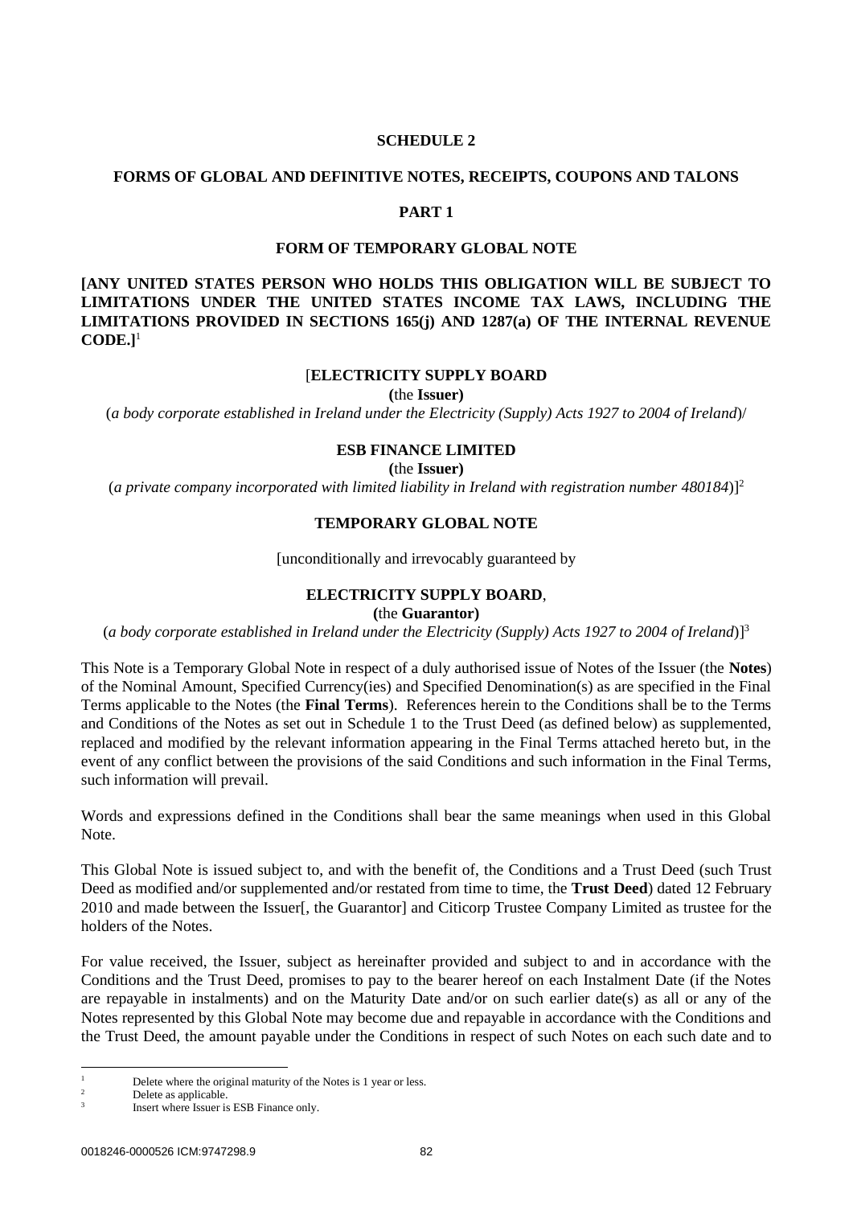**SCHEDULE 2**

**FORMS OF GLOBAL AND DEFINITIVE NOTES, RECEIPTS, COUPONS AND TALONS**

**PART 1**

**FORM OF TEMPORARY GLOBAL NOTE**

**[ANY UNITED STATES PERSON WHO HOLDS THIS OBLIGATION WILL BE SUBJECT TO LIMITATIONS UNDER THE UNITED STATES INCOME TAX LAWS, INCLUDING THE LIMITATIONS PROVIDED IN SECTIONS 165(j) AND 1287(a) OF THE INTERNAL REVENUE CODE.]**[1]

[**ELECTRICITY SUPPLY BOARD**

**(**the **Issuer)**

(*a body corporate established in Ireland under the Electricity (Supply) Acts 1927 to 2004 of Ireland*)/

**ESB FINANCE LIMITED**

**(**the **Issuer)**

(*a private company incorporated with limited liability in Ireland with registration number 480184*)][2]

**TEMPORARY GLOBAL NOTE**

[unconditionally and irrevocably guaranteed by

**ELECTRICITY SUPPLY BOARD**,

**(**the **Guarantor)**

(*a body corporate established in Ireland under the Electricity (Supply) Acts 1927 to 2004 of Ireland*)][3]

This Note is a Temporary Global Note in respect of a duly authorised issue of Notes of the Issuer (the **Notes**) of the Nominal Amount, Specified Currency(ies) and Specified Denomination(s) as are specified in the Final Terms applicable to the Notes (the **Final Terms**). References herein to the Conditions shall be to the Terms and Conditions of the Notes as set out in Schedule 1 to the Trust Deed (as defined below) as supplemented, replaced and modified by the relevant information appearing in the Final Terms attached hereto but, in the event of any conflict between the provisions of the said Conditions and such information in the Final Terms, such information will prevail.

Words and expressions defined in the Conditions shall bear the same meanings when used in this Global Note.

This Global Note is issued subject to, and with the benefit of, the Conditions and a Trust Deed (such Trust Deed as modified and/or supplemented and/or restated from time to time, the **Trust Deed**) dated 12 February 2010 and made between the Issuer[, the Guarantor] and Citicorp Trustee Company Limited as trustee for the holders of the Notes.

For value received, the Issuer, subject as hereinafter provided and subject to and in accordance with the Conditions and the Trust Deed, promises to pay to the bearer hereof on each Instalment Date (if the Notes are repayable in instalments) and on the Maturity Date and/or on such earlier date(s) as all or any of the Notes represented by this Global Note may become due and repayable in accordance with the Conditions and the Trust Deed, the amount payable under the Conditions in respect of such Notes on each such date and to

---

[1] Delete where the original maturity of the Notes is 1 year or less.

[2] Delete as applicable.

[3] Insert where Issuer is ESB Finance only.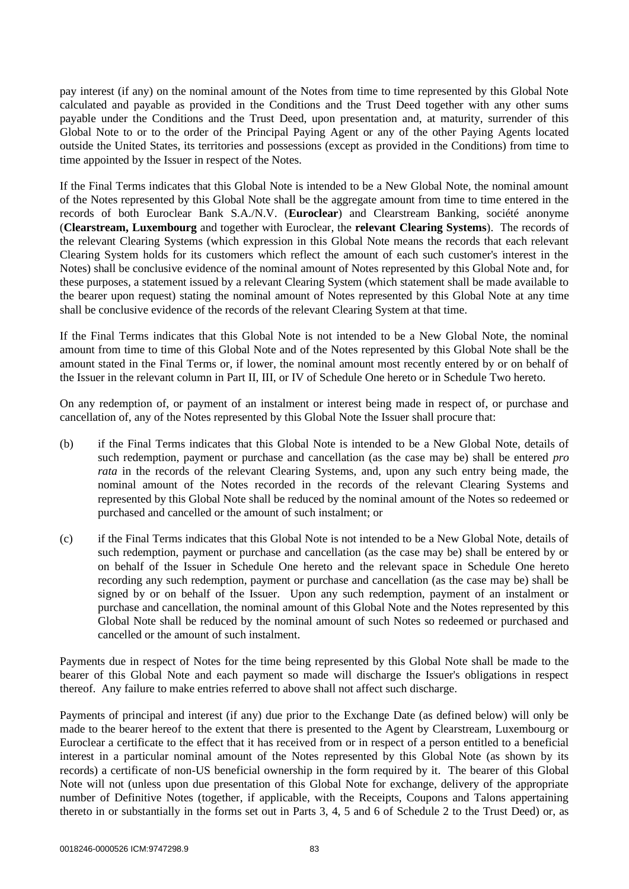pay interest (if any) on the nominal amount of the Notes from time to time represented by this Global Note calculated and payable as provided in the Conditions and the Trust Deed together with any other sums payable under the Conditions and the Trust Deed, upon presentation and, at maturity, surrender of this Global Note to or to the order of the Principal Paying Agent or any of the other Paying Agents located outside the United States, its territories and possessions (except as provided in the Conditions) from time to time appointed by the Issuer in respect of the Notes.

If the Final Terms indicates that this Global Note is intended to be a New Global Note, the nominal amount of the Notes represented by this Global Note shall be the aggregate amount from time to time entered in the records of both Euroclear Bank S.A./N.V. (**Euroclear**) and Clearstream Banking, société anonyme (**Clearstream, Luxembourg** and together with Euroclear, the **relevant Clearing Systems**). The records of the relevant Clearing Systems (which expression in this Global Note means the records that each relevant Clearing System holds for its customers which reflect the amount of each such customer's interest in the Notes) shall be conclusive evidence of the nominal amount of Notes represented by this Global Note and, for these purposes, a statement issued by a relevant Clearing System (which statement shall be made available to the bearer upon request) stating the nominal amount of Notes represented by this Global Note at any time shall be conclusive evidence of the records of the relevant Clearing System at that time.

If the Final Terms indicates that this Global Note is not intended to be a New Global Note, the nominal amount from time to time of this Global Note and of the Notes represented by this Global Note shall be the amount stated in the Final Terms or, if lower, the nominal amount most recently entered by or on behalf of the Issuer in the relevant column in Part II, III, or IV of Schedule One hereto or in Schedule Two hereto.

On any redemption of, or payment of an instalment or interest being made in respect of, or purchase and cancellation of, any of the Notes represented by this Global Note the Issuer shall procure that:

(b) if the Final Terms indicates that this Global Note is intended to be a New Global Note, details of such redemption, payment or purchase and cancellation (as the case may be) shall be entered *pro rata* in the records of the relevant Clearing Systems, and, upon any such entry being made, the nominal amount of the Notes recorded in the records of the relevant Clearing Systems and represented by this Global Note shall be reduced by the nominal amount of the Notes so redeemed or purchased and cancelled or the amount of such instalment; or

(c) if the Final Terms indicates that this Global Note is not intended to be a New Global Note, details of such redemption, payment or purchase and cancellation (as the case may be) shall be entered by or on behalf of the Issuer in Schedule One hereto and the relevant space in Schedule One hereto recording any such redemption, payment or purchase and cancellation (as the case may be) shall be signed by or on behalf of the Issuer. Upon any such redemption, payment of an instalment or purchase and cancellation, the nominal amount of this Global Note and the Notes represented by this Global Note shall be reduced by the nominal amount of such Notes so redeemed or purchased and cancelled or the amount of such instalment.

Payments due in respect of Notes for the time being represented by this Global Note shall be made to the bearer of this Global Note and each payment so made will discharge the Issuer's obligations in respect thereof. Any failure to make entries referred to above shall not affect such discharge.

Payments of principal and interest (if any) due prior to the Exchange Date (as defined below) will only be made to the bearer hereof to the extent that there is presented to the Agent by Clearstream, Luxembourg or Euroclear a certificate to the effect that it has received from or in respect of a person entitled to a beneficial interest in a particular nominal amount of the Notes represented by this Global Note (as shown by its records) a certificate of non-US beneficial ownership in the form required by it. The bearer of this Global Note will not (unless upon due presentation of this Global Note for exchange, delivery of the appropriate number of Definitive Notes (together, if applicable, with the Receipts, Coupons and Talons appertaining thereto in or substantially in the forms set out in Parts 3, 4, 5 and 6 of Schedule 2 to the Trust Deed) or, as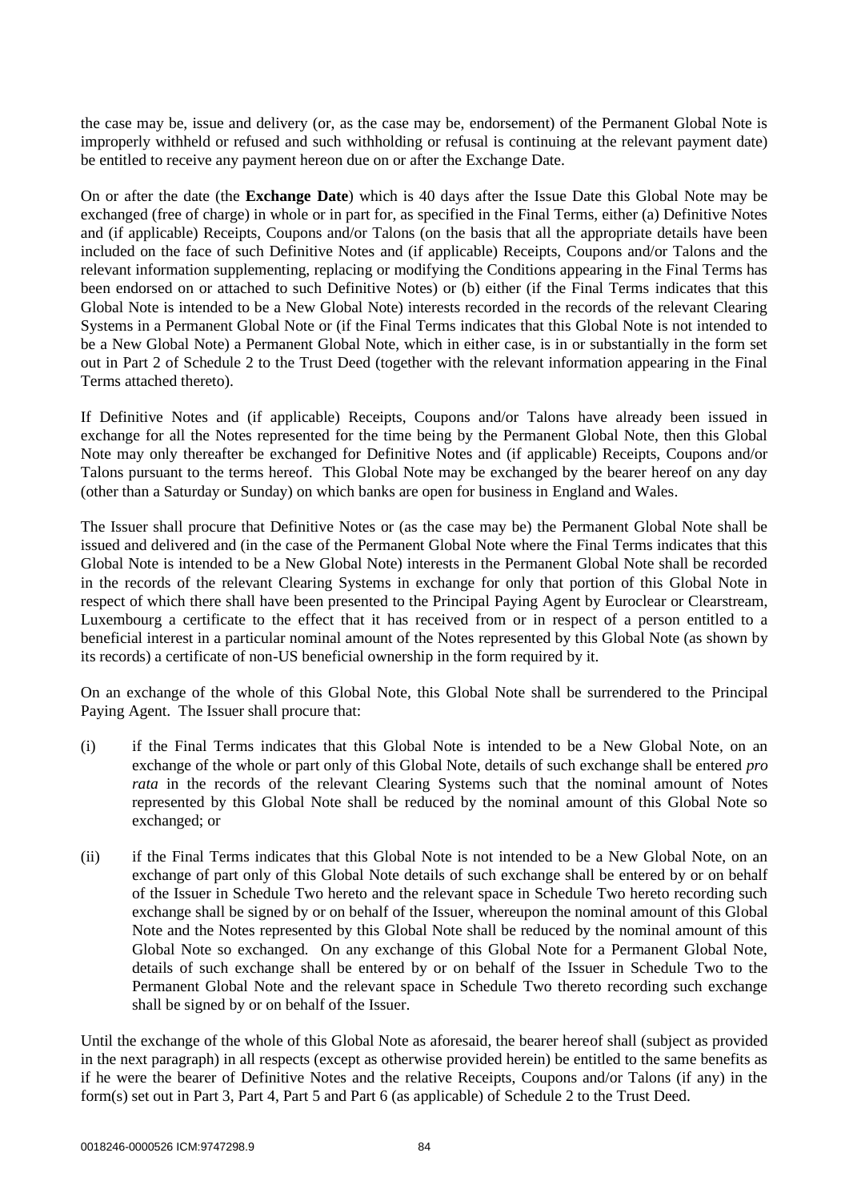the case may be, issue and delivery (or, as the case may be, endorsement) of the Permanent Global Note is improperly withheld or refused and such withholding or refusal is continuing at the relevant payment date) be entitled to receive any payment hereon due on or after the Exchange Date.

On or after the date (the **Exchange Date**) which is 40 days after the Issue Date this Global Note may be exchanged (free of charge) in whole or in part for, as specified in the Final Terms, either (a) Definitive Notes and (if applicable) Receipts, Coupons and/or Talons (on the basis that all the appropriate details have been included on the face of such Definitive Notes and (if applicable) Receipts, Coupons and/or Talons and the relevant information supplementing, replacing or modifying the Conditions appearing in the Final Terms has been endorsed on or attached to such Definitive Notes) or (b) either (if the Final Terms indicates that this Global Note is intended to be a New Global Note) interests recorded in the records of the relevant Clearing Systems in a Permanent Global Note or (if the Final Terms indicates that this Global Note is not intended to be a New Global Note) a Permanent Global Note, which in either case, is in or substantially in the form set out in Part 2 of Schedule 2 to the Trust Deed (together with the relevant information appearing in the Final Terms attached thereto).

If Definitive Notes and (if applicable) Receipts, Coupons and/or Talons have already been issued in exchange for all the Notes represented for the time being by the Permanent Global Note, then this Global Note may only thereafter be exchanged for Definitive Notes and (if applicable) Receipts, Coupons and/or Talons pursuant to the terms hereof. This Global Note may be exchanged by the bearer hereof on any day (other than a Saturday or Sunday) on which banks are open for business in England and Wales.

The Issuer shall procure that Definitive Notes or (as the case may be) the Permanent Global Note shall be issued and delivered and (in the case of the Permanent Global Note where the Final Terms indicates that this Global Note is intended to be a New Global Note) interests in the Permanent Global Note shall be recorded in the records of the relevant Clearing Systems in exchange for only that portion of this Global Note in respect of which there shall have been presented to the Principal Paying Agent by Euroclear or Clearstream, Luxembourg a certificate to the effect that it has received from or in respect of a person entitled to a beneficial interest in a particular nominal amount of the Notes represented by this Global Note (as shown by its records) a certificate of non-US beneficial ownership in the form required by it.

On an exchange of the whole of this Global Note, this Global Note shall be surrendered to the Principal Paying Agent. The Issuer shall procure that:

(i) if the Final Terms indicates that this Global Note is intended to be a New Global Note, on an exchange of the whole or part only of this Global Note, details of such exchange shall be entered *pro rata* in the records of the relevant Clearing Systems such that the nominal amount of Notes represented by this Global Note shall be reduced by the nominal amount of this Global Note so exchanged; or

(ii) if the Final Terms indicates that this Global Note is not intended to be a New Global Note, on an exchange of part only of this Global Note details of such exchange shall be entered by or on behalf of the Issuer in Schedule Two hereto and the relevant space in Schedule Two hereto recording such exchange shall be signed by or on behalf of the Issuer, whereupon the nominal amount of this Global Note and the Notes represented by this Global Note shall be reduced by the nominal amount of this Global Note so exchanged. On any exchange of this Global Note for a Permanent Global Note, details of such exchange shall be entered by or on behalf of the Issuer in Schedule Two to the Permanent Global Note and the relevant space in Schedule Two thereto recording such exchange shall be signed by or on behalf of the Issuer.

Until the exchange of the whole of this Global Note as aforesaid, the bearer hereof shall (subject as provided in the next paragraph) in all respects (except as otherwise provided herein) be entitled to the same benefits as if he were the bearer of Definitive Notes and the relative Receipts, Coupons and/or Talons (if any) in the form(s) set out in Part 3, Part 4, Part 5 and Part 6 (as applicable) of Schedule 2 to the Trust Deed.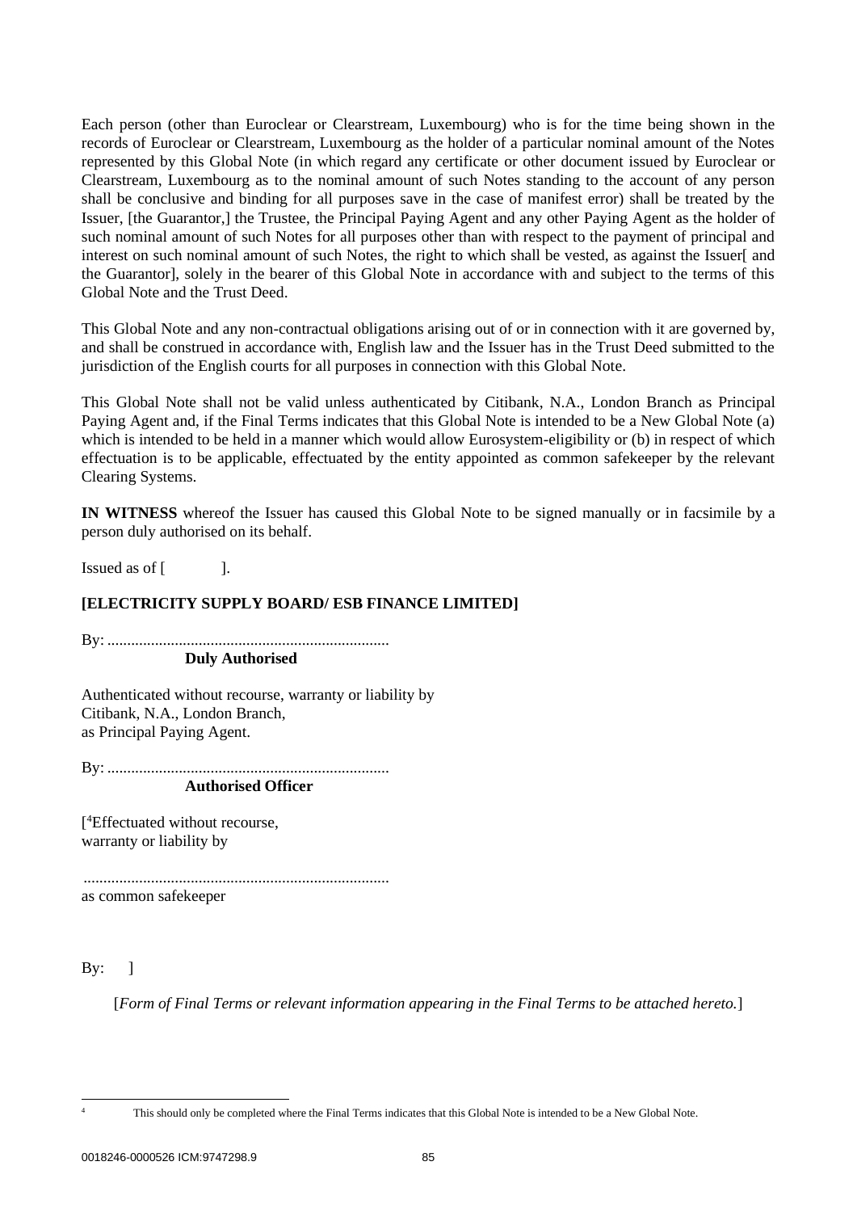Each person (other than Euroclear or Clearstream, Luxembourg) who is for the time being shown in the records of Euroclear or Clearstream, Luxembourg as the holder of a particular nominal amount of the Notes represented by this Global Note (in which regard any certificate or other document issued by Euroclear or Clearstream, Luxembourg as to the nominal amount of such Notes standing to the account of any person shall be conclusive and binding for all purposes save in the case of manifest error) shall be treated by the Issuer, [the Guarantor,] the Trustee, the Principal Paying Agent and any other Paying Agent as the holder of such nominal amount of such Notes for all purposes other than with respect to the payment of principal and interest on such nominal amount of such Notes, the right to which shall be vested, as against the Issuer[ and the Guarantor], solely in the bearer of this Global Note in accordance with and subject to the terms of this Global Note and the Trust Deed.

This Global Note and any non-contractual obligations arising out of or in connection with it are governed by, and shall be construed in accordance with, English law and the Issuer has in the Trust Deed submitted to the jurisdiction of the English courts for all purposes in connection with this Global Note.

This Global Note shall not be valid unless authenticated by Citibank, N.A., London Branch as Principal Paying Agent and, if the Final Terms indicates that this Global Note is intended to be a New Global Note (a) which is intended to be held in a manner which would allow Eurosystem-eligibility or (b) in respect of which effectuation is to be applicable, effectuated by the entity appointed as common safekeeper by the relevant Clearing Systems.

**IN WITNESS** whereof the Issuer has caused this Global Note to be signed manually or in facsimile by a person duly authorised on its behalf.

Issued as of [ ].

**[ELECTRICITY SUPPLY BOARD/ ESB FINANCE LIMITED]**

By: .......................................................................
**Duly Authorised**

Authenticated without recourse, warranty or liability by
Citibank, N.A., London Branch,
as Principal Paying Agent.

By: .......................................................................
**Authorised Officer**

[[4]Effectuated without recourse,
warranty or liability by

.............................................................................
as common safekeeper

By: ]

[*Form of Final Terms or relevant information appearing in the Final Terms to be attached hereto.*]

[4] This should only be completed where the Final Terms indicates that this Global Note is intended to be a New Global Note.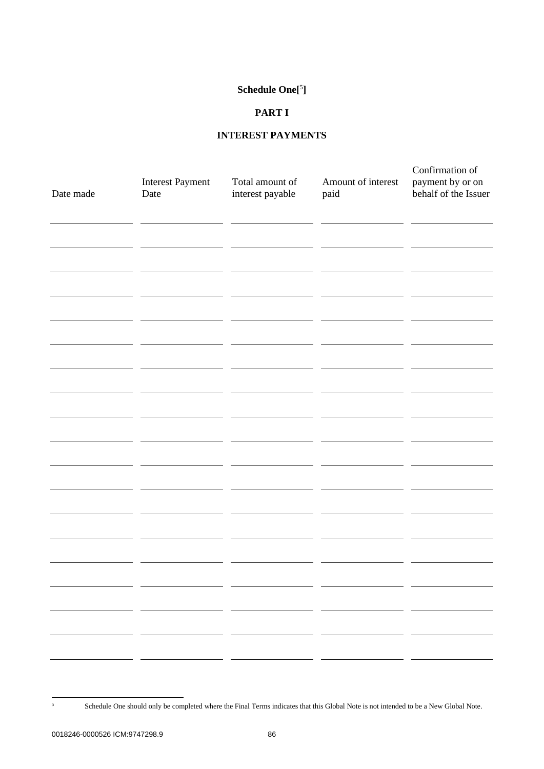**Schedule One**[5]

**PART I**

**INTEREST PAYMENTS**

| Date made | Interest Payment Date | Total amount of interest payable | Amount of interest paid | Confirmation of payment by or on behalf of the Issuer |
|---|---|---|---|---|
| | | | | |
| | | | | |
| | | | | |
| | | | | |
| | | | | |
| | | | | |
| | | | | |
| | | | | |
| | | | | |
| | | | | |
| | | | | |
| | | | | |
| | | | | |
| | | | | |
| | | | | |
| | | | | |
| | | | | |
| | | | | |
| | | | | |

[5] Schedule One should only be completed where the Final Terms indicates that this Global Note is not intended to be a New Global Note.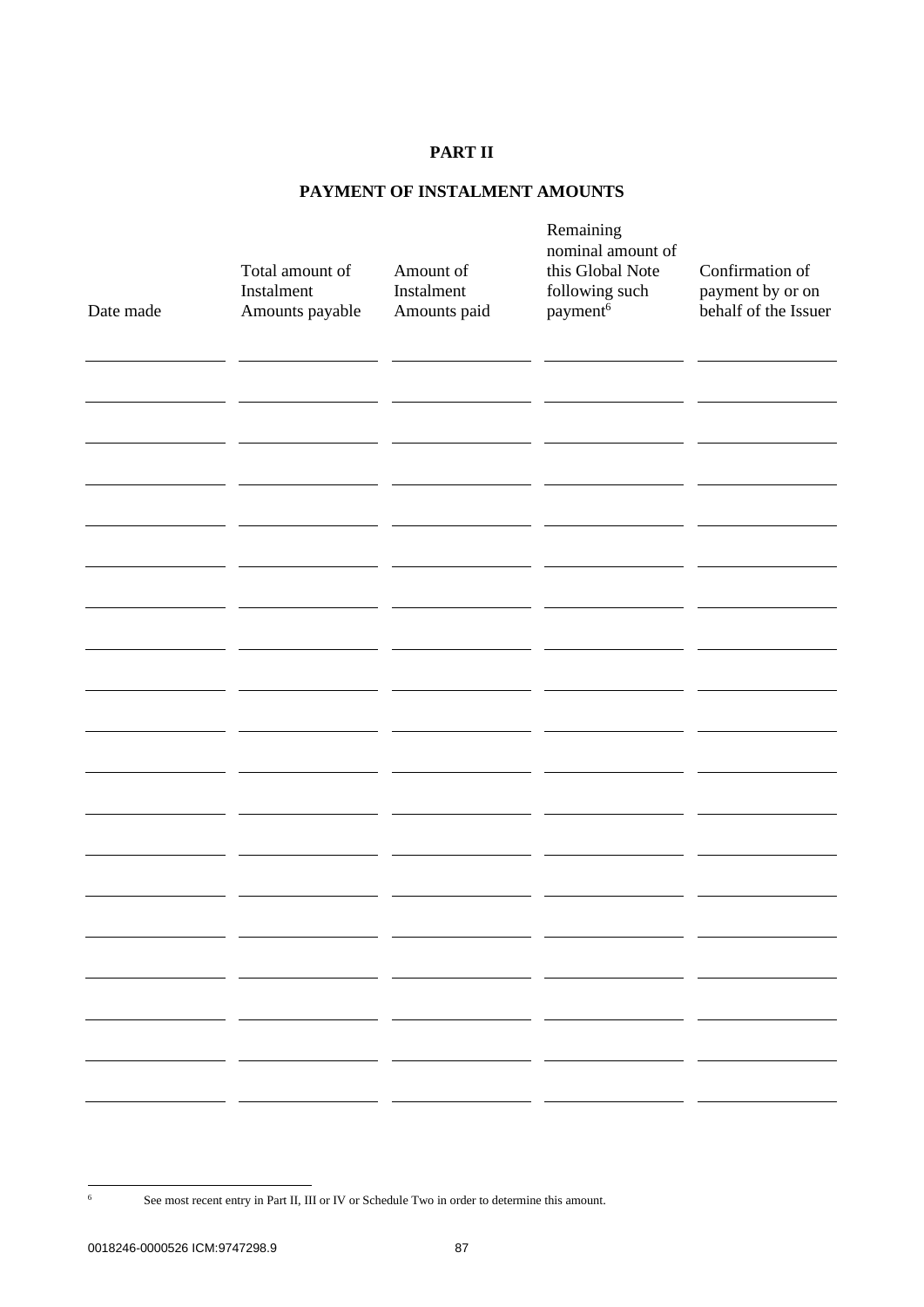**PART II**

**PAYMENT OF INSTALMENT AMOUNTS**

| Date made | Total amount of Instalment Amounts payable | Amount of Instalment Amounts paid | Remaining nominal amount of this Global Note following such payment[6] | Confirmation of payment by or on behalf of the Issuer |
|---|---|---|---|---|
| | | | | |
| | | | | |
| | | | | |
| | | | | |
| | | | | |
| | | | | |
| | | | | |
| | | | | |
| | | | | |
| | | | | |
| | | | | |
| | | | | |
| | | | | |
| | | | | |
| | | | | |
| | | | | |
| | | | | |
| | | | | |
| | | | | |

[6] See most recent entry in Part II, III or IV or Schedule Two in order to determine this amount.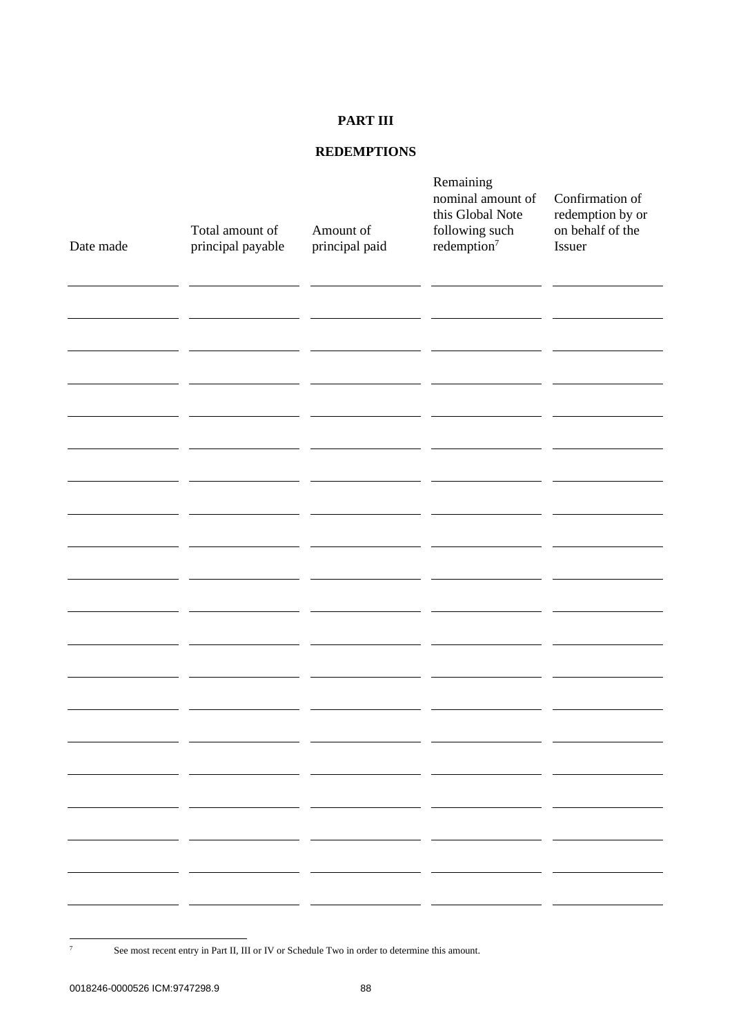**PART III**

**REDEMPTIONS**

| Date made | Total amount of principal payable | Amount of principal paid | Remaining nominal amount of this Global Note following such redemption[7] | Confirmation of redemption by or on behalf of the Issuer |
|---|---|---|---|---|
| | | | | |
| | | | | |
| | | | | |
| | | | | |
| | | | | |
| | | | | |
| | | | | |
| | | | | |
| | | | | |
| | | | | |
| | | | | |
| | | | | |
| | | | | |
| | | | | |
| | | | | |
| | | | | |
| | | | | |
| | | | | |
| | | | | |
| | | | | |

[7] See most recent entry in Part II, III or IV or Schedule Two in order to determine this amount.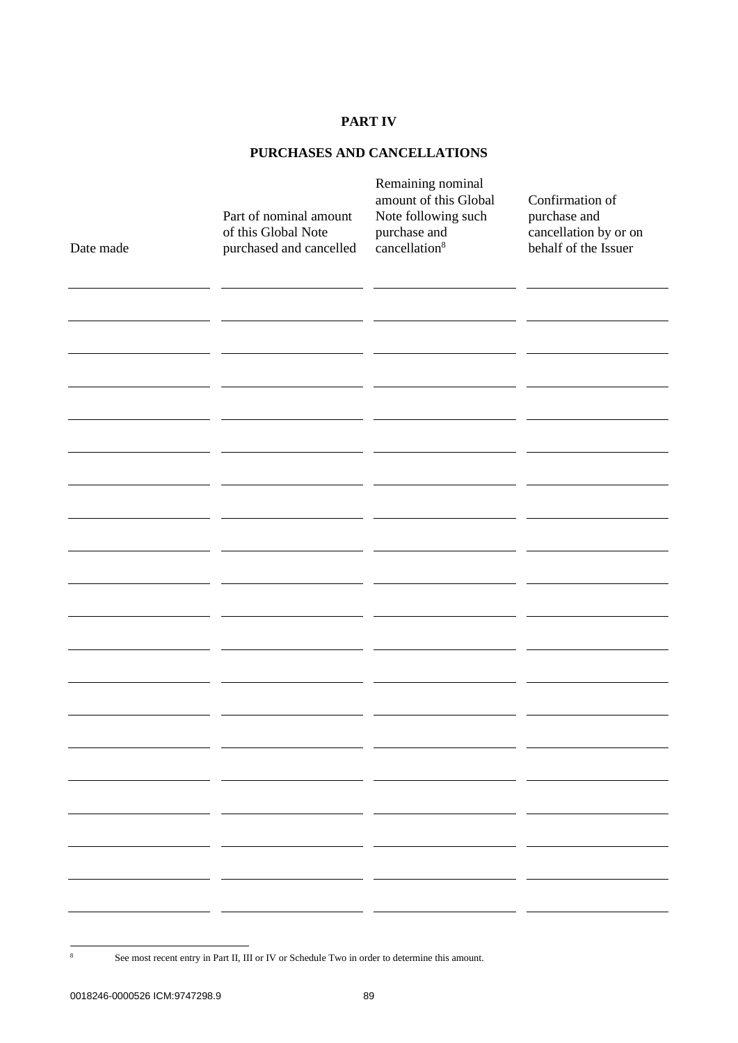**PART IV**

**PURCHASES AND CANCELLATIONS**

| Date made | Part of nominal amount of this Global Note purchased and cancelled | Remaining nominal amount of this Global Note following such purchase and cancellation[8] | Confirmation of purchase and cancellation by or on behalf of the Issuer |
|---|---|---|---|
| | | | |
| | | | |
| | | | |
| | | | |
| | | | |
| | | | |
| | | | |
| | | | |
| | | | |
| | | | |
| | | | |
| | | | |
| | | | |
| | | | |
| | | | |
| | | | |
| | | | |
| | | | |
| | | | |
| | | | |

[8] See most recent entry in Part II, III or IV or Schedule Two in order to determine this amount.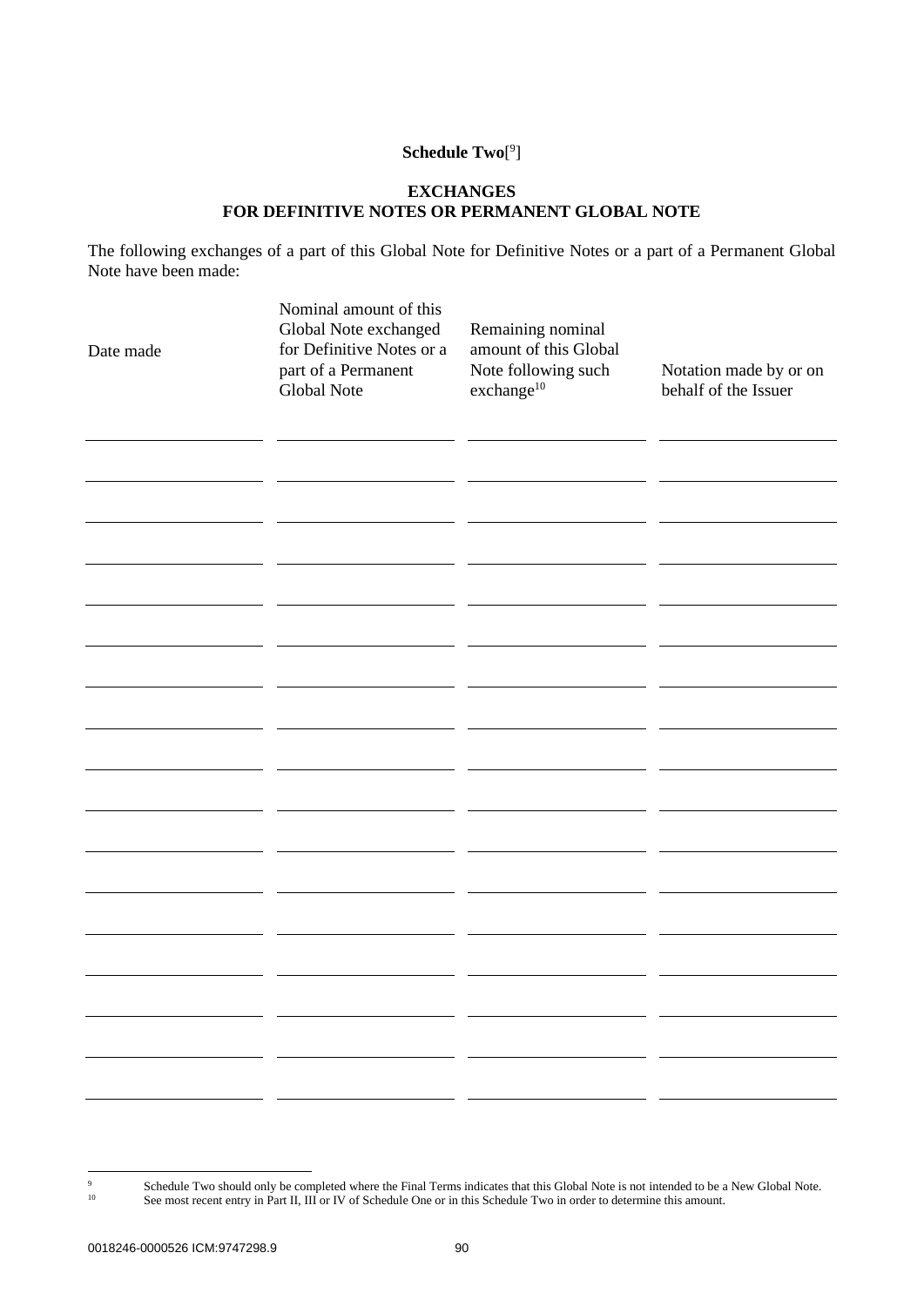**Schedule Two**[9]]

**EXCHANGES**
**FOR DEFINITIVE NOTES OR PERMANENT GLOBAL NOTE**

The following exchanges of a part of this Global Note for Definitive Notes or a part of a Permanent Global Note have been made:

| Date made | Nominal amount of this Global Note exchanged for Definitive Notes or a part of a Permanent Global Note | Remaining nominal amount of this Global Note following such exchange[10] | Notation made by or on behalf of the Issuer |
|---|---|---|---|
| | | | |
| | | | |
| | | | |
| | | | |
| | | | |
| | | | |
| | | | |
| | | | |
| | | | |
| | | | |
| | | | |
| | | | |
| | | | |
| | | | |
| | | | |
| | | | |
| | | | |

[9] Schedule Two should only be completed where the Final Terms indicates that this Global Note is not intended to be a New Global Note.

[10] See most recent entry in Part II, III or IV of Schedule One or in this Schedule Two in order to determine this amount.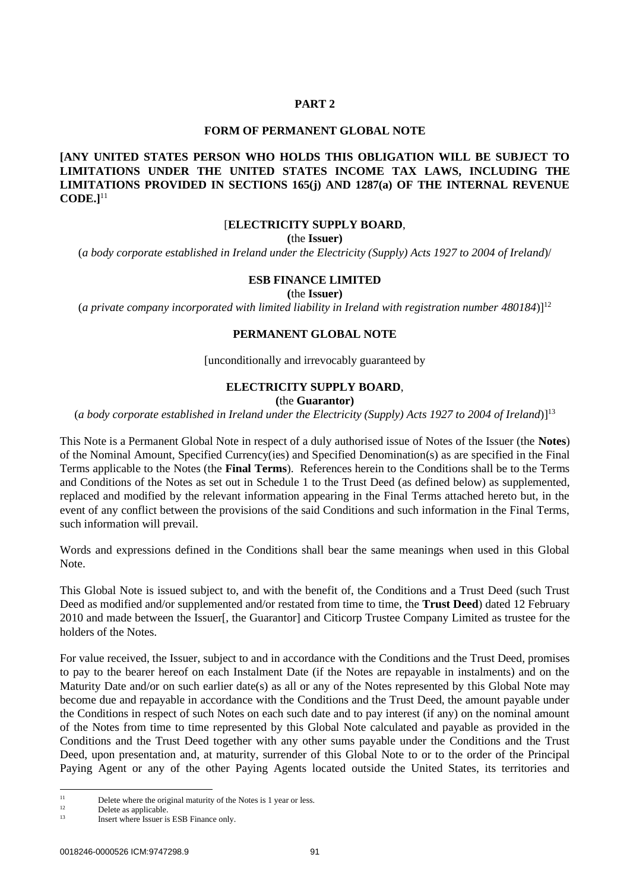**PART 2**

**FORM OF PERMANENT GLOBAL NOTE**

**[ANY UNITED STATES PERSON WHO HOLDS THIS OBLIGATION WILL BE SUBJECT TO LIMITATIONS UNDER THE UNITED STATES INCOME TAX LAWS, INCLUDING THE LIMITATIONS PROVIDED IN SECTIONS 165(j) AND 1287(a) OF THE INTERNAL REVENUE CODE.]**[11]

[**ELECTRICITY SUPPLY BOARD**,

**(**the **Issuer)**

(*a body corporate established in Ireland under the Electricity (Supply) Acts 1927 to 2004 of Ireland*)/

**ESB FINANCE LIMITED**

**(**the **Issuer)**

(*a private company incorporated with limited liability in Ireland with registration number 480184*)][12]

**PERMANENT GLOBAL NOTE**

[unconditionally and irrevocably guaranteed by

**ELECTRICITY SUPPLY BOARD**,

**(**the **Guarantor)**

(*a body corporate established in Ireland under the Electricity (Supply) Acts 1927 to 2004 of Ireland*)][13]

This Note is a Permanent Global Note in respect of a duly authorised issue of Notes of the Issuer (the **Notes**) of the Nominal Amount, Specified Currency(ies) and Specified Denomination(s) as are specified in the Final Terms applicable to the Notes (the **Final Terms**). References herein to the Conditions shall be to the Terms and Conditions of the Notes as set out in Schedule 1 to the Trust Deed (as defined below) as supplemented, replaced and modified by the relevant information appearing in the Final Terms attached hereto but, in the event of any conflict between the provisions of the said Conditions and such information in the Final Terms, such information will prevail.

Words and expressions defined in the Conditions shall bear the same meanings when used in this Global Note.

This Global Note is issued subject to, and with the benefit of, the Conditions and a Trust Deed (such Trust Deed as modified and/or supplemented and/or restated from time to time, the **Trust Deed**) dated 12 February 2010 and made between the Issuer[, the Guarantor] and Citicorp Trustee Company Limited as trustee for the holders of the Notes.

For value received, the Issuer, subject to and in accordance with the Conditions and the Trust Deed, promises to pay to the bearer hereof on each Instalment Date (if the Notes are repayable in instalments) and on the Maturity Date and/or on such earlier date(s) as all or any of the Notes represented by this Global Note may become due and repayable in accordance with the Conditions and the Trust Deed, the amount payable under the Conditions in respect of such Notes on each such date and to pay interest (if any) on the nominal amount of the Notes from time to time represented by this Global Note calculated and payable as provided in the Conditions and the Trust Deed together with any other sums payable under the Conditions and the Trust Deed, upon presentation and, at maturity, surrender of this Global Note to or to the order of the Principal Paying Agent or any of the other Paying Agents located outside the United States, its territories and

[11] Delete where the original maturity of the Notes is 1 year or less.

[12] Delete as applicable.

[13] Insert where Issuer is ESB Finance only.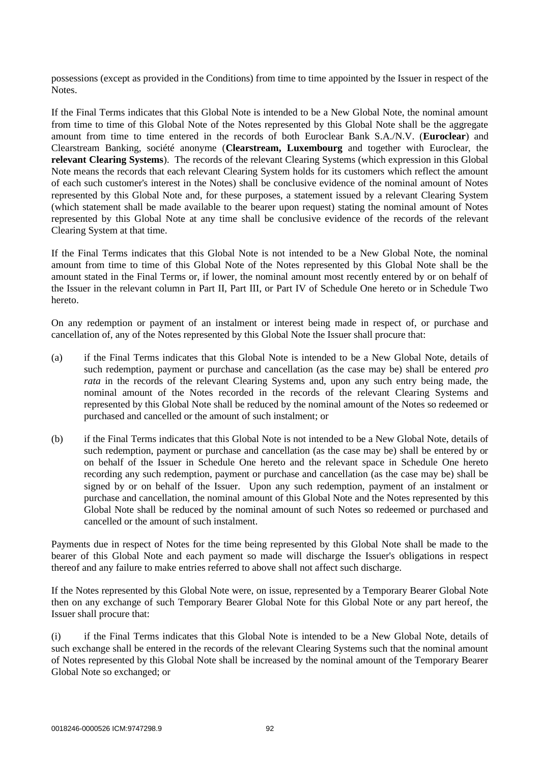possessions (except as provided in the Conditions) from time to time appointed by the Issuer in respect of the Notes.

If the Final Terms indicates that this Global Note is intended to be a New Global Note, the nominal amount from time to time of this Global Note of the Notes represented by this Global Note shall be the aggregate amount from time to time entered in the records of both Euroclear Bank S.A./N.V. (**Euroclear**) and Clearstream Banking, société anonyme (**Clearstream, Luxembourg** and together with Euroclear, the **relevant Clearing Systems**). The records of the relevant Clearing Systems (which expression in this Global Note means the records that each relevant Clearing System holds for its customers which reflect the amount of each such customer's interest in the Notes) shall be conclusive evidence of the nominal amount of Notes represented by this Global Note and, for these purposes, a statement issued by a relevant Clearing System (which statement shall be made available to the bearer upon request) stating the nominal amount of Notes represented by this Global Note at any time shall be conclusive evidence of the records of the relevant Clearing System at that time.

If the Final Terms indicates that this Global Note is not intended to be a New Global Note, the nominal amount from time to time of this Global Note of the Notes represented by this Global Note shall be the amount stated in the Final Terms or, if lower, the nominal amount most recently entered by or on behalf of the Issuer in the relevant column in Part II, Part III, or Part IV of Schedule One hereto or in Schedule Two hereto.

On any redemption or payment of an instalment or interest being made in respect of, or purchase and cancellation of, any of the Notes represented by this Global Note the Issuer shall procure that:

(a) if the Final Terms indicates that this Global Note is intended to be a New Global Note, details of such redemption, payment or purchase and cancellation (as the case may be) shall be entered *pro rata* in the records of the relevant Clearing Systems and, upon any such entry being made, the nominal amount of the Notes recorded in the records of the relevant Clearing Systems and represented by this Global Note shall be reduced by the nominal amount of the Notes so redeemed or purchased and cancelled or the amount of such instalment; or

(b) if the Final Terms indicates that this Global Note is not intended to be a New Global Note, details of such redemption, payment or purchase and cancellation (as the case may be) shall be entered by or on behalf of the Issuer in Schedule One hereto and the relevant space in Schedule One hereto recording any such redemption, payment or purchase and cancellation (as the case may be) shall be signed by or on behalf of the Issuer. Upon any such redemption, payment of an instalment or purchase and cancellation, the nominal amount of this Global Note and the Notes represented by this Global Note shall be reduced by the nominal amount of such Notes so redeemed or purchased and cancelled or the amount of such instalment.

Payments due in respect of Notes for the time being represented by this Global Note shall be made to the bearer of this Global Note and each payment so made will discharge the Issuer's obligations in respect thereof and any failure to make entries referred to above shall not affect such discharge.

If the Notes represented by this Global Note were, on issue, represented by a Temporary Bearer Global Note then on any exchange of such Temporary Bearer Global Note for this Global Note or any part hereof, the Issuer shall procure that:

(i) if the Final Terms indicates that this Global Note is intended to be a New Global Note, details of such exchange shall be entered in the records of the relevant Clearing Systems such that the nominal amount of Notes represented by this Global Note shall be increased by the nominal amount of the Temporary Bearer Global Note so exchanged; or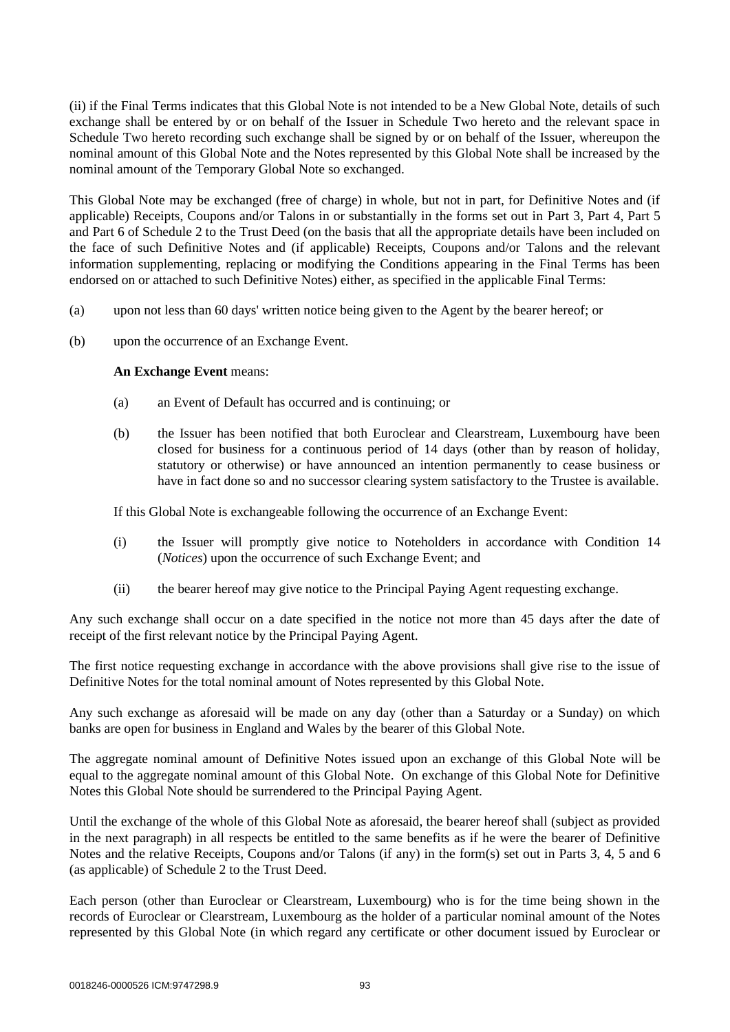(ii) if the Final Terms indicates that this Global Note is not intended to be a New Global Note, details of such exchange shall be entered by or on behalf of the Issuer in Schedule Two hereto and the relevant space in Schedule Two hereto recording such exchange shall be signed by or on behalf of the Issuer, whereupon the nominal amount of this Global Note and the Notes represented by this Global Note shall be increased by the nominal amount of the Temporary Global Note so exchanged.

This Global Note may be exchanged (free of charge) in whole, but not in part, for Definitive Notes and (if applicable) Receipts, Coupons and/or Talons in or substantially in the forms set out in Part 3, Part 4, Part 5 and Part 6 of Schedule 2 to the Trust Deed (on the basis that all the appropriate details have been included on the face of such Definitive Notes and (if applicable) Receipts, Coupons and/or Talons and the relevant information supplementing, replacing or modifying the Conditions appearing in the Final Terms has been endorsed on or attached to such Definitive Notes) either, as specified in the applicable Final Terms:

(a) upon not less than 60 days' written notice being given to the Agent by the bearer hereof; or

(b) upon the occurrence of an Exchange Event.

**An Exchange Event** means:

(a) an Event of Default has occurred and is continuing; or

(b) the Issuer has been notified that both Euroclear and Clearstream, Luxembourg have been closed for business for a continuous period of 14 days (other than by reason of holiday, statutory or otherwise) or have announced an intention permanently to cease business or have in fact done so and no successor clearing system satisfactory to the Trustee is available.

If this Global Note is exchangeable following the occurrence of an Exchange Event:

(i) the Issuer will promptly give notice to Noteholders in accordance with Condition 14 (*Notices*) upon the occurrence of such Exchange Event; and

(ii) the bearer hereof may give notice to the Principal Paying Agent requesting exchange.

Any such exchange shall occur on a date specified in the notice not more than 45 days after the date of receipt of the first relevant notice by the Principal Paying Agent.

The first notice requesting exchange in accordance with the above provisions shall give rise to the issue of Definitive Notes for the total nominal amount of Notes represented by this Global Note.

Any such exchange as aforesaid will be made on any day (other than a Saturday or a Sunday) on which banks are open for business in England and Wales by the bearer of this Global Note.

The aggregate nominal amount of Definitive Notes issued upon an exchange of this Global Note will be equal to the aggregate nominal amount of this Global Note. On exchange of this Global Note for Definitive Notes this Global Note should be surrendered to the Principal Paying Agent.

Until the exchange of the whole of this Global Note as aforesaid, the bearer hereof shall (subject as provided in the next paragraph) in all respects be entitled to the same benefits as if he were the bearer of Definitive Notes and the relative Receipts, Coupons and/or Talons (if any) in the form(s) set out in Parts 3, 4, 5 and 6 (as applicable) of Schedule 2 to the Trust Deed.

Each person (other than Euroclear or Clearstream, Luxembourg) who is for the time being shown in the records of Euroclear or Clearstream, Luxembourg as the holder of a particular nominal amount of the Notes represented by this Global Note (in which regard any certificate or other document issued by Euroclear or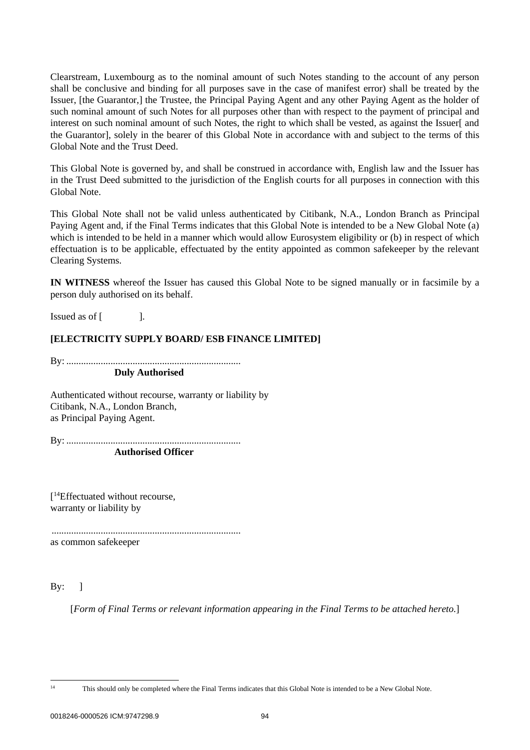Clearstream, Luxembourg as to the nominal amount of such Notes standing to the account of any person shall be conclusive and binding for all purposes save in the case of manifest error) shall be treated by the Issuer, [the Guarantor,] the Trustee, the Principal Paying Agent and any other Paying Agent as the holder of such nominal amount of such Notes for all purposes other than with respect to the payment of principal and interest on such nominal amount of such Notes, the right to which shall be vested, as against the Issuer[ and the Guarantor], solely in the bearer of this Global Note in accordance with and subject to the terms of this Global Note and the Trust Deed.

This Global Note is governed by, and shall be construed in accordance with, English law and the Issuer has in the Trust Deed submitted to the jurisdiction of the English courts for all purposes in connection with this Global Note.

This Global Note shall not be valid unless authenticated by Citibank, N.A., London Branch as Principal Paying Agent and, if the Final Terms indicates that this Global Note is intended to be a New Global Note (a) which is intended to be held in a manner which would allow Eurosystem eligibility or (b) in respect of which effectuation is to be applicable, effectuated by the entity appointed as common safekeeper by the relevant Clearing Systems.

**IN WITNESS** whereof the Issuer has caused this Global Note to be signed manually or in facsimile by a person duly authorised on its behalf.

Issued as of [ ].

**[ELECTRICITY SUPPLY BOARD/ ESB FINANCE LIMITED]**

By: .......................................................................
**Duly Authorised**

Authenticated without recourse, warranty or liability by
Citibank, N.A., London Branch,
as Principal Paying Agent.

By: .......................................................................
**Authorised Officer**

[[14]Effectuated without recourse,
warranty or liability by

.............................................................................
as common safekeeper

By: ]

[*Form of Final Terms or relevant information appearing in the Final Terms to be attached hereto.*]

[14] This should only be completed where the Final Terms indicates that this Global Note is intended to be a New Global Note.

0018246-0000526 ICM:9747298.9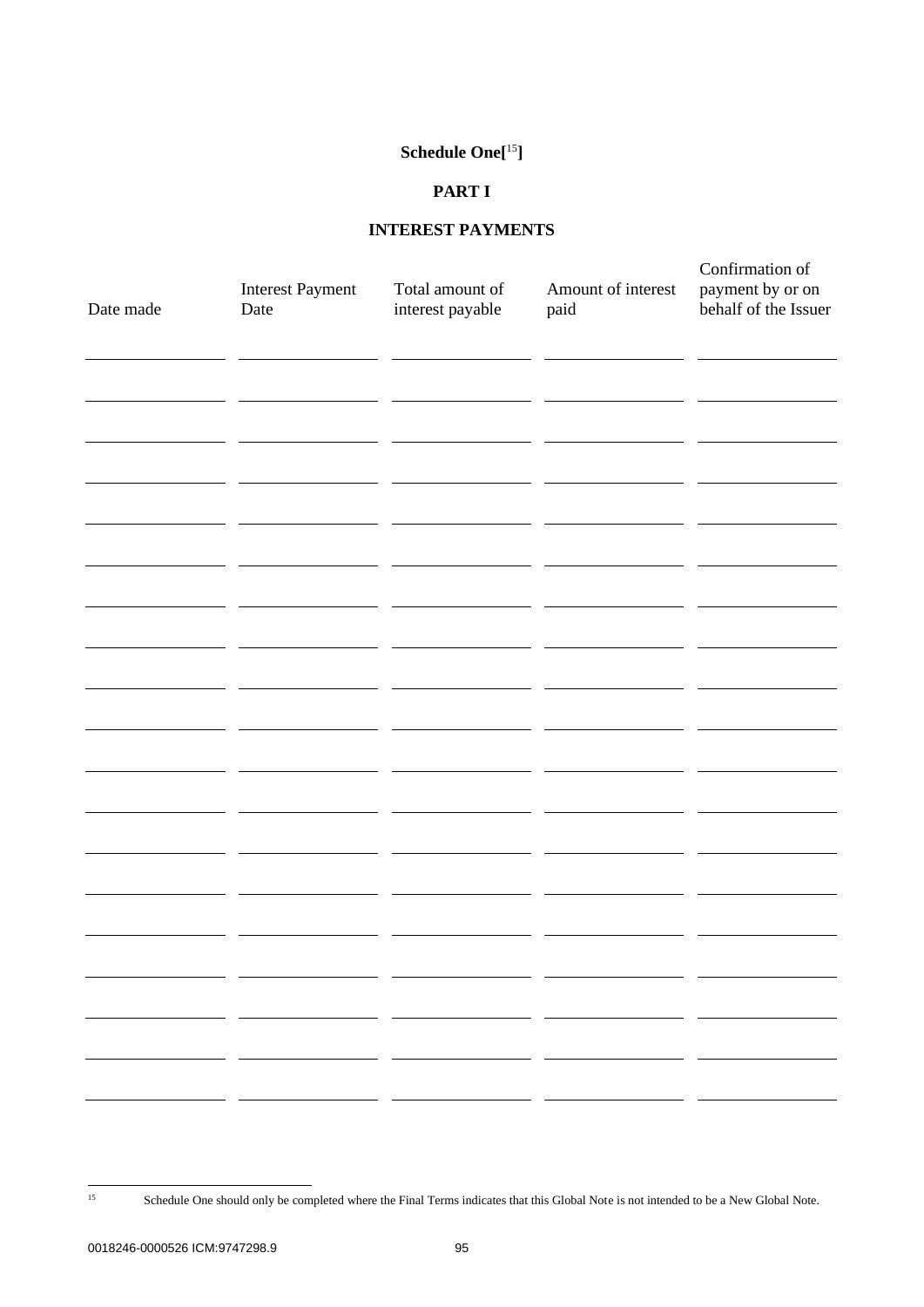**Schedule One[15]**

**PART I**

**INTEREST PAYMENTS**

| Date made | Interest Payment Date | Total amount of interest payable | Amount of interest paid | Confirmation of payment by or on behalf of the Issuer |
|---|---|---|---|---|
| | | | | |
| | | | | |
| | | | | |
| | | | | |
| | | | | |
| | | | | |
| | | | | |
| | | | | |
| | | | | |
| | | | | |
| | | | | |
| | | | | |
| | | | | |
| | | | | |
| | | | | |
| | | | | |
| | | | | |
| | | | | |
| | | | | |

[15] Schedule One should only be completed where the Final Terms indicates that this Global Note is not intended to be a New Global Note.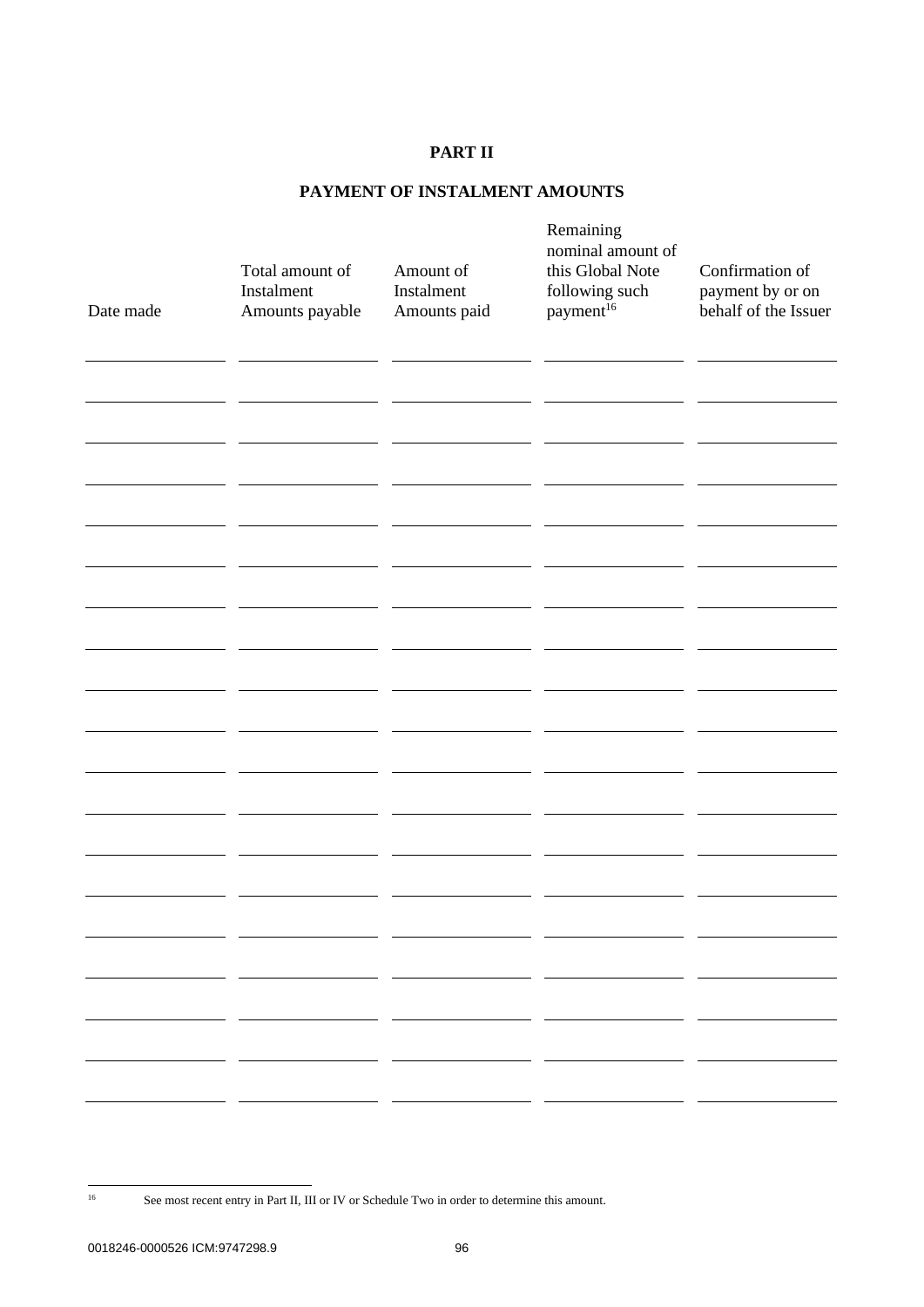# PART II

## PAYMENT OF INSTALMENT AMOUNTS

| Date made | Total amount of Instalment Amounts payable | Amount of Instalment Amounts paid | Remaining nominal amount of this Global Note following such payment[16] | Confirmation of payment by or on behalf of the Issuer |
|---|---|---|---|---|
| | | | | |
| | | | | |
| | | | | |
| | | | | |
| | | | | |
| | | | | |
| | | | | |
| | | | | |
| | | | | |
| | | | | |
| | | | | |
| | | | | |
| | | | | |
| | | | | |
| | | | | |
| | | | | |
| | | | | |
| | | | | |
| | | | | |

[16] See most recent entry in Part II, III or IV or Schedule Two in order to determine this amount.

0018246-0000526 ICM:9747298.9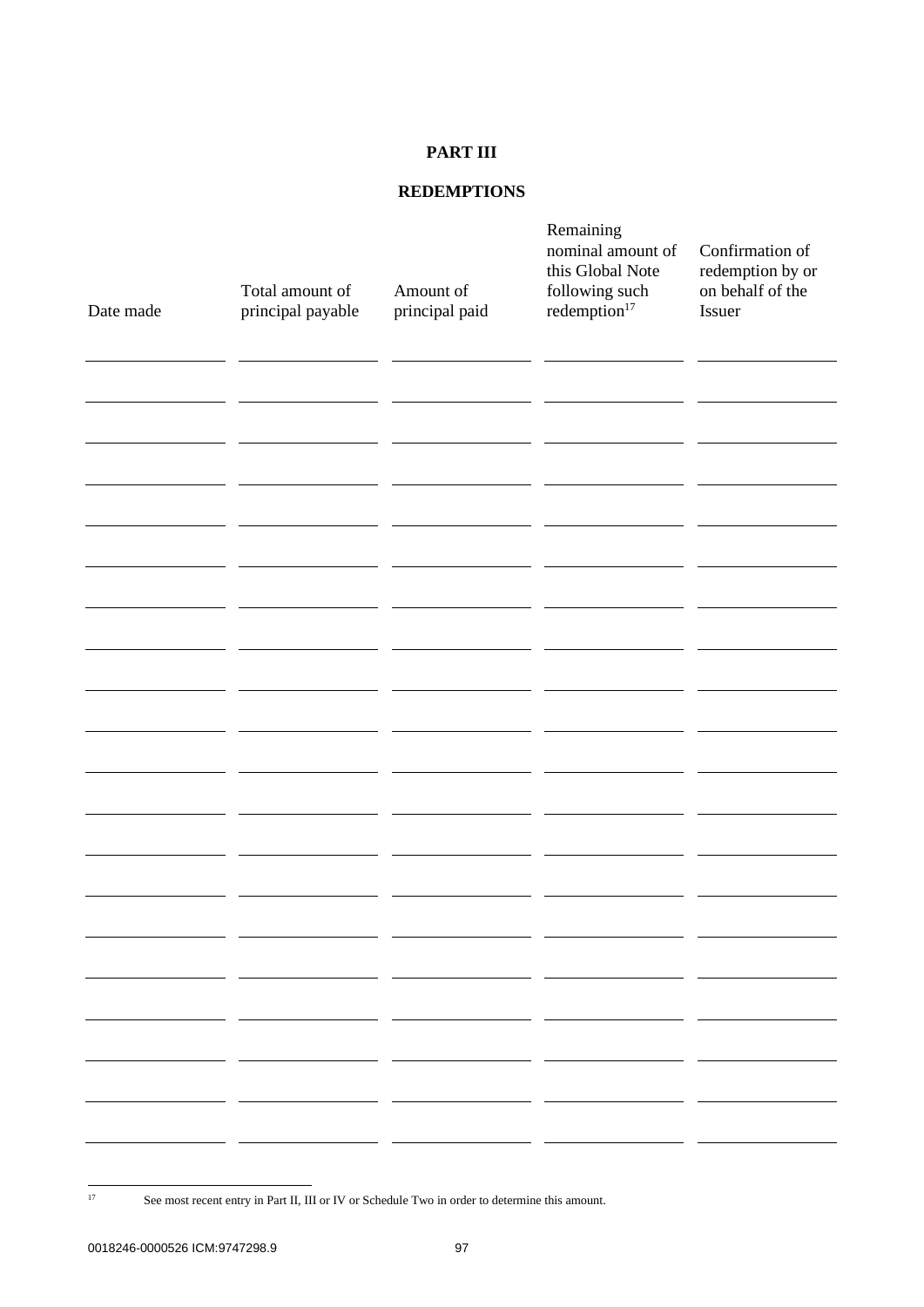**PART III**

**REDEMPTIONS**

| Date made | Total amount of principal payable | Amount of principal paid | Remaining nominal amount of this Global Note following such redemption[17] | Confirmation of redemption by or on behalf of the Issuer |
|---|---|---|---|---|
| | | | | |
| | | | | |
| | | | | |
| | | | | |
| | | | | |
| | | | | |
| | | | | |
| | | | | |
| | | | | |
| | | | | |
| | | | | |
| | | | | |
| | | | | |
| | | | | |
| | | | | |
| | | | | |
| | | | | |
| | | | | |
| | | | | |
| | | | | |

[17] See most recent entry in Part II, III or IV or Schedule Two in order to determine this amount.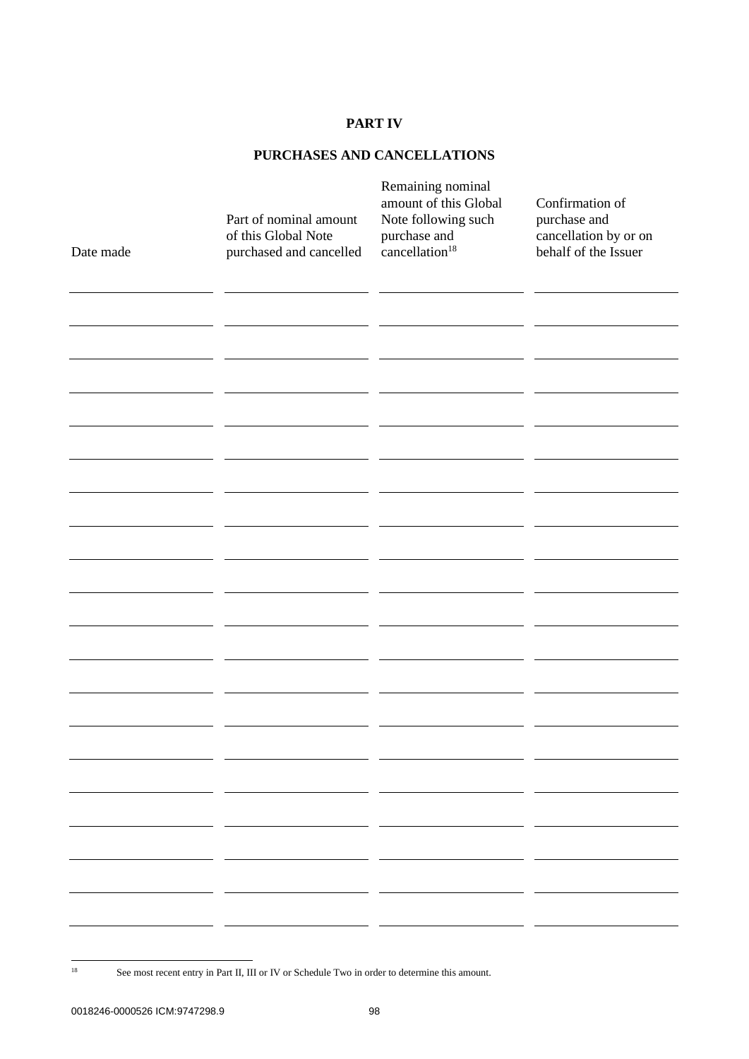**PART IV**

**PURCHASES AND CANCELLATIONS**

| Date made | Part of nominal amount of this Global Note purchased and cancelled | Remaining nominal amount of this Global Note following such purchase and cancellation[18] | Confirmation of purchase and cancellation by or on behalf of the Issuer |
|---|---|---|---|
| | | | |
| | | | |
| | | | |
| | | | |
| | | | |
| | | | |
| | | | |
| | | | |
| | | | |
| | | | |
| | | | |
| | | | |
| | | | |
| | | | |
| | | | |
| | | | |
| | | | |
| | | | |
| | | | |
| | | | |

[18] See most recent entry in Part II, III or IV or Schedule Two in order to determine this amount.

0018246-0000526 ICM:9747298.9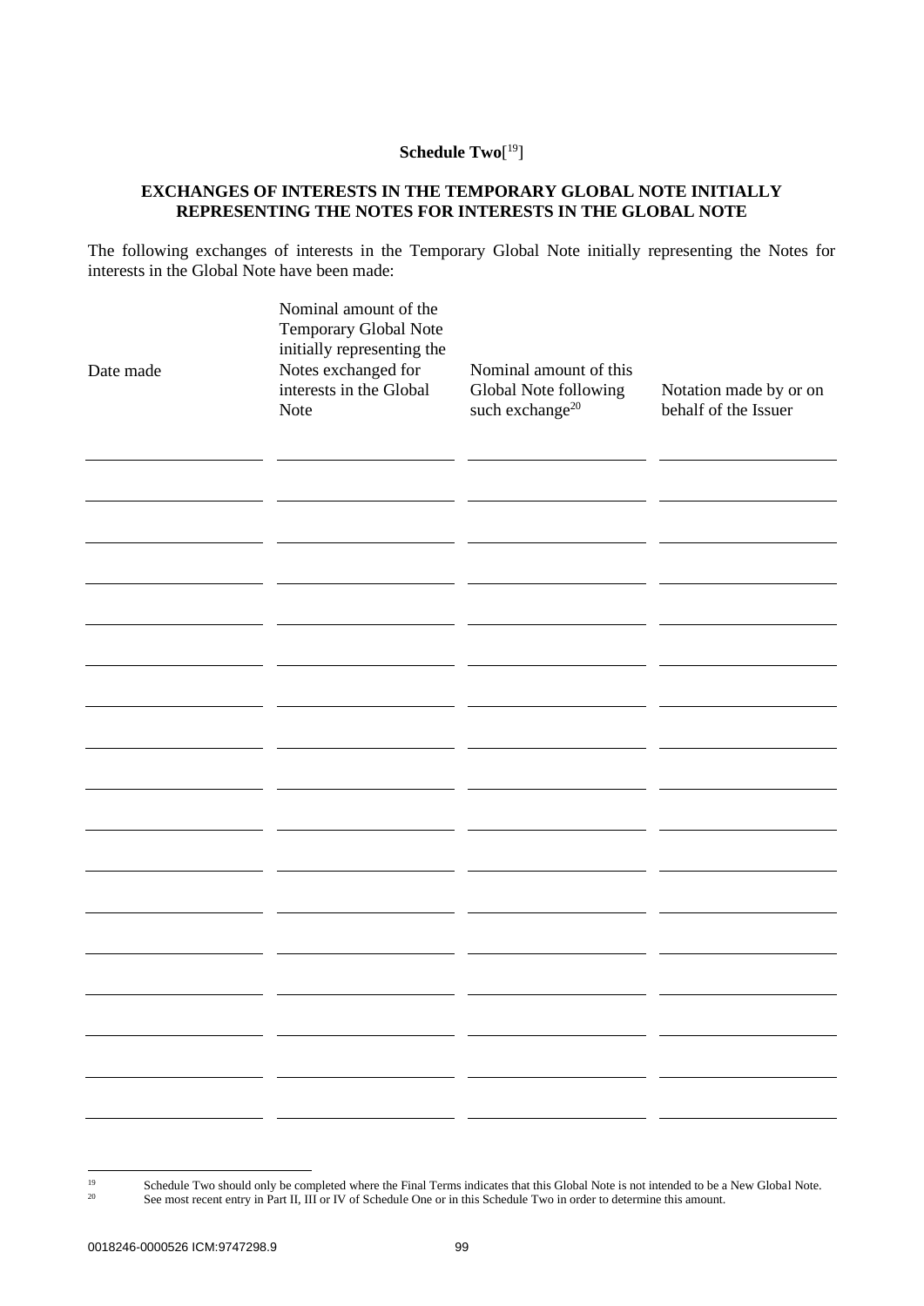**Schedule Two**[19]

**EXCHANGES OF INTERESTS IN THE TEMPORARY GLOBAL NOTE INITIALLY REPRESENTING THE NOTES FOR INTERESTS IN THE GLOBAL NOTE**

The following exchanges of interests in the Temporary Global Note initially representing the Notes for interests in the Global Note have been made:

| Date made | Nominal amount of the Temporary Global Note initially representing the Notes exchanged for interests in the Global Note | Nominal amount of this Global Note following such exchange[20] | Notation made by or on behalf of the Issuer |
|---|---|---|---|
| | | | |
| | | | |
| | | | |
| | | | |
| | | | |
| | | | |
| | | | |
| | | | |
| | | | |
| | | | |
| | | | |
| | | | |
| | | | |
| | | | |
| | | | |
| | | | |

[19] Schedule Two should only be completed where the Final Terms indicates that this Global Note is not intended to be a New Global Note.

[20] See most recent entry in Part II, III or IV of Schedule One or in this Schedule Two in order to determine this amount.

0018246-0000526 ICM:9747298.9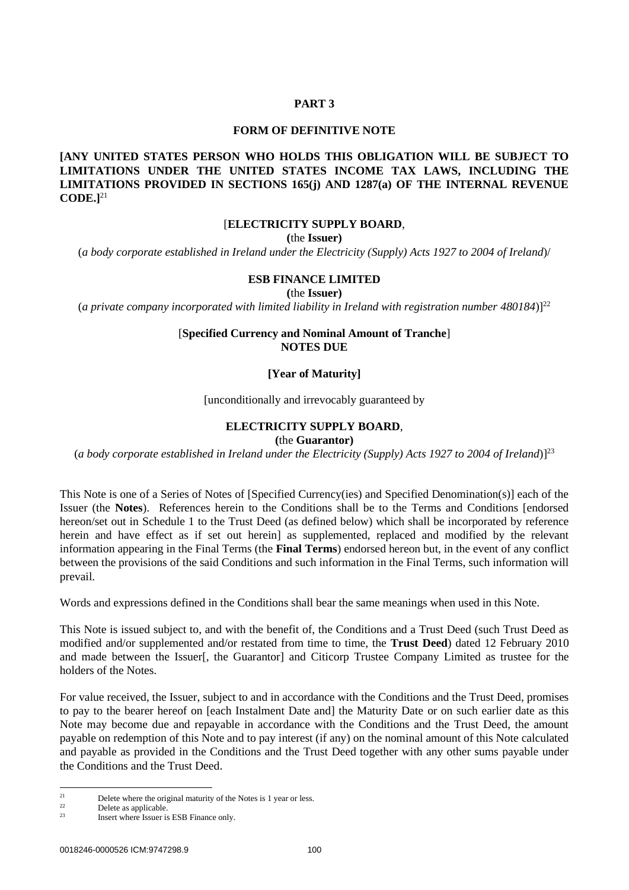# PART 3

## FORM OF DEFINITIVE NOTE

**[ANY UNITED STATES PERSON WHO HOLDS THIS OBLIGATION WILL BE SUBJECT TO LIMITATIONS UNDER THE UNITED STATES INCOME TAX LAWS, INCLUDING THE LIMITATIONS PROVIDED IN SECTIONS 165(j) AND 1287(a) OF THE INTERNAL REVENUE CODE.]**[21]

[**ELECTRICITY SUPPLY BOARD**,

**(**the **Issuer)**

(*a body corporate established in Ireland under the Electricity (Supply) Acts 1927 to 2004 of Ireland*)/

**ESB FINANCE LIMITED**

**(**the **Issuer)**

(*a private company incorporated with limited liability in Ireland with registration number 480184*)][22]

[**Specified Currency and Nominal Amount of Tranche**]
**NOTES DUE**

**[Year of Maturity]**

[unconditionally and irrevocably guaranteed by

**ELECTRICITY SUPPLY BOARD**,

**(**the **Guarantor)**

(*a body corporate established in Ireland under the Electricity (Supply) Acts 1927 to 2004 of Ireland*)][23]

This Note is one of a Series of Notes of [Specified Currency(ies) and Specified Denomination(s)] each of the Issuer (the **Notes**). References herein to the Conditions shall be to the Terms and Conditions [endorsed hereon/set out in Schedule 1 to the Trust Deed (as defined below) which shall be incorporated by reference herein and have effect as if set out herein] as supplemented, replaced and modified by the relevant information appearing in the Final Terms (the **Final Terms**) endorsed hereon but, in the event of any conflict between the provisions of the said Conditions and such information in the Final Terms, such information will prevail.

Words and expressions defined in the Conditions shall bear the same meanings when used in this Note.

This Note is issued subject to, and with the benefit of, the Conditions and a Trust Deed (such Trust Deed as modified and/or supplemented and/or restated from time to time, the **Trust Deed**) dated 12 February 2010 and made between the Issuer[, the Guarantor] and Citicorp Trustee Company Limited as trustee for the holders of the Notes.

For value received, the Issuer, subject to and in accordance with the Conditions and the Trust Deed, promises to pay to the bearer hereof on [each Instalment Date and] the Maturity Date or on such earlier date as this Note may become due and repayable in accordance with the Conditions and the Trust Deed, the amount payable on redemption of this Note and to pay interest (if any) on the nominal amount of this Note calculated and payable as provided in the Conditions and the Trust Deed together with any other sums payable under the Conditions and the Trust Deed.

[21] Delete where the original maturity of the Notes is 1 year or less.

[22] Delete as applicable.

[23] Insert where Issuer is ESB Finance only.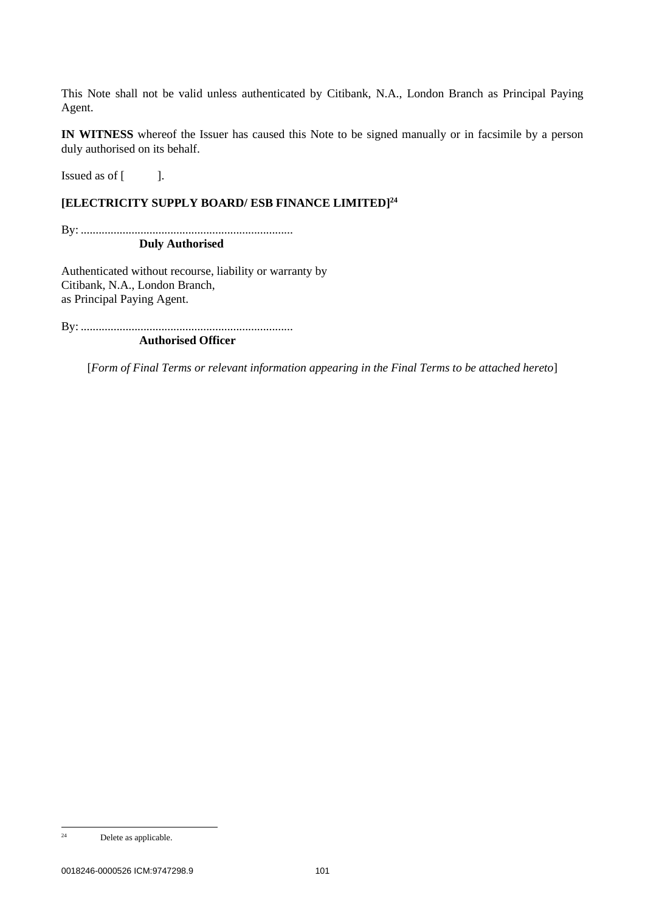This Note shall not be valid unless authenticated by Citibank, N.A., London Branch as Principal Paying Agent.

**IN WITNESS** whereof the Issuer has caused this Note to be signed manually or in facsimile by a person duly authorised on its behalf.

Issued as of [ ].

**[ELECTRICITY SUPPLY BOARD/ ESB FINANCE LIMITED][24]**

By: .......................................................................
**Duly Authorised**

Authenticated without recourse, liability or warranty by
Citibank, N.A., London Branch,
as Principal Paying Agent.

By: .......................................................................
**Authorised Officer**

[*Form of Final Terms or relevant information appearing in the Final Terms to be attached hereto*]

---

[24] Delete as applicable.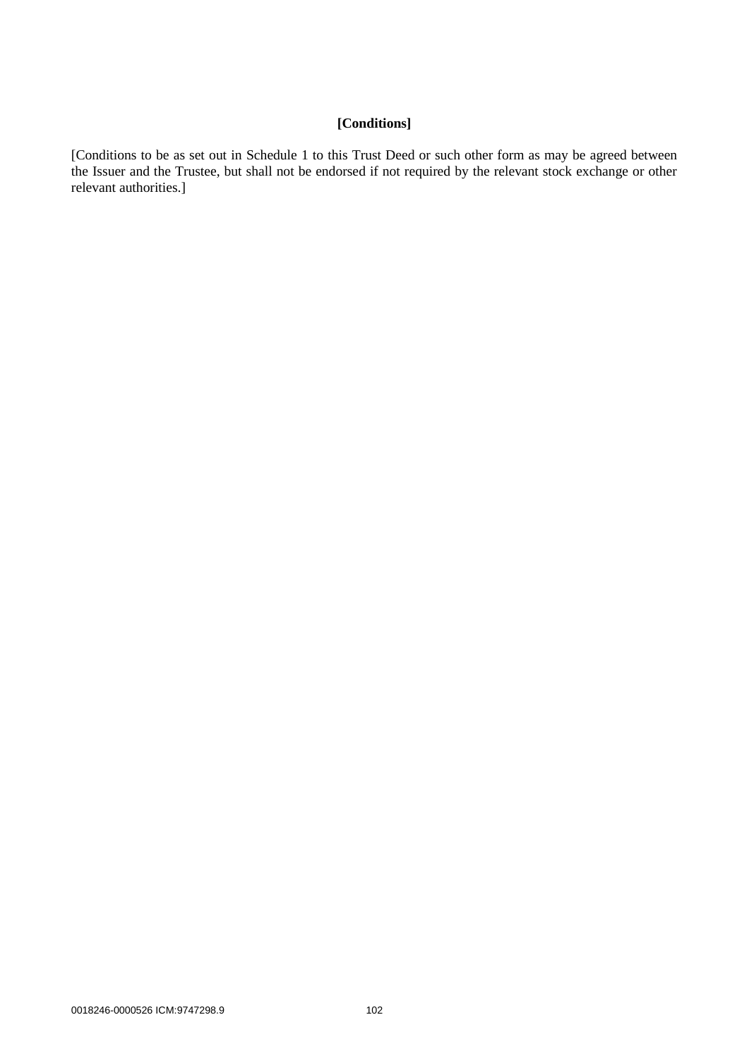**[Conditions]**

[Conditions to be as set out in Schedule 1 to this Trust Deed or such other form as may be agreed between the Issuer and the Trustee, but shall not be endorsed if not required by the relevant stock exchange or other relevant authorities.]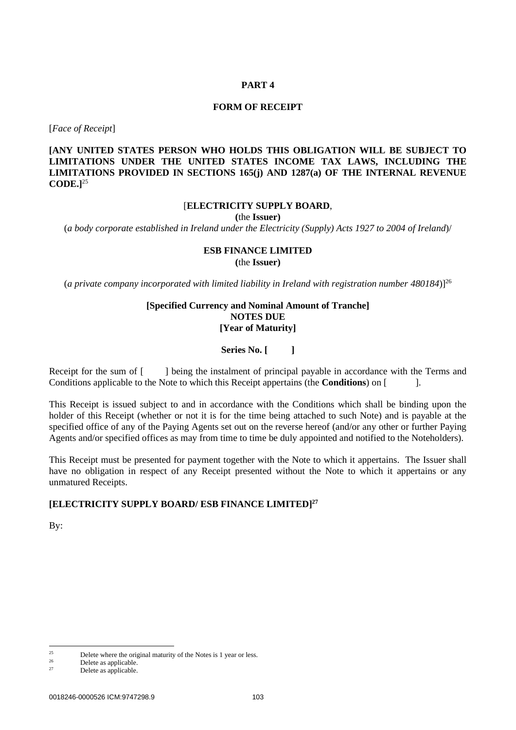# PART 4

## FORM OF RECEIPT

[*Face of Receipt*]

**[ANY UNITED STATES PERSON WHO HOLDS THIS OBLIGATION WILL BE SUBJECT TO LIMITATIONS UNDER THE UNITED STATES INCOME TAX LAWS, INCLUDING THE LIMITATIONS PROVIDED IN SECTIONS 165(j) AND 1287(a) OF THE INTERNAL REVENUE CODE.]**[25]

[**ELECTRICITY SUPPLY BOARD**,
**(**the **Issuer)**
(*a body corporate established in Ireland under the Electricity (Supply) Acts 1927 to 2004 of Ireland*)/

**ESB FINANCE LIMITED**
**(**the **Issuer)**

(*a private company incorporated with limited liability in Ireland with registration number 480184*)][26]

**[Specified Currency and Nominal Amount of Tranche]**
**NOTES DUE**
**[Year of Maturity]**

**Series No. [ ]**

Receipt for the sum of [ ] being the instalment of principal payable in accordance with the Terms and Conditions applicable to the Note to which this Receipt appertains (the **Conditions**) on [ ].

This Receipt is issued subject to and in accordance with the Conditions which shall be binding upon the holder of this Receipt (whether or not it is for the time being attached to such Note) and is payable at the specified office of any of the Paying Agents set out on the reverse hereof (and/or any other or further Paying Agents and/or specified offices as may from time to time be duly appointed and notified to the Noteholders).

This Receipt must be presented for payment together with the Note to which it appertains. The Issuer shall have no obligation in respect of any Receipt presented without the Note to which it appertains or any unmatured Receipts.

**[ELECTRICITY SUPPLY BOARD/ ESB FINANCE LIMITED]**[27]

By:

---

[25] Delete where the original maturity of the Notes is 1 year or less.
[26] Delete as applicable.
[27] Delete as applicable.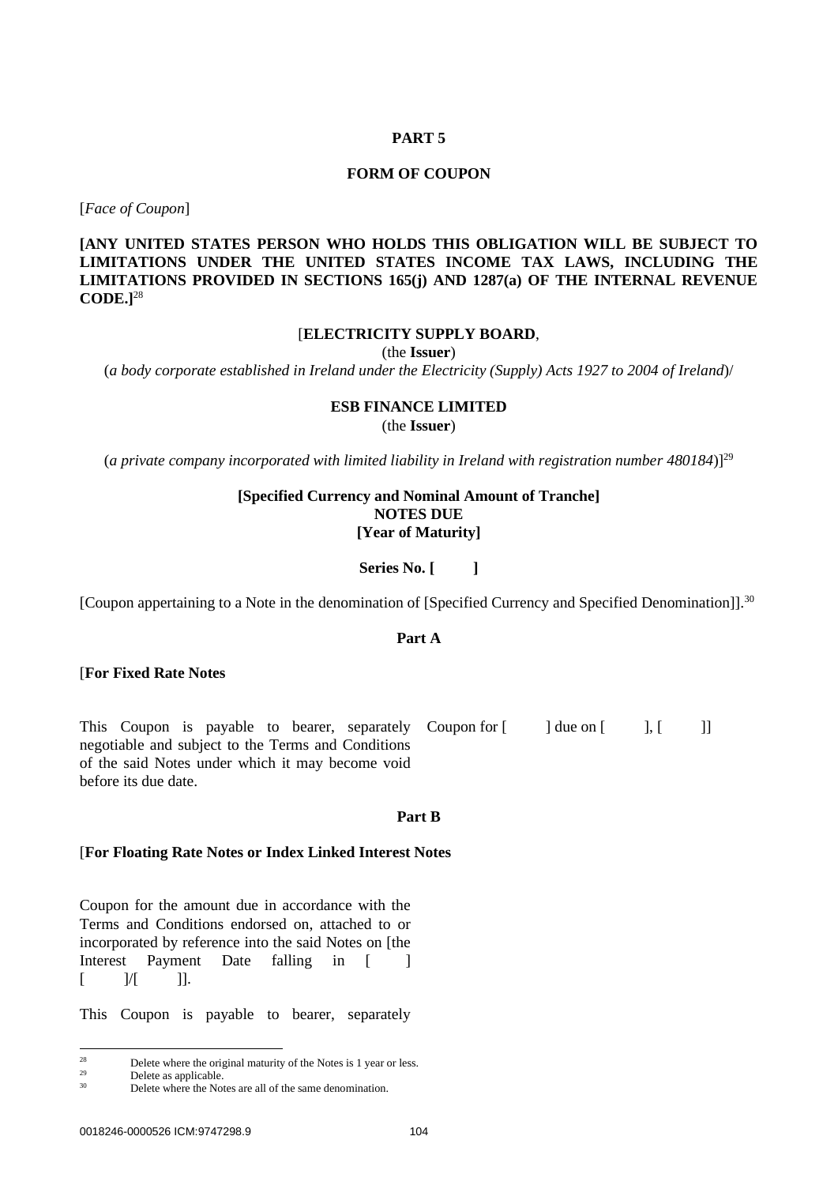**PART 5**

**FORM OF COUPON**

[*Face of Coupon*]

**[ANY UNITED STATES PERSON WHO HOLDS THIS OBLIGATION WILL BE SUBJECT TO LIMITATIONS UNDER THE UNITED STATES INCOME TAX LAWS, INCLUDING THE LIMITATIONS PROVIDED IN SECTIONS 165(j) AND 1287(a) OF THE INTERNAL REVENUE CODE.]**[28]

[**ELECTRICITY SUPPLY BOARD**,
(the **Issuer**)
(*a body corporate established in Ireland under the Electricity (Supply) Acts 1927 to 2004 of Ireland*)/

**ESB FINANCE LIMITED**
(the **Issuer**)

(*a private company incorporated with limited liability in Ireland with registration number 480184*)][29]

**[Specified Currency and Nominal Amount of Tranche]**
**NOTES DUE**
**[Year of Maturity]**

**Series No. [ ]**

[Coupon appertaining to a Note in the denomination of [Specified Currency and Specified Denomination]].[30]

**Part A**

[**For Fixed Rate Notes**

This Coupon is payable to bearer, separately negotiable and subject to the Terms and Conditions of the said Notes under which it may become void before its due date.

Coupon for [ ] due on [ ], [ ]]

**Part B**

[**For Floating Rate Notes or Index Linked Interest Notes**

Coupon for the amount due in accordance with the Terms and Conditions endorsed on, attached to or incorporated by reference into the said Notes on [the Interest Payment Date falling in [ ] [ ]/[ ]].

This Coupon is payable to bearer, separately

---

[28] Delete where the original maturity of the Notes is 1 year or less.

[29] Delete as applicable.

[30] Delete where the Notes are all of the same denomination.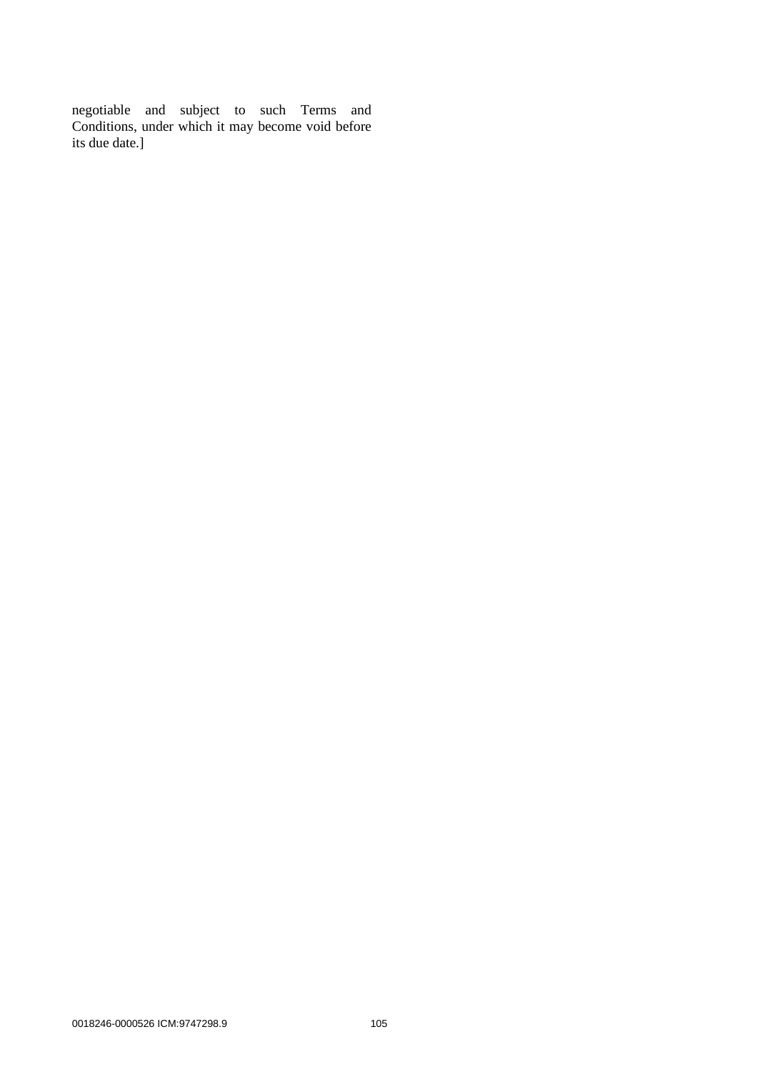negotiable and subject to such Terms and Conditions, under which it may become void before its due date.]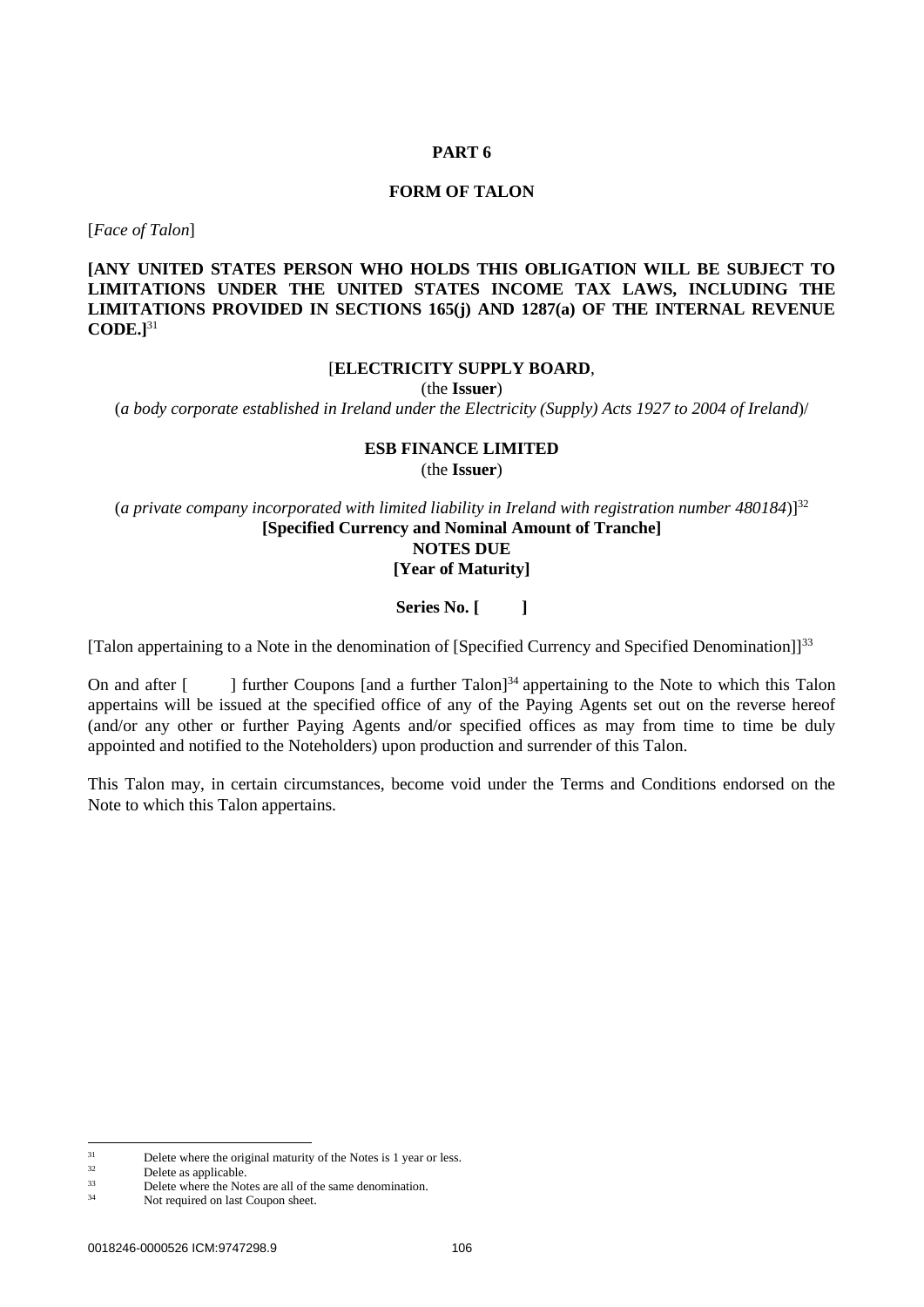## PART 6

## FORM OF TALON

[*Face of Talon*]

**[ANY UNITED STATES PERSON WHO HOLDS THIS OBLIGATION WILL BE SUBJECT TO LIMITATIONS UNDER THE UNITED STATES INCOME TAX LAWS, INCLUDING THE LIMITATIONS PROVIDED IN SECTIONS 165(j) AND 1287(a) OF THE INTERNAL REVENUE CODE.]**[31]

[**ELECTRICITY SUPPLY BOARD**,
(the **Issuer**)
(*a body corporate established in Ireland under the Electricity (Supply) Acts 1927 to 2004 of Ireland*)/

**ESB FINANCE LIMITED**
(the **Issuer**)

(*a private company incorporated with limited liability in Ireland with registration number 480184*)][32]
**[Specified Currency and Nominal Amount of Tranche]**
**NOTES DUE**
**[Year of Maturity]**

**Series No. [ ]**

[Talon appertaining to a Note in the denomination of [Specified Currency and Specified Denomination]][33]

On and after [ ] further Coupons [and a further Talon][34] appertaining to the Note to which this Talon appertains will be issued at the specified office of any of the Paying Agents set out on the reverse hereof (and/or any other or further Paying Agents and/or specified offices as may from time to time be duly appointed and notified to the Noteholders) upon production and surrender of this Talon.

This Talon may, in certain circumstances, become void under the Terms and Conditions endorsed on the Note to which this Talon appertains.

---

[31] Delete where the original maturity of the Notes is 1 year or less.
[32] Delete as applicable.
[33] Delete where the Notes are all of the same denomination.
[34] Not required on last Coupon sheet.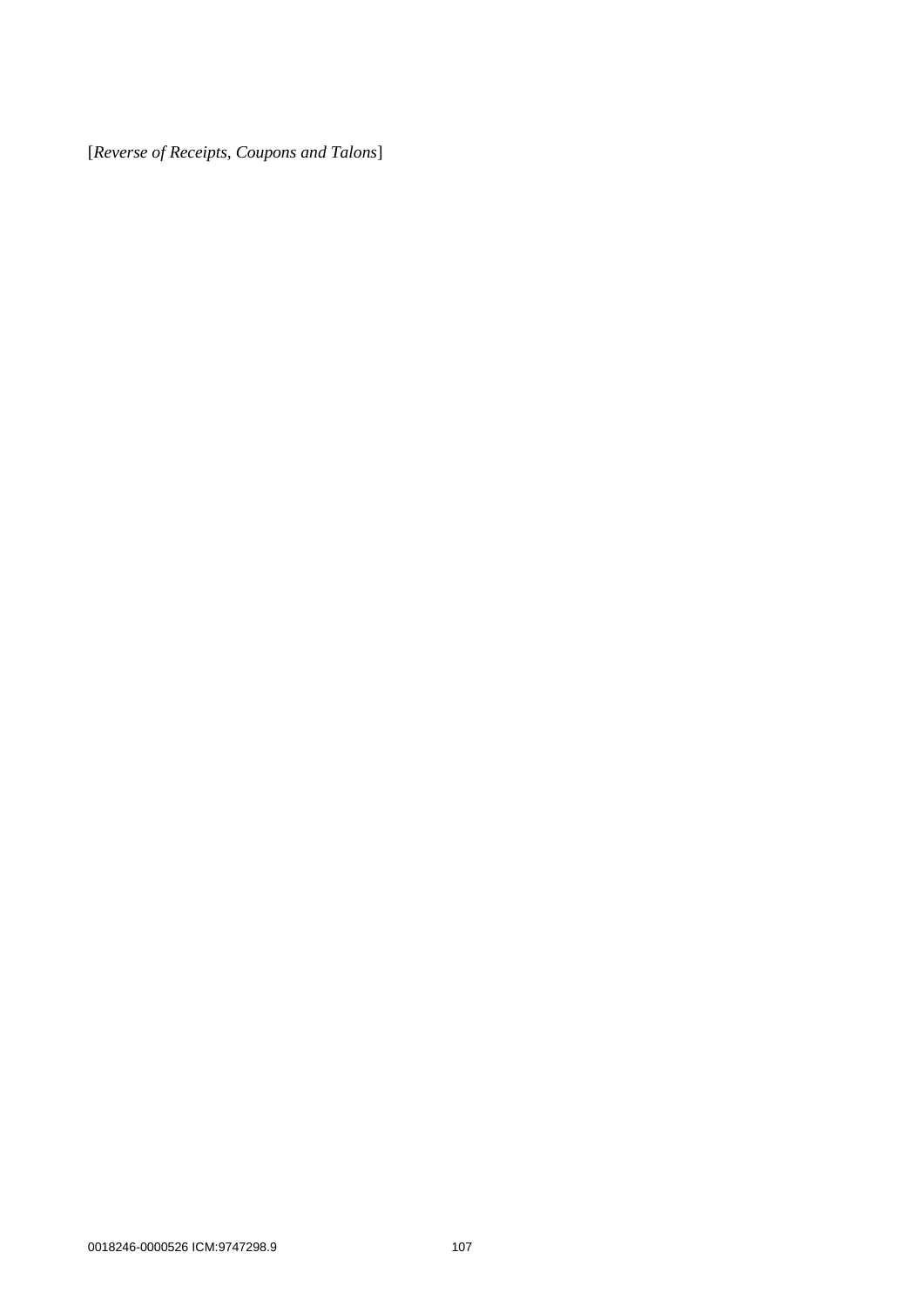[*Reverse of Receipts, Coupons and Talons*]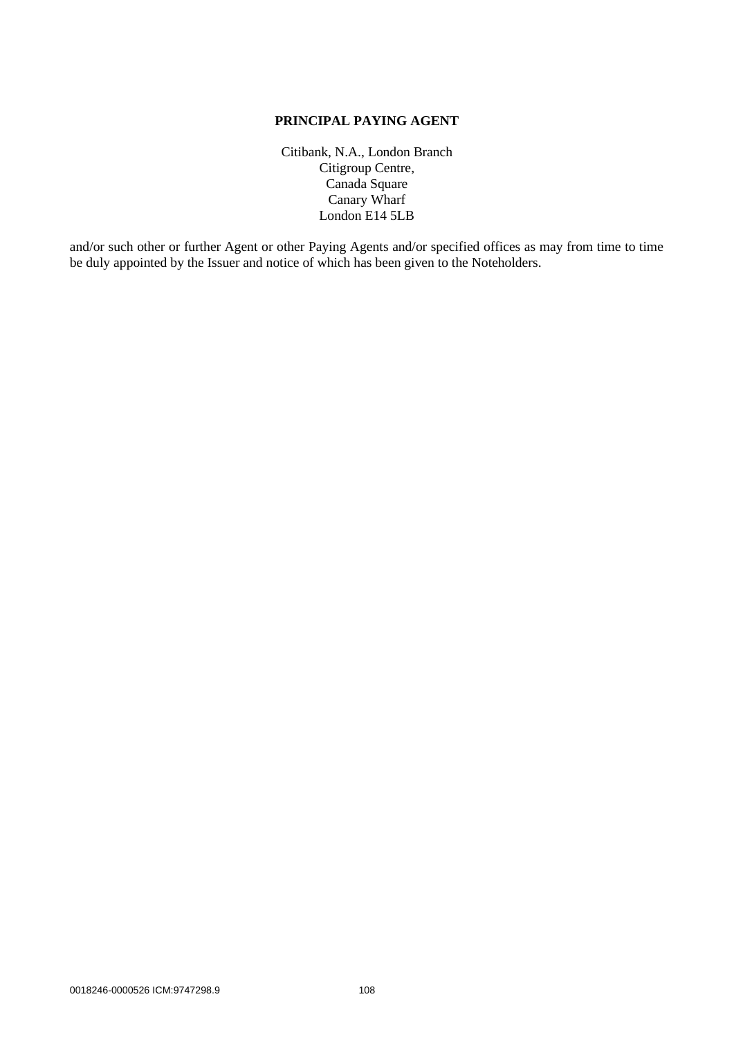**PRINCIPAL PAYING AGENT**

Citibank, N.A., London Branch
Citigroup Centre,
Canada Square
Canary Wharf
London E14 5LB

and/or such other or further Agent or other Paying Agents and/or specified offices as may from time to time be duly appointed by the Issuer and notice of which has been given to the Noteholders.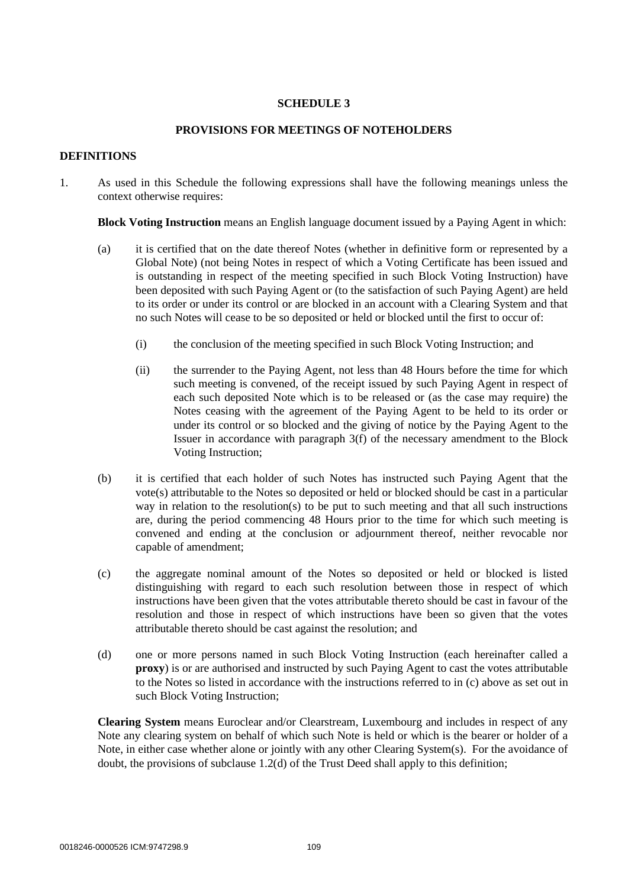## SCHEDULE 3

## PROVISIONS FOR MEETINGS OF NOTEHOLDERS

### DEFINITIONS

1. As used in this Schedule the following expressions shall have the following meanings unless the context otherwise requires:

   **Block Voting Instruction** means an English language document issued by a Paying Agent in which:

   (a) it is certified that on the date thereof Notes (whether in definitive form or represented by a Global Note) (not being Notes in respect of which a Voting Certificate has been issued and is outstanding in respect of the meeting specified in such Block Voting Instruction) have been deposited with such Paying Agent or (to the satisfaction of such Paying Agent) are held to its order or under its control or are blocked in an account with a Clearing System and that no such Notes will cease to be so deposited or held or blocked until the first to occur of:

      (i) the conclusion of the meeting specified in such Block Voting Instruction; and

      (ii) the surrender to the Paying Agent, not less than 48 Hours before the time for which such meeting is convened, of the receipt issued by such Paying Agent in respect of each such deposited Note which is to be released or (as the case may require) the Notes ceasing with the agreement of the Paying Agent to be held to its order or under its control or so blocked and the giving of notice by the Paying Agent to the Issuer in accordance with paragraph 3(f) of the necessary amendment to the Block Voting Instruction;

   (b) it is certified that each holder of such Notes has instructed such Paying Agent that the vote(s) attributable to the Notes so deposited or held or blocked should be cast in a particular way in relation to the resolution(s) to be put to such meeting and that all such instructions are, during the period commencing 48 Hours prior to the time for which such meeting is convened and ending at the conclusion or adjournment thereof, neither revocable nor capable of amendment;

   (c) the aggregate nominal amount of the Notes so deposited or held or blocked is listed distinguishing with regard to each such resolution between those in respect of which instructions have been given that the votes attributable thereto should be cast in favour of the resolution and those in respect of which instructions have been so given that the votes attributable thereto should be cast against the resolution; and

   (d) one or more persons named in such Block Voting Instruction (each hereinafter called a **proxy**) is or are authorised and instructed by such Paying Agent to cast the votes attributable to the Notes so listed in accordance with the instructions referred to in (c) above as set out in such Block Voting Instruction;

   **Clearing System** means Euroclear and/or Clearstream, Luxembourg and includes in respect of any Note any clearing system on behalf of which such Note is held or which is the bearer or holder of a Note, in either case whether alone or jointly with any other Clearing System(s). For the avoidance of doubt, the provisions of subclause 1.2(d) of the Trust Deed shall apply to this definition;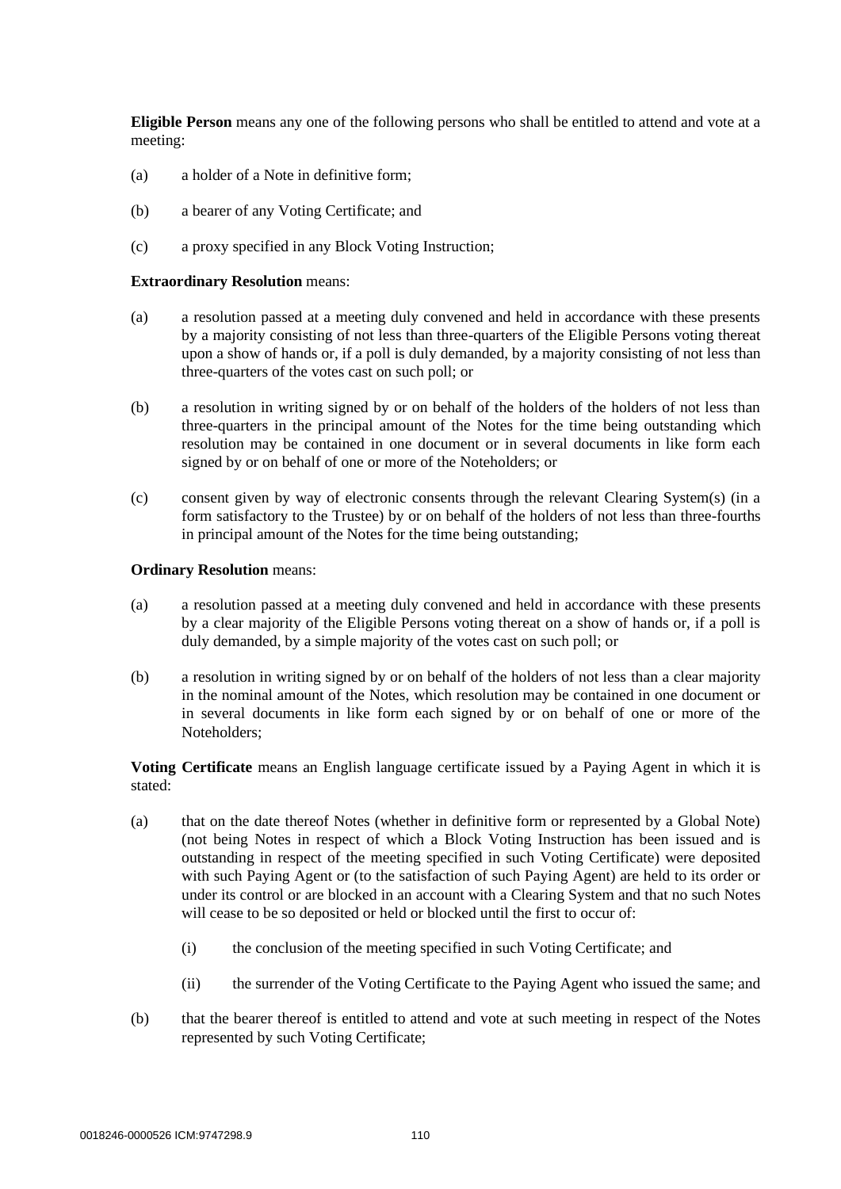**Eligible Person** means any one of the following persons who shall be entitled to attend and vote at a meeting:

(a) a holder of a Note in definitive form;

(b) a bearer of any Voting Certificate; and

(c) a proxy specified in any Block Voting Instruction;

**Extraordinary Resolution** means:

(a) a resolution passed at a meeting duly convened and held in accordance with these presents by a majority consisting of not less than three-quarters of the Eligible Persons voting thereat upon a show of hands or, if a poll is duly demanded, by a majority consisting of not less than three-quarters of the votes cast on such poll; or

(b) a resolution in writing signed by or on behalf of the holders of the holders of not less than three-quarters in the principal amount of the Notes for the time being outstanding which resolution may be contained in one document or in several documents in like form each signed by or on behalf of one or more of the Noteholders; or

(c) consent given by way of electronic consents through the relevant Clearing System(s) (in a form satisfactory to the Trustee) by or on behalf of the holders of not less than three-fourths in principal amount of the Notes for the time being outstanding;

**Ordinary Resolution** means:

(a) a resolution passed at a meeting duly convened and held in accordance with these presents by a clear majority of the Eligible Persons voting thereat on a show of hands or, if a poll is duly demanded, by a simple majority of the votes cast on such poll; or

(b) a resolution in writing signed by or on behalf of the holders of not less than a clear majority in the nominal amount of the Notes, which resolution may be contained in one document or in several documents in like form each signed by or on behalf of one or more of the Noteholders;

**Voting Certificate** means an English language certificate issued by a Paying Agent in which it is stated:

(a) that on the date thereof Notes (whether in definitive form or represented by a Global Note) (not being Notes in respect of which a Block Voting Instruction has been issued and is outstanding in respect of the meeting specified in such Voting Certificate) were deposited with such Paying Agent or (to the satisfaction of such Paying Agent) are held to its order or under its control or are blocked in an account with a Clearing System and that no such Notes will cease to be so deposited or held or blocked until the first to occur of:

   (i) the conclusion of the meeting specified in such Voting Certificate; and

   (ii) the surrender of the Voting Certificate to the Paying Agent who issued the same; and

(b) that the bearer thereof is entitled to attend and vote at such meeting in respect of the Notes represented by such Voting Certificate;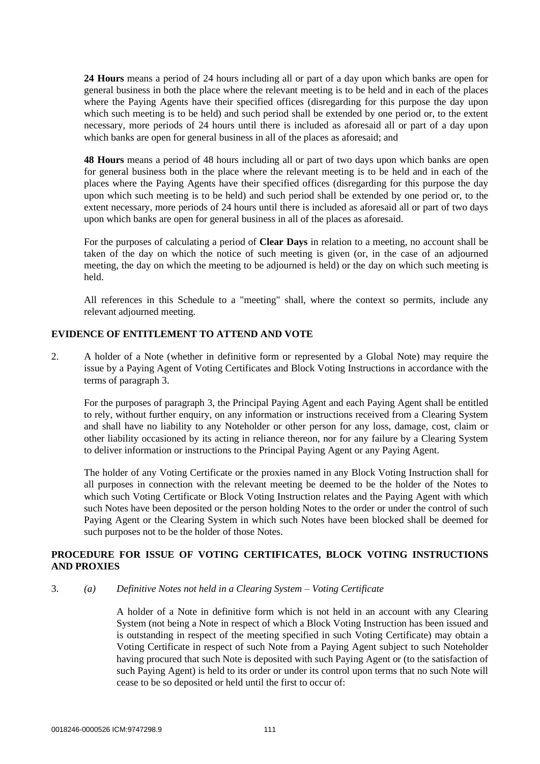**24 Hours** means a period of 24 hours including all or part of a day upon which banks are open for general business in both the place where the relevant meeting is to be held and in each of the places where the Paying Agents have their specified offices (disregarding for this purpose the day upon which such meeting is to be held) and such period shall be extended by one period or, to the extent necessary, more periods of 24 hours until there is included as aforesaid all or part of a day upon which banks are open for general business in all of the places as aforesaid; and

**48 Hours** means a period of 48 hours including all or part of two days upon which banks are open for general business both in the place where the relevant meeting is to be held and in each of the places where the Paying Agents have their specified offices (disregarding for this purpose the day upon which such meeting is to be held) and such period shall be extended by one period or, to the extent necessary, more periods of 24 hours until there is included as aforesaid all or part of two days upon which banks are open for general business in all of the places as aforesaid.

For the purposes of calculating a period of **Clear Days** in relation to a meeting, no account shall be taken of the day on which the notice of such meeting is given (or, in the case of an adjourned meeting, the day on which the meeting to be adjourned is held) or the day on which such meeting is held.

All references in this Schedule to a "meeting" shall, where the context so permits, include any relevant adjourned meeting.

## EVIDENCE OF ENTITLEMENT TO ATTEND AND VOTE

2. A holder of a Note (whether in definitive form or represented by a Global Note) may require the issue by a Paying Agent of Voting Certificates and Block Voting Instructions in accordance with the terms of paragraph 3.

   For the purposes of paragraph 3, the Principal Paying Agent and each Paying Agent shall be entitled to rely, without further enquiry, on any information or instructions received from a Clearing System and shall have no liability to any Noteholder or other person for any loss, damage, cost, claim or other liability occasioned by its acting in reliance thereon, nor for any failure by a Clearing System to deliver information or instructions to the Principal Paying Agent or any Paying Agent.

   The holder of any Voting Certificate or the proxies named in any Block Voting Instruction shall for all purposes in connection with the relevant meeting be deemed to be the holder of the Notes to which such Voting Certificate or Block Voting Instruction relates and the Paying Agent with which such Notes have been deposited or the person holding Notes to the order or under the control of such Paying Agent or the Clearing System in which such Notes have been blocked shall be deemed for such purposes not to be the holder of those Notes.

## PROCEDURE FOR ISSUE OF VOTING CERTIFICATES, BLOCK VOTING INSTRUCTIONS AND PROXIES

3. *(a) Definitive Notes not held in a Clearing System – Voting Certificate*

   A holder of a Note in definitive form which is not held in an account with any Clearing System (not being a Note in respect of which a Block Voting Instruction has been issued and is outstanding in respect of the meeting specified in such Voting Certificate) may obtain a Voting Certificate in respect of such Note from a Paying Agent subject to such Noteholder having procured that such Note is deposited with such Paying Agent or (to the satisfaction of such Paying Agent) is held to its order or under its control upon terms that no such Note will cease to be so deposited or held until the first to occur of: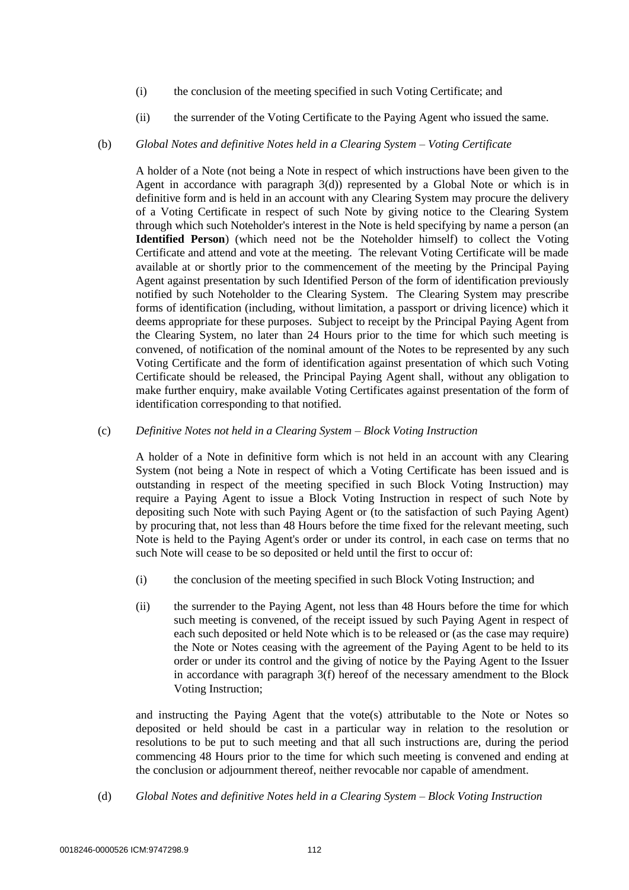(i) the conclusion of the meeting specified in such Voting Certificate; and

(ii) the surrender of the Voting Certificate to the Paying Agent who issued the same.

(b) *Global Notes and definitive Notes held in a Clearing System – Voting Certificate*

A holder of a Note (not being a Note in respect of which instructions have been given to the Agent in accordance with paragraph 3(d)) represented by a Global Note or which is in definitive form and is held in an account with any Clearing System may procure the delivery of a Voting Certificate in respect of such Note by giving notice to the Clearing System through which such Noteholder's interest in the Note is held specifying by name a person (an **Identified Person**) (which need not be the Noteholder himself) to collect the Voting Certificate and attend and vote at the meeting. The relevant Voting Certificate will be made available at or shortly prior to the commencement of the meeting by the Principal Paying Agent against presentation by such Identified Person of the form of identification previously notified by such Noteholder to the Clearing System. The Clearing System may prescribe forms of identification (including, without limitation, a passport or driving licence) which it deems appropriate for these purposes. Subject to receipt by the Principal Paying Agent from the Clearing System, no later than 24 Hours prior to the time for which such meeting is convened, of notification of the nominal amount of the Notes to be represented by any such Voting Certificate and the form of identification against presentation of which such Voting Certificate should be released, the Principal Paying Agent shall, without any obligation to make further enquiry, make available Voting Certificates against presentation of the form of identification corresponding to that notified.

(c) *Definitive Notes not held in a Clearing System – Block Voting Instruction*

A holder of a Note in definitive form which is not held in an account with any Clearing System (not being a Note in respect of which a Voting Certificate has been issued and is outstanding in respect of the meeting specified in such Block Voting Instruction) may require a Paying Agent to issue a Block Voting Instruction in respect of such Note by depositing such Note with such Paying Agent or (to the satisfaction of such Paying Agent) by procuring that, not less than 48 Hours before the time fixed for the relevant meeting, such Note is held to the Paying Agent's order or under its control, in each case on terms that no such Note will cease to be so deposited or held until the first to occur of:

(i) the conclusion of the meeting specified in such Block Voting Instruction; and

(ii) the surrender to the Paying Agent, not less than 48 Hours before the time for which such meeting is convened, of the receipt issued by such Paying Agent in respect of each such deposited or held Note which is to be released or (as the case may require) the Note or Notes ceasing with the agreement of the Paying Agent to be held to its order or under its control and the giving of notice by the Paying Agent to the Issuer in accordance with paragraph 3(f) hereof of the necessary amendment to the Block Voting Instruction;

and instructing the Paying Agent that the vote(s) attributable to the Note or Notes so deposited or held should be cast in a particular way in relation to the resolution or resolutions to be put to such meeting and that all such instructions are, during the period commencing 48 Hours prior to the time for which such meeting is convened and ending at the conclusion or adjournment thereof, neither revocable nor capable of amendment.

(d) *Global Notes and definitive Notes held in a Clearing System – Block Voting Instruction*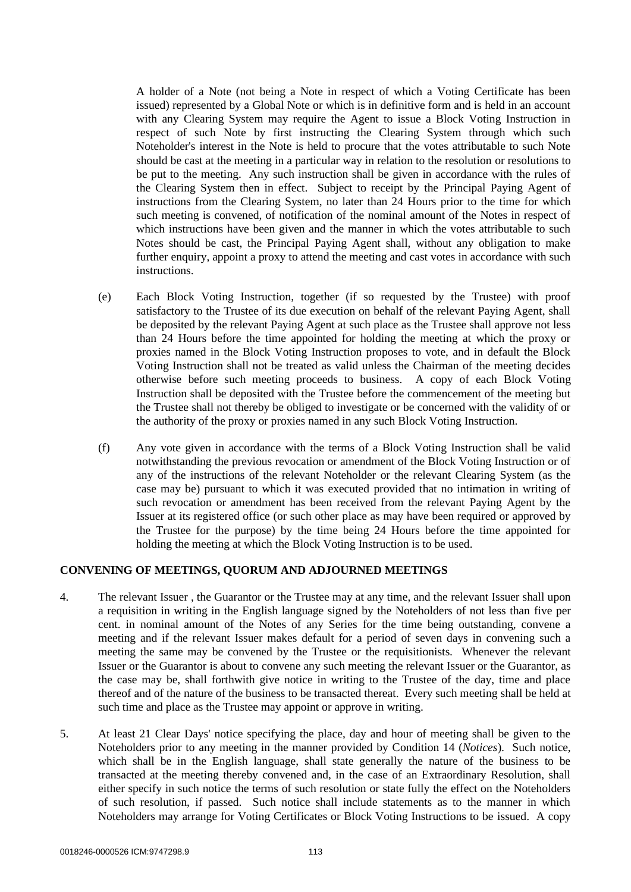A holder of a Note (not being a Note in respect of which a Voting Certificate has been issued) represented by a Global Note or which is in definitive form and is held in an account with any Clearing System may require the Agent to issue a Block Voting Instruction in respect of such Note by first instructing the Clearing System through which such Noteholder's interest in the Note is held to procure that the votes attributable to such Note should be cast at the meeting in a particular way in relation to the resolution or resolutions to be put to the meeting. Any such instruction shall be given in accordance with the rules of the Clearing System then in effect. Subject to receipt by the Principal Paying Agent of instructions from the Clearing System, no later than 24 Hours prior to the time for which such meeting is convened, of notification of the nominal amount of the Notes in respect of which instructions have been given and the manner in which the votes attributable to such Notes should be cast, the Principal Paying Agent shall, without any obligation to make further enquiry, appoint a proxy to attend the meeting and cast votes in accordance with such instructions.

(e) Each Block Voting Instruction, together (if so requested by the Trustee) with proof satisfactory to the Trustee of its due execution on behalf of the relevant Paying Agent, shall be deposited by the relevant Paying Agent at such place as the Trustee shall approve not less than 24 Hours before the time appointed for holding the meeting at which the proxy or proxies named in the Block Voting Instruction proposes to vote, and in default the Block Voting Instruction shall not be treated as valid unless the Chairman of the meeting decides otherwise before such meeting proceeds to business. A copy of each Block Voting Instruction shall be deposited with the Trustee before the commencement of the meeting but the Trustee shall not thereby be obliged to investigate or be concerned with the validity of or the authority of the proxy or proxies named in any such Block Voting Instruction.

(f) Any vote given in accordance with the terms of a Block Voting Instruction shall be valid notwithstanding the previous revocation or amendment of the Block Voting Instruction or of any of the instructions of the relevant Noteholder or the relevant Clearing System (as the case may be) pursuant to which it was executed provided that no intimation in writing of such revocation or amendment has been received from the relevant Paying Agent by the Issuer at its registered office (or such other place as may have been required or approved by the Trustee for the purpose) by the time being 24 Hours before the time appointed for holding the meeting at which the Block Voting Instruction is to be used.

## CONVENING OF MEETINGS, QUORUM AND ADJOURNED MEETINGS

4. The relevant Issuer , the Guarantor or the Trustee may at any time, and the relevant Issuer shall upon a requisition in writing in the English language signed by the Noteholders of not less than five per cent. in nominal amount of the Notes of any Series for the time being outstanding, convene a meeting and if the relevant Issuer makes default for a period of seven days in convening such a meeting the same may be convened by the Trustee or the requisitionists. Whenever the relevant Issuer or the Guarantor is about to convene any such meeting the relevant Issuer or the Guarantor, as the case may be, shall forthwith give notice in writing to the Trustee of the day, time and place thereof and of the nature of the business to be transacted thereat. Every such meeting shall be held at such time and place as the Trustee may appoint or approve in writing.

5. At least 21 Clear Days' notice specifying the place, day and hour of meeting shall be given to the Noteholders prior to any meeting in the manner provided by Condition 14 (*Notices*). Such notice, which shall be in the English language, shall state generally the nature of the business to be transacted at the meeting thereby convened and, in the case of an Extraordinary Resolution, shall either specify in such notice the terms of such resolution or state fully the effect on the Noteholders of such resolution, if passed. Such notice shall include statements as to the manner in which Noteholders may arrange for Voting Certificates or Block Voting Instructions to be issued. A copy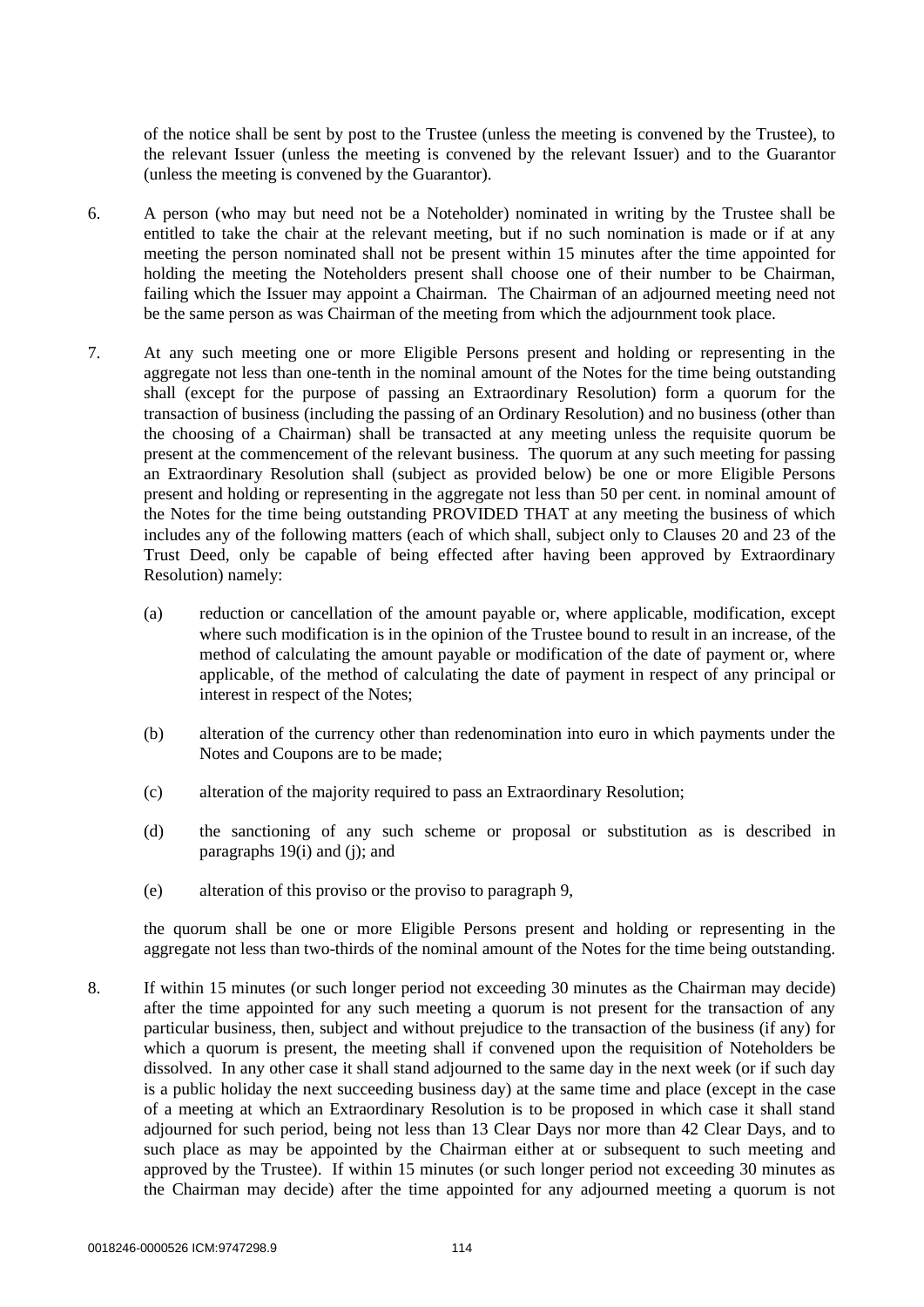of the notice shall be sent by post to the Trustee (unless the meeting is convened by the Trustee), to the relevant Issuer (unless the meeting is convened by the relevant Issuer) and to the Guarantor (unless the meeting is convened by the Guarantor).

6. A person (who may but need not be a Noteholder) nominated in writing by the Trustee shall be entitled to take the chair at the relevant meeting, but if no such nomination is made or if at any meeting the person nominated shall not be present within 15 minutes after the time appointed for holding the meeting the Noteholders present shall choose one of their number to be Chairman, failing which the Issuer may appoint a Chairman. The Chairman of an adjourned meeting need not be the same person as was Chairman of the meeting from which the adjournment took place.

7. At any such meeting one or more Eligible Persons present and holding or representing in the aggregate not less than one-tenth in the nominal amount of the Notes for the time being outstanding shall (except for the purpose of passing an Extraordinary Resolution) form a quorum for the transaction of business (including the passing of an Ordinary Resolution) and no business (other than the choosing of a Chairman) shall be transacted at any meeting unless the requisite quorum be present at the commencement of the relevant business. The quorum at any such meeting for passing an Extraordinary Resolution shall (subject as provided below) be one or more Eligible Persons present and holding or representing in the aggregate not less than 50 per cent. in nominal amount of the Notes for the time being outstanding PROVIDED THAT at any meeting the business of which includes any of the following matters (each of which shall, subject only to Clauses 20 and 23 of the Trust Deed, only be capable of being effected after having been approved by Extraordinary Resolution) namely:

   (a) reduction or cancellation of the amount payable or, where applicable, modification, except where such modification is in the opinion of the Trustee bound to result in an increase, of the method of calculating the amount payable or modification of the date of payment or, where applicable, of the method of calculating the date of payment in respect of any principal or interest in respect of the Notes;

   (b) alteration of the currency other than redenomination into euro in which payments under the Notes and Coupons are to be made;

   (c) alteration of the majority required to pass an Extraordinary Resolution;

   (d) the sanctioning of any such scheme or proposal or substitution as is described in paragraphs 19(i) and (j); and

   (e) alteration of this proviso or the proviso to paragraph 9,

   the quorum shall be one or more Eligible Persons present and holding or representing in the aggregate not less than two-thirds of the nominal amount of the Notes for the time being outstanding.

8. If within 15 minutes (or such longer period not exceeding 30 minutes as the Chairman may decide) after the time appointed for any such meeting a quorum is not present for the transaction of any particular business, then, subject and without prejudice to the transaction of the business (if any) for which a quorum is present, the meeting shall if convened upon the requisition of Noteholders be dissolved. In any other case it shall stand adjourned to the same day in the next week (or if such day is a public holiday the next succeeding business day) at the same time and place (except in the case of a meeting at which an Extraordinary Resolution is to be proposed in which case it shall stand adjourned for such period, being not less than 13 Clear Days nor more than 42 Clear Days, and to such place as may be appointed by the Chairman either at or subsequent to such meeting and approved by the Trustee). If within 15 minutes (or such longer period not exceeding 30 minutes as the Chairman may decide) after the time appointed for any adjourned meeting a quorum is not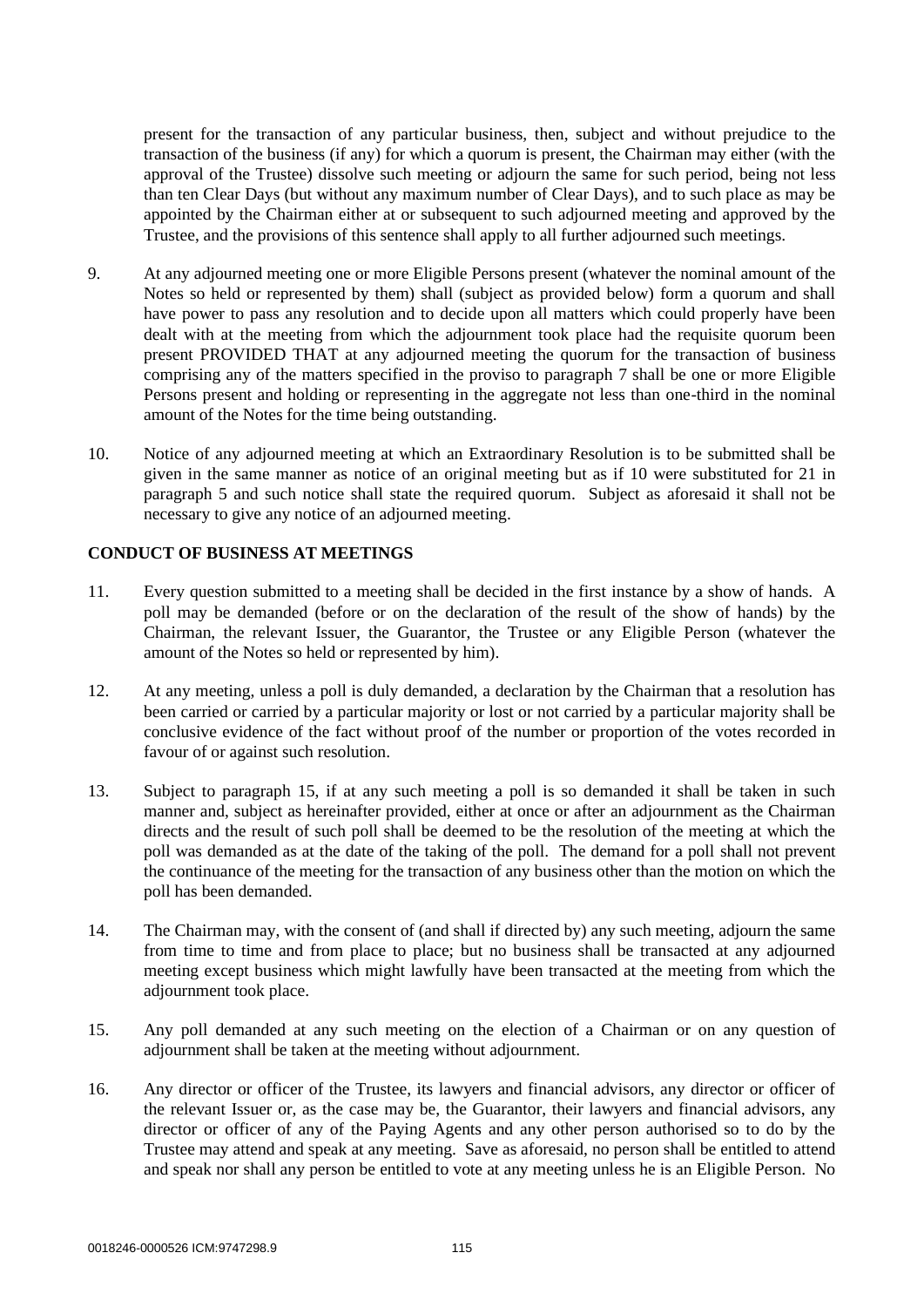present for the transaction of any particular business, then, subject and without prejudice to the transaction of the business (if any) for which a quorum is present, the Chairman may either (with the approval of the Trustee) dissolve such meeting or adjourn the same for such period, being not less than ten Clear Days (but without any maximum number of Clear Days), and to such place as may be appointed by the Chairman either at or subsequent to such adjourned meeting and approved by the Trustee, and the provisions of this sentence shall apply to all further adjourned such meetings.

9. At any adjourned meeting one or more Eligible Persons present (whatever the nominal amount of the Notes so held or represented by them) shall (subject as provided below) form a quorum and shall have power to pass any resolution and to decide upon all matters which could properly have been dealt with at the meeting from which the adjournment took place had the requisite quorum been present PROVIDED THAT at any adjourned meeting the quorum for the transaction of business comprising any of the matters specified in the proviso to paragraph 7 shall be one or more Eligible Persons present and holding or representing in the aggregate not less than one-third in the nominal amount of the Notes for the time being outstanding.

10. Notice of any adjourned meeting at which an Extraordinary Resolution is to be submitted shall be given in the same manner as notice of an original meeting but as if 10 were substituted for 21 in paragraph 5 and such notice shall state the required quorum. Subject as aforesaid it shall not be necessary to give any notice of an adjourned meeting.

**CONDUCT OF BUSINESS AT MEETINGS**

11. Every question submitted to a meeting shall be decided in the first instance by a show of hands. A poll may be demanded (before or on the declaration of the result of the show of hands) by the Chairman, the relevant Issuer, the Guarantor, the Trustee or any Eligible Person (whatever the amount of the Notes so held or represented by him).

12. At any meeting, unless a poll is duly demanded, a declaration by the Chairman that a resolution has been carried or carried by a particular majority or lost or not carried by a particular majority shall be conclusive evidence of the fact without proof of the number or proportion of the votes recorded in favour of or against such resolution.

13. Subject to paragraph 15, if at any such meeting a poll is so demanded it shall be taken in such manner and, subject as hereinafter provided, either at once or after an adjournment as the Chairman directs and the result of such poll shall be deemed to be the resolution of the meeting at which the poll was demanded as at the date of the taking of the poll. The demand for a poll shall not prevent the continuance of the meeting for the transaction of any business other than the motion on which the poll has been demanded.

14. The Chairman may, with the consent of (and shall if directed by) any such meeting, adjourn the same from time to time and from place to place; but no business shall be transacted at any adjourned meeting except business which might lawfully have been transacted at the meeting from which the adjournment took place.

15. Any poll demanded at any such meeting on the election of a Chairman or on any question of adjournment shall be taken at the meeting without adjournment.

16. Any director or officer of the Trustee, its lawyers and financial advisors, any director or officer of the relevant Issuer or, as the case may be, the Guarantor, their lawyers and financial advisors, any director or officer of any of the Paying Agents and any other person authorised so to do by the Trustee may attend and speak at any meeting. Save as aforesaid, no person shall be entitled to attend and speak nor shall any person be entitled to vote at any meeting unless he is an Eligible Person. No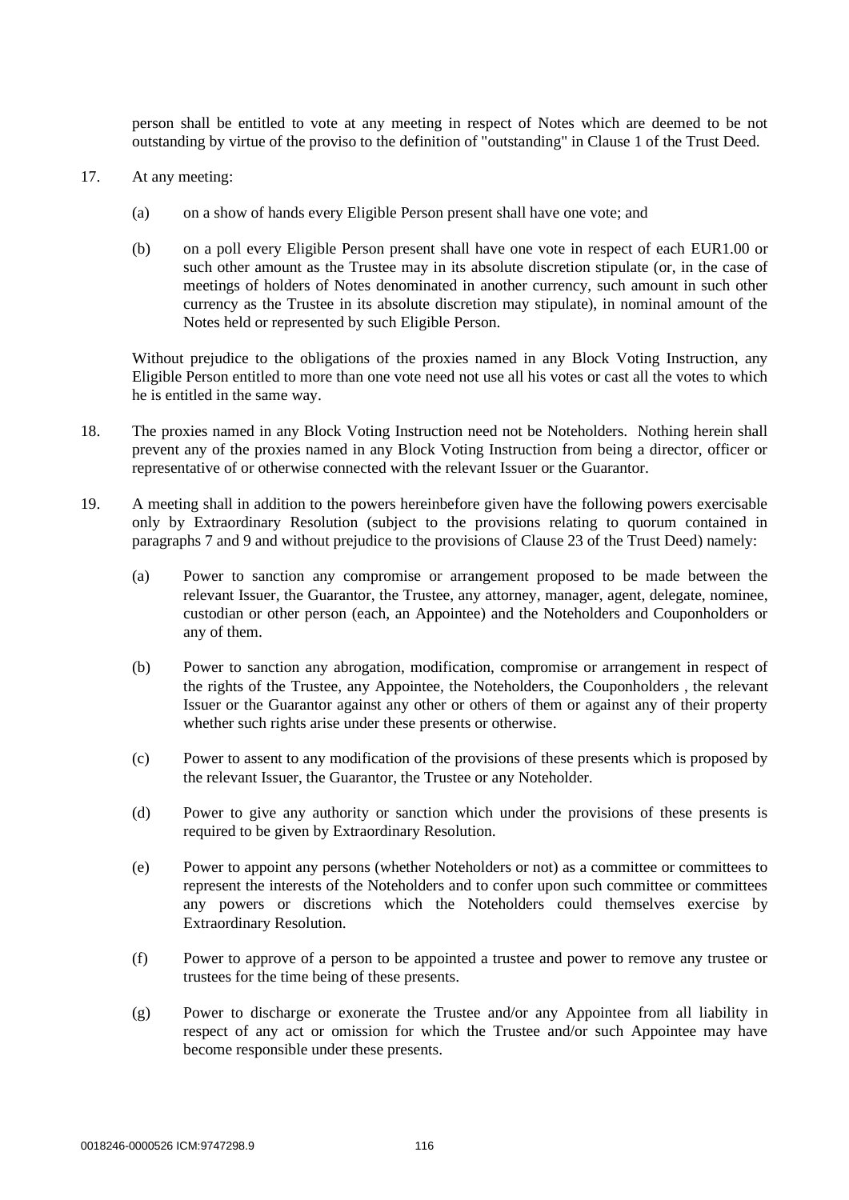person shall be entitled to vote at any meeting in respect of Notes which are deemed to be not outstanding by virtue of the proviso to the definition of "outstanding" in Clause 1 of the Trust Deed.

17. At any meeting:

    (a) on a show of hands every Eligible Person present shall have one vote; and

    (b) on a poll every Eligible Person present shall have one vote in respect of each EUR1.00 or such other amount as the Trustee may in its absolute discretion stipulate (or, in the case of meetings of holders of Notes denominated in another currency, such amount in such other currency as the Trustee in its absolute discretion may stipulate), in nominal amount of the Notes held or represented by such Eligible Person.

    Without prejudice to the obligations of the proxies named in any Block Voting Instruction, any Eligible Person entitled to more than one vote need not use all his votes or cast all the votes to which he is entitled in the same way.

18. The proxies named in any Block Voting Instruction need not be Noteholders. Nothing herein shall prevent any of the proxies named in any Block Voting Instruction from being a director, officer or representative of or otherwise connected with the relevant Issuer or the Guarantor.

19. A meeting shall in addition to the powers hereinbefore given have the following powers exercisable only by Extraordinary Resolution (subject to the provisions relating to quorum contained in paragraphs 7 and 9 and without prejudice to the provisions of Clause 23 of the Trust Deed) namely:

    (a) Power to sanction any compromise or arrangement proposed to be made between the relevant Issuer, the Guarantor, the Trustee, any attorney, manager, agent, delegate, nominee, custodian or other person (each, an Appointee) and the Noteholders and Couponholders or any of them.

    (b) Power to sanction any abrogation, modification, compromise or arrangement in respect of the rights of the Trustee, any Appointee, the Noteholders, the Couponholders , the relevant Issuer or the Guarantor against any other or others of them or against any of their property whether such rights arise under these presents or otherwise.

    (c) Power to assent to any modification of the provisions of these presents which is proposed by the relevant Issuer, the Guarantor, the Trustee or any Noteholder.

    (d) Power to give any authority or sanction which under the provisions of these presents is required to be given by Extraordinary Resolution.

    (e) Power to appoint any persons (whether Noteholders or not) as a committee or committees to represent the interests of the Noteholders and to confer upon such committee or committees any powers or discretions which the Noteholders could themselves exercise by Extraordinary Resolution.

    (f) Power to approve of a person to be appointed a trustee and power to remove any trustee or trustees for the time being of these presents.

    (g) Power to discharge or exonerate the Trustee and/or any Appointee from all liability in respect of any act or omission for which the Trustee and/or such Appointee may have become responsible under these presents.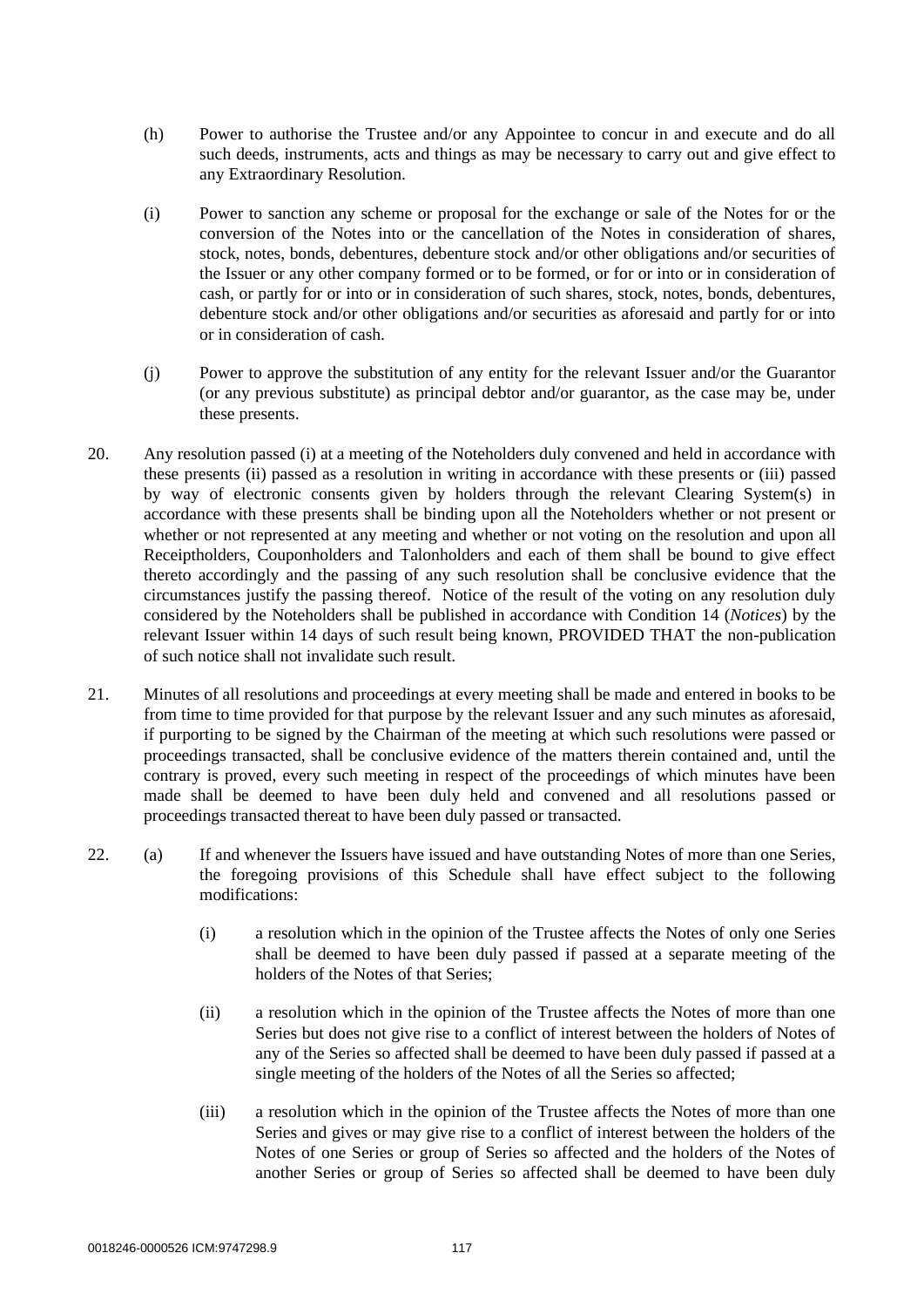(h) Power to authorise the Trustee and/or any Appointee to concur in and execute and do all such deeds, instruments, acts and things as may be necessary to carry out and give effect to any Extraordinary Resolution.

(i) Power to sanction any scheme or proposal for the exchange or sale of the Notes for or the conversion of the Notes into or the cancellation of the Notes in consideration of shares, stock, notes, bonds, debentures, debenture stock and/or other obligations and/or securities of the Issuer or any other company formed or to be formed, or for or into or in consideration of cash, or partly for or into or in consideration of such shares, stock, notes, bonds, debentures, debenture stock and/or other obligations and/or securities as aforesaid and partly for or into or in consideration of cash.

(j) Power to approve the substitution of any entity for the relevant Issuer and/or the Guarantor (or any previous substitute) as principal debtor and/or guarantor, as the case may be, under these presents.

20. Any resolution passed (i) at a meeting of the Noteholders duly convened and held in accordance with these presents (ii) passed as a resolution in writing in accordance with these presents or (iii) passed by way of electronic consents given by holders through the relevant Clearing System(s) in accordance with these presents shall be binding upon all the Noteholders whether or not present or whether or not represented at any meeting and whether or not voting on the resolution and upon all Receiptholders, Couponholders and Talonholders and each of them shall be bound to give effect thereto accordingly and the passing of any such resolution shall be conclusive evidence that the circumstances justify the passing thereof. Notice of the result of the voting on any resolution duly considered by the Noteholders shall be published in accordance with Condition 14 (*Notices*) by the relevant Issuer within 14 days of such result being known, PROVIDED THAT the non-publication of such notice shall not invalidate such result.

21. Minutes of all resolutions and proceedings at every meeting shall be made and entered in books to be from time to time provided for that purpose by the relevant Issuer and any such minutes as aforesaid, if purporting to be signed by the Chairman of the meeting at which such resolutions were passed or proceedings transacted, shall be conclusive evidence of the matters therein contained and, until the contrary is proved, every such meeting in respect of the proceedings of which minutes have been made shall be deemed to have been duly held and convened and all resolutions passed or proceedings transacted thereat to have been duly passed or transacted.

22. (a) If and whenever the Issuers have issued and have outstanding Notes of more than one Series, the foregoing provisions of this Schedule shall have effect subject to the following modifications:

   (i) a resolution which in the opinion of the Trustee affects the Notes of only one Series shall be deemed to have been duly passed if passed at a separate meeting of the holders of the Notes of that Series;

   (ii) a resolution which in the opinion of the Trustee affects the Notes of more than one Series but does not give rise to a conflict of interest between the holders of Notes of any of the Series so affected shall be deemed to have been duly passed if passed at a single meeting of the holders of the Notes of all the Series so affected;

   (iii) a resolution which in the opinion of the Trustee affects the Notes of more than one Series and gives or may give rise to a conflict of interest between the holders of the Notes of one Series or group of Series so affected and the holders of the Notes of another Series or group of Series so affected shall be deemed to have been duly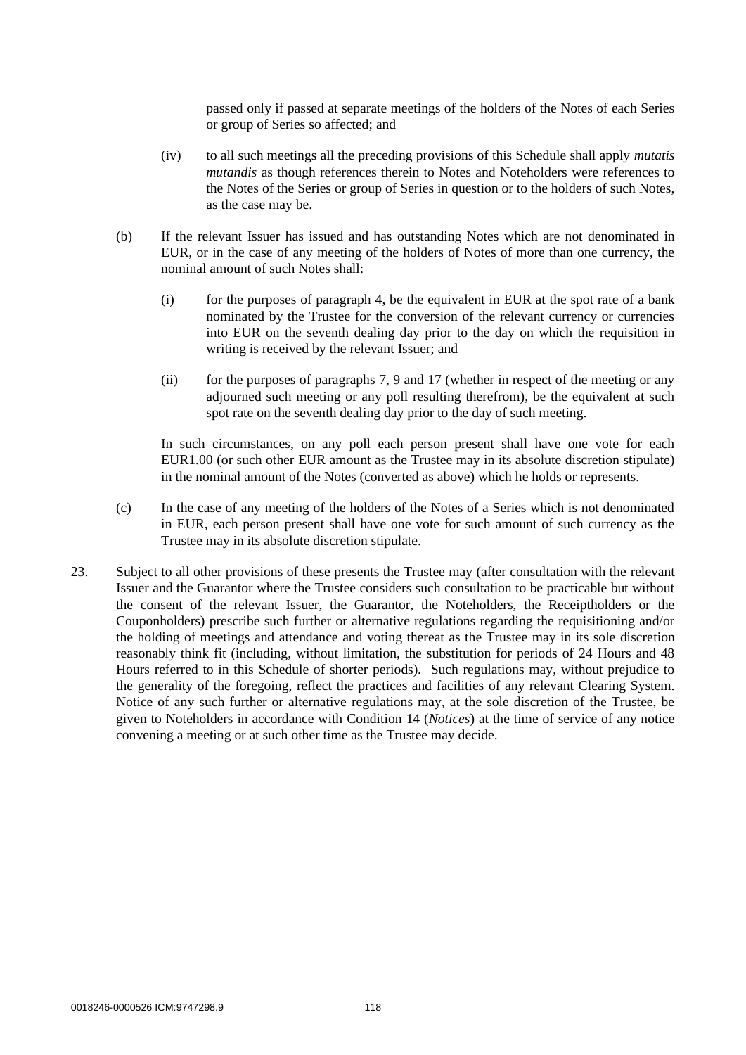passed only if passed at separate meetings of the holders of the Notes of each Series or group of Series so affected; and

(iv) to all such meetings all the preceding provisions of this Schedule shall apply *mutatis mutandis* as though references therein to Notes and Noteholders were references to the Notes of the Series or group of Series in question or to the holders of such Notes, as the case may be.

(b) If the relevant Issuer has issued and has outstanding Notes which are not denominated in EUR, or in the case of any meeting of the holders of Notes of more than one currency, the nominal amount of such Notes shall:

(i) for the purposes of paragraph 4, be the equivalent in EUR at the spot rate of a bank nominated by the Trustee for the conversion of the relevant currency or currencies into EUR on the seventh dealing day prior to the day on which the requisition in writing is received by the relevant Issuer; and

(ii) for the purposes of paragraphs 7, 9 and 17 (whether in respect of the meeting or any adjourned such meeting or any poll resulting therefrom), be the equivalent at such spot rate on the seventh dealing day prior to the day of such meeting.

In such circumstances, on any poll each person present shall have one vote for each EUR1.00 (or such other EUR amount as the Trustee may in its absolute discretion stipulate) in the nominal amount of the Notes (converted as above) which he holds or represents.

(c) In the case of any meeting of the holders of the Notes of a Series which is not denominated in EUR, each person present shall have one vote for such amount of such currency as the Trustee may in its absolute discretion stipulate.

23. Subject to all other provisions of these presents the Trustee may (after consultation with the relevant Issuer and the Guarantor where the Trustee considers such consultation to be practicable but without the consent of the relevant Issuer, the Guarantor, the Noteholders, the Receiptholders or the Couponholders) prescribe such further or alternative regulations regarding the requisitioning and/or the holding of meetings and attendance and voting thereat as the Trustee may in its sole discretion reasonably think fit (including, without limitation, the substitution for periods of 24 Hours and 48 Hours referred to in this Schedule of shorter periods). Such regulations may, without prejudice to the generality of the foregoing, reflect the practices and facilities of any relevant Clearing System. Notice of any such further or alternative regulations may, at the sole discretion of the Trustee, be given to Noteholders in accordance with Condition 14 (*Notices*) at the time of service of any notice convening a meeting or at such other time as the Trustee may decide.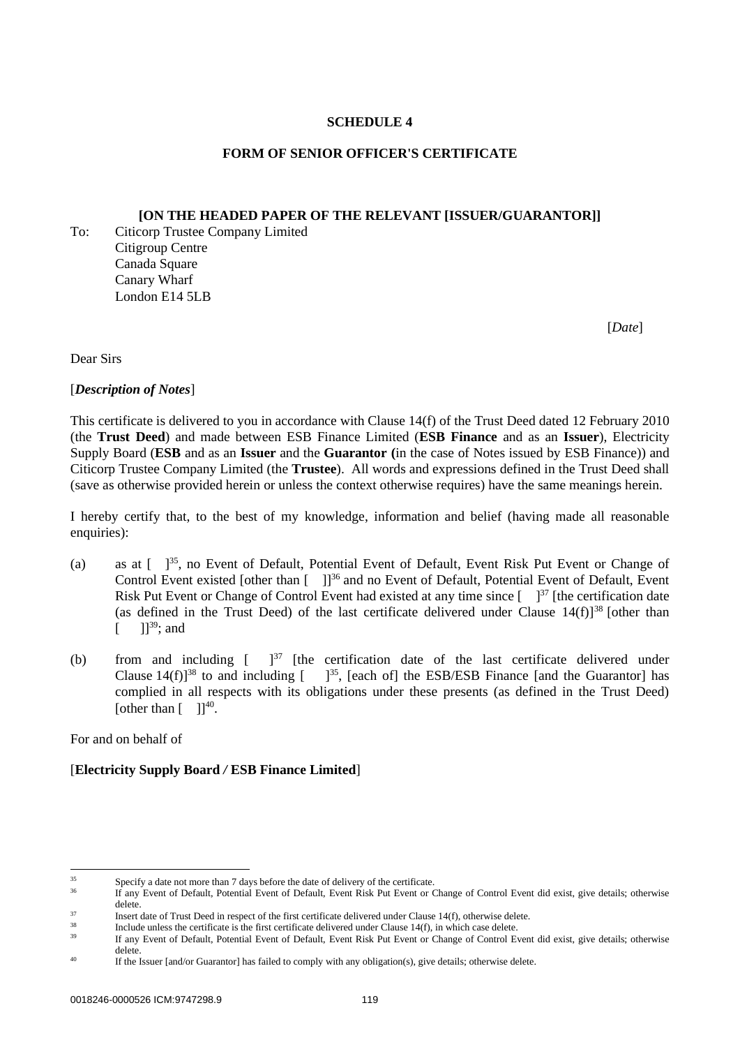**SCHEDULE 4**

**FORM OF SENIOR OFFICER'S CERTIFICATE**

**[ON THE HEADED PAPER OF THE RELEVANT [ISSUER/GUARANTOR]]**

To: Citicorp Trustee Company Limited
Citigroup Centre
Canada Square
Canary Wharf
London E14 5LB

[*Date*]

Dear Sirs

[***Description of Notes***]

This certificate is delivered to you in accordance with Clause 14(f) of the Trust Deed dated 12 February 2010 (the **Trust Deed**) and made between ESB Finance Limited (**ESB Finance** and as an **Issuer**), Electricity Supply Board (**ESB** and as an **Issuer** and the **Guarantor (**in the case of Notes issued by ESB Finance)) and Citicorp Trustee Company Limited (the **Trustee**). All words and expressions defined in the Trust Deed shall (save as otherwise provided herein or unless the context otherwise requires) have the same meanings herein.

I hereby certify that, to the best of my knowledge, information and belief (having made all reasonable enquiries):

(a) as at [ ][35], no Event of Default, Potential Event of Default, Event Risk Put Event or Change of Control Event existed [other than [ ]][36] and no Event of Default, Potential Event of Default, Event Risk Put Event or Change of Control Event had existed at any time since [ ][37] [the certification date (as defined in the Trust Deed) of the last certificate delivered under Clause 14(f)][38] [other than [ ]][39]; and

(b) from and including [ ][37] [the certification date of the last certificate delivered under Clause 14(f)][38] to and including [ ][35], [each of] the ESB/ESB Finance [and the Guarantor] has complied in all respects with its obligations under these presents (as defined in the Trust Deed) [other than [ ]][40].

For and on behalf of

[**Electricity Supply Board / ESB Finance Limited**]

---

[35] Specify a date not more than 7 days before the date of delivery of the certificate.

[36] If any Event of Default, Potential Event of Default, Event Risk Put Event or Change of Control Event did exist, give details; otherwise delete.

[37] Insert date of Trust Deed in respect of the first certificate delivered under Clause 14(f), otherwise delete.

[38] Include unless the certificate is the first certificate delivered under Clause 14(f), in which case delete.

[39] If any Event of Default, Potential Event of Default, Event Risk Put Event or Change of Control Event did exist, give details; otherwise delete.

[40] If the Issuer [and/or Guarantor] has failed to comply with any obligation(s), give details; otherwise delete.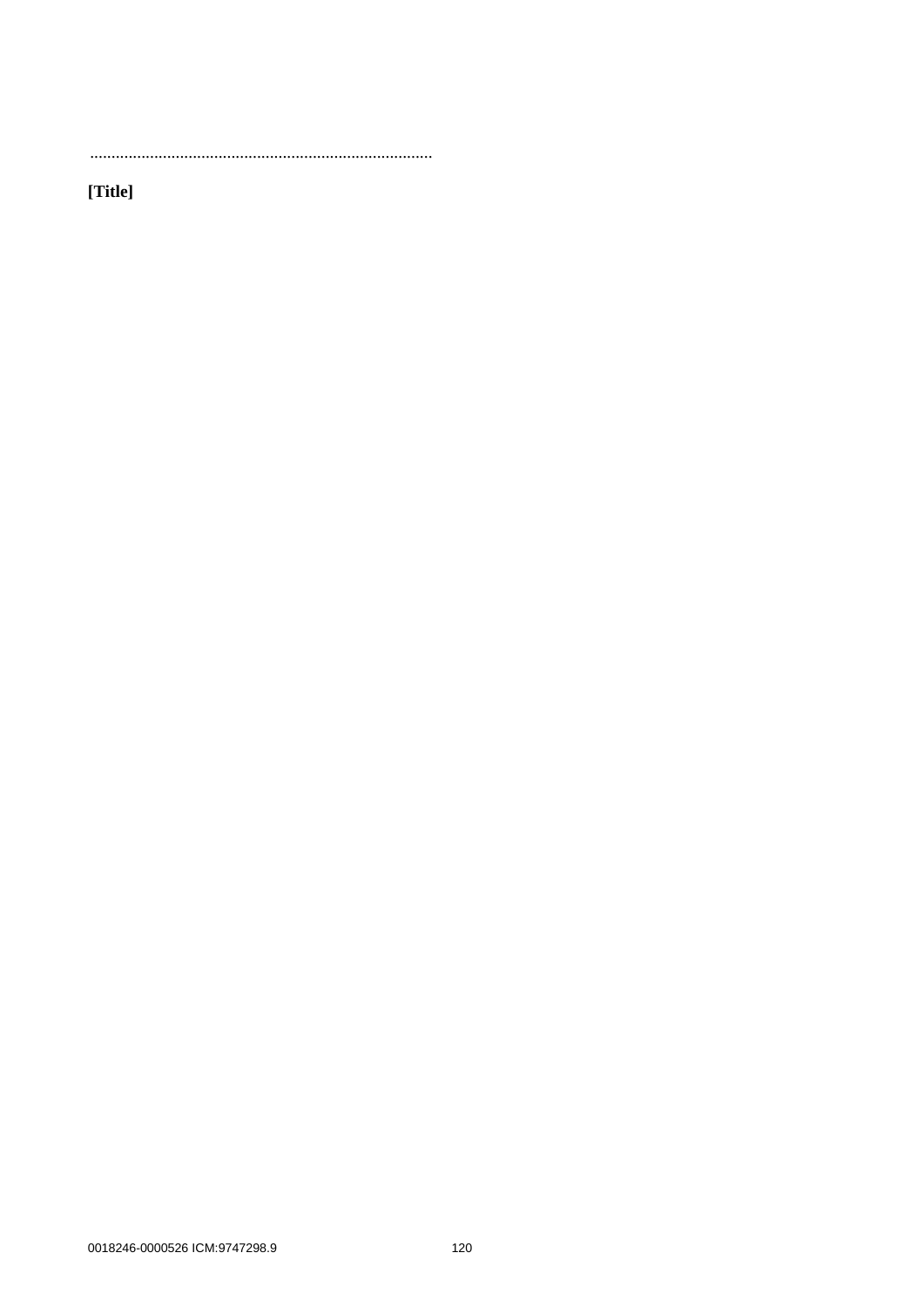................................................................................

**[Title]**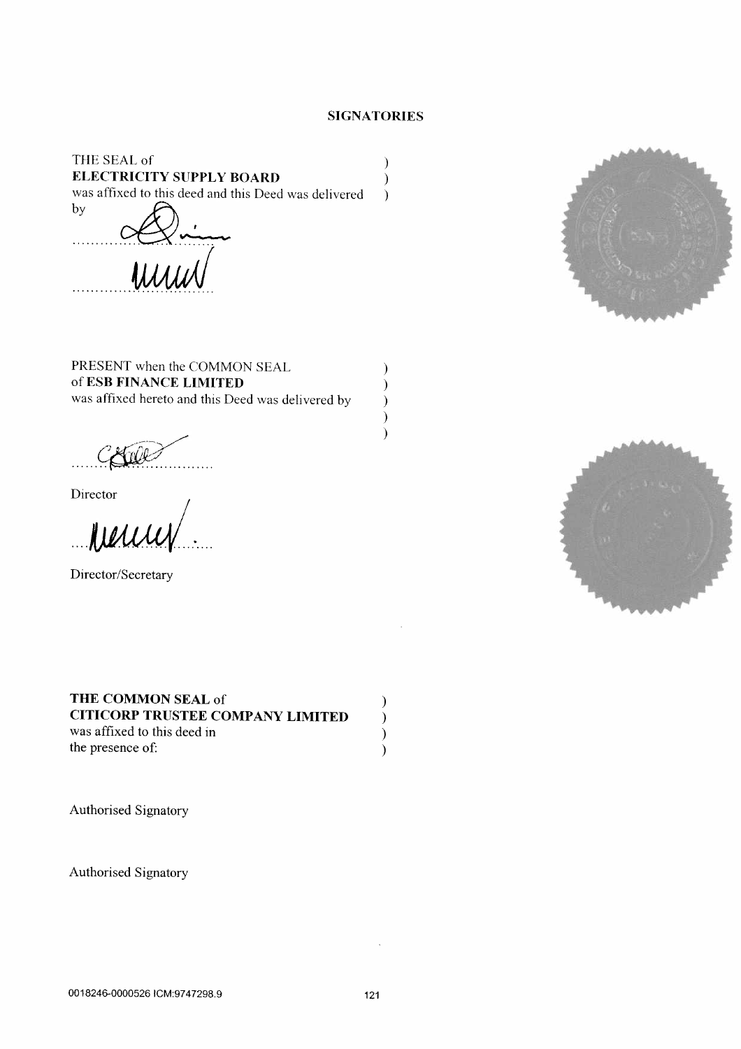**SIGNATORIES**

THE SEAL of
**ELECTRICITY SUPPLY BOARD**
was affixed to this deed and this Deed was delivered
by

..............................

..............................

PRESENT when the COMMON SEAL
of **ESB FINANCE LIMITED**
was affixed hereto and this Deed was delivered by

..............................

Director

..............................

Director/Secretary

**THE COMMON SEAL** of
**CITICORP TRUSTEE COMPANY LIMITED**
was affixed to this deed in
the presence of:

Authorised Signatory

Authorised Signatory

0018246-0000526 ICM:9747298.9